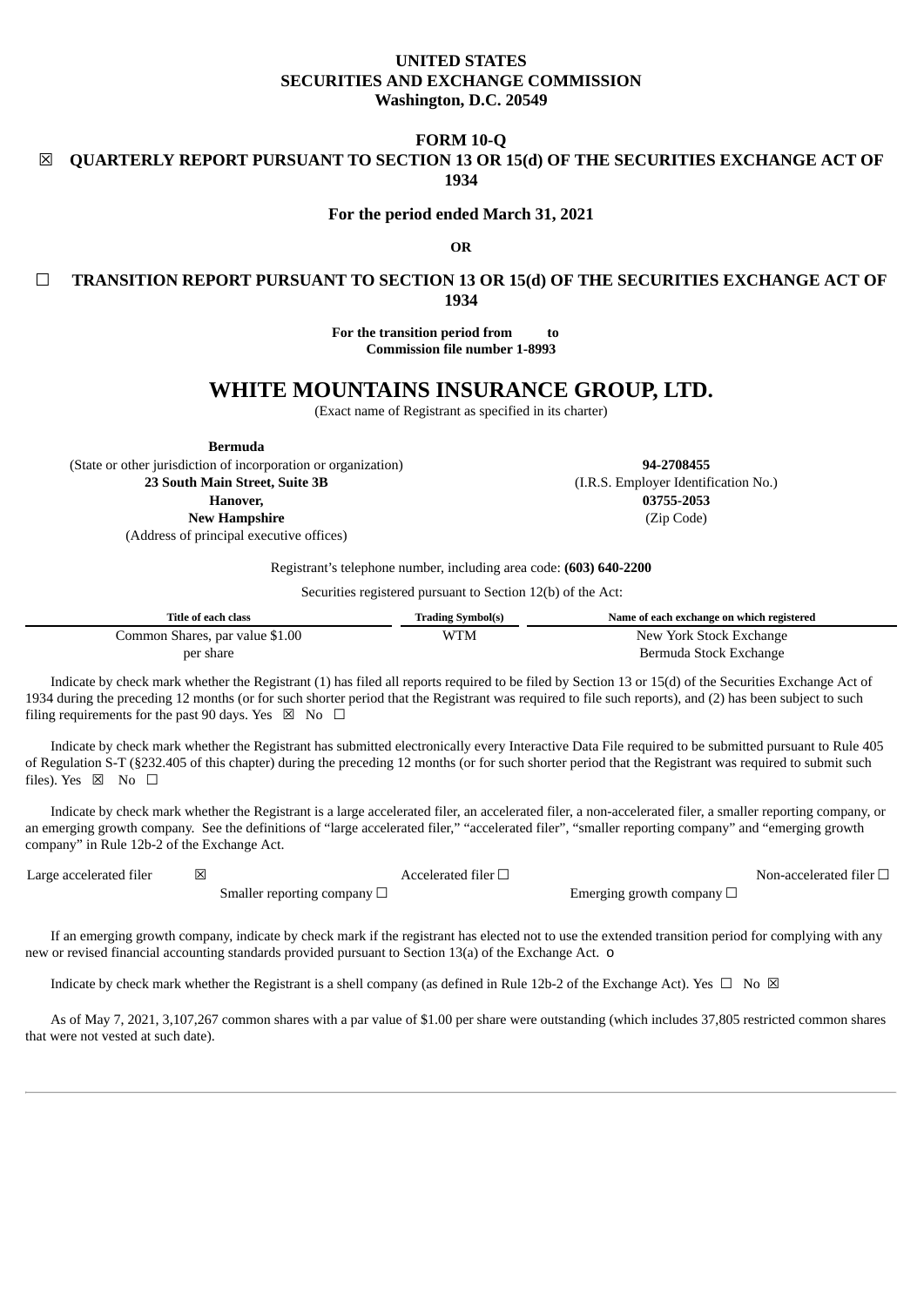**UNITED STATES**
**SECURITIES AND EXCHANGE COMMISSION**
**Washington, D.C. 20549**

**FORM 10-Q**

☒ **QUARTERLY REPORT PURSUANT TO SECTION 13 OR 15(d) OF THE SECURITIES EXCHANGE ACT OF 1934**

**For the period ended March 31, 2021**

**OR**

☐ **TRANSITION REPORT PURSUANT TO SECTION 13 OR 15(d) OF THE SECURITIES EXCHANGE ACT OF 1934**

**For the transition period from to**
**Commission file number 1-8993**

# WHITE MOUNTAINS INSURANCE GROUP, LTD.

(Exact name of Registrant as specified in its charter)

| | |
|---|---|
| **Bermuda** | |
| (State or other jurisdiction of incorporation or organization) | **94-2708455** |
| **23 South Main Street, Suite 3B** | (I.R.S. Employer Identification No.) |
| **Hanover,** | **03755-2053** |
| **New Hampshire** | (Zip Code) |
| (Address of principal executive offices) | |

Registrant's telephone number, including area code: **(603) 640-2200**

Securities registered pursuant to Section 12(b) of the Act:

| Title of each class | Trading Symbol(s) | Name of each exchange on which registered |
|---|---|---|
| Common Shares, par value $1.00 per share | WTM | New York Stock Exchange<br>Bermuda Stock Exchange |

Indicate by check mark whether the Registrant (1) has filed all reports required to be filed by Section 13 or 15(d) of the Securities Exchange Act of 1934 during the preceding 12 months (or for such shorter period that the Registrant was required to file such reports), and (2) has been subject to such filing requirements for the past 90 days. Yes ☒ No ☐

Indicate by check mark whether the Registrant has submitted electronically every Interactive Data File required to be submitted pursuant to Rule 405 of Regulation S-T (§232.405 of this chapter) during the preceding 12 months (or for such shorter period that the Registrant was required to submit such files). Yes ☒ No ☐

Indicate by check mark whether the Registrant is a large accelerated filer, an accelerated filer, a non-accelerated filer, a smaller reporting company, or an emerging growth company. See the definitions of "large accelerated filer," "accelerated filer", "smaller reporting company" and "emerging growth company" in Rule 12b-2 of the Exchange Act.

| | | | |
|---|---|---|---|
| Large accelerated filer | ☒ | Accelerated filer ☐ | Non-accelerated filer ☐ |
| | Smaller reporting company ☐ | Emerging growth company ☐ | |

If an emerging growth company, indicate by check mark if the registrant has elected not to use the extended transition period for complying with any new or revised financial accounting standards provided pursuant to Section 13(a) of the Exchange Act. o

Indicate by check mark whether the Registrant is a shell company (as defined in Rule 12b-2 of the Exchange Act). Yes ☐ No ☒

As of May 7, 2021, 3,107,267 common shares with a par value of $1.00 per share were outstanding (which includes 37,805 restricted common shares that were not vested at such date).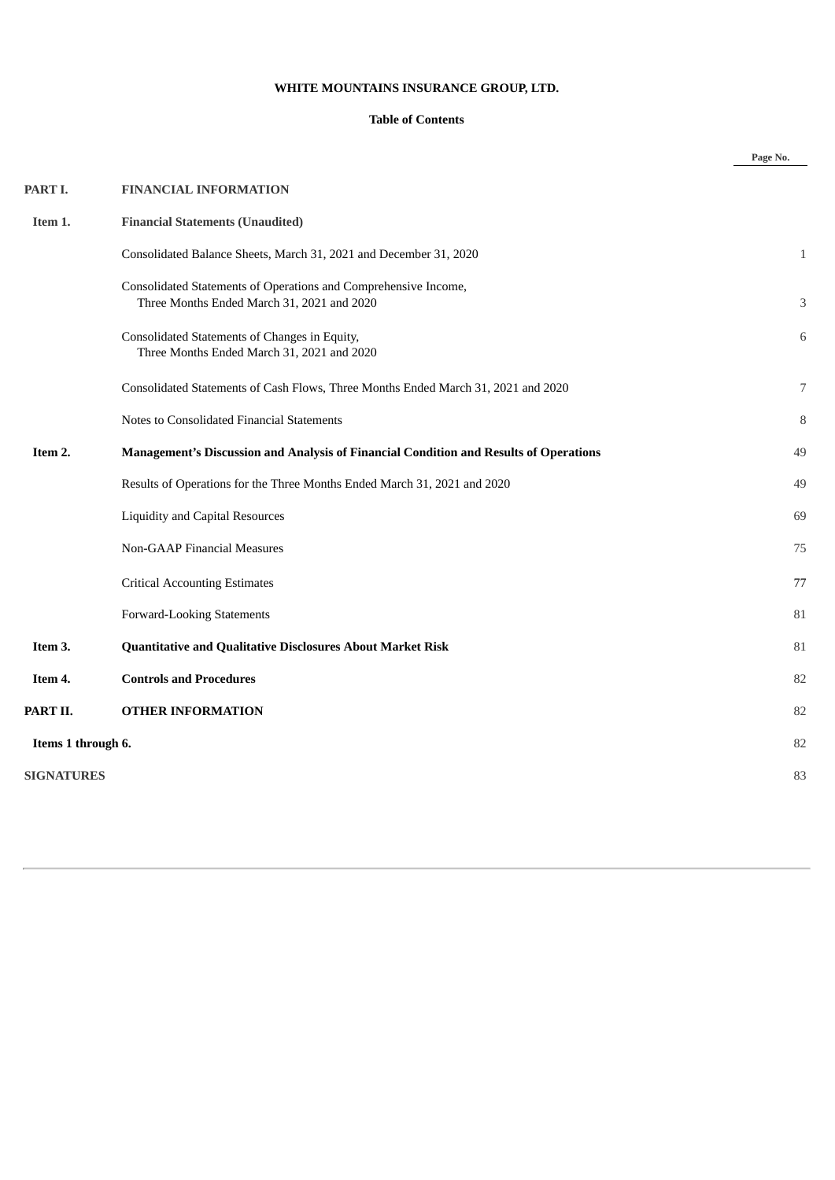**WHITE MOUNTAINS INSURANCE GROUP, LTD.**

**Table of Contents**

| | | Page No. |
|---|---|---|
| **PART I.** | **FINANCIAL INFORMATION** | |
| **Item 1.** | **Financial Statements (Unaudited)** | |
| | Consolidated Balance Sheets, March 31, 2021 and December 31, 2020 | 1 |
| | Consolidated Statements of Operations and Comprehensive Income, Three Months Ended March 31, 2021 and 2020 | 3 |
| | Consolidated Statements of Changes in Equity, Three Months Ended March 31, 2021 and 2020 | 6 |
| | Consolidated Statements of Cash Flows, Three Months Ended March 31, 2021 and 2020 | 7 |
| | Notes to Consolidated Financial Statements | 8 |
| **Item 2.** | **Management's Discussion and Analysis of Financial Condition and Results of Operations** | 49 |
| | Results of Operations for the Three Months Ended March 31, 2021 and 2020 | 49 |
| | Liquidity and Capital Resources | 69 |
| | Non-GAAP Financial Measures | 75 |
| | Critical Accounting Estimates | 77 |
| | Forward-Looking Statements | 81 |
| **Item 3.** | **Quantitative and Qualitative Disclosures About Market Risk** | 81 |
| **Item 4.** | **Controls and Procedures** | 82 |
| **PART II.** | **OTHER INFORMATION** | 82 |
| **Items 1 through 6.** | | 82 |
| **SIGNATURES** | | 83 |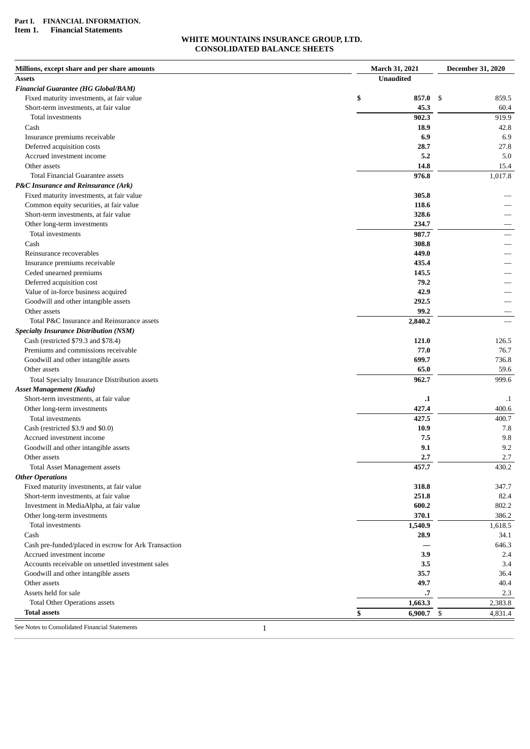**Part I. FINANCIAL INFORMATION.**
**Item 1. Financial Statements**

## WHITE MOUNTAINS INSURANCE GROUP, LTD.
## CONSOLIDATED BALANCE SHEETS

| Millions, except share and per share amounts | March 31, 2021 | December 31, 2020 |
|---|---|---|
| **Assets** | **Unaudited** | |
| ***Financial Guarantee (HG Global/BAM)*** | | |
| Fixed maturity investments, at fair value | **$ 857.0** | $ 859.5 |
| Short-term investments, at fair value | **45.3** | 60.4 |
| Total investments | **902.3** | 919.9 |
| Cash | **18.9** | 42.8 |
| Insurance premiums receivable | **6.9** | 6.9 |
| Deferred acquisition costs | **28.7** | 27.8 |
| Accrued investment income | **5.2** | 5.0 |
| Other assets | **14.8** | 15.4 |
| Total Financial Guarantee assets | **976.8** | 1,017.8 |
| ***P&C Insurance and Reinsurance (Ark)*** | | |
| Fixed maturity investments, at fair value | **305.8** | — |
| Common equity securities, at fair value | **118.6** | — |
| Short-term investments, at fair value | **328.6** | — |
| Other long-term investments | **234.7** | — |
| Total investments | **987.7** | — |
| Cash | **308.8** | — |
| Reinsurance recoverables | **449.0** | — |
| Insurance premiums receivable | **435.4** | — |
| Ceded unearned premiums | **145.5** | — |
| Deferred acquisition cost | **79.2** | — |
| Value of in-force business acquired | **42.9** | — |
| Goodwill and other intangible assets | **292.5** | — |
| Other assets | **99.2** | — |
| Total P&C Insurance and Reinsurance assets | **2,840.2** | — |
| ***Specialty Insurance Distribution (NSM)*** | | |
| Cash (restricted $79.3 and $78.4) | **121.0** | 126.5 |
| Premiums and commissions receivable | **77.0** | 76.7 |
| Goodwill and other intangible assets | **699.7** | 736.8 |
| Other assets | **65.0** | 59.6 |
| Total Specialty Insurance Distribution assets | **962.7** | 999.6 |
| ***Asset Management (Kudu)*** | | |
| Short-term investments, at fair value | **.1** | .1 |
| Other long-term investments | **427.4** | 400.6 |
| Total investments | **427.5** | 400.7 |
| Cash (restricted $3.9 and $0.0) | **10.9** | 7.8 |
| Accrued investment income | **7.5** | 9.8 |
| Goodwill and other intangible assets | **9.1** | 9.2 |
| Other assets | **2.7** | 2.7 |
| Total Asset Management assets | **457.7** | 430.2 |
| ***Other Operations*** | | |
| Fixed maturity investments, at fair value | **318.8** | 347.7 |
| Short-term investments, at fair value | **251.8** | 82.4 |
| Investment in MediaAlpha, at fair value | **600.2** | 802.2 |
| Other long-term investments | **370.1** | 386.2 |
| Total investments | **1,540.9** | 1,618.5 |
| Cash | **28.9** | 34.1 |
| Cash pre-funded/placed in escrow for Ark Transaction | **—** | 646.3 |
| Accrued investment income | **3.9** | 2.4 |
| Accounts receivable on unsettled investment sales | **3.5** | 3.4 |
| Goodwill and other intangible assets | **35.7** | 36.4 |
| Other assets | **49.7** | 40.4 |
| Assets held for sale | **.7** | 2.3 |
| Total Other Operations assets | **1,663.3** | 2,383.8 |
| **Total assets** | **$ 6,900.7** | $ 4,831.4 |

See Notes to Consolidated Financial Statements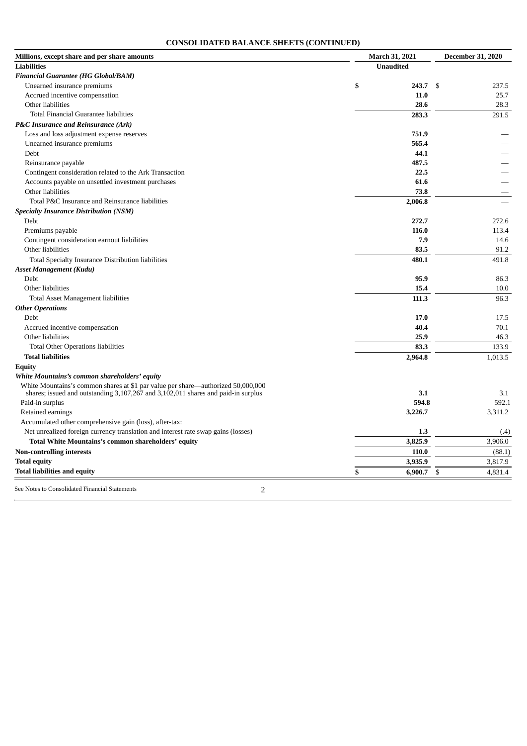## CONSOLIDATED BALANCE SHEETS (CONTINUED)

| Millions, except share and per share amounts | March 31, 2021 | December 31, 2020 |
|---|---|---|
| **Liabilities** | Unaudited | |
| ***Financial Guarantee (HG Global/BAM)*** | | |
| Unearned insurance premiums | **$ 243.7** | $ 237.5 |
| Accrued incentive compensation | **11.0** | 25.7 |
| Other liabilities | **28.6** | 28.3 |
| Total Financial Guarantee liabilities | **283.3** | 291.5 |
| ***P&C Insurance and Reinsurance (Ark)*** | | |
| Loss and loss adjustment expense reserves | **751.9** | — |
| Unearned insurance premiums | **565.4** | — |
| Debt | **44.1** | — |
| Reinsurance payable | **487.5** | — |
| Contingent consideration related to the Ark Transaction | **22.5** | — |
| Accounts payable on unsettled investment purchases | **61.6** | — |
| Other liabilities | **73.8** | — |
| Total P&C Insurance and Reinsurance liabilities | **2,006.8** | — |
| ***Specialty Insurance Distribution (NSM)*** | | |
| Debt | **272.7** | 272.6 |
| Premiums payable | **116.0** | 113.4 |
| Contingent consideration earnout liabilities | **7.9** | 14.6 |
| Other liabilities | **83.5** | 91.2 |
| Total Specialty Insurance Distribution liabilities | **480.1** | 491.8 |
| ***Asset Management (Kudu)*** | | |
| Debt | **95.9** | 86.3 |
| Other liabilities | **15.4** | 10.0 |
| Total Asset Management liabilities | **111.3** | 96.3 |
| ***Other Operations*** | | |
| Debt | **17.0** | 17.5 |
| Accrued incentive compensation | **40.4** | 70.1 |
| Other liabilities | **25.9** | 46.3 |
| Total Other Operations liabilities | **83.3** | 133.9 |
| **Total liabilities** | **2,964.8** | 1,013.5 |
| **Equity** | | |
| ***White Mountains's common shareholders' equity*** | | |
| White Mountains's common shares at $1 par value per share—authorized 50,000,000 shares; issued and outstanding 3,107,267 and 3,102,011 shares and paid-in surplus | **3.1** | 3.1 |
| Paid-in surplus | **594.8** | 592.1 |
| Retained earnings | **3,226.7** | 3,311.2 |
| Accumulated other comprehensive gain (loss), after-tax: | | |
| Net unrealized foreign currency translation and interest rate swap gains (losses) | **1.3** | (.4) |
| **Total White Mountains's common shareholders' equity** | **3,825.9** | 3,906.0 |
| **Non-controlling interests** | **110.0** | (88.1) |
| **Total equity** | **3,935.9** | 3,817.9 |
| **Total liabilities and equity** | **$ 6,900.7** | $ 4,831.4 |

See Notes to Consolidated Financial Statements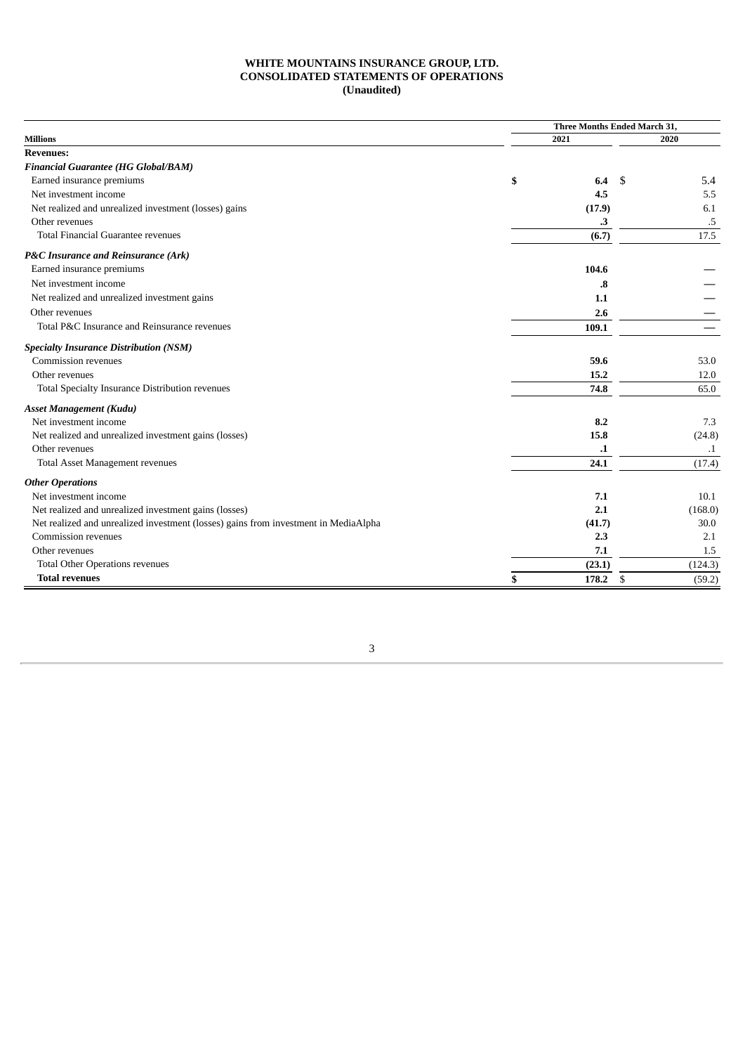**WHITE MOUNTAINS INSURANCE GROUP, LTD.**
**CONSOLIDATED STATEMENTS OF OPERATIONS**
**(Unaudited)**

| | Three Months Ended March 31, | |
|---|---|---|
| **Millions** | **2021** | **2020** |
| **Revenues:** | | |
| ***Financial Guarantee (HG Global/BAM)*** | | |
| Earned insurance premiums | **$ 6.4** | $ 5.4 |
| Net investment income | **4.5** | 5.5 |
| Net realized and unrealized investment (losses) gains | **(17.9)** | 6.1 |
| Other revenues | **.3** | .5 |
| Total Financial Guarantee revenues | **(6.7)** | 17.5 |
| ***P&C Insurance and Reinsurance (Ark)*** | | |
| Earned insurance premiums | **104.6** | — |
| Net investment income | **.8** | — |
| Net realized and unrealized investment gains | **1.1** | — |
| Other revenues | **2.6** | — |
| Total P&C Insurance and Reinsurance revenues | **109.1** | — |
| ***Specialty Insurance Distribution (NSM)*** | | |
| Commission revenues | **59.6** | 53.0 |
| Other revenues | **15.2** | 12.0 |
| Total Specialty Insurance Distribution revenues | **74.8** | 65.0 |
| ***Asset Management (Kudu)*** | | |
| Net investment income | **8.2** | 7.3 |
| Net realized and unrealized investment gains (losses) | **15.8** | (24.8) |
| Other revenues | **.1** | .1 |
| Total Asset Management revenues | **24.1** | (17.4) |
| ***Other Operations*** | | |
| Net investment income | **7.1** | 10.1 |
| Net realized and unrealized investment gains (losses) | **2.1** | (168.0) |
| Net realized and unrealized investment (losses) gains from investment in MediaAlpha | **(41.7)** | 30.0 |
| Commission revenues | **2.3** | 2.1 |
| Other revenues | **7.1** | 1.5 |
| Total Other Operations revenues | **(23.1)** | (124.3) |
| **Total revenues** | **$ 178.2** | $ (59.2) |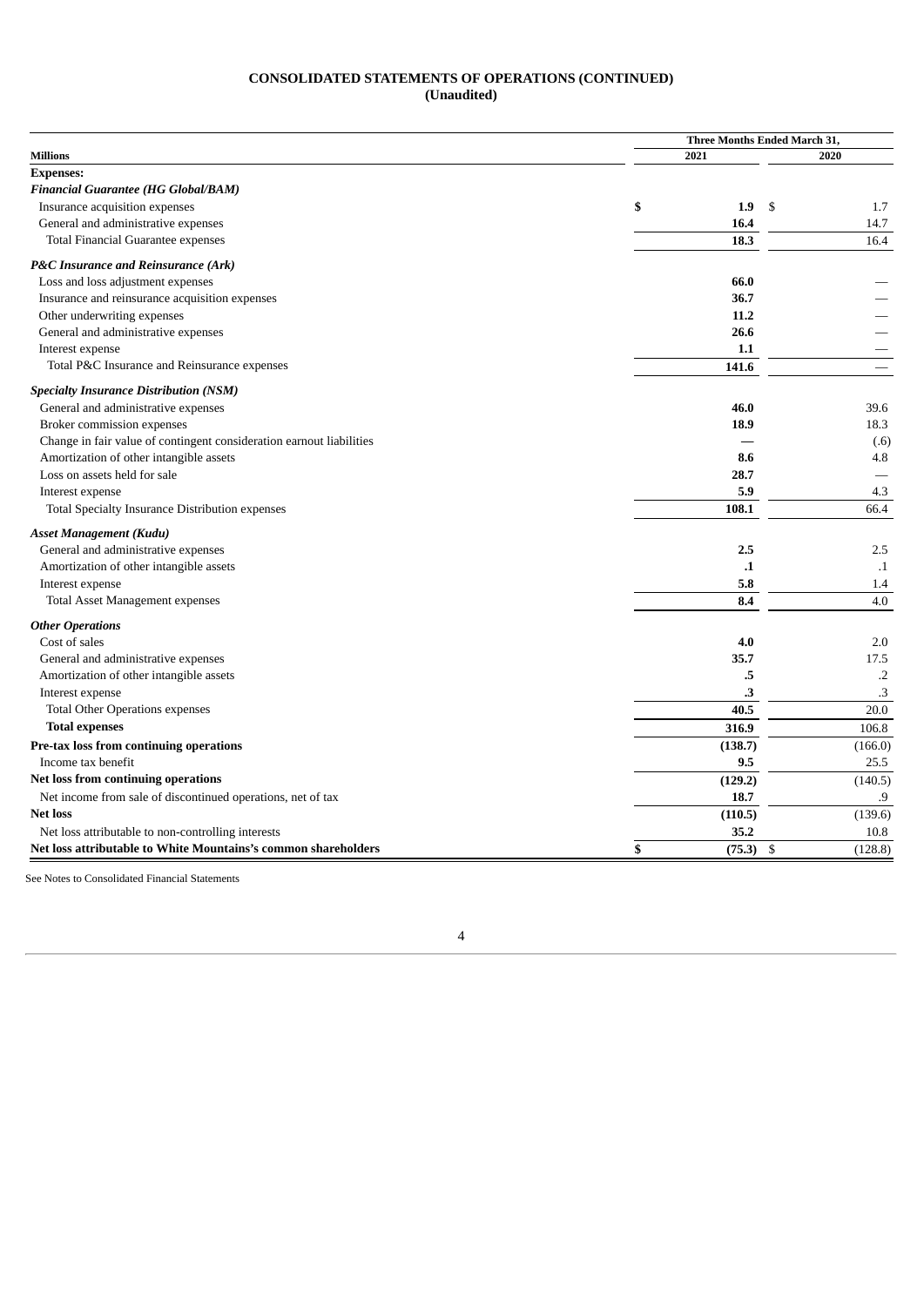**CONSOLIDATED STATEMENTS OF OPERATIONS (CONTINUED)**
**(Unaudited)**

| | Three Months Ended March 31, | |
|---|---|---|
| **Millions** | **2021** | **2020** |
| **Expenses:** | | |
| ***Financial Guarantee (HG Global/BAM)*** | | |
| Insurance acquisition expenses | **$ 1.9** | $ 1.7 |
| General and administrative expenses | **16.4** | 14.7 |
| Total Financial Guarantee expenses | **18.3** | 16.4 |
| ***P&C Insurance and Reinsurance (Ark)*** | | |
| Loss and loss adjustment expenses | **66.0** | — |
| Insurance and reinsurance acquisition expenses | **36.7** | — |
| Other underwriting expenses | **11.2** | — |
| General and administrative expenses | **26.6** | — |
| Interest expense | **1.1** | — |
| Total P&C Insurance and Reinsurance expenses | **141.6** | — |
| ***Specialty Insurance Distribution (NSM)*** | | |
| General and administrative expenses | **46.0** | 39.6 |
| Broker commission expenses | **18.9** | 18.3 |
| Change in fair value of contingent consideration earnout liabilities | **—** | (.6) |
| Amortization of other intangible assets | **8.6** | 4.8 |
| Loss on assets held for sale | **28.7** | — |
| Interest expense | **5.9** | 4.3 |
| Total Specialty Insurance Distribution expenses | **108.1** | 66.4 |
| ***Asset Management (Kudu)*** | | |
| General and administrative expenses | **2.5** | 2.5 |
| Amortization of other intangible assets | **.1** | .1 |
| Interest expense | **5.8** | 1.4 |
| Total Asset Management expenses | **8.4** | 4.0 |
| ***Other Operations*** | | |
| Cost of sales | **4.0** | 2.0 |
| General and administrative expenses | **35.7** | 17.5 |
| Amortization of other intangible assets | **.5** | .2 |
| Interest expense | **.3** | .3 |
| Total Other Operations expenses | **40.5** | 20.0 |
| **Total expenses** | **316.9** | 106.8 |
| **Pre-tax loss from continuing operations** | **(138.7)** | (166.0) |
| Income tax benefit | **9.5** | 25.5 |
| **Net loss from continuing operations** | **(129.2)** | (140.5) |
| Net income from sale of discontinued operations, net of tax | **18.7** | .9 |
| **Net loss** | **(110.5)** | (139.6) |
| Net loss attributable to non-controlling interests | **35.2** | 10.8 |
| **Net loss attributable to White Mountains's common shareholders** | **$ (75.3)** | $ (128.8) |

See Notes to Consolidated Financial Statements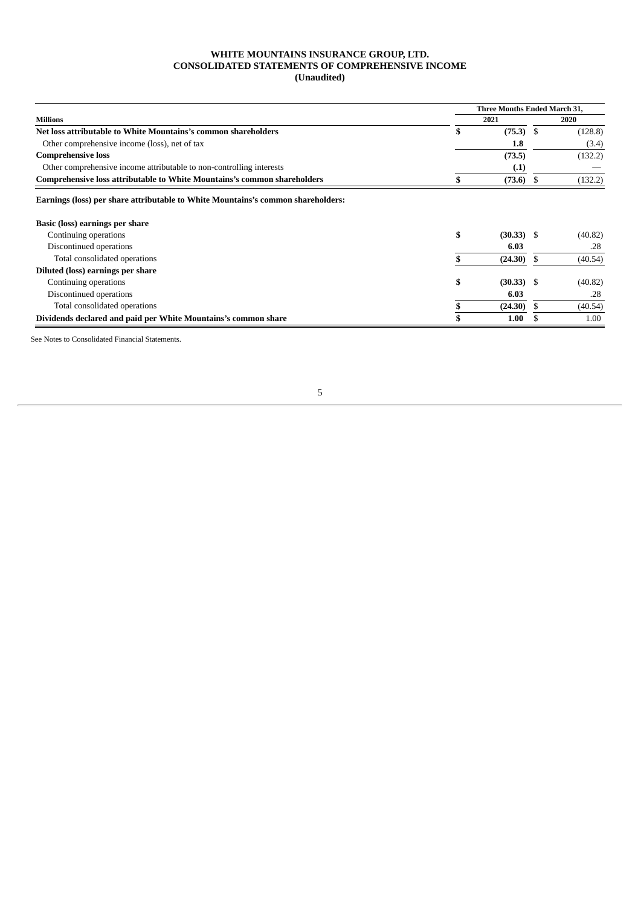**WHITE MOUNTAINS INSURANCE GROUP, LTD.**
**CONSOLIDATED STATEMENTS OF COMPREHENSIVE INCOME**
**(Unaudited)**

| | Three Months Ended March 31, | |
|---|---|---|
| **Millions** | **2021** | **2020** |
| **Net loss attributable to White Mountains's common shareholders** | **$ (75.3)** | $ (128.8) |
| Other comprehensive income (loss), net of tax | **1.8** | (3.4) |
| **Comprehensive loss** | **(73.5)** | (132.2) |
| Other comprehensive income attributable to non-controlling interests | **(.1)** | — |
| **Comprehensive loss attributable to White Mountains's common shareholders** | **$ (73.6)** | $ (132.2) |
| **Earnings (loss) per share attributable to White Mountains's common shareholders:** | | |
| **Basic (loss) earnings per share** | | |
| Continuing operations | **$ (30.33)** | $ (40.82) |
| Discontinued operations | **6.03** | .28 |
| Total consolidated operations | **$ (24.30)** | $ (40.54) |
| **Diluted (loss) earnings per share** | | |
| Continuing operations | **$ (30.33)** | $ (40.82) |
| Discontinued operations | **6.03** | .28 |
| Total consolidated operations | **$ (24.30)** | $ (40.54) |
| **Dividends declared and paid per White Mountains's common share** | **$ 1.00** | $ 1.00 |

See Notes to Consolidated Financial Statements.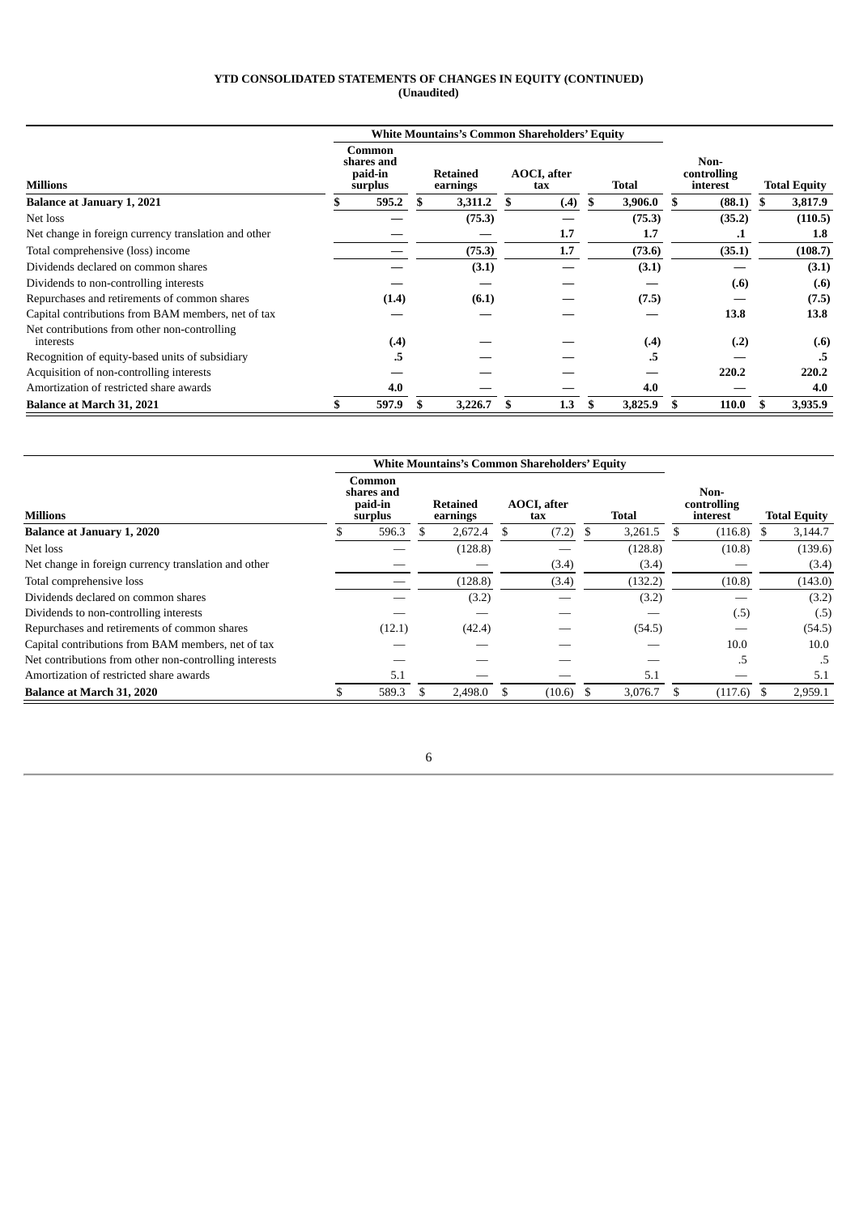**YTD CONSOLIDATED STATEMENTS OF CHANGES IN EQUITY (CONTINUED)**
**(Unaudited)**

| | White Mountains's Common Shareholders' Equity | | | | | |
|---|---|---|---|---|---|---|
| **Millions** | **Common shares and paid-in surplus** | **Retained earnings** | **AOCI, after tax** | **Total** | **Non-controlling interest** | **Total Equity** |
| **Balance at January 1, 2021** | **$ 595.2** | **$ 3,311.2** | **$ (.4)** | **$ 3,906.0** | **$ (88.1)** | **$ 3,817.9** |
| Net loss | **—** | **(75.3)** | **—** | **(75.3)** | **(35.2)** | **(110.5)** |
| Net change in foreign currency translation and other | **—** | **—** | **1.7** | **1.7** | **.1** | **1.8** |
| Total comprehensive (loss) income | **—** | **(75.3)** | **1.7** | **(73.6)** | **(35.1)** | **(108.7)** |
| Dividends declared on common shares | **—** | **(3.1)** | **—** | **(3.1)** | **—** | **(3.1)** |
| Dividends to non-controlling interests | **—** | **—** | **—** | **—** | **(.6)** | **(.6)** |
| Repurchases and retirements of common shares | **(1.4)** | **(6.1)** | **—** | **(7.5)** | **—** | **(7.5)** |
| Capital contributions from BAM members, net of tax | **—** | **—** | **—** | **—** | **13.8** | **13.8** |
| Net contributions from other non-controlling interests | **(.4)** | **—** | **—** | **(.4)** | **(.2)** | **(.6)** |
| Recognition of equity-based units of subsidiary | **.5** | **—** | **—** | **.5** | **—** | **.5** |
| Acquisition of non-controlling interests | **—** | **—** | **—** | **—** | **220.2** | **220.2** |
| Amortization of restricted share awards | **4.0** | **—** | **—** | **4.0** | **—** | **4.0** |
| **Balance at March 31, 2021** | **$ 597.9** | **$ 3,226.7** | **$ 1.3** | **$ 3,825.9** | **$ 110.0** | **$ 3,935.9** |

| | White Mountains's Common Shareholders' Equity | | | | | |
|---|---|---|---|---|---|---|
| **Millions** | **Common shares and paid-in surplus** | **Retained earnings** | **AOCI, after tax** | **Total** | **Non-controlling interest** | **Total Equity** |
| **Balance at January 1, 2020** | $ 596.3 | $ 2,672.4 | $ (7.2) | $ 3,261.5 | $ (116.8) | $ 3,144.7 |
| Net loss | — | (128.8) | — | (128.8) | (10.8) | (139.6) |
| Net change in foreign currency translation and other | — | — | (3.4) | (3.4) | — | (3.4) |
| Total comprehensive loss | — | (128.8) | (3.4) | (132.2) | (10.8) | (143.0) |
| Dividends declared on common shares | — | (3.2) | — | (3.2) | — | (3.2) |
| Dividends to non-controlling interests | — | — | — | — | (.5) | (.5) |
| Repurchases and retirements of common shares | (12.1) | (42.4) | — | (54.5) | — | (54.5) |
| Capital contributions from BAM members, net of tax | — | — | — | — | 10.0 | 10.0 |
| Net contributions from other non-controlling interests | — | — | — | — | .5 | .5 |
| Amortization of restricted share awards | 5.1 | — | — | 5.1 | — | 5.1 |
| **Balance at March 31, 2020** | $ 589.3 | $ 2,498.0 | $ (10.6) | $ 3,076.7 | $ (117.6) | $ 2,959.1 |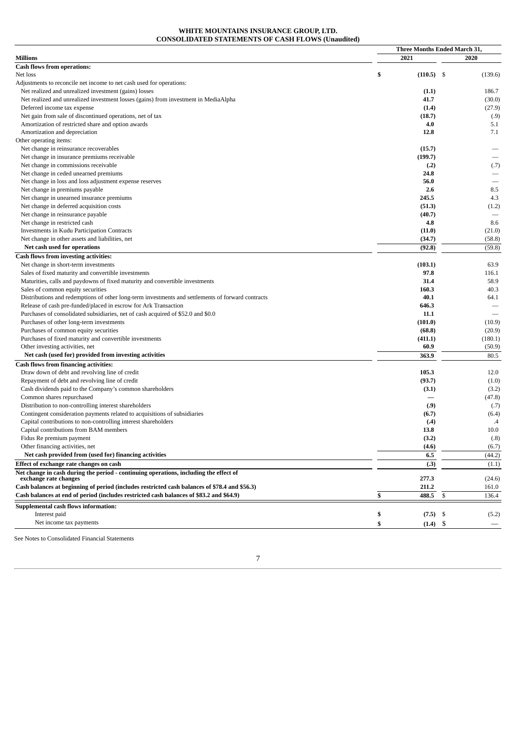# WHITE MOUNTAINS INSURANCE GROUP, LTD.
## CONSOLIDATED STATEMENTS OF CASH FLOWS (Unaudited)

| | Three Months Ended March 31, | |
|---|---|---|
| **Millions** | **2021** | **2020** |
| **Cash flows from operations:** | | |
| Net loss | **$ (110.5)** | $ (139.6) |
| Adjustments to reconcile net income to net cash used for operations: | | |
| Net realized and unrealized investment (gains) losses | **(1.1)** | 186.7 |
| Net realized and unrealized investment losses (gains) from investment in MediaAlpha | **41.7** | (30.0) |
| Deferred income tax expense | **(1.4)** | (27.9) |
| Net gain from sale of discontinued operations, net of tax | **(18.7)** | (.9) |
| Amortization of restricted share and option awards | **4.0** | 5.1 |
| Amortization and depreciation | **12.8** | 7.1 |
| Other operating items: | | |
| Net change in reinsurance recoverables | **(15.7)** | — |
| Net change in insurance premiums receivable | **(199.7)** | — |
| Net change in commissions receivable | **(.2)** | (.7) |
| Net change in ceded unearned premiums | **24.8** | — |
| Net change in loss and loss adjustment expense reserves | **56.0** | — |
| Net change in premiums payable | **2.6** | 8.5 |
| Net change in unearned insurance premiums | **245.5** | 4.3 |
| Net change in deferred acquisition costs | **(51.3)** | (1.2) |
| Net change in reinsurance payable | **(40.7)** | — |
| Net change in restricted cash | **4.8** | 8.6 |
| Investments in Kudu Participation Contracts | **(11.0)** | (21.0) |
| Net change in other assets and liabilities, net | **(34.7)** | (58.8) |
| **Net cash used for operations** | **(92.8)** | (59.8) |
| **Cash flows from investing activities:** | | |
| Net change in short-term investments | **(103.1)** | 63.9 |
| Sales of fixed maturity and convertible investments | **97.8** | 116.1 |
| Maturities, calls and paydowns of fixed maturity and convertible investments | **31.4** | 58.9 |
| Sales of common equity securities | **160.3** | 40.3 |
| Distributions and redemptions of other long-term investments and settlements of forward contracts | **40.1** | 64.1 |
| Release of cash pre-funded/placed in escrow for Ark Transaction | **646.3** | — |
| Purchases of consolidated subsidiaries, net of cash acquired of $52.0 and $0.0 | **11.1** | — |
| Purchases of other long-term investments | **(101.0)** | (10.9) |
| Purchases of common equity securities | **(68.8)** | (20.9) |
| Purchases of fixed maturity and convertible investments | **(411.1)** | (180.1) |
| Other investing activities, net | **60.9** | (50.9) |
| **Net cash (used for) provided from investing activities** | **363.9** | 80.5 |
| **Cash flows from financing activities:** | | |
| Draw down of debt and revolving line of credit | **105.3** | 12.0 |
| Repayment of debt and revolving line of credit | **(93.7)** | (1.0) |
| Cash dividends paid to the Company's common shareholders | **(3.1)** | (3.2) |
| Common shares repurchased | **—** | (47.8) |
| Distribution to non-controlling interest shareholders | **(.9)** | (.7) |
| Contingent consideration payments related to acquisitions of subsidiaries | **(6.7)** | (6.4) |
| Capital contributions to non-controlling interest shareholders | **(.4)** | .4 |
| Capital contributions from BAM members | **13.8** | 10.0 |
| Fidus Re premium payment | **(3.2)** | (.8) |
| Other financing activities, net | **(4.6)** | (6.7) |
| **Net cash provided from (used for) financing activities** | **6.5** | (44.2) |
| **Effect of exchange rate changes on cash** | **(.3)** | (1.1) |
| **Net change in cash during the period - continuing operations, including the effect of exchange rate changes** | **277.3** | (24.6) |
| **Cash balances at beginning of period (includes restricted cash balances of $78.4 and $56.3)** | **211.2** | 161.0 |
| **Cash balances at end of period (includes restricted cash balances of $83.2 and $64.9)** | **$ 488.5** | $ 136.4 |
| **Supplemental cash flows information:** | | |
| Interest paid | **$ (7.5)** | $ (5.2) |
| Net income tax payments | **$ (1.4)** | $ — |

See Notes to Consolidated Financial Statements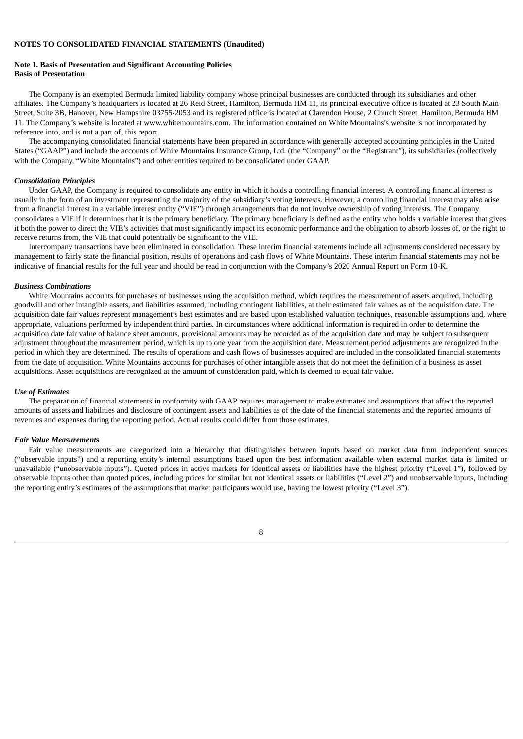**NOTES TO CONSOLIDATED FINANCIAL STATEMENTS (Unaudited)**

**Note 1. Basis of Presentation and Significant Accounting Policies**

**Basis of Presentation**

The Company is an exempted Bermuda limited liability company whose principal businesses are conducted through its subsidiaries and other affiliates. The Company's headquarters is located at 26 Reid Street, Hamilton, Bermuda HM 11, its principal executive office is located at 23 South Main Street, Suite 3B, Hanover, New Hampshire 03755-2053 and its registered office is located at Clarendon House, 2 Church Street, Hamilton, Bermuda HM 11. The Company's website is located at www.whitemountains.com. The information contained on White Mountains's website is not incorporated by reference into, and is not a part of, this report.

The accompanying consolidated financial statements have been prepared in accordance with generally accepted accounting principles in the United States ("GAAP") and include the accounts of White Mountains Insurance Group, Ltd. (the "Company" or the "Registrant"), its subsidiaries (collectively with the Company, "White Mountains") and other entities required to be consolidated under GAAP.

***Consolidation Principles***

Under GAAP, the Company is required to consolidate any entity in which it holds a controlling financial interest. A controlling financial interest is usually in the form of an investment representing the majority of the subsidiary's voting interests. However, a controlling financial interest may also arise from a financial interest in a variable interest entity ("VIE") through arrangements that do not involve ownership of voting interests. The Company consolidates a VIE if it determines that it is the primary beneficiary. The primary beneficiary is defined as the entity who holds a variable interest that gives it both the power to direct the VIE's activities that most significantly impact its economic performance and the obligation to absorb losses of, or the right to receive returns from, the VIE that could potentially be significant to the VIE.

Intercompany transactions have been eliminated in consolidation. These interim financial statements include all adjustments considered necessary by management to fairly state the financial position, results of operations and cash flows of White Mountains. These interim financial statements may not be indicative of financial results for the full year and should be read in conjunction with the Company's 2020 Annual Report on Form 10-K.

***Business Combinations***

White Mountains accounts for purchases of businesses using the acquisition method, which requires the measurement of assets acquired, including goodwill and other intangible assets, and liabilities assumed, including contingent liabilities, at their estimated fair values as of the acquisition date. The acquisition date fair values represent management's best estimates and are based upon established valuation techniques, reasonable assumptions and, where appropriate, valuations performed by independent third parties. In circumstances where additional information is required in order to determine the acquisition date fair value of balance sheet amounts, provisional amounts may be recorded as of the acquisition date and may be subject to subsequent adjustment throughout the measurement period, which is up to one year from the acquisition date. Measurement period adjustments are recognized in the period in which they are determined. The results of operations and cash flows of businesses acquired are included in the consolidated financial statements from the date of acquisition. White Mountains accounts for purchases of other intangible assets that do not meet the definition of a business as asset acquisitions. Asset acquisitions are recognized at the amount of consideration paid, which is deemed to equal fair value.

***Use of Estimates***

The preparation of financial statements in conformity with GAAP requires management to make estimates and assumptions that affect the reported amounts of assets and liabilities and disclosure of contingent assets and liabilities as of the date of the financial statements and the reported amounts of revenues and expenses during the reporting period. Actual results could differ from those estimates.

***Fair Value Measurements***

Fair value measurements are categorized into a hierarchy that distinguishes between inputs based on market data from independent sources ("observable inputs") and a reporting entity's internal assumptions based upon the best information available when external market data is limited or unavailable ("unobservable inputs"). Quoted prices in active markets for identical assets or liabilities have the highest priority ("Level 1"), followed by observable inputs other than quoted prices, including prices for similar but not identical assets or liabilities ("Level 2") and unobservable inputs, including the reporting entity's estimates of the assumptions that market participants would use, having the lowest priority ("Level 3").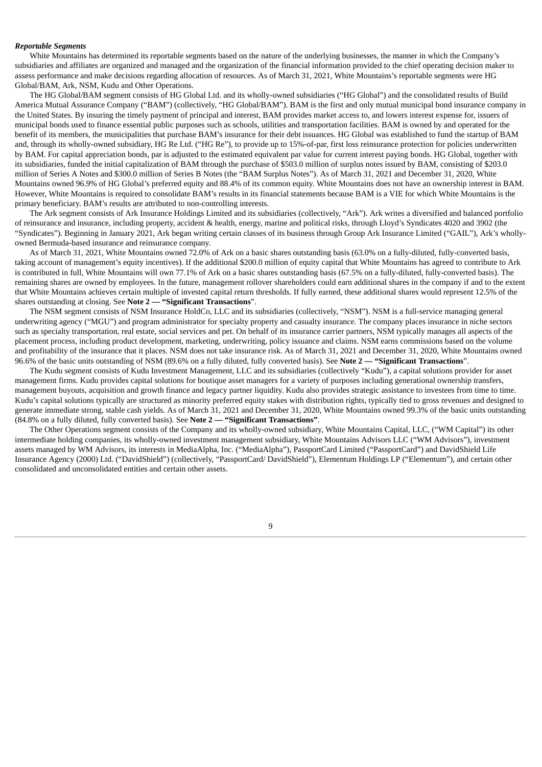***Reportable Segments***

White Mountains has determined its reportable segments based on the nature of the underlying businesses, the manner in which the Company's subsidiaries and affiliates are organized and managed and the organization of the financial information provided to the chief operating decision maker to assess performance and make decisions regarding allocation of resources. As of March 31, 2021, White Mountains's reportable segments were HG Global/BAM, Ark, NSM, Kudu and Other Operations.

The HG Global/BAM segment consists of HG Global Ltd. and its wholly-owned subsidiaries ("HG Global") and the consolidated results of Build America Mutual Assurance Company ("BAM") (collectively, "HG Global/BAM"). BAM is the first and only mutual municipal bond insurance company in the United States. By insuring the timely payment of principal and interest, BAM provides market access to, and lowers interest expense for, issuers of municipal bonds used to finance essential public purposes such as schools, utilities and transportation facilities. BAM is owned by and operated for the benefit of its members, the municipalities that purchase BAM's insurance for their debt issuances. HG Global was established to fund the startup of BAM and, through its wholly-owned subsidiary, HG Re Ltd. ("HG Re"), to provide up to 15%-of-par, first loss reinsurance protection for policies underwritten by BAM. For capital appreciation bonds, par is adjusted to the estimated equivalent par value for current interest paying bonds. HG Global, together with its subsidiaries, funded the initial capitalization of BAM through the purchase of $503.0 million of surplus notes issued by BAM, consisting of $203.0 million of Series A Notes and $300.0 million of Series B Notes (the "BAM Surplus Notes"). As of March 31, 2021 and December 31, 2020, White Mountains owned 96.9% of HG Global's preferred equity and 88.4% of its common equity. White Mountains does not have an ownership interest in BAM. However, White Mountains is required to consolidate BAM's results in its financial statements because BAM is a VIE for which White Mountains is the primary beneficiary. BAM's results are attributed to non-controlling interests.

The Ark segment consists of Ark Insurance Holdings Limited and its subsidiaries (collectively, "Ark"). Ark writes a diversified and balanced portfolio of reinsurance and insurance, including property, accident & health, energy, marine and political risks, through Lloyd's Syndicates 4020 and 3902 (the "Syndicates"). Beginning in January 2021, Ark began writing certain classes of its business through Group Ark Insurance Limited ("GAIL"), Ark's wholly-owned Bermuda-based insurance and reinsurance company.

As of March 31, 2021, White Mountains owned 72.0% of Ark on a basic shares outstanding basis (63.0% on a fully-diluted, fully-converted basis, taking account of management's equity incentives). If the additional $200.0 million of equity capital that White Mountains has agreed to contribute to Ark is contributed in full, White Mountains will own 77.1% of Ark on a basic shares outstanding basis (67.5% on a fully-diluted, fully-converted basis). The remaining shares are owned by employees. In the future, management rollover shareholders could earn additional shares in the company if and to the extent that White Mountains achieves certain multiple of invested capital return thresholds. If fully earned, these additional shares would represent 12.5% of the shares outstanding at closing. See **Note 2 — "Significant Transactions**".

The NSM segment consists of NSM Insurance HoldCo, LLC and its subsidiaries (collectively, "NSM"). NSM is a full-service managing general underwriting agency ("MGU") and program administrator for specialty property and casualty insurance. The company places insurance in niche sectors such as specialty transportation, real estate, social services and pet. On behalf of its insurance carrier partners, NSM typically manages all aspects of the placement process, including product development, marketing, underwriting, policy issuance and claims. NSM earns commissions based on the volume and profitability of the insurance that it places. NSM does not take insurance risk. As of March 31, 2021 and December 31, 2020, White Mountains owned 96.6% of the basic units outstanding of NSM (89.6% on a fully diluted, fully converted basis). See **Note 2 — "Significant Transactions**".

The Kudu segment consists of Kudu Investment Management, LLC and its subsidiaries (collectively "Kudu"), a capital solutions provider for asset management firms. Kudu provides capital solutions for boutique asset managers for a variety of purposes including generational ownership transfers, management buyouts, acquisition and growth finance and legacy partner liquidity. Kudu also provides strategic assistance to investees from time to time. Kudu's capital solutions typically are structured as minority preferred equity stakes with distribution rights, typically tied to gross revenues and designed to generate immediate strong, stable cash yields. As of March 31, 2021 and December 31, 2020, White Mountains owned 99.3% of the basic units outstanding (84.8% on a fully diluted, fully converted basis). See **Note 2 — "Significant Transactions"**.

The Other Operations segment consists of the Company and its wholly-owned subsidiary, White Mountains Capital, LLC, ("WM Capital") its other intermediate holding companies, its wholly-owned investment management subsidiary, White Mountains Advisors LLC ("WM Advisors"), investment assets managed by WM Advisors, its interests in MediaAlpha, Inc. ("MediaAlpha"), PassportCard Limited ("PassportCard") and DavidShield Life Insurance Agency (2000) Ltd. ("DavidShield") (collectively, "PassportCard/ DavidShield"), Elementum Holdings LP ("Elementum"), and certain other consolidated and unconsolidated entities and certain other assets.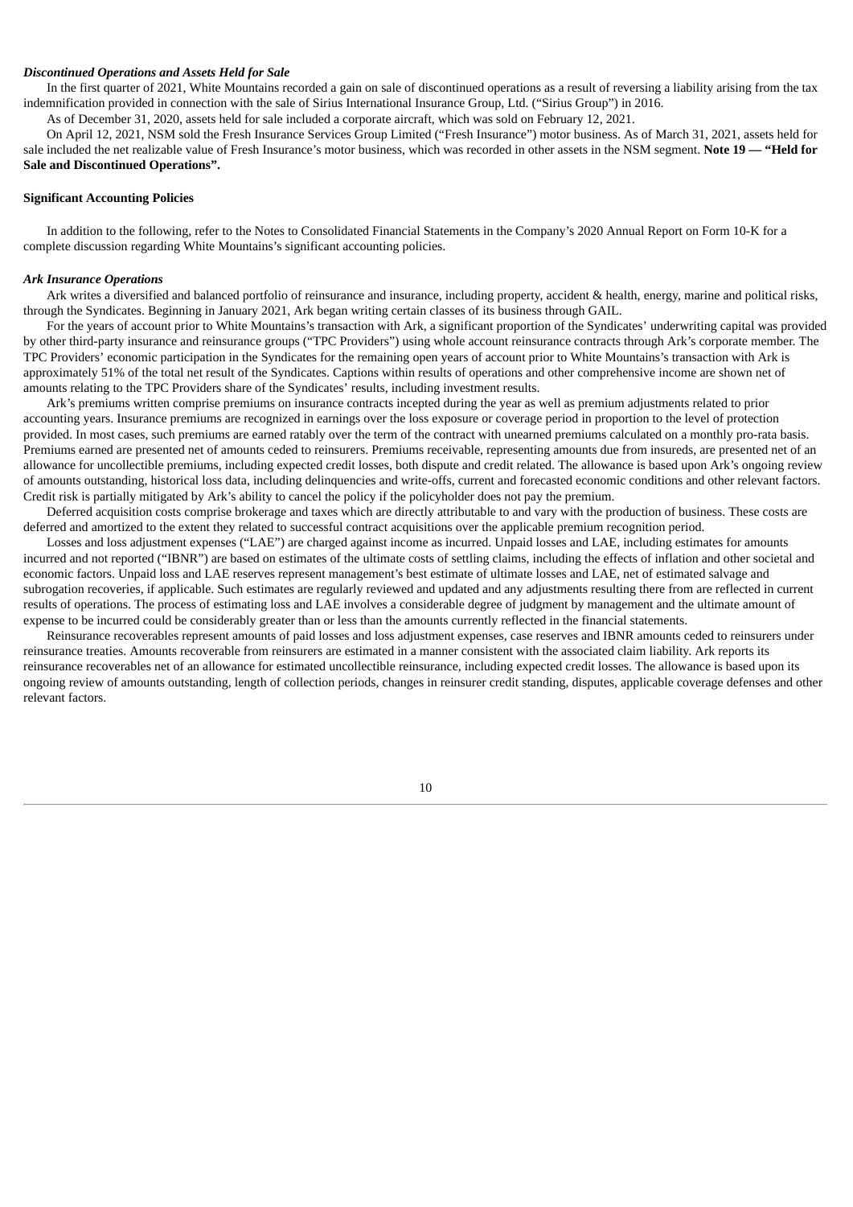### *Discontinued Operations and Assets Held for Sale*

In the first quarter of 2021, White Mountains recorded a gain on sale of discontinued operations as a result of reversing a liability arising from the tax indemnification provided in connection with the sale of Sirius International Insurance Group, Ltd. ("Sirius Group") in 2016.

As of December 31, 2020, assets held for sale included a corporate aircraft, which was sold on February 12, 2021.

On April 12, 2021, NSM sold the Fresh Insurance Services Group Limited ("Fresh Insurance") motor business. As of March 31, 2021, assets held for sale included the net realizable value of Fresh Insurance's motor business, which was recorded in other assets in the NSM segment. **Note 19 — "Held for Sale and Discontinued Operations".**

## Significant Accounting Policies

In addition to the following, refer to the Notes to Consolidated Financial Statements in the Company's 2020 Annual Report on Form 10-K for a complete discussion regarding White Mountains's significant accounting policies.

### *Ark Insurance Operations*

Ark writes a diversified and balanced portfolio of reinsurance and insurance, including property, accident & health, energy, marine and political risks, through the Syndicates. Beginning in January 2021, Ark began writing certain classes of its business through GAIL.

For the years of account prior to White Mountains's transaction with Ark, a significant proportion of the Syndicates' underwriting capital was provided by other third-party insurance and reinsurance groups ("TPC Providers") using whole account reinsurance contracts through Ark's corporate member. The TPC Providers' economic participation in the Syndicates for the remaining open years of account prior to White Mountains's transaction with Ark is approximately 51% of the total net result of the Syndicates. Captions within results of operations and other comprehensive income are shown net of amounts relating to the TPC Providers share of the Syndicates' results, including investment results.

Ark's premiums written comprise premiums on insurance contracts incepted during the year as well as premium adjustments related to prior accounting years. Insurance premiums are recognized in earnings over the loss exposure or coverage period in proportion to the level of protection provided. In most cases, such premiums are earned ratably over the term of the contract with unearned premiums calculated on a monthly pro-rata basis. Premiums earned are presented net of amounts ceded to reinsurers. Premiums receivable, representing amounts due from insureds, are presented net of an allowance for uncollectible premiums, including expected credit losses, both dispute and credit related. The allowance is based upon Ark's ongoing review of amounts outstanding, historical loss data, including delinquencies and write-offs, current and forecasted economic conditions and other relevant factors. Credit risk is partially mitigated by Ark's ability to cancel the policy if the policyholder does not pay the premium.

Deferred acquisition costs comprise brokerage and taxes which are directly attributable to and vary with the production of business. These costs are deferred and amortized to the extent they related to successful contract acquisitions over the applicable premium recognition period.

Losses and loss adjustment expenses ("LAE") are charged against income as incurred. Unpaid losses and LAE, including estimates for amounts incurred and not reported ("IBNR") are based on estimates of the ultimate costs of settling claims, including the effects of inflation and other societal and economic factors. Unpaid loss and LAE reserves represent management's best estimate of ultimate losses and LAE, net of estimated salvage and subrogation recoveries, if applicable. Such estimates are regularly reviewed and updated and any adjustments resulting there from are reflected in current results of operations. The process of estimating loss and LAE involves a considerable degree of judgment by management and the ultimate amount of expense to be incurred could be considerably greater than or less than the amounts currently reflected in the financial statements.

Reinsurance recoverables represent amounts of paid losses and loss adjustment expenses, case reserves and IBNR amounts ceded to reinsurers under reinsurance treaties. Amounts recoverable from reinsurers are estimated in a manner consistent with the associated claim liability. Ark reports its reinsurance recoverables net of an allowance for estimated uncollectible reinsurance, including expected credit losses. The allowance is based upon its ongoing review of amounts outstanding, length of collection periods, changes in reinsurer credit standing, disputes, applicable coverage defenses and other relevant factors.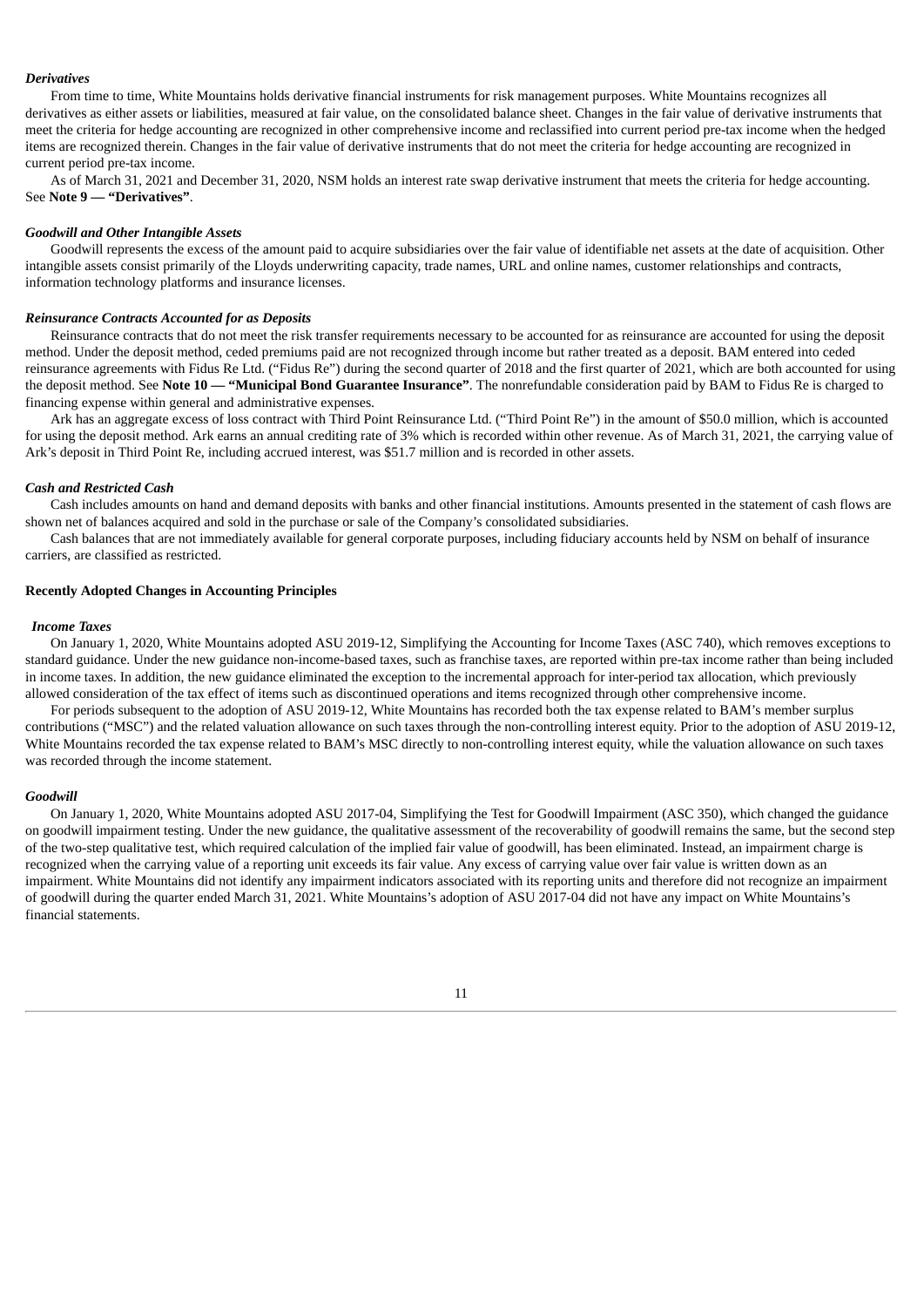***Derivatives***

From time to time, White Mountains holds derivative financial instruments for risk management purposes. White Mountains recognizes all derivatives as either assets or liabilities, measured at fair value, on the consolidated balance sheet. Changes in the fair value of derivative instruments that meet the criteria for hedge accounting are recognized in other comprehensive income and reclassified into current period pre-tax income when the hedged items are recognized therein. Changes in the fair value of derivative instruments that do not meet the criteria for hedge accounting are recognized in current period pre-tax income.

As of March 31, 2021 and December 31, 2020, NSM holds an interest rate swap derivative instrument that meets the criteria for hedge accounting. See **Note 9 — "Derivatives"**.

***Goodwill and Other Intangible Assets***

Goodwill represents the excess of the amount paid to acquire subsidiaries over the fair value of identifiable net assets at the date of acquisition. Other intangible assets consist primarily of the Lloyds underwriting capacity, trade names, URL and online names, customer relationships and contracts, information technology platforms and insurance licenses.

***Reinsurance Contracts Accounted for as Deposits***

Reinsurance contracts that do not meet the risk transfer requirements necessary to be accounted for as reinsurance are accounted for using the deposit method. Under the deposit method, ceded premiums paid are not recognized through income but rather treated as a deposit. BAM entered into ceded reinsurance agreements with Fidus Re Ltd. ("Fidus Re") during the second quarter of 2018 and the first quarter of 2021, which are both accounted for using the deposit method. See **Note 10 — "Municipal Bond Guarantee Insurance"**. The nonrefundable consideration paid by BAM to Fidus Re is charged to financing expense within general and administrative expenses.

Ark has an aggregate excess of loss contract with Third Point Reinsurance Ltd. ("Third Point Re") in the amount of $50.0 million, which is accounted for using the deposit method. Ark earns an annual crediting rate of 3% which is recorded within other revenue. As of March 31, 2021, the carrying value of Ark's deposit in Third Point Re, including accrued interest, was $51.7 million and is recorded in other assets.

***Cash and Restricted Cash***

Cash includes amounts on hand and demand deposits with banks and other financial institutions. Amounts presented in the statement of cash flows are shown net of balances acquired and sold in the purchase or sale of the Company's consolidated subsidiaries.

Cash balances that are not immediately available for general corporate purposes, including fiduciary accounts held by NSM on behalf of insurance carriers, are classified as restricted.

**Recently Adopted Changes in Accounting Principles**

***Income Taxes***

On January 1, 2020, White Mountains adopted ASU 2019-12, Simplifying the Accounting for Income Taxes (ASC 740), which removes exceptions to standard guidance. Under the new guidance non-income-based taxes, such as franchise taxes, are reported within pre-tax income rather than being included in income taxes. In addition, the new guidance eliminated the exception to the incremental approach for inter-period tax allocation, which previously allowed consideration of the tax effect of items such as discontinued operations and items recognized through other comprehensive income.

For periods subsequent to the adoption of ASU 2019-12, White Mountains has recorded both the tax expense related to BAM's member surplus contributions ("MSC") and the related valuation allowance on such taxes through the non-controlling interest equity. Prior to the adoption of ASU 2019-12, White Mountains recorded the tax expense related to BAM's MSC directly to non-controlling interest equity, while the valuation allowance on such taxes was recorded through the income statement.

***Goodwill***

On January 1, 2020, White Mountains adopted ASU 2017-04, Simplifying the Test for Goodwill Impairment (ASC 350), which changed the guidance on goodwill impairment testing. Under the new guidance, the qualitative assessment of the recoverability of goodwill remains the same, but the second step of the two-step qualitative test, which required calculation of the implied fair value of goodwill, has been eliminated. Instead, an impairment charge is recognized when the carrying value of a reporting unit exceeds its fair value. Any excess of carrying value over fair value is written down as an impairment. White Mountains did not identify any impairment indicators associated with its reporting units and therefore did not recognize an impairment of goodwill during the quarter ended March 31, 2021. White Mountains's adoption of ASU 2017-04 did not have any impact on White Mountains's financial statements.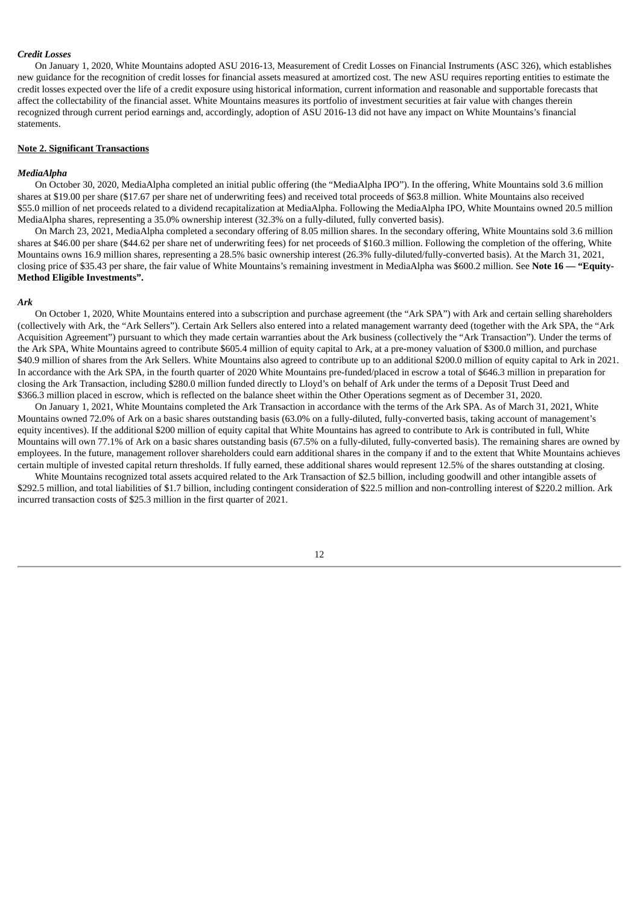*Credit Losses*

On January 1, 2020, White Mountains adopted ASU 2016-13, Measurement of Credit Losses on Financial Instruments (ASC 326), which establishes new guidance for the recognition of credit losses for financial assets measured at amortized cost. The new ASU requires reporting entities to estimate the credit losses expected over the life of a credit exposure using historical information, current information and reasonable and supportable forecasts that affect the collectability of the financial asset. White Mountains measures its portfolio of investment securities at fair value with changes therein recognized through current period earnings and, accordingly, adoption of ASU 2016-13 did not have any impact on White Mountains's financial statements.

**Note 2. Significant Transactions**

*MediaAlpha*

On October 30, 2020, MediaAlpha completed an initial public offering (the "MediaAlpha IPO"). In the offering, White Mountains sold 3.6 million shares at $19.00 per share ($17.67 per share net of underwriting fees) and received total proceeds of $63.8 million. White Mountains also received $55.0 million of net proceeds related to a dividend recapitalization at MediaAlpha. Following the MediaAlpha IPO, White Mountains owned 20.5 million MediaAlpha shares, representing a 35.0% ownership interest (32.3% on a fully-diluted, fully converted basis).

On March 23, 2021, MediaAlpha completed a secondary offering of 8.05 million shares. In the secondary offering, White Mountains sold 3.6 million shares at $46.00 per share ($44.62 per share net of underwriting fees) for net proceeds of $160.3 million. Following the completion of the offering, White Mountains owns 16.9 million shares, representing a 28.5% basic ownership interest (26.3% fully-diluted/fully-converted basis). At the March 31, 2021, closing price of $35.43 per share, the fair value of White Mountains's remaining investment in MediaAlpha was $600.2 million. See **Note 16 — "Equity-Method Eligible Investments".**

*Ark*

On October 1, 2020, White Mountains entered into a subscription and purchase agreement (the "Ark SPA") with Ark and certain selling shareholders (collectively with Ark, the "Ark Sellers"). Certain Ark Sellers also entered into a related management warranty deed (together with the Ark SPA, the "Ark Acquisition Agreement") pursuant to which they made certain warranties about the Ark business (collectively the "Ark Transaction"). Under the terms of the Ark SPA, White Mountains agreed to contribute $605.4 million of equity capital to Ark, at a pre-money valuation of $300.0 million, and purchase $40.9 million of shares from the Ark Sellers. White Mountains also agreed to contribute up to an additional $200.0 million of equity capital to Ark in 2021. In accordance with the Ark SPA, in the fourth quarter of 2020 White Mountains pre-funded/placed in escrow a total of $646.3 million in preparation for closing the Ark Transaction, including $280.0 million funded directly to Lloyd's on behalf of Ark under the terms of a Deposit Trust Deed and $366.3 million placed in escrow, which is reflected on the balance sheet within the Other Operations segment as of December 31, 2020.

On January 1, 2021, White Mountains completed the Ark Transaction in accordance with the terms of the Ark SPA. As of March 31, 2021, White Mountains owned 72.0% of Ark on a basic shares outstanding basis (63.0% on a fully-diluted, fully-converted basis, taking account of management's equity incentives). If the additional $200 million of equity capital that White Mountains has agreed to contribute to Ark is contributed in full, White Mountains will own 77.1% of Ark on a basic shares outstanding basis (67.5% on a fully-diluted, fully-converted basis). The remaining shares are owned by employees. In the future, management rollover shareholders could earn additional shares in the company if and to the extent that White Mountains achieves certain multiple of invested capital return thresholds. If fully earned, these additional shares would represent 12.5% of the shares outstanding at closing.

White Mountains recognized total assets acquired related to the Ark Transaction of $2.5 billion, including goodwill and other intangible assets of $292.5 million, and total liabilities of $1.7 billion, including contingent consideration of $22.5 million and non-controlling interest of $220.2 million. Ark incurred transaction costs of $25.3 million in the first quarter of 2021.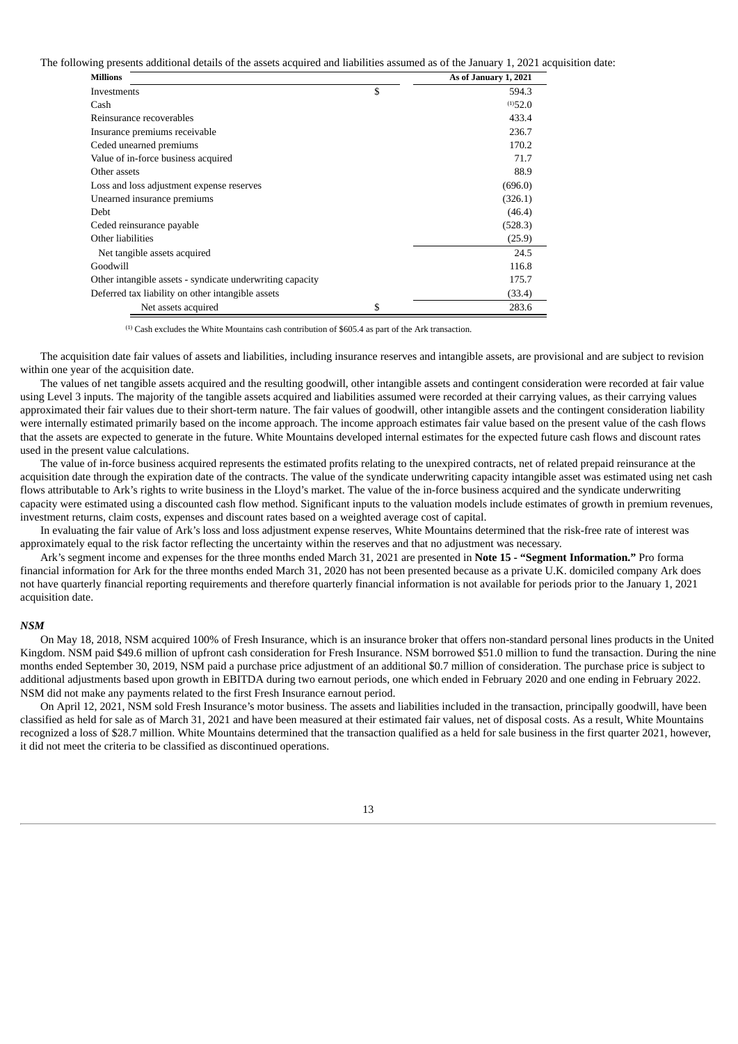The following presents additional details of the assets acquired and liabilities assumed as of the January 1, 2021 acquisition date:

| Millions | | As of January 1, 2021 |
|---|---|---|
| Investments | $ | 594.3 |
| Cash | | [(1)]52.0 |
| Reinsurance recoverables | | 433.4 |
| Insurance premiums receivable | | 236.7 |
| Ceded unearned premiums | | 170.2 |
| Value of in-force business acquired | | 71.7 |
| Other assets | | 88.9 |
| Loss and loss adjustment expense reserves | | (696.0) |
| Unearned insurance premiums | | (326.1) |
| Debt | | (46.4) |
| Ceded reinsurance payable | | (528.3) |
| Other liabilities | | (25.9) |
| Net tangible assets acquired | | 24.5 |
| Goodwill | | 116.8 |
| Other intangible assets - syndicate underwriting capacity | | 175.7 |
| Deferred tax liability on other intangible assets | | (33.4) |
| Net assets acquired | $ | 283.6 |

(1) Cash excludes the White Mountains cash contribution of $605.4 as part of the Ark transaction.

The acquisition date fair values of assets and liabilities, including insurance reserves and intangible assets, are provisional and are subject to revision within one year of the acquisition date.

The values of net tangible assets acquired and the resulting goodwill, other intangible assets and contingent consideration were recorded at fair value using Level 3 inputs. The majority of the tangible assets acquired and liabilities assumed were recorded at their carrying values, as their carrying values approximated their fair values due to their short-term nature. The fair values of goodwill, other intangible assets and the contingent consideration liability were internally estimated primarily based on the income approach. The income approach estimates fair value based on the present value of the cash flows that the assets are expected to generate in the future. White Mountains developed internal estimates for the expected future cash flows and discount rates used in the present value calculations.

The value of in-force business acquired represents the estimated profits relating to the unexpired contracts, net of related prepaid reinsurance at the acquisition date through the expiration date of the contracts. The value of the syndicate underwriting capacity intangible asset was estimated using net cash flows attributable to Ark's rights to write business in the Lloyd's market. The value of the in-force business acquired and the syndicate underwriting capacity were estimated using a discounted cash flow method. Significant inputs to the valuation models include estimates of growth in premium revenues, investment returns, claim costs, expenses and discount rates based on a weighted average cost of capital.

In evaluating the fair value of Ark's loss and loss adjustment expense reserves, White Mountains determined that the risk-free rate of interest was approximately equal to the risk factor reflecting the uncertainty within the reserves and that no adjustment was necessary.

Ark's segment income and expenses for the three months ended March 31, 2021 are presented in **Note 15 - "Segment Information."** Pro forma financial information for Ark for the three months ended March 31, 2020 has not been presented because as a private U.K. domiciled company Ark does not have quarterly financial reporting requirements and therefore quarterly financial information is not available for periods prior to the January 1, 2021 acquisition date.

***NSM***

On May 18, 2018, NSM acquired 100% of Fresh Insurance, which is an insurance broker that offers non-standard personal lines products in the United Kingdom. NSM paid $49.6 million of upfront cash consideration for Fresh Insurance. NSM borrowed $51.0 million to fund the transaction. During the nine months ended September 30, 2019, NSM paid a purchase price adjustment of an additional $0.7 million of consideration. The purchase price is subject to additional adjustments based upon growth in EBITDA during two earnout periods, one which ended in February 2020 and one ending in February 2022. NSM did not make any payments related to the first Fresh Insurance earnout period.

On April 12, 2021, NSM sold Fresh Insurance's motor business. The assets and liabilities included in the transaction, principally goodwill, have been classified as held for sale as of March 31, 2021 and have been measured at their estimated fair values, net of disposal costs. As a result, White Mountains recognized a loss of $28.7 million. White Mountains determined that the transaction qualified as a held for sale business in the first quarter 2021, however, it did not meet the criteria to be classified as discontinued operations.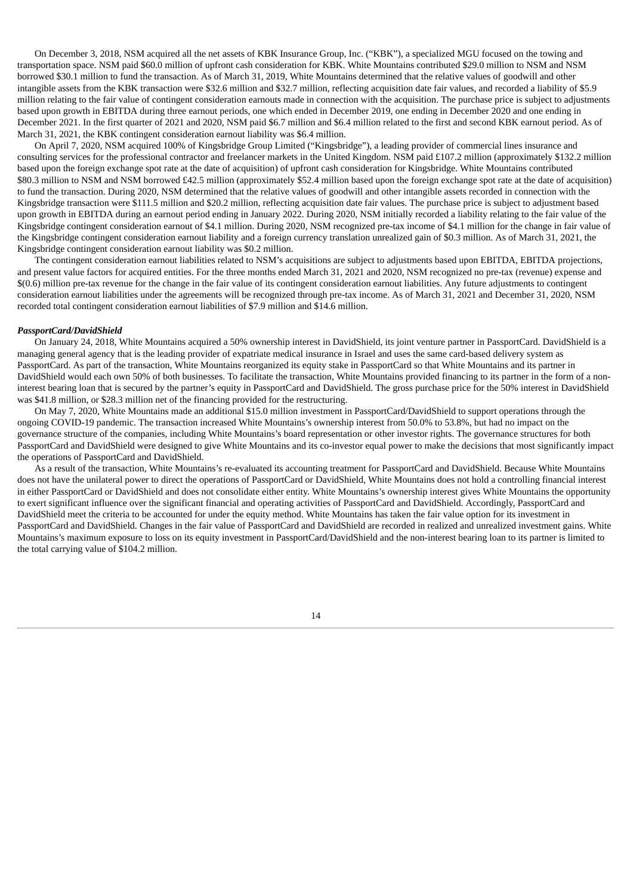On December 3, 2018, NSM acquired all the net assets of KBK Insurance Group, Inc. ("KBK"), a specialized MGU focused on the towing and transportation space. NSM paid $60.0 million of upfront cash consideration for KBK. White Mountains contributed $29.0 million to NSM and NSM borrowed $30.1 million to fund the transaction. As of March 31, 2019, White Mountains determined that the relative values of goodwill and other intangible assets from the KBK transaction were $32.6 million and $32.7 million, reflecting acquisition date fair values, and recorded a liability of $5.9 million relating to the fair value of contingent consideration earnouts made in connection with the acquisition. The purchase price is subject to adjustments based upon growth in EBITDA during three earnout periods, one which ended in December 2019, one ending in December 2020 and one ending in December 2021. In the first quarter of 2021 and 2020, NSM paid $6.7 million and $6.4 million related to the first and second KBK earnout period. As of March 31, 2021, the KBK contingent consideration earnout liability was $6.4 million.

On April 7, 2020, NSM acquired 100% of Kingsbridge Group Limited ("Kingsbridge"), a leading provider of commercial lines insurance and consulting services for the professional contractor and freelancer markets in the United Kingdom. NSM paid £107.2 million (approximately $132.2 million based upon the foreign exchange spot rate at the date of acquisition) of upfront cash consideration for Kingsbridge. White Mountains contributed $80.3 million to NSM and NSM borrowed £42.5 million (approximately $52.4 million based upon the foreign exchange spot rate at the date of acquisition) to fund the transaction. During 2020, NSM determined that the relative values of goodwill and other intangible assets recorded in connection with the Kingsbridge transaction were $111.5 million and $20.2 million, reflecting acquisition date fair values. The purchase price is subject to adjustment based upon growth in EBITDA during an earnout period ending in January 2022. During 2020, NSM initially recorded a liability relating to the fair value of the Kingsbridge contingent consideration earnout of $4.1 million. During 2020, NSM recognized pre-tax income of $4.1 million for the change in fair value of the Kingsbridge contingent consideration earnout liability and a foreign currency translation unrealized gain of $0.3 million. As of March 31, 2021, the Kingsbridge contingent consideration earnout liability was $0.2 million.

The contingent consideration earnout liabilities related to NSM's acquisitions are subject to adjustments based upon EBITDA, EBITDA projections, and present value factors for acquired entities. For the three months ended March 31, 2021 and 2020, NSM recognized no pre-tax (revenue) expense and $(0.6) million pre-tax revenue for the change in the fair value of its contingent consideration earnout liabilities. Any future adjustments to contingent consideration earnout liabilities under the agreements will be recognized through pre-tax income. As of March 31, 2021 and December 31, 2020, NSM recorded total contingent consideration earnout liabilities of $7.9 million and $14.6 million.

***PassportCard/DavidShield***

On January 24, 2018, White Mountains acquired a 50% ownership interest in DavidShield, its joint venture partner in PassportCard. DavidShield is a managing general agency that is the leading provider of expatriate medical insurance in Israel and uses the same card-based delivery system as PassportCard. As part of the transaction, White Mountains reorganized its equity stake in PassportCard so that White Mountains and its partner in DavidShield would each own 50% of both businesses. To facilitate the transaction, White Mountains provided financing to its partner in the form of a non-interest bearing loan that is secured by the partner's equity in PassportCard and DavidShield. The gross purchase price for the 50% interest in DavidShield was $41.8 million, or $28.3 million net of the financing provided for the restructuring.

On May 7, 2020, White Mountains made an additional $15.0 million investment in PassportCard/DavidShield to support operations through the ongoing COVID-19 pandemic. The transaction increased White Mountains's ownership interest from 50.0% to 53.8%, but had no impact on the governance structure of the companies, including White Mountains's board representation or other investor rights. The governance structures for both PassportCard and DavidShield were designed to give White Mountains and its co-investor equal power to make the decisions that most significantly impact the operations of PassportCard and DavidShield.

As a result of the transaction, White Mountains's re-evaluated its accounting treatment for PassportCard and DavidShield. Because White Mountains does not have the unilateral power to direct the operations of PassportCard or DavidShield, White Mountains does not hold a controlling financial interest in either PassportCard or DavidShield and does not consolidate either entity. White Mountains's ownership interest gives White Mountains the opportunity to exert significant influence over the significant financial and operating activities of PassportCard and DavidShield. Accordingly, PassportCard and DavidShield meet the criteria to be accounted for under the equity method. White Mountains has taken the fair value option for its investment in PassportCard and DavidShield. Changes in the fair value of PassportCard and DavidShield are recorded in realized and unrealized investment gains. White Mountains's maximum exposure to loss on its equity investment in PassportCard/DavidShield and the non-interest bearing loan to its partner is limited to the total carrying value of $104.2 million.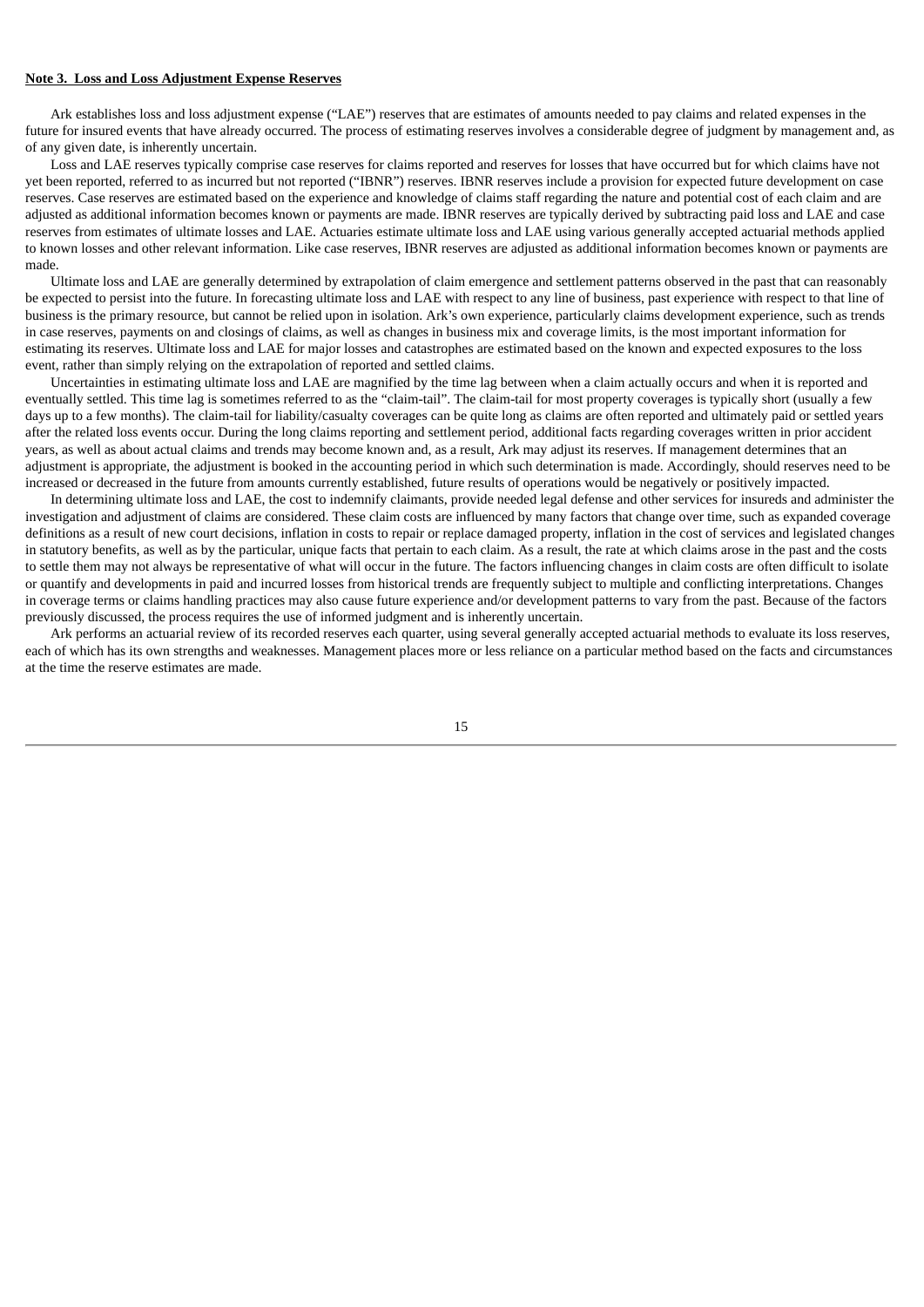**Note 3. Loss and Loss Adjustment Expense Reserves**

Ark establishes loss and loss adjustment expense ("LAE") reserves that are estimates of amounts needed to pay claims and related expenses in the future for insured events that have already occurred. The process of estimating reserves involves a considerable degree of judgment by management and, as of any given date, is inherently uncertain.

Loss and LAE reserves typically comprise case reserves for claims reported and reserves for losses that have occurred but for which claims have not yet been reported, referred to as incurred but not reported ("IBNR") reserves. IBNR reserves include a provision for expected future development on case reserves. Case reserves are estimated based on the experience and knowledge of claims staff regarding the nature and potential cost of each claim and are adjusted as additional information becomes known or payments are made. IBNR reserves are typically derived by subtracting paid loss and LAE and case reserves from estimates of ultimate losses and LAE. Actuaries estimate ultimate loss and LAE using various generally accepted actuarial methods applied to known losses and other relevant information. Like case reserves, IBNR reserves are adjusted as additional information becomes known or payments are made.

Ultimate loss and LAE are generally determined by extrapolation of claim emergence and settlement patterns observed in the past that can reasonably be expected to persist into the future. In forecasting ultimate loss and LAE with respect to any line of business, past experience with respect to that line of business is the primary resource, but cannot be relied upon in isolation. Ark's own experience, particularly claims development experience, such as trends in case reserves, payments on and closings of claims, as well as changes in business mix and coverage limits, is the most important information for estimating its reserves. Ultimate loss and LAE for major losses and catastrophes are estimated based on the known and expected exposures to the loss event, rather than simply relying on the extrapolation of reported and settled claims.

Uncertainties in estimating ultimate loss and LAE are magnified by the time lag between when a claim actually occurs and when it is reported and eventually settled. This time lag is sometimes referred to as the "claim-tail". The claim-tail for most property coverages is typically short (usually a few days up to a few months). The claim-tail for liability/casualty coverages can be quite long as claims are often reported and ultimately paid or settled years after the related loss events occur. During the long claims reporting and settlement period, additional facts regarding coverages written in prior accident years, as well as about actual claims and trends may become known and, as a result, Ark may adjust its reserves. If management determines that an adjustment is appropriate, the adjustment is booked in the accounting period in which such determination is made. Accordingly, should reserves need to be increased or decreased in the future from amounts currently established, future results of operations would be negatively or positively impacted.

In determining ultimate loss and LAE, the cost to indemnify claimants, provide needed legal defense and other services for insureds and administer the investigation and adjustment of claims are considered. These claim costs are influenced by many factors that change over time, such as expanded coverage definitions as a result of new court decisions, inflation in costs to repair or replace damaged property, inflation in the cost of services and legislated changes in statutory benefits, as well as by the particular, unique facts that pertain to each claim. As a result, the rate at which claims arose in the past and the costs to settle them may not always be representative of what will occur in the future. The factors influencing changes in claim costs are often difficult to isolate or quantify and developments in paid and incurred losses from historical trends are frequently subject to multiple and conflicting interpretations. Changes in coverage terms or claims handling practices may also cause future experience and/or development patterns to vary from the past. Because of the factors previously discussed, the process requires the use of informed judgment and is inherently uncertain.

Ark performs an actuarial review of its recorded reserves each quarter, using several generally accepted actuarial methods to evaluate its loss reserves, each of which has its own strengths and weaknesses. Management places more or less reliance on a particular method based on the facts and circumstances at the time the reserve estimates are made.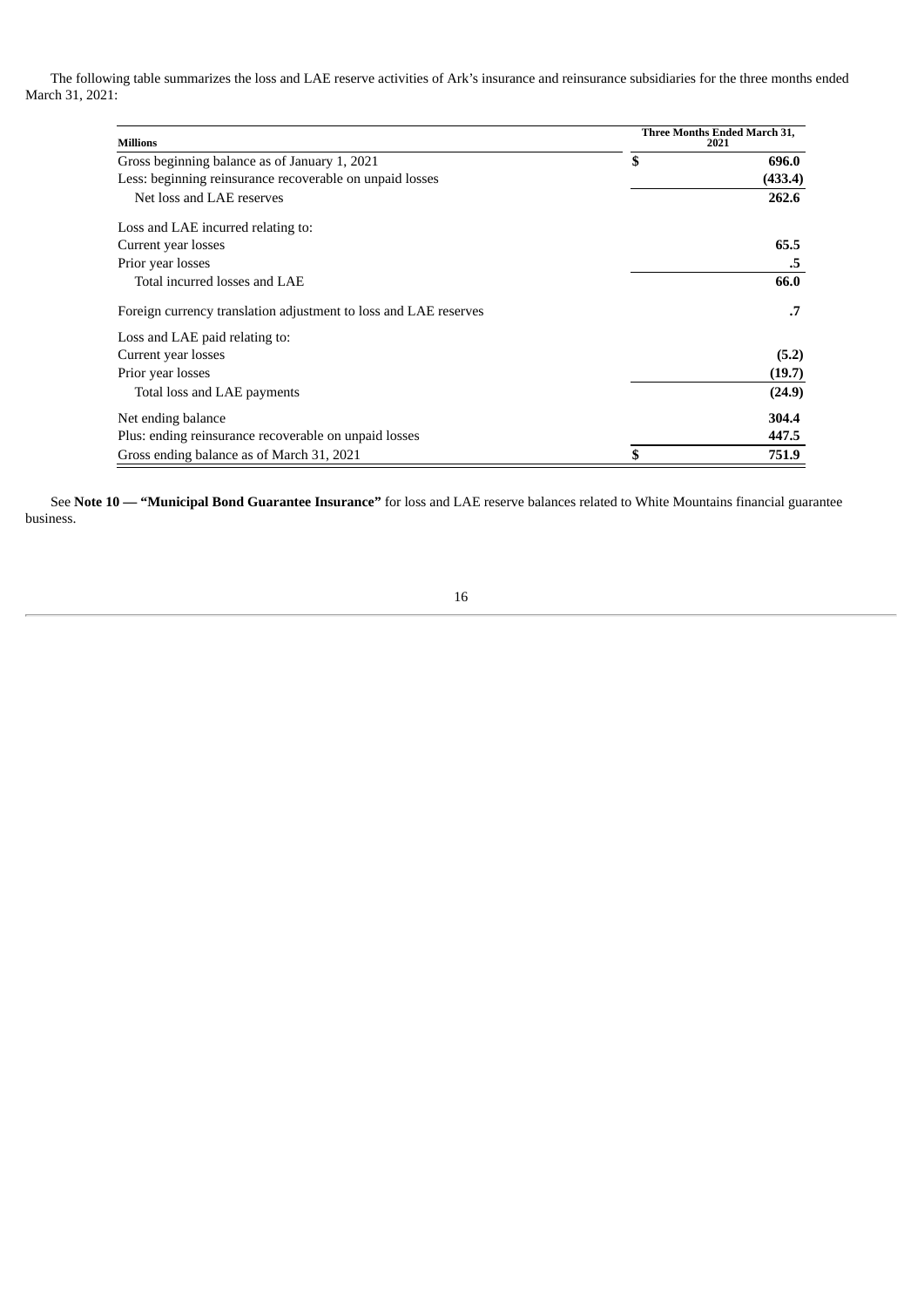The following table summarizes the loss and LAE reserve activities of Ark's insurance and reinsurance subsidiaries for the three months ended March 31, 2021:

| Millions | Three Months Ended March 31, 2021 |
|---|---|
| Gross beginning balance as of January 1, 2021 | $ 696.0 |
| Less: beginning reinsurance recoverable on unpaid losses | (433.4) |
| Net loss and LAE reserves | 262.6 |
| Loss and LAE incurred relating to: | |
| Current year losses | 65.5 |
| Prior year losses | .5 |
| Total incurred losses and LAE | 66.0 |
| Foreign currency translation adjustment to loss and LAE reserves | .7 |
| Loss and LAE paid relating to: | |
| Current year losses | (5.2) |
| Prior year losses | (19.7) |
| Total loss and LAE payments | (24.9) |
| Net ending balance | 304.4 |
| Plus: ending reinsurance recoverable on unpaid losses | 447.5 |
| Gross ending balance as of March 31, 2021 | $ 751.9 |

See **Note 10 — "Municipal Bond Guarantee Insurance"** for loss and LAE reserve balances related to White Mountains financial guarantee business.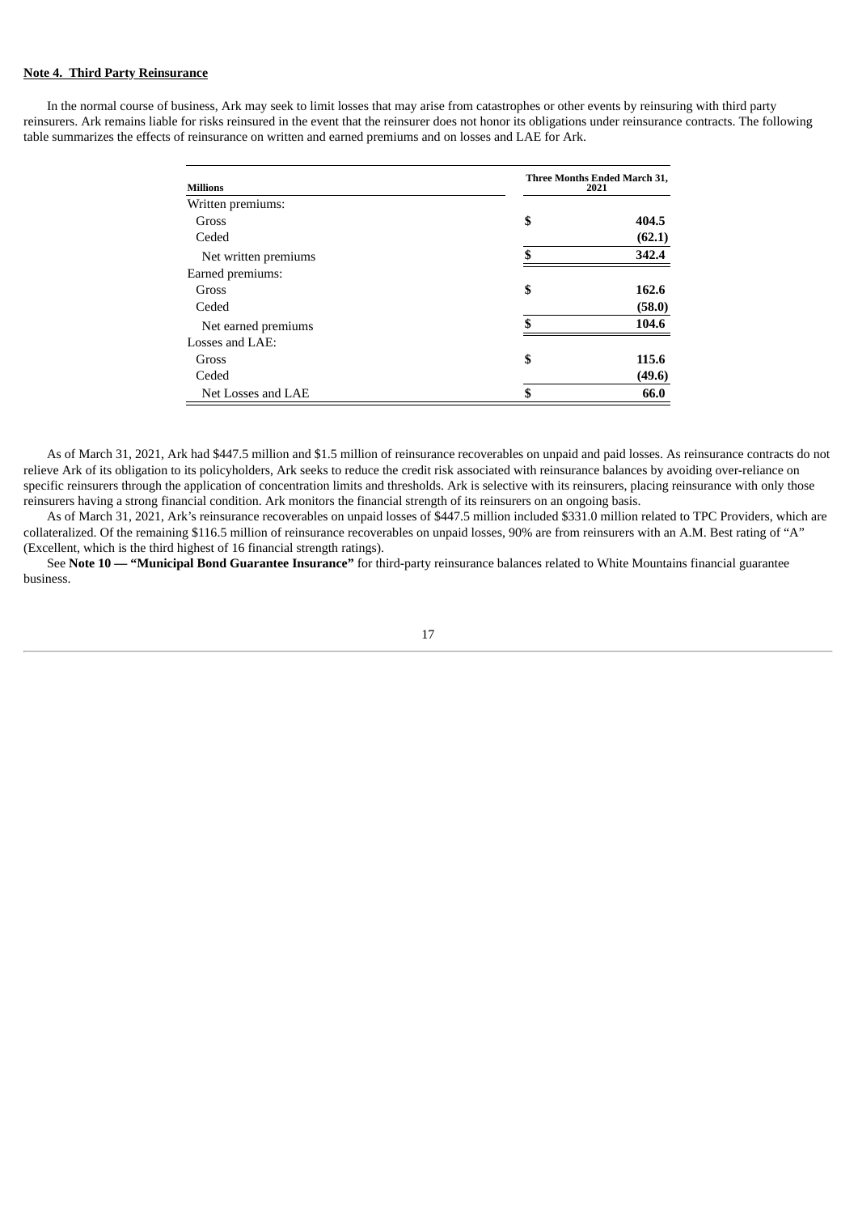**Note 4. Third Party Reinsurance**

In the normal course of business, Ark may seek to limit losses that may arise from catastrophes or other events by reinsuring with third party reinsurers. Ark remains liable for risks reinsured in the event that the reinsurer does not honor its obligations under reinsurance contracts. The following table summarizes the effects of reinsurance on written and earned premiums and on losses and LAE for Ark.

| Millions | Three Months Ended March 31, 2021 |
|---|---|
| Written premiums: | |
| Gross | $ 404.5 |
| Ceded | (62.1) |
| Net written premiums | $ 342.4 |
| Earned premiums: | |
| Gross | $ 162.6 |
| Ceded | (58.0) |
| Net earned premiums | $ 104.6 |
| Losses and LAE: | |
| Gross | $ 115.6 |
| Ceded | (49.6) |
| Net Losses and LAE | $ 66.0 |

As of March 31, 2021, Ark had $447.5 million and $1.5 million of reinsurance recoverables on unpaid and paid losses. As reinsurance contracts do not relieve Ark of its obligation to its policyholders, Ark seeks to reduce the credit risk associated with reinsurance balances by avoiding over-reliance on specific reinsurers through the application of concentration limits and thresholds. Ark is selective with its reinsurers, placing reinsurance with only those reinsurers having a strong financial condition. Ark monitors the financial strength of its reinsurers on an ongoing basis.

As of March 31, 2021, Ark's reinsurance recoverables on unpaid losses of $447.5 million included $331.0 million related to TPC Providers, which are collateralized. Of the remaining $116.5 million of reinsurance recoverables on unpaid losses, 90% are from reinsurers with an A.M. Best rating of "A" (Excellent, which is the third highest of 16 financial strength ratings).

See **Note 10 — "Municipal Bond Guarantee Insurance"** for third-party reinsurance balances related to White Mountains financial guarantee business.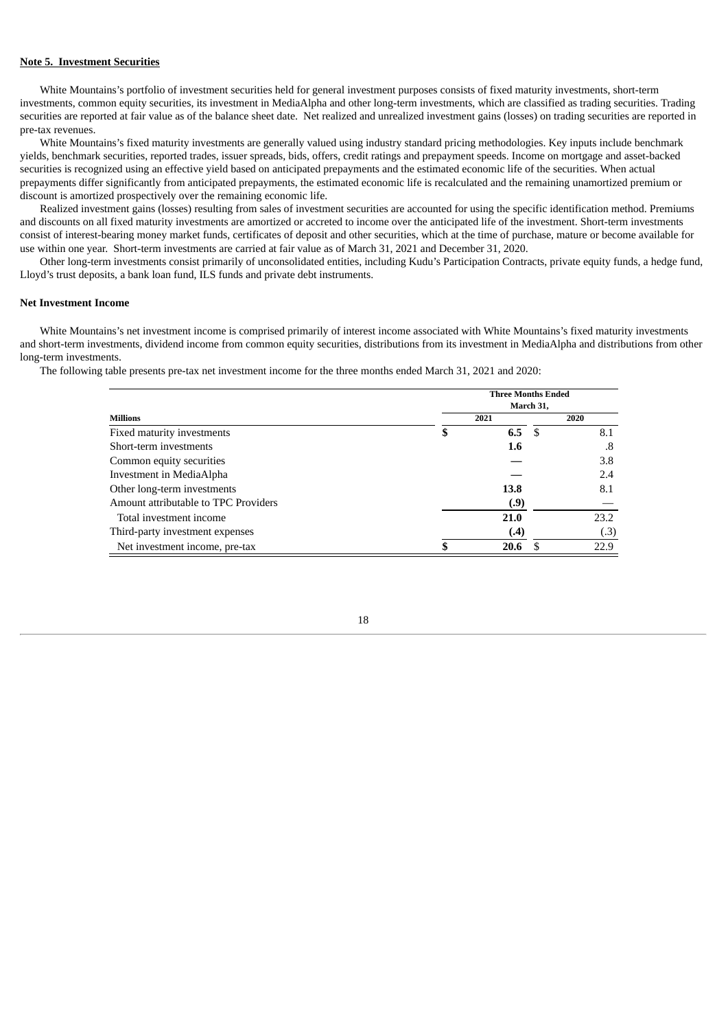**Note 5. Investment Securities**

White Mountains's portfolio of investment securities held for general investment purposes consists of fixed maturity investments, short-term investments, common equity securities, its investment in MediaAlpha and other long-term investments, which are classified as trading securities. Trading securities are reported at fair value as of the balance sheet date. Net realized and unrealized investment gains (losses) on trading securities are reported in pre-tax revenues.

White Mountains's fixed maturity investments are generally valued using industry standard pricing methodologies. Key inputs include benchmark yields, benchmark securities, reported trades, issuer spreads, bids, offers, credit ratings and prepayment speeds. Income on mortgage and asset-backed securities is recognized using an effective yield based on anticipated prepayments and the estimated economic life of the securities. When actual prepayments differ significantly from anticipated prepayments, the estimated economic life is recalculated and the remaining unamortized premium or discount is amortized prospectively over the remaining economic life.

Realized investment gains (losses) resulting from sales of investment securities are accounted for using the specific identification method. Premiums and discounts on all fixed maturity investments are amortized or accreted to income over the anticipated life of the investment. Short-term investments consist of interest-bearing money market funds, certificates of deposit and other securities, which at the time of purchase, mature or become available for use within one year. Short-term investments are carried at fair value as of March 31, 2021 and December 31, 2020.

Other long-term investments consist primarily of unconsolidated entities, including Kudu's Participation Contracts, private equity funds, a hedge fund, Lloyd's trust deposits, a bank loan fund, ILS funds and private debt instruments.

**Net Investment Income**

White Mountains's net investment income is comprised primarily of interest income associated with White Mountains's fixed maturity investments and short-term investments, dividend income from common equity securities, distributions from its investment in MediaAlpha and distributions from other long-term investments.

The following table presents pre-tax net investment income for the three months ended March 31, 2021 and 2020:

| | Three Months Ended March 31, | |
|---|---|---|
| **Millions** | **2021** | **2020** |
| Fixed maturity investments | $ **6.5** | $ 8.1 |
| Short-term investments | **1.6** | .8 |
| Common equity securities | **—** | 3.8 |
| Investment in MediaAlpha | **—** | 2.4 |
| Other long-term investments | **13.8** | 8.1 |
| Amount attributable to TPC Providers | **(.9)** | — |
| Total investment income | **21.0** | 23.2 |
| Third-party investment expenses | **(.4)** | (.3) |
| Net investment income, pre-tax | $ **20.6** | $ 22.9 |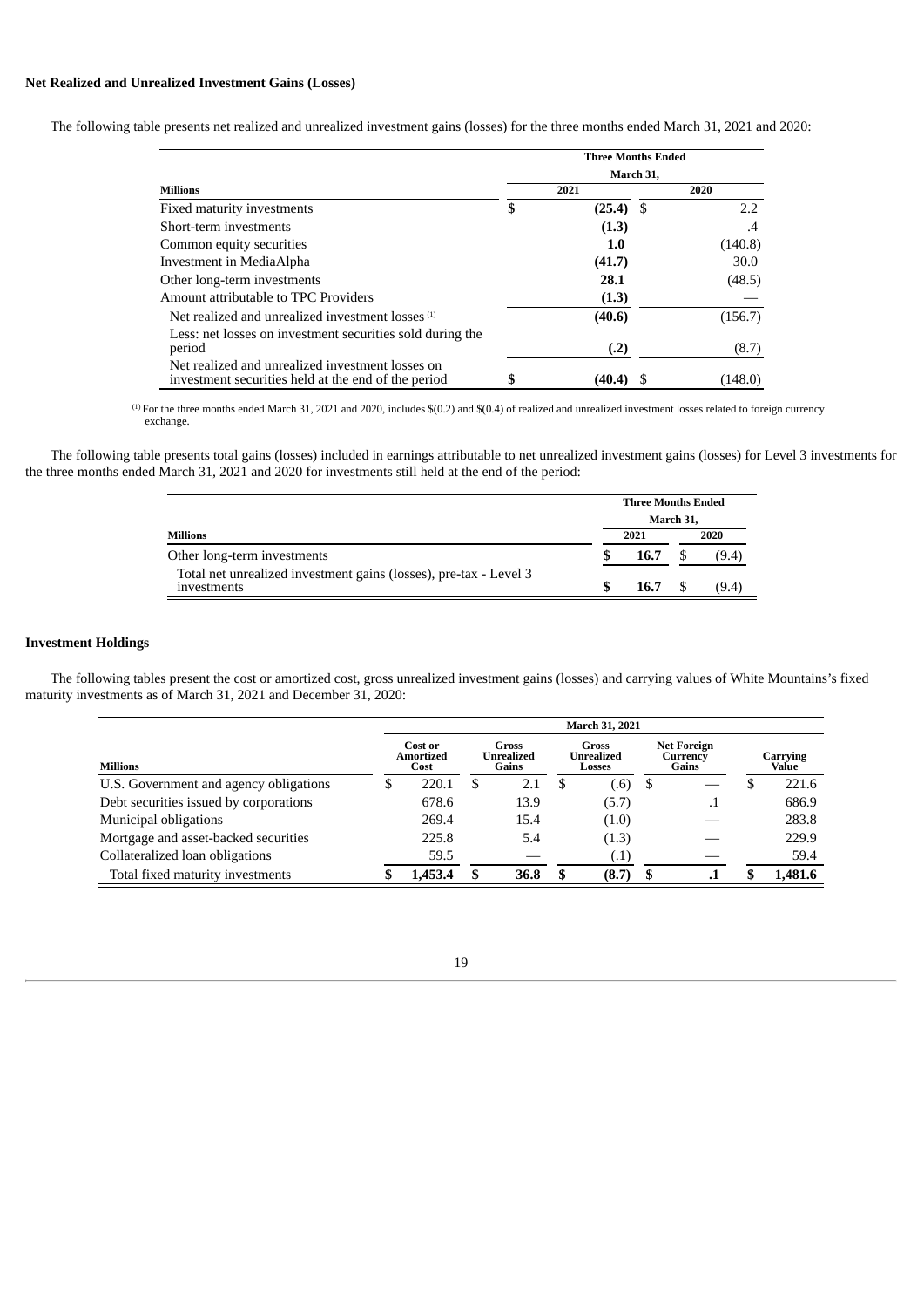**Net Realized and Unrealized Investment Gains (Losses)**

The following table presents net realized and unrealized investment gains (losses) for the three months ended March 31, 2021 and 2020:

| Millions | Three Months Ended March 31, 2021 | Three Months Ended March 31, 2020 |
|---|---|---|
| Fixed maturity investments | **$ (25.4)** | $ 2.2 |
| Short-term investments | **(1.3)** | .4 |
| Common equity securities | **1.0** | (140.8) |
| Investment in MediaAlpha | **(41.7)** | 30.0 |
| Other long-term investments | **28.1** | (48.5) |
| Amount attributable to TPC Providers | **(1.3)** | — |
| Net realized and unrealized investment losses [1] | **(40.6)** | (156.7) |
| Less: net losses on investment securities sold during the period | **(.2)** | (8.7) |
| Net realized and unrealized investment losses on investment securities held at the end of the period | **$ (40.4)** | $ (148.0) |

[1] For the three months ended March 31, 2021 and 2020, includes $(0.2) and $(0.4) of realized and unrealized investment losses related to foreign currency exchange.

The following table presents total gains (losses) included in earnings attributable to net unrealized investment gains (losses) for Level 3 investments for the three months ended March 31, 2021 and 2020 for investments still held at the end of the period:

| Millions | Three Months Ended March 31, 2021 | Three Months Ended March 31, 2020 |
|---|---|---|
| Other long-term investments | **$ 16.7** | $ (9.4) |
| Total net unrealized investment gains (losses), pre-tax - Level 3 investments | **$ 16.7** | $ (9.4) |

**Investment Holdings**

The following tables present the cost or amortized cost, gross unrealized investment gains (losses) and carrying values of White Mountains's fixed maturity investments as of March 31, 2021 and December 31, 2020:

| | March 31, 2021 | | | | |
|---|---|---|---|---|---|
| Millions | Cost or Amortized Cost | Gross Unrealized Gains | Gross Unrealized Losses | Net Foreign Currency Gains | Carrying Value |
| U.S. Government and agency obligations | $ 220.1 | $ 2.1 | $ (.6) | $ — | $ 221.6 |
| Debt securities issued by corporations | 678.6 | 13.9 | (5.7) | .1 | 686.9 |
| Municipal obligations | 269.4 | 15.4 | (1.0) | — | 283.8 |
| Mortgage and asset-backed securities | 225.8 | 5.4 | (1.3) | — | 229.9 |
| Collateralized loan obligations | 59.5 | — | (.1) | — | 59.4 |
| Total fixed maturity investments | **$ 1,453.4** | **$ 36.8** | **$ (8.7)** | **$ .1** | **$ 1,481.6** |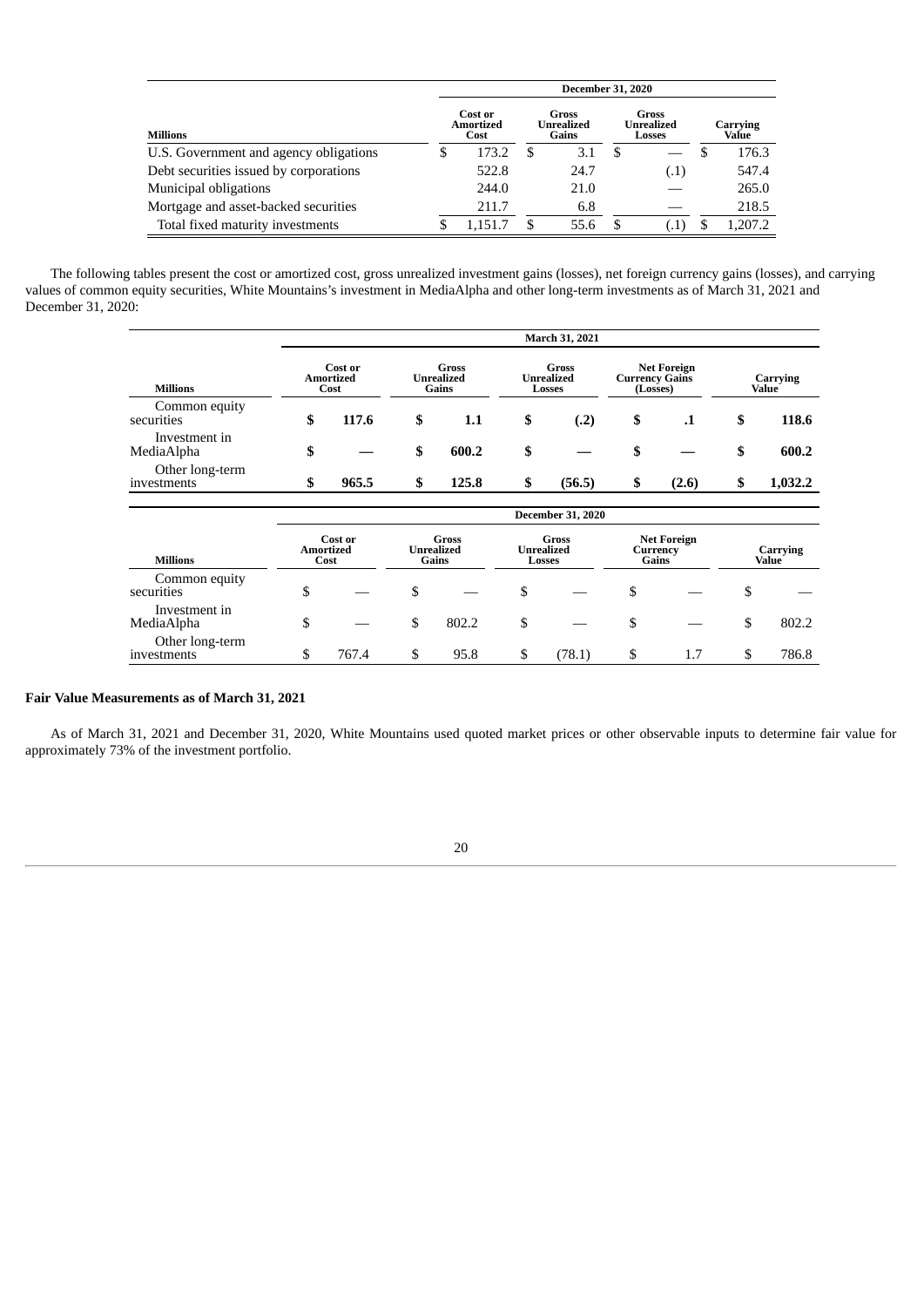| | December 31, 2020 | | | |
|---|---|---|---|---|
| Millions | Cost or Amortized Cost | Gross Unrealized Gains | Gross Unrealized Losses | Carrying Value |
| U.S. Government and agency obligations | $ 173.2 | $ 3.1 | $ — | $ 176.3 |
| Debt securities issued by corporations | 522.8 | 24.7 | (.1) | 547.4 |
| Municipal obligations | 244.0 | 21.0 | — | 265.0 |
| Mortgage and asset-backed securities | 211.7 | 6.8 | — | 218.5 |
| Total fixed maturity investments | $ 1,151.7 | $ 55.6 | $ (.1) | $ 1,207.2 |

The following tables present the cost or amortized cost, gross unrealized investment gains (losses), net foreign currency gains (losses), and carrying values of common equity securities, White Mountains's investment in MediaAlpha and other long-term investments as of March 31, 2021 and December 31, 2020:

| | March 31, 2021 | | | | |
|---|---|---|---|---|---|
| Millions | Cost or Amortized Cost | Gross Unrealized Gains | Gross Unrealized Losses | Net Foreign Currency Gains (Losses) | Carrying Value |
| Common equity securities | **$ 117.6** | **$ 1.1** | **$ (.2)** | **$ .1** | **$ 118.6** |
| Investment in MediaAlpha | **$ —** | **$ 600.2** | **$ —** | **$ —** | **$ 600.2** |
| Other long-term investments | **$ 965.5** | **$ 125.8** | **$ (56.5)** | **$ (2.6)** | **$ 1,032.2** |

| | December 31, 2020 | | | | |
|---|---|---|---|---|---|
| Millions | Cost or Amortized Cost | Gross Unrealized Gains | Gross Unrealized Losses | Net Foreign Currency Gains | Carrying Value |
| Common equity securities | $ — | $ — | $ — | $ — | $ — |
| Investment in MediaAlpha | $ — | $ 802.2 | $ — | $ — | $ 802.2 |
| Other long-term investments | $ 767.4 | $ 95.8 | $ (78.1) | $ 1.7 | $ 786.8 |

**Fair Value Measurements as of March 31, 2021**

As of March 31, 2021 and December 31, 2020, White Mountains used quoted market prices or other observable inputs to determine fair value for approximately 73% of the investment portfolio.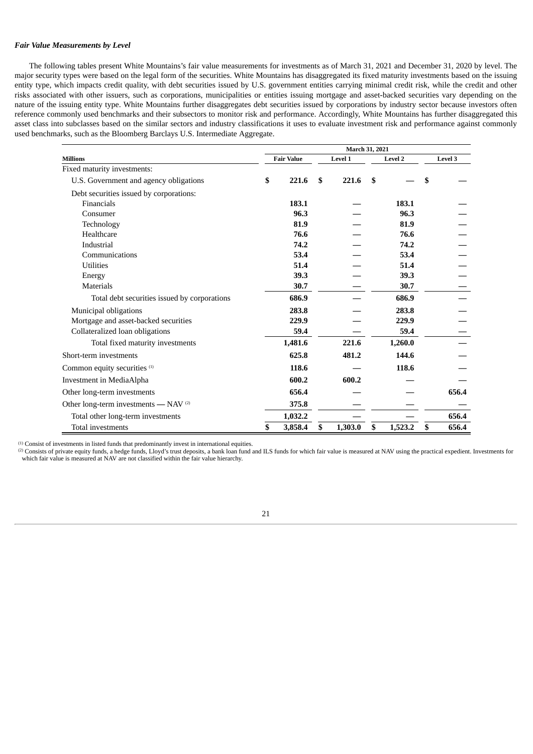***Fair Value Measurements by Level***

The following tables present White Mountains's fair value measurements for investments as of March 31, 2021 and December 31, 2020 by level. The major security types were based on the legal form of the securities. White Mountains has disaggregated its fixed maturity investments based on the issuing entity type, which impacts credit quality, with debt securities issued by U.S. government entities carrying minimal credit risk, while the credit and other risks associated with other issuers, such as corporations, municipalities or entities issuing mortgage and asset-backed securities vary depending on the nature of the issuing entity type. White Mountains further disaggregates debt securities issued by corporations by industry sector because investors often reference commonly used benchmarks and their subsectors to monitor risk and performance. Accordingly, White Mountains has further disaggregated this asset class into subclasses based on the similar sectors and industry classifications it uses to evaluate investment risk and performance against commonly used benchmarks, such as the Bloomberg Barclays U.S. Intermediate Aggregate.

| | March 31, 2021 | | | |
|---|---|---|---|---|
| **Millions** | **Fair Value** | **Level 1** | **Level 2** | **Level 3** |
| Fixed maturity investments: | | | | |
| U.S. Government and agency obligations | $ 221.6 | $ 221.6 | $ — | $ — |
| Debt securities issued by corporations: | | | | |
| Financials | 183.1 | — | 183.1 | — |
| Consumer | 96.3 | — | 96.3 | — |
| Technology | 81.9 | — | 81.9 | — |
| Healthcare | 76.6 | — | 76.6 | — |
| Industrial | 74.2 | — | 74.2 | — |
| Communications | 53.4 | — | 53.4 | — |
| Utilities | 51.4 | — | 51.4 | — |
| Energy | 39.3 | — | 39.3 | — |
| Materials | 30.7 | — | 30.7 | — |
| Total debt securities issued by corporations | 686.9 | — | 686.9 | — |
| Municipal obligations | 283.8 | — | 283.8 | — |
| Mortgage and asset-backed securities | 229.9 | — | 229.9 | — |
| Collateralized loan obligations | 59.4 | — | 59.4 | — |
| Total fixed maturity investments | 1,481.6 | 221.6 | 1,260.0 | — |
| Short-term investments | 625.8 | 481.2 | 144.6 | — |
| Common equity securities [(1)] | 118.6 | — | 118.6 | — |
| Investment in MediaAlpha | 600.2 | 600.2 | — | — |
| Other long-term investments | 656.4 | — | — | 656.4 |
| Other long-term investments — NAV [(2)] | 375.8 | — | — | — |
| Total other long-term investments | 1,032.2 | — | — | 656.4 |
| Total investments | $ 3,858.4 | $ 1,303.0 | $ 1,523.2 | $ 656.4 |

[(1)] Consist of investments in listed funds that predominantly invest in international equities.
[(2)] Consists of private equity funds, a hedge funds, Lloyd's trust deposits, a bank loan fund and ILS funds for which fair value is measured at NAV using the practical expedient. Investments for which fair value is measured at NAV are not classified within the fair value hierarchy.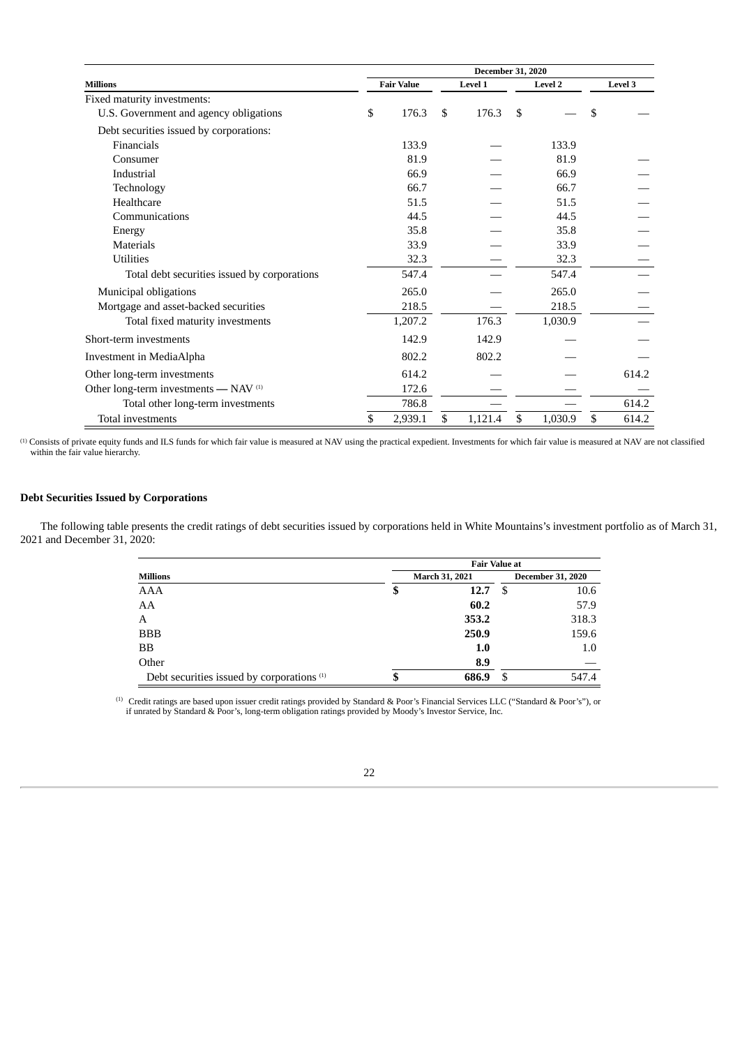| | December 31, 2020 | | | |
|---|---|---|---|---|
| Millions | Fair Value | Level 1 | Level 2 | Level 3 |
| Fixed maturity investments: | | | | |
| U.S. Government and agency obligations | $ 176.3 | $ 176.3 | $ — | $ — |
| Debt securities issued by corporations: | | | | |
| Financials | 133.9 | — | 133.9 | |
| Consumer | 81.9 | — | 81.9 | — |
| Industrial | 66.9 | — | 66.9 | — |
| Technology | 66.7 | — | 66.7 | — |
| Healthcare | 51.5 | — | 51.5 | — |
| Communications | 44.5 | — | 44.5 | — |
| Energy | 35.8 | — | 35.8 | — |
| Materials | 33.9 | — | 33.9 | — |
| Utilities | 32.3 | — | 32.3 | — |
| Total debt securities issued by corporations | 547.4 | — | 547.4 | — |
| Municipal obligations | 265.0 | — | 265.0 | — |
| Mortgage and asset-backed securities | 218.5 | — | 218.5 | — |
| Total fixed maturity investments | 1,207.2 | 176.3 | 1,030.9 | — |
| Short-term investments | 142.9 | 142.9 | — | — |
| Investment in MediaAlpha | 802.2 | 802.2 | — | — |
| Other long-term investments | 614.2 | — | — | 614.2 |
| Other long-term investments — NAV [(1)] | 172.6 | — | — | — |
| Total other long-term investments | 786.8 | — | — | 614.2 |
| Total investments | $ 2,939.1 | $ 1,121.4 | $ 1,030.9 | $ 614.2 |

[(1)] Consists of private equity funds and ILS funds for which fair value is measured at NAV using the practical expedient. Investments for which fair value is measured at NAV are not classified within the fair value hierarchy.

**Debt Securities Issued by Corporations**

The following table presents the credit ratings of debt securities issued by corporations held in White Mountains's investment portfolio as of March 31, 2021 and December 31, 2020:

| | Fair Value at | |
|---|---|---|
| Millions | March 31, 2021 | December 31, 2020 |
| AAA | **$ 12.7** | $ 10.6 |
| AA | **60.2** | 57.9 |
| A | **353.2** | 318.3 |
| BBB | **250.9** | 159.6 |
| BB | **1.0** | 1.0 |
| Other | **8.9** | — |
| Debt securities issued by corporations [(1)] | **$ 686.9** | $ 547.4 |

[(1)] Credit ratings are based upon issuer credit ratings provided by Standard & Poor's Financial Services LLC ("Standard & Poor's"), or if unrated by Standard & Poor's, long-term obligation ratings provided by Moody's Investor Service, Inc.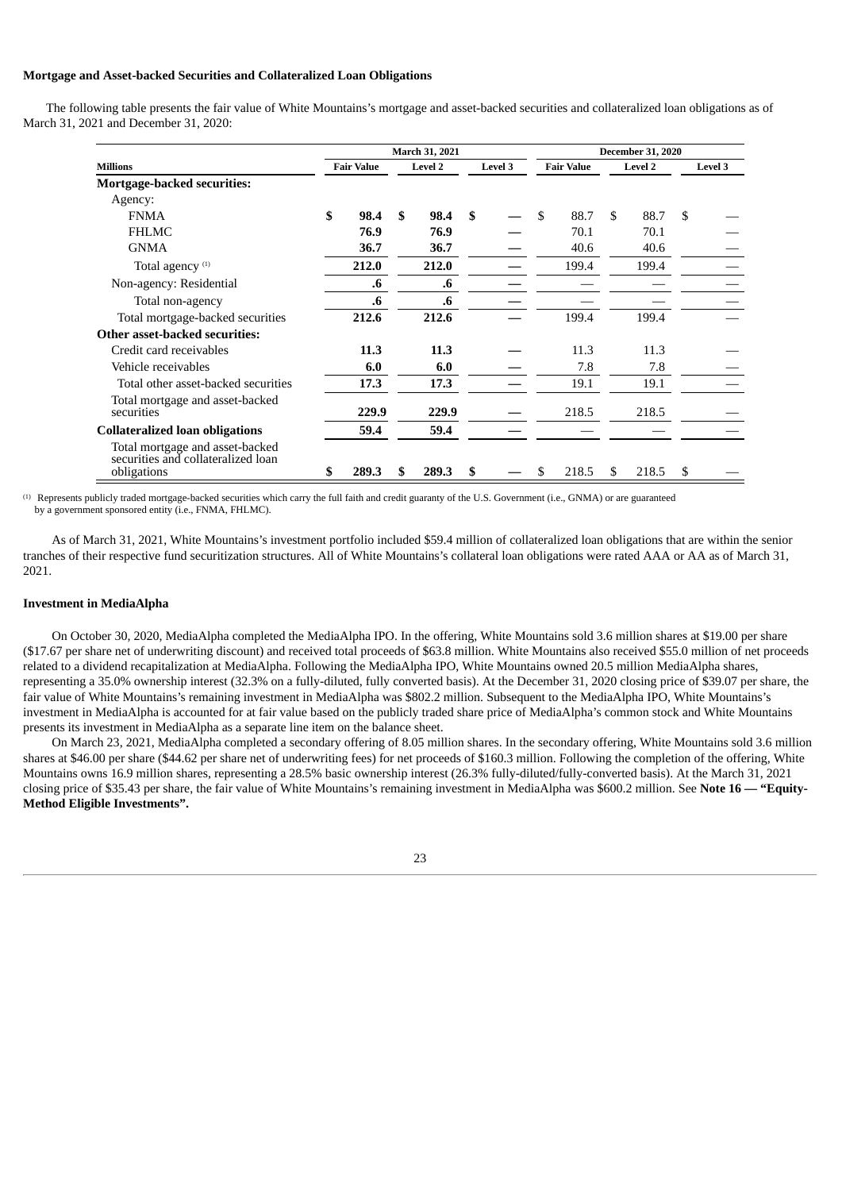**Mortgage and Asset-backed Securities and Collateralized Loan Obligations**

The following table presents the fair value of White Mountains's mortgage and asset-backed securities and collateralized loan obligations as of March 31, 2021 and December 31, 2020:

| Millions | March 31, 2021 | | | December 31, 2020 | | |
|---|---|---|---|---|---|---|
| | Fair Value | Level 2 | Level 3 | Fair Value | Level 2 | Level 3 |
| **Mortgage-backed securities:** | | | | | | |
| Agency: | | | | | | |
| FNMA | **$ 98.4** | **$ 98.4** | **$ —** | $ 88.7 | $ 88.7 | $ — |
| FHLMC | **76.9** | **76.9** | **—** | 70.1 | 70.1 | — |
| GNMA | **36.7** | **36.7** | **—** | 40.6 | 40.6 | — |
| Total agency [(1)] | **212.0** | **212.0** | **—** | 199.4 | 199.4 | — |
| Non-agency: Residential | **.6** | **.6** | **—** | — | — | — |
| Total non-agency | **.6** | **.6** | **—** | — | — | — |
| Total mortgage-backed securities | **212.6** | **212.6** | **—** | 199.4 | 199.4 | — |
| **Other asset-backed securities:** | | | | | | |
| Credit card receivables | **11.3** | **11.3** | **—** | 11.3 | 11.3 | — |
| Vehicle receivables | **6.0** | **6.0** | **—** | 7.8 | 7.8 | — |
| Total other asset-backed securities | **17.3** | **17.3** | **—** | 19.1 | 19.1 | — |
| Total mortgage and asset-backed securities | **229.9** | **229.9** | **—** | 218.5 | 218.5 | — |
| **Collateralized loan obligations** | **59.4** | **59.4** | **—** | — | — | — |
| Total mortgage and asset-backed securities and collateralized loan obligations | **$ 289.3** | **$ 289.3** | **$ —** | $ 218.5 | $ 218.5 | $ — |

(1) Represents publicly traded mortgage-backed securities which carry the full faith and credit guaranty of the U.S. Government (i.e., GNMA) or are guaranteed by a government sponsored entity (i.e., FNMA, FHLMC).

As of March 31, 2021, White Mountains's investment portfolio included $59.4 million of collateralized loan obligations that are within the senior tranches of their respective fund securitization structures. All of White Mountains's collateral loan obligations were rated AAA or AA as of March 31, 2021.

**Investment in MediaAlpha**

On October 30, 2020, MediaAlpha completed the MediaAlpha IPO. In the offering, White Mountains sold 3.6 million shares at $19.00 per share ($17.67 per share net of underwriting discount) and received total proceeds of $63.8 million. White Mountains also received $55.0 million of net proceeds related to a dividend recapitalization at MediaAlpha. Following the MediaAlpha IPO, White Mountains owned 20.5 million MediaAlpha shares, representing a 35.0% ownership interest (32.3% on a fully-diluted, fully converted basis). At the December 31, 2020 closing price of $39.07 per share, the fair value of White Mountains's remaining investment in MediaAlpha was $802.2 million. Subsequent to the MediaAlpha IPO, White Mountains's investment in MediaAlpha is accounted for at fair value based on the publicly traded share price of MediaAlpha's common stock and White Mountains presents its investment in MediaAlpha as a separate line item on the balance sheet.

On March 23, 2021, MediaAlpha completed a secondary offering of 8.05 million shares. In the secondary offering, White Mountains sold 3.6 million shares at $46.00 per share ($44.62 per share net of underwriting fees) for net proceeds of $160.3 million. Following the completion of the offering, White Mountains owns 16.9 million shares, representing a 28.5% basic ownership interest (26.3% fully-diluted/fully-converted basis). At the March 31, 2021 closing price of $35.43 per share, the fair value of White Mountains's remaining investment in MediaAlpha was $600.2 million. See **Note 16 — "Equity-Method Eligible Investments".**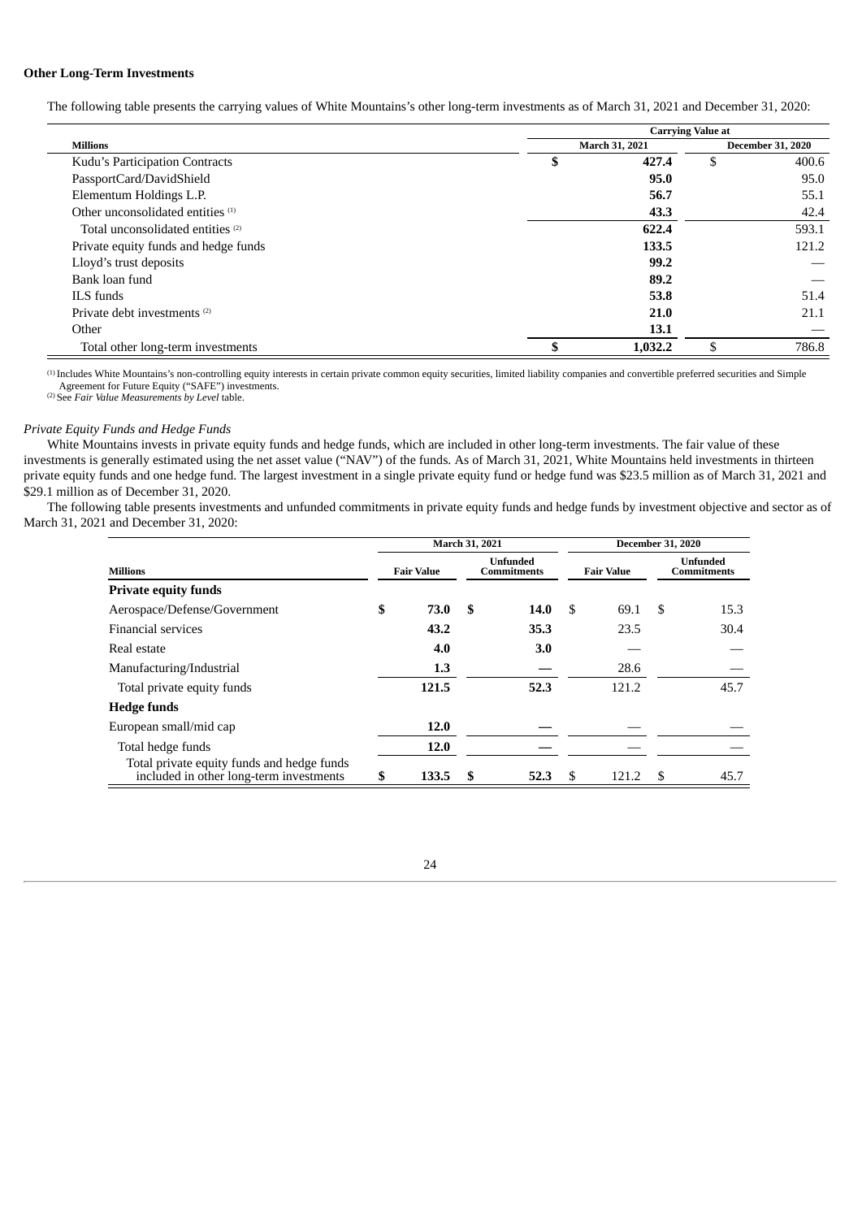**Other Long-Term Investments**

The following table presents the carrying values of White Mountains's other long-term investments as of March 31, 2021 and December 31, 2020:

| Millions | Carrying Value at March 31, 2021 | Carrying Value at December 31, 2020 |
|---|---|---|
| Kudu's Participation Contracts | **$ 427.4** | $ 400.6 |
| PassportCard/DavidShield | **95.0** | 95.0 |
| Elementum Holdings L.P. | **56.7** | 55.1 |
| Other unconsolidated entities [(1)] | **43.3** | 42.4 |
| Total unconsolidated entities [(2)] | **622.4** | 593.1 |
| Private equity funds and hedge funds | **133.5** | 121.2 |
| Lloyd's trust deposits | **99.2** | — |
| Bank loan fund | **89.2** | — |
| ILS funds | **53.8** | 51.4 |
| Private debt investments [(2)] | **21.0** | 21.1 |
| Other | **13.1** | — |
| Total other long-term investments | **$ 1,032.2** | $ 786.8 |

[(1)] Includes White Mountains's non-controlling equity interests in certain private common equity securities, limited liability companies and convertible preferred securities and Simple Agreement for Future Equity ("SAFE") investments.
[(2)] See *Fair Value Measurements by Level* table.

*Private Equity Funds and Hedge Funds*

White Mountains invests in private equity funds and hedge funds, which are included in other long-term investments. The fair value of these investments is generally estimated using the net asset value ("NAV") of the funds. As of March 31, 2021, White Mountains held investments in thirteen private equity funds and one hedge fund. The largest investment in a single private equity fund or hedge fund was $23.5 million as of March 31, 2021 and $29.1 million as of December 31, 2020.

The following table presents investments and unfunded commitments in private equity funds and hedge funds by investment objective and sector as of March 31, 2021 and December 31, 2020:

| | March 31, 2021 | | December 31, 2020 | |
|---|---|---|---|---|
| **Millions** | **Fair Value** | **Unfunded Commitments** | **Fair Value** | **Unfunded Commitments** |
| **Private equity funds** | | | | |
| Aerospace/Defense/Government | **$ 73.0** | **$ 14.0** | $ 69.1 | $ 15.3 |
| Financial services | **43.2** | **35.3** | 23.5 | 30.4 |
| Real estate | **4.0** | **3.0** | — | — |
| Manufacturing/Industrial | **1.3** | **—** | 28.6 | — |
| Total private equity funds | **121.5** | **52.3** | 121.2 | 45.7 |
| **Hedge funds** | | | | |
| European small/mid cap | **12.0** | **—** | — | — |
| Total hedge funds | **12.0** | **—** | — | — |
| Total private equity funds and hedge funds included in other long-term investments | **$ 133.5** | **$ 52.3** | $ 121.2 | $ 45.7 |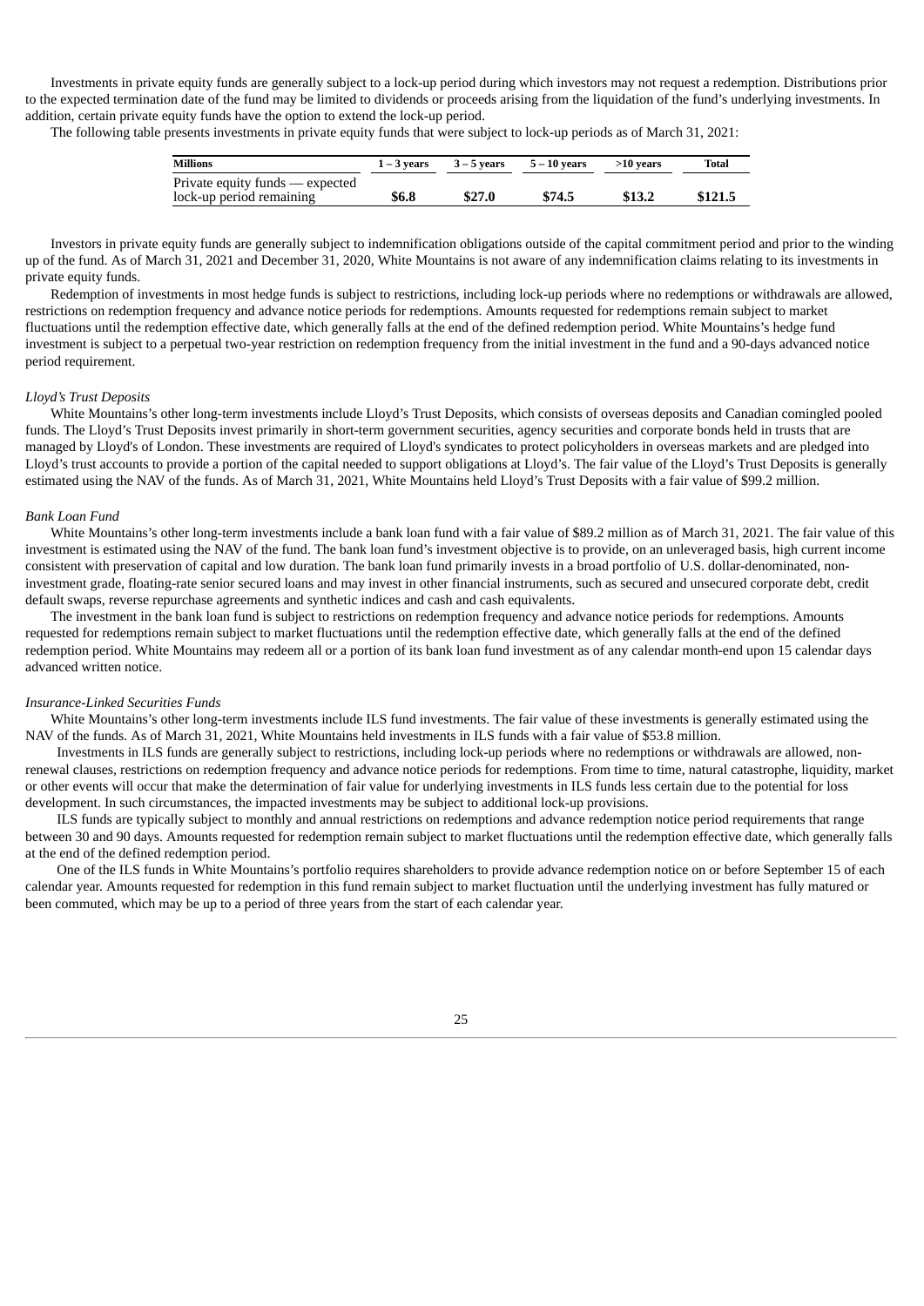Investments in private equity funds are generally subject to a lock-up period during which investors may not request a redemption. Distributions prior to the expected termination date of the fund may be limited to dividends or proceeds arising from the liquidation of the fund's underlying investments. In addition, certain private equity funds have the option to extend the lock-up period.

The following table presents investments in private equity funds that were subject to lock-up periods as of March 31, 2021:

| Millions | 1 – 3 years | 3 – 5 years | 5 – 10 years | >10 years | Total |
|---|---|---|---|---|---|
| Private equity funds — expected lock-up period remaining | **$6.8** | **$27.0** | **$74.5** | **$13.2** | **$121.5** |

Investors in private equity funds are generally subject to indemnification obligations outside of the capital commitment period and prior to the winding up of the fund. As of March 31, 2021 and December 31, 2020, White Mountains is not aware of any indemnification claims relating to its investments in private equity funds.

Redemption of investments in most hedge funds is subject to restrictions, including lock-up periods where no redemptions or withdrawals are allowed, restrictions on redemption frequency and advance notice periods for redemptions. Amounts requested for redemptions remain subject to market fluctuations until the redemption effective date, which generally falls at the end of the defined redemption period. White Mountains's hedge fund investment is subject to a perpetual two-year restriction on redemption frequency from the initial investment in the fund and a 90-days advanced notice period requirement.

*Lloyd's Trust Deposits*

White Mountains's other long-term investments include Lloyd's Trust Deposits, which consists of overseas deposits and Canadian comingled pooled funds. The Lloyd's Trust Deposits invest primarily in short-term government securities, agency securities and corporate bonds held in trusts that are managed by Lloyd's of London. These investments are required of Lloyd's syndicates to protect policyholders in overseas markets and are pledged into Lloyd's trust accounts to provide a portion of the capital needed to support obligations at Lloyd's. The fair value of the Lloyd's Trust Deposits is generally estimated using the NAV of the funds. As of March 31, 2021, White Mountains held Lloyd's Trust Deposits with a fair value of $99.2 million.

*Bank Loan Fund*

White Mountains's other long-term investments include a bank loan fund with a fair value of $89.2 million as of March 31, 2021. The fair value of this investment is estimated using the NAV of the fund. The bank loan fund's investment objective is to provide, on an unleveraged basis, high current income consistent with preservation of capital and low duration. The bank loan fund primarily invests in a broad portfolio of U.S. dollar-denominated, non-investment grade, floating-rate senior secured loans and may invest in other financial instruments, such as secured and unsecured corporate debt, credit default swaps, reverse repurchase agreements and synthetic indices and cash and cash equivalents.

The investment in the bank loan fund is subject to restrictions on redemption frequency and advance notice periods for redemptions. Amounts requested for redemptions remain subject to market fluctuations until the redemption effective date, which generally falls at the end of the defined redemption period. White Mountains may redeem all or a portion of its bank loan fund investment as of any calendar month-end upon 15 calendar days advanced written notice.

*Insurance-Linked Securities Funds*

White Mountains's other long-term investments include ILS fund investments. The fair value of these investments is generally estimated using the NAV of the funds. As of March 31, 2021, White Mountains held investments in ILS funds with a fair value of $53.8 million.

Investments in ILS funds are generally subject to restrictions, including lock-up periods where no redemptions or withdrawals are allowed, non-renewal clauses, restrictions on redemption frequency and advance notice periods for redemptions. From time to time, natural catastrophe, liquidity, market or other events will occur that make the determination of fair value for underlying investments in ILS funds less certain due to the potential for loss development. In such circumstances, the impacted investments may be subject to additional lock-up provisions.

ILS funds are typically subject to monthly and annual restrictions on redemptions and advance redemption notice period requirements that range between 30 and 90 days. Amounts requested for redemption remain subject to market fluctuations until the redemption effective date, which generally falls at the end of the defined redemption period.

One of the ILS funds in White Mountains's portfolio requires shareholders to provide advance redemption notice on or before September 15 of each calendar year. Amounts requested for redemption in this fund remain subject to market fluctuation until the underlying investment has fully matured or been commuted, which may be up to a period of three years from the start of each calendar year.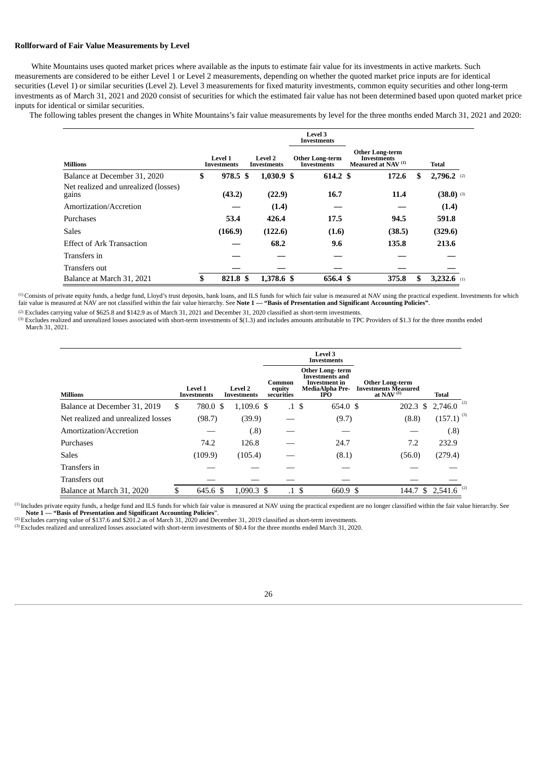**Rollforward of Fair Value Measurements by Level**

White Mountains uses quoted market prices where available as the inputs to estimate fair value for its investments in active markets. Such measurements are considered to be either Level 1 or Level 2 measurements, depending on whether the quoted market price inputs are for identical securities (Level 1) or similar securities (Level 2). Level 3 measurements for fixed maturity investments, common equity securities and other long-term investments as of March 31, 2021 and 2020 consist of securities for which the estimated fair value has not been determined based upon quoted market price inputs for identical or similar securities.

The following tables present the changes in White Mountains's fair value measurements by level for the three months ended March 31, 2021 and 2020:

| | | | Level 3 Investments | | |
|---|---|---|---|---|---|
| **Millions** | **Level 1 Investments** | **Level 2 Investments** | **Other Long-term Investments** | **Other Long-term Investments Measured at NAV** [(1)] | **Total** |
| Balance at December 31, 2020 | $ 978.5 | $ 1,030.9 | $ 614.2 | $ 172.6 | $ 2,796.2 [(2)] |
| Net realized and unrealized (losses) gains | (43.2) | (22.9) | 16.7 | 11.4 | (38.0) [(3)] |
| Amortization/Accretion | — | (1.4) | — | — | (1.4) |
| Purchases | 53.4 | 426.4 | 17.5 | 94.5 | 591.8 |
| Sales | (166.9) | (122.6) | (1.6) | (38.5) | (329.6) |
| Effect of Ark Transaction | — | 68.2 | 9.6 | 135.8 | 213.6 |
| Transfers in | — | — | — | — | — |
| Transfers out | — | — | — | — | — |
| Balance at March 31, 2021 | $ 821.8 | $ 1,378.6 | $ 656.4 | $ 375.8 | $ 3,232.6 [(1)] |

[(1)] Consists of private equity funds, a hedge fund, Lloyd's trust deposits, bank loans, and ILS funds for which fair value is measured at NAV using the practical expedient. Investments for which fair value is measured at NAV are not classified within the fair value hierarchy. See **Note 1 — "Basis of Presentation and Significant Accounting Policies"**.

[(2)] Excludes carrying value of $625.8 and $142.9 as of March 31, 2021 and December 31, 2020 classified as short-term investments.

[(3)] Excludes realized and unrealized losses associated with short-term investments of $(1.3) and includes amounts attributable to TPC Providers of $1.3 for the three months ended March 31, 2021.

| | | | Level 3 Investments | | | |
|---|---|---|---|---|---|---|
| **Millions** | **Level 1 Investments** | **Level 2 Investments** | **Common equity securities** | **Other Long- term Investments and Investment in MediaAlpha Pre-IPO** | **Other Long-term Investments Measured at NAV** [(1)] | **Total** |
| Balance at December 31, 2019 | $ 780.0 | $ 1,109.6 | $ .1 | $ 654.0 | $ 202.3 | $ 2,746.0 [(2)] |
| Net realized and unrealized losses | (98.7) | (39.9) | — | (9.7) | (8.8) | (157.1) [(3)] |
| Amortization/Accretion | — | (.8) | — | — | — | (.8) |
| Purchases | 74.2 | 126.8 | — | 24.7 | 7.2 | 232.9 |
| Sales | (109.9) | (105.4) | — | (8.1) | (56.0) | (279.4) |
| Transfers in | — | — | — | — | — | — |
| Transfers out | — | — | — | — | — | — |
| Balance at March 31, 2020 | $ 645.6 | $ 1,090.3 | $ .1 | $ 660.9 | $ 144.7 | $ 2,541.6 [(2)] |

[(1)] Includes private equity funds, a hedge fund and ILS funds for which fair value is measured at NAV using the practical expedient are no longer classified within the fair value hierarchy. See **Note 1 — "Basis of Presentation and Significant Accounting Policies"**.

[(2)] Excludes carrying value of $137.6 and $201.2 as of March 31, 2020 and December 31, 2019 classified as short-term investments.

[(3)] Excludes realized and unrealized losses associated with short-term investments of $0.4 for the three months ended March 31, 2020.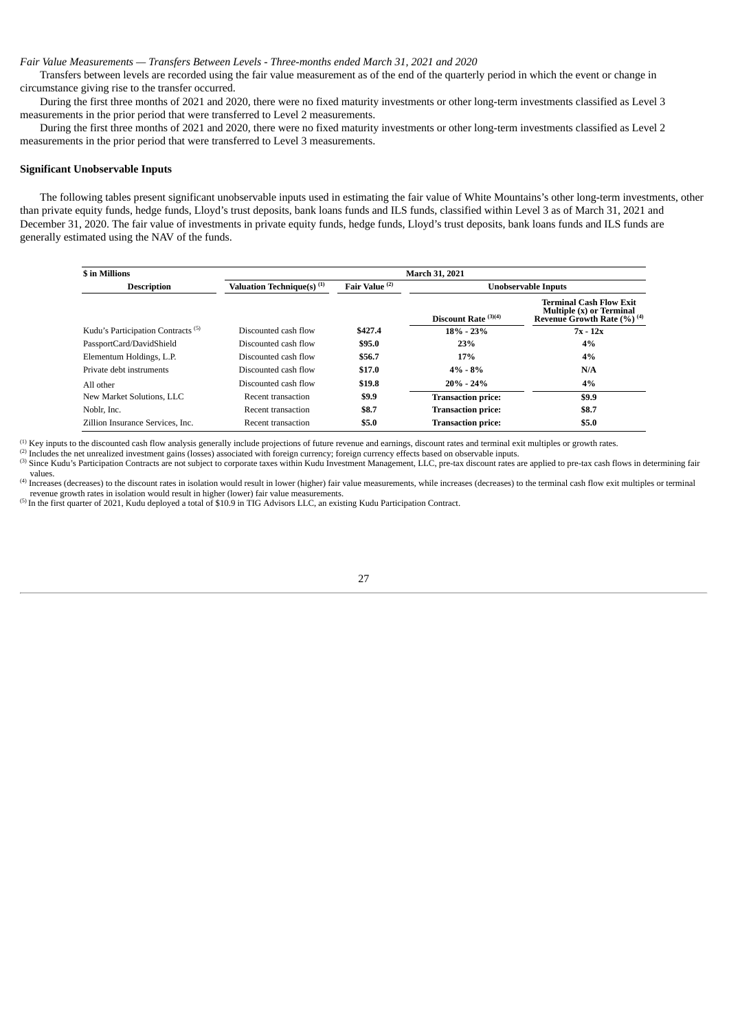*Fair Value Measurements — Transfers Between Levels - Three-months ended March 31, 2021 and 2020*

Transfers between levels are recorded using the fair value measurement as of the end of the quarterly period in which the event or change in circumstance giving rise to the transfer occurred.

During the first three months of 2021 and 2020, there were no fixed maturity investments or other long-term investments classified as Level 3 measurements in the prior period that were transferred to Level 2 measurements.

During the first three months of 2021 and 2020, there were no fixed maturity investments or other long-term investments classified as Level 2 measurements in the prior period that were transferred to Level 3 measurements.

**Significant Unobservable Inputs**

The following tables present significant unobservable inputs used in estimating the fair value of White Mountains's other long-term investments, other than private equity funds, hedge funds, Lloyd's trust deposits, bank loans funds and ILS funds, classified within Level 3 as of March 31, 2021 and December 31, 2020. The fair value of investments in private equity funds, hedge funds, Lloyd's trust deposits, bank loans funds and ILS funds are generally estimated using the NAV of the funds.

| **\$ in Millions** | **March 31, 2021** | | | |
|---|---|---|---|---|
| **Description** | **Valuation Technique(s)** [1] | **Fair Value** [2] | **Unobservable Inputs** | |
| | | | **Discount Rate** [3][4] | **Terminal Cash Flow Exit Multiple (x) or Terminal Revenue Growth Rate (%)** [4] |
| Kudu's Participation Contracts [5] | Discounted cash flow | **\$427.4** | **18% - 23%** | **7x - 12x** |
| PassportCard/DavidShield | Discounted cash flow | **\$95.0** | **23%** | **4%** |
| Elementum Holdings, L.P. | Discounted cash flow | **\$56.7** | **17%** | **4%** |
| Private debt instruments | Discounted cash flow | **\$17.0** | **4% - 8%** | **N/A** |
| All other | Discounted cash flow | **\$19.8** | **20% - 24%** | **4%** |
| New Market Solutions, LLC | Recent transaction | **\$9.9** | **Transaction price:** | **\$9.9** |
| Noblr, Inc. | Recent transaction | **\$8.7** | **Transaction price:** | **\$8.7** |
| Zillion Insurance Services, Inc. | Recent transaction | **\$5.0** | **Transaction price:** | **\$5.0** |

[1] Key inputs to the discounted cash flow analysis generally include projections of future revenue and earnings, discount rates and terminal exit multiples or growth rates.
[2] Includes the net unrealized investment gains (losses) associated with foreign currency; foreign currency effects based on observable inputs.
[3] Since Kudu's Participation Contracts are not subject to corporate taxes within Kudu Investment Management, LLC, pre-tax discount rates are applied to pre-tax cash flows in determining fair values.
[4] Increases (decreases) to the discount rates in isolation would result in lower (higher) fair value measurements, while increases (decreases) to the terminal cash flow exit multiples or terminal revenue growth rates in isolation would result in higher (lower) fair value measurements.
[5] In the first quarter of 2021, Kudu deployed a total of \$10.9 in TIG Advisors LLC, an existing Kudu Participation Contract.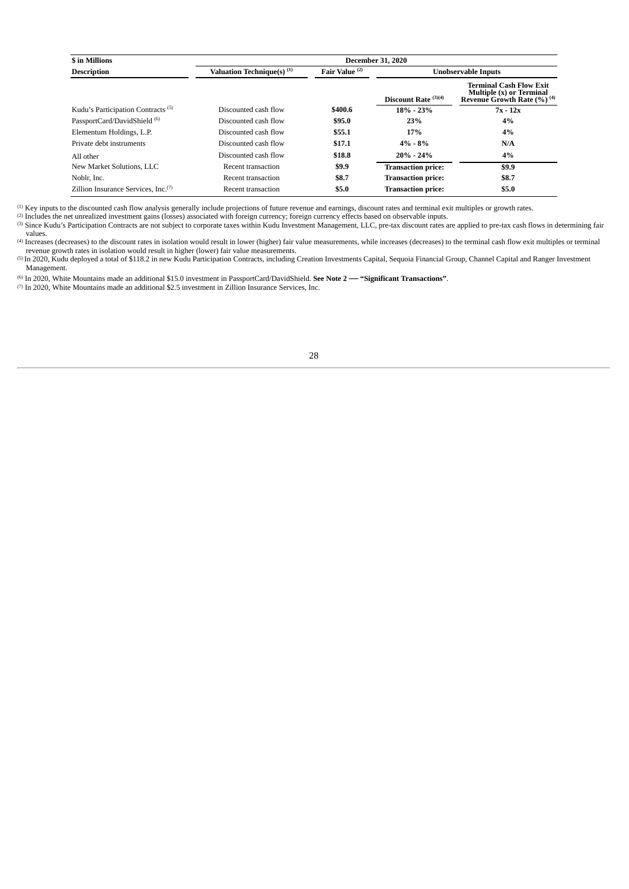| $ in Millions | December 31, 2020 | | | |
|---|---|---|---|---|
| Description | Valuation Technique(s) [(1)] | Fair Value [(2)] | Unobservable Inputs | |
| | | | Discount Rate [(3)(4)] | Terminal Cash Flow Exit Multiple (x) or Terminal Revenue Growth Rate (%) [(4)] |
| Kudu's Participation Contracts [(5)] | Discounted cash flow | **$400.6** | **18% - 23%** | **7x - 12x** |
| PassportCard/DavidShield [(6)] | Discounted cash flow | **$95.0** | **23%** | **4%** |
| Elementum Holdings, L.P. | Discounted cash flow | **$55.1** | **17%** | **4%** |
| Private debt instruments | Discounted cash flow | **$17.1** | **4% - 8%** | **N/A** |
| All other | Discounted cash flow | **$18.8** | **20% - 24%** | **4%** |
| New Market Solutions, LLC | Recent transaction | **$9.9** | **Transaction price:** | **$9.9** |
| Noblr, Inc. | Recent transaction | **$8.7** | **Transaction price:** | **$8.7** |
| Zillion Insurance Services, Inc.[(7)] | Recent transaction | **$5.0** | **Transaction price:** | **$5.0** |

[(1)] Key inputs to the discounted cash flow analysis generally include projections of future revenue and earnings, discount rates and terminal exit multiples or growth rates.
[(2)] Includes the net unrealized investment gains (losses) associated with foreign currency; foreign currency effects based on observable inputs.
[(3)] Since Kudu's Participation Contracts are not subject to corporate taxes within Kudu Investment Management, LLC, pre-tax discount rates are applied to pre-tax cash flows in determining fair values.
[(4)] Increases (decreases) to the discount rates in isolation would result in lower (higher) fair value measurements, while increases (decreases) to the terminal cash flow exit multiples or terminal revenue growth rates in isolation would result in higher (lower) fair value measurements.
[(5)] In 2020, Kudu deployed a total of $118.2 in new Kudu Participation Contracts, including Creation Investments Capital, Sequoia Financial Group, Channel Capital and Ranger Investment Management.
[(6)] In 2020, White Mountains made an additional $15.0 investment in PassportCard/DavidShield. **See Note 2 — "Significant Transactions"**.
[(7)] In 2020, White Mountains made an additional $2.5 investment in Zillion Insurance Services, Inc.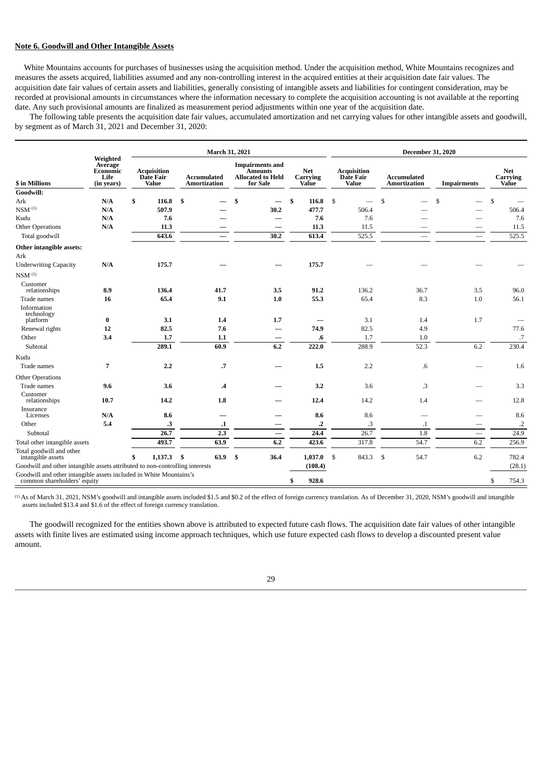**Note 6. Goodwill and Other Intangible Assets**

White Mountains accounts for purchases of businesses using the acquisition method. Under the acquisition method, White Mountains recognizes and measures the assets acquired, liabilities assumed and any non-controlling interest in the acquired entities at their acquisition date fair values. The acquisition date fair values of certain assets and liabilities, generally consisting of intangible assets and liabilities for contingent consideration, may be recorded at provisional amounts in circumstances where the information necessary to complete the acquisition accounting is not available at the reporting date. Any such provisional amounts are finalized as measurement period adjustments within one year of the acquisition date.

The following table presents the acquisition date fair values, accumulated amortization and net carrying values for other intangible assets and goodwill, by segment as of March 31, 2021 and December 31, 2020:

| | | March 31, 2021 | | | | December 31, 2020 | | | |
|---|---|---|---|---|---|---|---|---|---|
| $ in Millions | Weighted Average Economic Life (in years) | Acquisition Date Fair Value | Accumulated Amortization | Impairments and Amounts Allocated to Held for Sale | Net Carrying Value | Acquisition Date Fair Value | Accumulated Amortization | Impairments | Net Carrying Value |
| **Goodwill:** | | | | | | | | | |
| Ark | N/A | $ 116.8 | $ — | $ — | $ 116.8 | $ — | $ — | $ — | $ — |
| NSM [(1)] | N/A | 507.9 | — | 30.2 | 477.7 | 506.4 | — | — | 506.4 |
| Kudu | N/A | 7.6 | — | — | 7.6 | 7.6 | — | — | 7.6 |
| Other Operations | N/A | 11.3 | — | — | 11.3 | 11.5 | — | — | 11.5 |
| Total goodwill | | 643.6 | — | 30.2 | 613.4 | 525.5 | — | — | 525.5 |
| **Other intangible assets:** | | | | | | | | | |
| Ark | | | | | | | | | |
| Underwriting Capacity | N/A | 175.7 | — | — | 175.7 | — | — | — | — |
| NSM [(1)] | | | | | | | | | |
| Customer relationships | 8.9 | 136.4 | 41.7 | 3.5 | 91.2 | 136.2 | 36.7 | 3.5 | 96.0 |
| Trade names | 16 | 65.4 | 9.1 | 1.0 | 55.3 | 65.4 | 8.3 | 1.0 | 56.1 |
| Information technology platform | 0 | 3.1 | 1.4 | 1.7 | — | 3.1 | 1.4 | 1.7 | — |
| Renewal rights | 12 | 82.5 | 7.6 | — | 74.9 | 82.5 | 4.9 | | 77.6 |
| Other | 3.4 | 1.7 | 1.1 | — | .6 | 1.7 | 1.0 | | .7 |
| Subtotal | | 289.1 | 60.9 | 6.2 | 222.0 | 288.9 | 52.3 | 6.2 | 230.4 |
| Kudu | | | | | | | | | |
| Trade names | 7 | 2.2 | .7 | — | 1.5 | 2.2 | .6 | — | 1.6 |
| Other Operations | | | | | | | | | |
| Trade names | 9.6 | 3.6 | .4 | — | 3.2 | 3.6 | .3 | — | 3.3 |
| Customer relationships | 10.7 | 14.2 | 1.8 | — | 12.4 | 14.2 | 1.4 | — | 12.8 |
| Insurance Licenses | N/A | 8.6 | — | — | 8.6 | 8.6 | — | — | 8.6 |
| Other | 5.4 | .3 | .1 | — | .2 | .3 | .1 | — | .2 |
| Subtotal | | 26.7 | 2.3 | — | 24.4 | 26.7 | 1.8 | — | 24.9 |
| Total other intangible assets | | 493.7 | 63.9 | 6.2 | 423.6 | 317.8 | 54.7 | 6.2 | 256.9 |
| Total goodwill and other intangible assets | | $ 1,137.3 | $ 63.9 | $ 36.4 | 1,037.0 | $ 843.3 | $ 54.7 | 6.2 | 782.4 |
| Goodwill and other intangible assets attributed to non-controlling interests | | | | | (108.4) | | | | (28.1) |
| Goodwill and other intangible assets included in White Mountains's common shareholders' equity | | | | | $ 928.6 | | | | $ 754.3 |

[(1)] As of March 31, 2021, NSM's goodwill and intangible assets included $1.5 and $0.2 of the effect of foreign currency translation. As of December 31, 2020, NSM's goodwill and intangible assets included $13.4 and $1.6 of the effect of foreign currency translation.

The goodwill recognized for the entities shown above is attributed to expected future cash flows. The acquisition date fair values of other intangible assets with finite lives are estimated using income approach techniques, which use future expected cash flows to develop a discounted present value amount.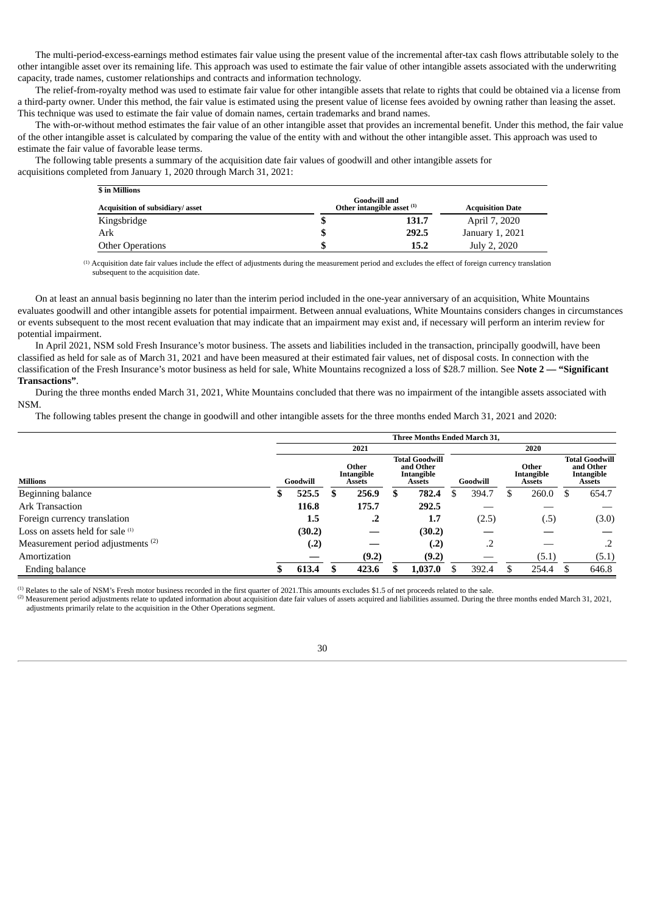The multi-period-excess-earnings method estimates fair value using the present value of the incremental after-tax cash flows attributable solely to the other intangible asset over its remaining life. This approach was used to estimate the fair value of other intangible assets associated with the underwriting capacity, trade names, customer relationships and contracts and information technology.

The relief-from-royalty method was used to estimate fair value for other intangible assets that relate to rights that could be obtained via a license from a third-party owner. Under this method, the fair value is estimated using the present value of license fees avoided by owning rather than leasing the asset. This technique was used to estimate the fair value of domain names, certain trademarks and brand names.

The with-or-without method estimates the fair value of an other intangible asset that provides an incremental benefit. Under this method, the fair value of the other intangible asset is calculated by comparing the value of the entity with and without the other intangible asset. This approach was used to estimate the fair value of favorable lease terms.

The following table presents a summary of the acquisition date fair values of goodwill and other intangible assets for acquisitions completed from January 1, 2020 through March 31, 2021:

| **$ in Millions** Acquisition of subsidiary/ asset | Goodwill and Other intangible asset [(1)] | | Acquisition Date |
|---|---|---|---|
| Kingsbridge | $ | **131.7** | April 7, 2020 |
| Ark | $ | **292.5** | January 1, 2021 |
| Other Operations | $ | **15.2** | July 2, 2020 |

[(1)] Acquisition date fair values include the effect of adjustments during the measurement period and excludes the effect of foreign currency translation subsequent to the acquisition date.

On at least an annual basis beginning no later than the interim period included in the one-year anniversary of an acquisition, White Mountains evaluates goodwill and other intangible assets for potential impairment. Between annual evaluations, White Mountains considers changes in circumstances or events subsequent to the most recent evaluation that may indicate that an impairment may exist and, if necessary will perform an interim review for potential impairment.

In April 2021, NSM sold Fresh Insurance's motor business. The assets and liabilities included in the transaction, principally goodwill, have been classified as held for sale as of March 31, 2021 and have been measured at their estimated fair values, net of disposal costs. In connection with the classification of the Fresh Insurance's motor business as held for sale, White Mountains recognized a loss of $28.7 million. See **Note 2 — "Significant Transactions"**.

During the three months ended March 31, 2021, White Mountains concluded that there was no impairment of the intangible assets associated with NSM.

The following tables present the change in goodwill and other intangible assets for the three months ended March 31, 2021 and 2020:

| | Three Months Ended March 31, | | | | | | | | | | | |
|---|---|---|---|---|---|---|---|---|---|---|---|---|
| | 2021 | | | | | | 2020 | | | | | |
| **Millions** | Goodwill | | Other Intangible Assets | | Total Goodwill and Other Intangible Assets | | Goodwill | | Other Intangible Assets | | Total Goodwill and Other Intangible Assets | |
| Beginning balance | $ | **525.5** | $ | **256.9** | $ | **782.4** | $ | 394.7 | $ | 260.0 | $ | 654.7 |
| Ark Transaction | | **116.8** | | **175.7** | | **292.5** | | — | | — | | — |
| Foreign currency translation | | **1.5** | | **.2** | | **1.7** | | (2.5) | | (.5) | | (3.0) |
| Loss on assets held for sale [(1)] | | **(30.2)** | | **—** | | **(30.2)** | | — | | — | | — |
| Measurement period adjustments [(2)] | | **(.2)** | | **—** | | **(.2)** | | .2 | | — | | .2 |
| Amortization | | **—** | | **(9.2)** | | **(9.2)** | | — | | (5.1) | | (5.1) |
| Ending balance | $ | **613.4** | $ | **423.6** | $ | **1,037.0** | $ | 392.4 | $ | 254.4 | $ | 646.8 |

[(1)] Relates to the sale of NSM's Fresh motor business recorded in the first quarter of 2021.This amounts excludes $1.5 of net proceeds related to the sale.

[(2)] Measurement period adjustments relate to updated information about acquisition date fair values of assets acquired and liabilities assumed. During the three months ended March 31, 2021, adjustments primarily relate to the acquisition in the Other Operations segment.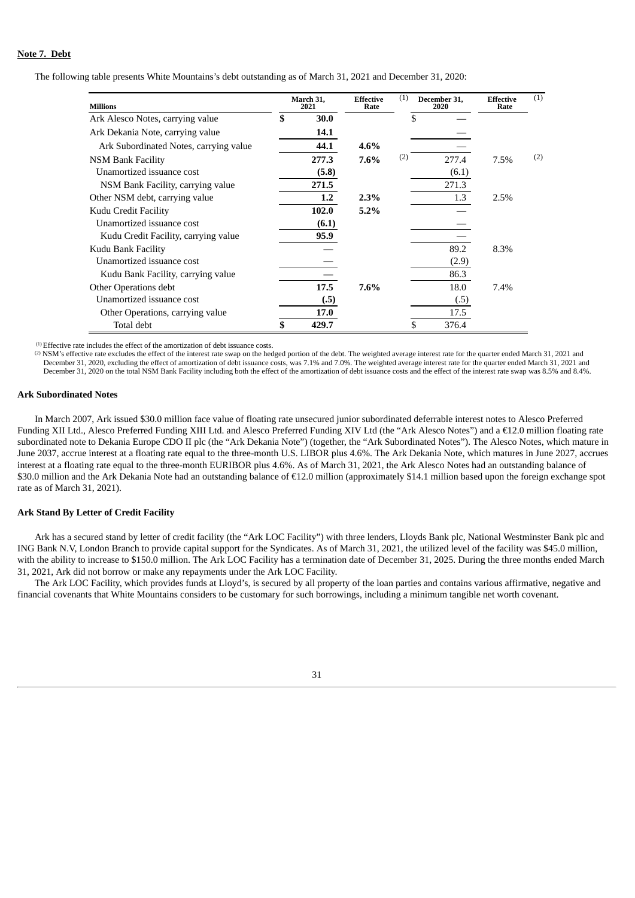**Note 7. Debt**

The following table presents White Mountains's debt outstanding as of March 31, 2021 and December 31, 2020:

| Millions | March 31, 2021 | Effective Rate [(1)] | December 31, 2020 | Effective Rate [(1)] |
|---|---|---|---|---|
| Ark Alesco Notes, carrying value | $ **30.0** | | $ — | |
| Ark Dekania Note, carrying value | **14.1** | | — | |
| Ark Subordinated Notes, carrying value | **44.1** | **4.6%** | — | |
| NSM Bank Facility | **277.3** | **7.6%** [(2)] | 277.4 | 7.5% [(2)] |
| Unamortized issuance cost | **(5.8)** | | (6.1) | |
| NSM Bank Facility, carrying value | **271.5** | | 271.3 | |
| Other NSM debt, carrying value | **1.2** | **2.3%** | 1.3 | 2.5% |
| Kudu Credit Facility | **102.0** | **5.2%** | — | |
| Unamortized issuance cost | **(6.1)** | | — | |
| Kudu Credit Facility, carrying value | **95.9** | | — | |
| Kudu Bank Facility | **—** | | 89.2 | 8.3% |
| Unamortized issuance cost | **—** | | (2.9) | |
| Kudu Bank Facility, carrying value | **—** | | 86.3 | |
| Other Operations debt | **17.5** | **7.6%** | 18.0 | 7.4% |
| Unamortized issuance cost | **(.5)** | | (.5) | |
| Other Operations, carrying value | **17.0** | | 17.5 | |
| Total debt | $ **429.7** | | $ 376.4 | |

[(1)] Effective rate includes the effect of the amortization of debt issuance costs.
[(2)] NSM's effective rate excludes the effect of the interest rate swap on the hedged portion of the debt. The weighted average interest rate for the quarter ended March 31, 2021 and December 31, 2020, excluding the effect of amortization of debt issuance costs, was 7.1% and 7.0%. The weighted average interest rate for the quarter ended March 31, 2021 and December 31, 2020 on the total NSM Bank Facility including both the effect of the amortization of debt issuance costs and the effect of the interest rate swap was 8.5% and 8.4%.

**Ark Subordinated Notes**

In March 2007, Ark issued $30.0 million face value of floating rate unsecured junior subordinated deferrable interest notes to Alesco Preferred Funding XII Ltd., Alesco Preferred Funding XIII Ltd. and Alesco Preferred Funding XIV Ltd (the "Ark Alesco Notes") and a €12.0 million floating rate subordinated note to Dekania Europe CDO II plc (the "Ark Dekania Note") (together, the "Ark Subordinated Notes"). The Alesco Notes, which mature in June 2037, accrue interest at a floating rate equal to the three-month U.S. LIBOR plus 4.6%. The Ark Dekania Note, which matures in June 2027, accrues interest at a floating rate equal to the three-month EURIBOR plus 4.6%. As of March 31, 2021, the Ark Alesco Notes had an outstanding balance of $30.0 million and the Ark Dekania Note had an outstanding balance of €12.0 million (approximately $14.1 million based upon the foreign exchange spot rate as of March 31, 2021).

**Ark Stand By Letter of Credit Facility**

Ark has a secured stand by letter of credit facility (the "Ark LOC Facility") with three lenders, Lloyds Bank plc, National Westminster Bank plc and ING Bank N.V, London Branch to provide capital support for the Syndicates. As of March 31, 2021, the utilized level of the facility was $45.0 million, with the ability to increase to $150.0 million. The Ark LOC Facility has a termination date of December 31, 2025. During the three months ended March 31, 2021, Ark did not borrow or make any repayments under the Ark LOC Facility.

The Ark LOC Facility, which provides funds at Lloyd's, is secured by all property of the loan parties and contains various affirmative, negative and financial covenants that White Mountains considers to be customary for such borrowings, including a minimum tangible net worth covenant.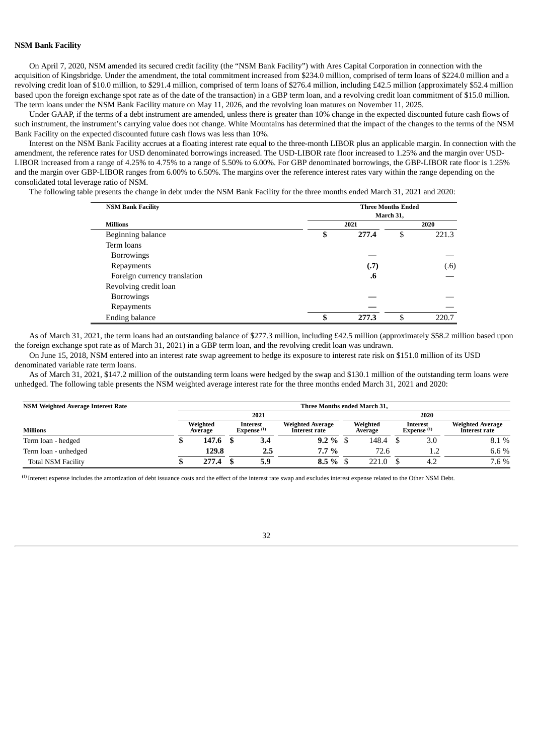**NSM Bank Facility**

On April 7, 2020, NSM amended its secured credit facility (the "NSM Bank Facility") with Ares Capital Corporation in connection with the acquisition of Kingsbridge. Under the amendment, the total commitment increased from $234.0 million, comprised of term loans of $224.0 million and a revolving credit loan of $10.0 million, to $291.4 million, comprised of term loans of $276.4 million, including £42.5 million (approximately $52.4 million based upon the foreign exchange spot rate as of the date of the transaction) in a GBP term loan, and a revolving credit loan commitment of $15.0 million. The term loans under the NSM Bank Facility mature on May 11, 2026, and the revolving loan matures on November 11, 2025.

Under GAAP, if the terms of a debt instrument are amended, unless there is greater than 10% change in the expected discounted future cash flows of such instrument, the instrument's carrying value does not change. White Mountains has determined that the impact of the changes to the terms of the NSM Bank Facility on the expected discounted future cash flows was less than 10%.

Interest on the NSM Bank Facility accrues at a floating interest rate equal to the three-month LIBOR plus an applicable margin. In connection with the amendment, the reference rates for USD denominated borrowings increased. The USD-LIBOR rate floor increased to 1.25% and the margin over USD-LIBOR increased from a range of 4.25% to 4.75% to a range of 5.50% to 6.00%. For GBP denominated borrowings, the GBP-LIBOR rate floor is 1.25% and the margin over GBP-LIBOR ranges from 6.00% to 6.50%. The margins over the reference interest rates vary within the range depending on the consolidated total leverage ratio of NSM.

The following table presents the change in debt under the NSM Bank Facility for the three months ended March 31, 2021 and 2020:

| NSM Bank Facility | Three Months Ended March 31, | |
|---|---|---|
| Millions | 2021 | 2020 |
| Beginning balance | **$ 277.4** | $ 221.3 |
| Term loans | | |
| Borrowings | **—** | — |
| Repayments | **(.7)** | (.6) |
| Foreign currency translation | **.6** | — |
| Revolving credit loan | | |
| Borrowings | **—** | — |
| Repayments | **—** | — |
| Ending balance | **$ 277.3** | $ 220.7 |

As of March 31, 2021, the term loans had an outstanding balance of $277.3 million, including £42.5 million (approximately $58.2 million based upon the foreign exchange spot rate as of March 31, 2021) in a GBP term loan, and the revolving credit loan was undrawn.

On June 15, 2018, NSM entered into an interest rate swap agreement to hedge its exposure to interest rate risk on $151.0 million of its USD denominated variable rate term loans.

As of March 31, 2021, $147.2 million of the outstanding term loans were hedged by the swap and $130.1 million of the outstanding term loans were unhedged. The following table presents the NSM weighted average interest rate for the three months ended March 31, 2021 and 2020:

| NSM Weighted Average Interest Rate | Three Months ended March 31, | | | | | |
|---|---|---|---|---|---|---|
| | 2021 | | | 2020 | | |
| Millions | Weighted Average | Interest Expense (1) | Weighted Average Interest rate | Weighted Average | Interest Expense (1) | Weighted Average Interest rate |
| Term loan - hedged | **$ 147.6** | **$ 3.4** | **9.2 %** | $ 148.4 | $ 3.0 | 8.1 % |
| Term loan - unhedged | **129.8** | **2.5** | **7.7 %** | 72.6 | 1.2 | 6.6 % |
| Total NSM Facility | **$ 277.4** | **$ 5.9** | **8.5 %** | $ 221.0 | $ 4.2 | 7.6 % |

(1) Interest expense includes the amortization of debt issuance costs and the effect of the interest rate swap and excludes interest expense related to the Other NSM Debt.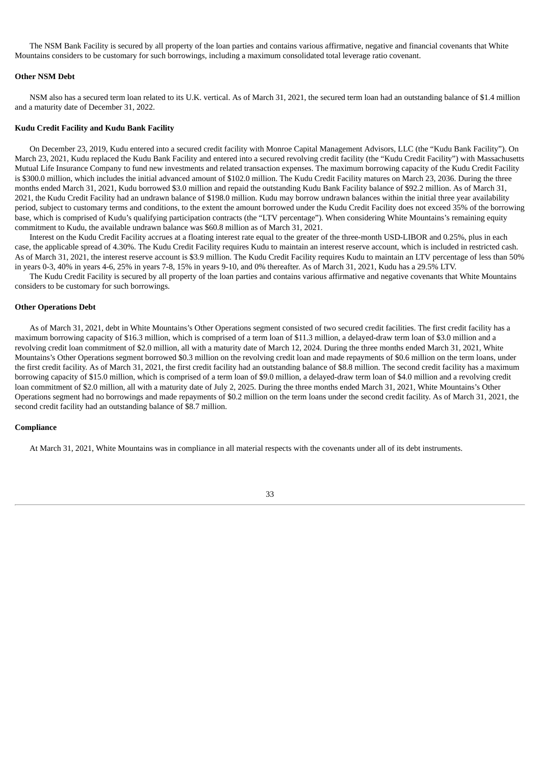The NSM Bank Facility is secured by all property of the loan parties and contains various affirmative, negative and financial covenants that White Mountains considers to be customary for such borrowings, including a maximum consolidated total leverage ratio covenant.

**Other NSM Debt**

NSM also has a secured term loan related to its U.K. vertical. As of March 31, 2021, the secured term loan had an outstanding balance of $1.4 million and a maturity date of December 31, 2022.

**Kudu Credit Facility and Kudu Bank Facility**

On December 23, 2019, Kudu entered into a secured credit facility with Monroe Capital Management Advisors, LLC (the "Kudu Bank Facility"). On March 23, 2021, Kudu replaced the Kudu Bank Facility and entered into a secured revolving credit facility (the "Kudu Credit Facility") with Massachusetts Mutual Life Insurance Company to fund new investments and related transaction expenses. The maximum borrowing capacity of the Kudu Credit Facility is $300.0 million, which includes the initial advanced amount of $102.0 million. The Kudu Credit Facility matures on March 23, 2036. During the three months ended March 31, 2021, Kudu borrowed $3.0 million and repaid the outstanding Kudu Bank Facility balance of $92.2 million. As of March 31, 2021, the Kudu Credit Facility had an undrawn balance of $198.0 million. Kudu may borrow undrawn balances within the initial three year availability period, subject to customary terms and conditions, to the extent the amount borrowed under the Kudu Credit Facility does not exceed 35% of the borrowing base, which is comprised of Kudu's qualifying participation contracts (the "LTV percentage"). When considering White Mountains's remaining equity commitment to Kudu, the available undrawn balance was $60.8 million as of March 31, 2021.

Interest on the Kudu Credit Facility accrues at a floating interest rate equal to the greater of the three-month USD-LIBOR and 0.25%, plus in each case, the applicable spread of 4.30%. The Kudu Credit Facility requires Kudu to maintain an interest reserve account, which is included in restricted cash. As of March 31, 2021, the interest reserve account is $3.9 million. The Kudu Credit Facility requires Kudu to maintain an LTV percentage of less than 50% in years 0-3, 40% in years 4-6, 25% in years 7-8, 15% in years 9-10, and 0% thereafter. As of March 31, 2021, Kudu has a 29.5% LTV.

The Kudu Credit Facility is secured by all property of the loan parties and contains various affirmative and negative covenants that White Mountains considers to be customary for such borrowings.

**Other Operations Debt**

As of March 31, 2021, debt in White Mountains's Other Operations segment consisted of two secured credit facilities. The first credit facility has a maximum borrowing capacity of $16.3 million, which is comprised of a term loan of $11.3 million, a delayed-draw term loan of $3.0 million and a revolving credit loan commitment of $2.0 million, all with a maturity date of March 12, 2024. During the three months ended March 31, 2021, White Mountains's Other Operations segment borrowed $0.3 million on the revolving credit loan and made repayments of $0.6 million on the term loans, under the first credit facility. As of March 31, 2021, the first credit facility had an outstanding balance of $8.8 million. The second credit facility has a maximum borrowing capacity of $15.0 million, which is comprised of a term loan of $9.0 million, a delayed-draw term loan of $4.0 million and a revolving credit loan commitment of $2.0 million, all with a maturity date of July 2, 2025. During the three months ended March 31, 2021, White Mountains's Other Operations segment had no borrowings and made repayments of $0.2 million on the term loans under the second credit facility. As of March 31, 2021, the second credit facility had an outstanding balance of $8.7 million.

**Compliance**

At March 31, 2021, White Mountains was in compliance in all material respects with the covenants under all of its debt instruments.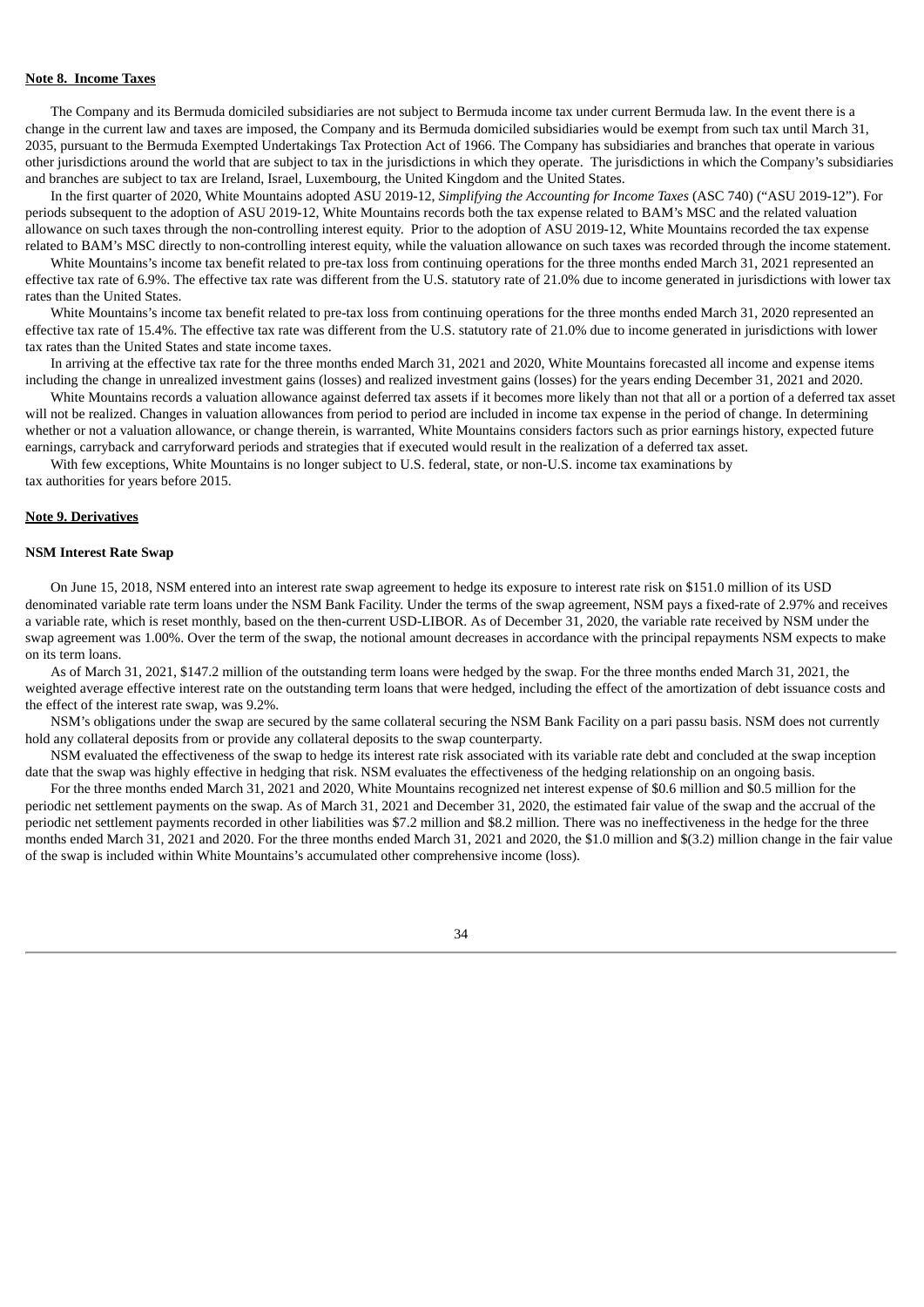**Note 8. Income Taxes**

The Company and its Bermuda domiciled subsidiaries are not subject to Bermuda income tax under current Bermuda law. In the event there is a change in the current law and taxes are imposed, the Company and its Bermuda domiciled subsidiaries would be exempt from such tax until March 31, 2035, pursuant to the Bermuda Exempted Undertakings Tax Protection Act of 1966. The Company has subsidiaries and branches that operate in various other jurisdictions around the world that are subject to tax in the jurisdictions in which they operate. The jurisdictions in which the Company's subsidiaries and branches are subject to tax are Ireland, Israel, Luxembourg, the United Kingdom and the United States.

In the first quarter of 2020, White Mountains adopted ASU 2019-12, *Simplifying the Accounting for Income Taxes* (ASC 740) ("ASU 2019-12"). For periods subsequent to the adoption of ASU 2019-12, White Mountains records both the tax expense related to BAM's MSC and the related valuation allowance on such taxes through the non-controlling interest equity. Prior to the adoption of ASU 2019-12, White Mountains recorded the tax expense related to BAM's MSC directly to non-controlling interest equity, while the valuation allowance on such taxes was recorded through the income statement.

White Mountains's income tax benefit related to pre-tax loss from continuing operations for the three months ended March 31, 2021 represented an effective tax rate of 6.9%. The effective tax rate was different from the U.S. statutory rate of 21.0% due to income generated in jurisdictions with lower tax rates than the United States.

White Mountains's income tax benefit related to pre-tax loss from continuing operations for the three months ended March 31, 2020 represented an effective tax rate of 15.4%. The effective tax rate was different from the U.S. statutory rate of 21.0% due to income generated in jurisdictions with lower tax rates than the United States and state income taxes.

In arriving at the effective tax rate for the three months ended March 31, 2021 and 2020, White Mountains forecasted all income and expense items including the change in unrealized investment gains (losses) and realized investment gains (losses) for the years ending December 31, 2021 and 2020.

White Mountains records a valuation allowance against deferred tax assets if it becomes more likely than not that all or a portion of a deferred tax asset will not be realized. Changes in valuation allowances from period to period are included in income tax expense in the period of change. In determining whether or not a valuation allowance, or change therein, is warranted, White Mountains considers factors such as prior earnings history, expected future earnings, carryback and carryforward periods and strategies that if executed would result in the realization of a deferred tax asset.

With few exceptions, White Mountains is no longer subject to U.S. federal, state, or non-U.S. income tax examinations by tax authorities for years before 2015.

**Note 9. Derivatives**

**NSM Interest Rate Swap**

On June 15, 2018, NSM entered into an interest rate swap agreement to hedge its exposure to interest rate risk on $151.0 million of its USD denominated variable rate term loans under the NSM Bank Facility. Under the terms of the swap agreement, NSM pays a fixed-rate of 2.97% and receives a variable rate, which is reset monthly, based on the then-current USD-LIBOR. As of December 31, 2020, the variable rate received by NSM under the swap agreement was 1.00%. Over the term of the swap, the notional amount decreases in accordance with the principal repayments NSM expects to make on its term loans.

As of March 31, 2021, $147.2 million of the outstanding term loans were hedged by the swap. For the three months ended March 31, 2021, the weighted average effective interest rate on the outstanding term loans that were hedged, including the effect of the amortization of debt issuance costs and the effect of the interest rate swap, was 9.2%.

NSM's obligations under the swap are secured by the same collateral securing the NSM Bank Facility on a pari passu basis. NSM does not currently hold any collateral deposits from or provide any collateral deposits to the swap counterparty.

NSM evaluated the effectiveness of the swap to hedge its interest rate risk associated with its variable rate debt and concluded at the swap inception date that the swap was highly effective in hedging that risk. NSM evaluates the effectiveness of the hedging relationship on an ongoing basis.

For the three months ended March 31, 2021 and 2020, White Mountains recognized net interest expense of $0.6 million and $0.5 million for the periodic net settlement payments on the swap. As of March 31, 2021 and December 31, 2020, the estimated fair value of the swap and the accrual of the periodic net settlement payments recorded in other liabilities was $7.2 million and $8.2 million. There was no ineffectiveness in the hedge for the three months ended March 31, 2021 and 2020. For the three months ended March 31, 2021 and 2020, the $1.0 million and $(3.2) million change in the fair value of the swap is included within White Mountains's accumulated other comprehensive income (loss).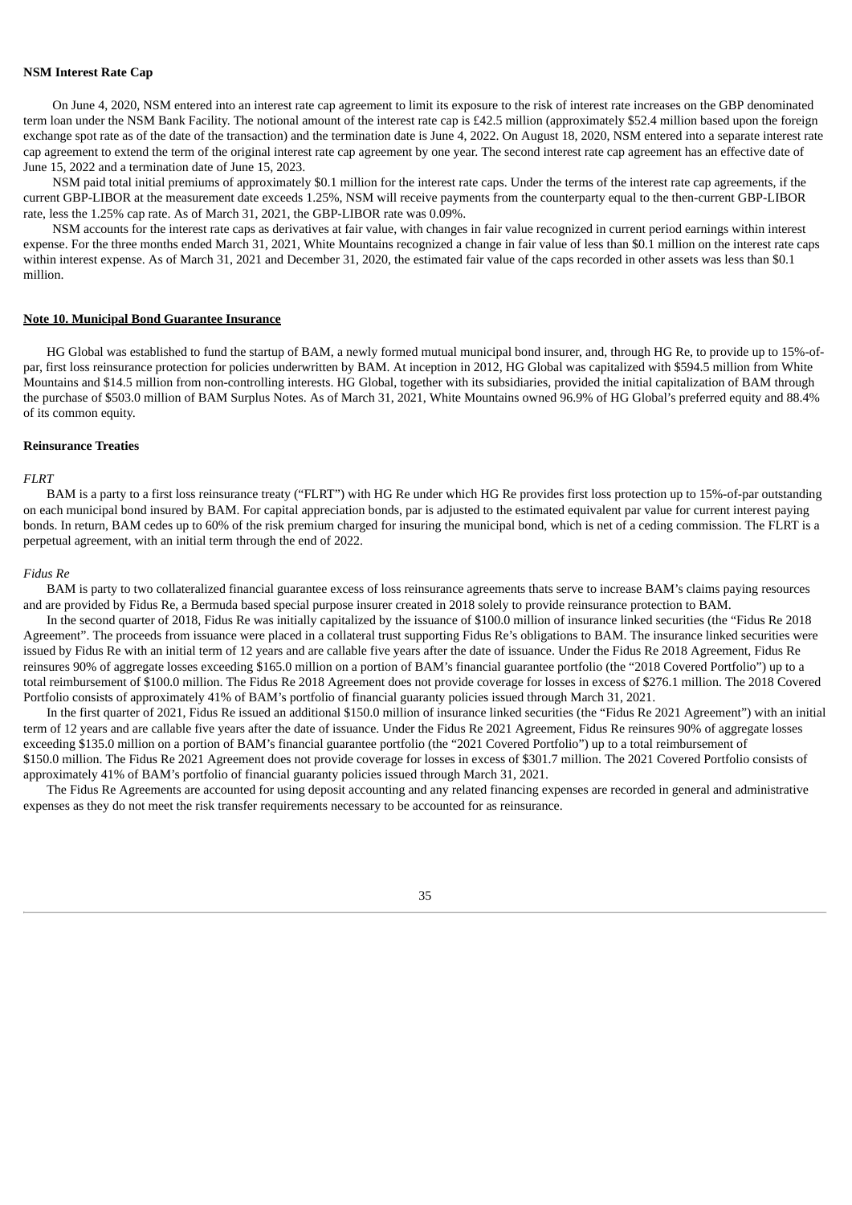**NSM Interest Rate Cap**

On June 4, 2020, NSM entered into an interest rate cap agreement to limit its exposure to the risk of interest rate increases on the GBP denominated term loan under the NSM Bank Facility. The notional amount of the interest rate cap is £42.5 million (approximately $52.4 million based upon the foreign exchange spot rate as of the date of the transaction) and the termination date is June 4, 2022. On August 18, 2020, NSM entered into a separate interest rate cap agreement to extend the term of the original interest rate cap agreement by one year. The second interest rate cap agreement has an effective date of June 15, 2022 and a termination date of June 15, 2023.

NSM paid total initial premiums of approximately $0.1 million for the interest rate caps. Under the terms of the interest rate cap agreements, if the current GBP-LIBOR at the measurement date exceeds 1.25%, NSM will receive payments from the counterparty equal to the then-current GBP-LIBOR rate, less the 1.25% cap rate. As of March 31, 2021, the GBP-LIBOR rate was 0.09%.

NSM accounts for the interest rate caps as derivatives at fair value, with changes in fair value recognized in current period earnings within interest expense. For the three months ended March 31, 2021, White Mountains recognized a change in fair value of less than $0.1 million on the interest rate caps within interest expense. As of March 31, 2021 and December 31, 2020, the estimated fair value of the caps recorded in other assets was less than $0.1 million.

**Note 10. Municipal Bond Guarantee Insurance**

HG Global was established to fund the startup of BAM, a newly formed mutual municipal bond insurer, and, through HG Re, to provide up to 15%-of-par, first loss reinsurance protection for policies underwritten by BAM. At inception in 2012, HG Global was capitalized with $594.5 million from White Mountains and $14.5 million from non-controlling interests. HG Global, together with its subsidiaries, provided the initial capitalization of BAM through the purchase of $503.0 million of BAM Surplus Notes. As of March 31, 2021, White Mountains owned 96.9% of HG Global's preferred equity and 88.4% of its common equity.

**Reinsurance Treaties**

*FLRT*

BAM is a party to a first loss reinsurance treaty ("FLRT") with HG Re under which HG Re provides first loss protection up to 15%-of-par outstanding on each municipal bond insured by BAM. For capital appreciation bonds, par is adjusted to the estimated equivalent par value for current interest paying bonds. In return, BAM cedes up to 60% of the risk premium charged for insuring the municipal bond, which is net of a ceding commission. The FLRT is a perpetual agreement, with an initial term through the end of 2022.

*Fidus Re*

BAM is party to two collateralized financial guarantee excess of loss reinsurance agreements thats serve to increase BAM's claims paying resources and are provided by Fidus Re, a Bermuda based special purpose insurer created in 2018 solely to provide reinsurance protection to BAM.

In the second quarter of 2018, Fidus Re was initially capitalized by the issuance of $100.0 million of insurance linked securities (the "Fidus Re 2018 Agreement". The proceeds from issuance were placed in a collateral trust supporting Fidus Re's obligations to BAM. The insurance linked securities were issued by Fidus Re with an initial term of 12 years and are callable five years after the date of issuance. Under the Fidus Re 2018 Agreement, Fidus Re reinsures 90% of aggregate losses exceeding $165.0 million on a portion of BAM's financial guarantee portfolio (the "2018 Covered Portfolio") up to a total reimbursement of $100.0 million. The Fidus Re 2018 Agreement does not provide coverage for losses in excess of $276.1 million. The 2018 Covered Portfolio consists of approximately 41% of BAM's portfolio of financial guaranty policies issued through March 31, 2021.

In the first quarter of 2021, Fidus Re issued an additional $150.0 million of insurance linked securities (the "Fidus Re 2021 Agreement") with an initial term of 12 years and are callable five years after the date of issuance. Under the Fidus Re 2021 Agreement, Fidus Re reinsures 90% of aggregate losses exceeding $135.0 million on a portion of BAM's financial guarantee portfolio (the "2021 Covered Portfolio") up to a total reimbursement of $150.0 million. The Fidus Re 2021 Agreement does not provide coverage for losses in excess of $301.7 million. The 2021 Covered Portfolio consists of approximately 41% of BAM's portfolio of financial guaranty policies issued through March 31, 2021.

The Fidus Re Agreements are accounted for using deposit accounting and any related financing expenses are recorded in general and administrative expenses as they do not meet the risk transfer requirements necessary to be accounted for as reinsurance.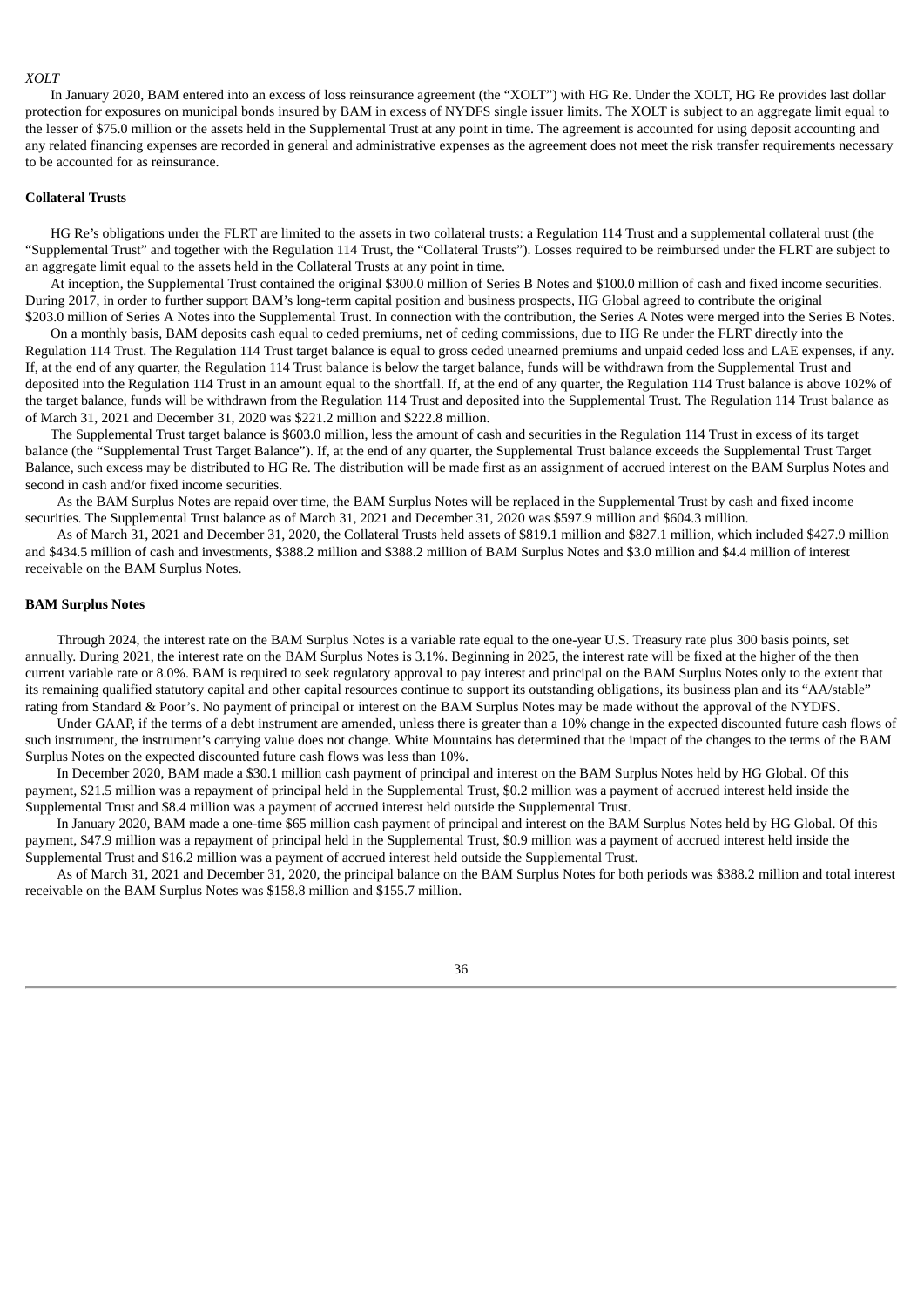*XOLT*

In January 2020, BAM entered into an excess of loss reinsurance agreement (the "XOLT") with HG Re. Under the XOLT, HG Re provides last dollar protection for exposures on municipal bonds insured by BAM in excess of NYDFS single issuer limits. The XOLT is subject to an aggregate limit equal to the lesser of $75.0 million or the assets held in the Supplemental Trust at any point in time. The agreement is accounted for using deposit accounting and any related financing expenses are recorded in general and administrative expenses as the agreement does not meet the risk transfer requirements necessary to be accounted for as reinsurance.

**Collateral Trusts**

HG Re's obligations under the FLRT are limited to the assets in two collateral trusts: a Regulation 114 Trust and a supplemental collateral trust (the "Supplemental Trust" and together with the Regulation 114 Trust, the "Collateral Trusts"). Losses required to be reimbursed under the FLRT are subject to an aggregate limit equal to the assets held in the Collateral Trusts at any point in time.

At inception, the Supplemental Trust contained the original $300.0 million of Series B Notes and $100.0 million of cash and fixed income securities. During 2017, in order to further support BAM's long-term capital position and business prospects, HG Global agreed to contribute the original $203.0 million of Series A Notes into the Supplemental Trust. In connection with the contribution, the Series A Notes were merged into the Series B Notes.

On a monthly basis, BAM deposits cash equal to ceded premiums, net of ceding commissions, due to HG Re under the FLRT directly into the Regulation 114 Trust. The Regulation 114 Trust target balance is equal to gross ceded unearned premiums and unpaid ceded loss and LAE expenses, if any. If, at the end of any quarter, the Regulation 114 Trust balance is below the target balance, funds will be withdrawn from the Supplemental Trust and deposited into the Regulation 114 Trust in an amount equal to the shortfall. If, at the end of any quarter, the Regulation 114 Trust balance is above 102% of the target balance, funds will be withdrawn from the Regulation 114 Trust and deposited into the Supplemental Trust. The Regulation 114 Trust balance as of March 31, 2021 and December 31, 2020 was $221.2 million and $222.8 million.

The Supplemental Trust target balance is $603.0 million, less the amount of cash and securities in the Regulation 114 Trust in excess of its target balance (the "Supplemental Trust Target Balance"). If, at the end of any quarter, the Supplemental Trust balance exceeds the Supplemental Trust Target Balance, such excess may be distributed to HG Re. The distribution will be made first as an assignment of accrued interest on the BAM Surplus Notes and second in cash and/or fixed income securities.

As the BAM Surplus Notes are repaid over time, the BAM Surplus Notes will be replaced in the Supplemental Trust by cash and fixed income securities. The Supplemental Trust balance as of March 31, 2021 and December 31, 2020 was $597.9 million and $604.3 million.

As of March 31, 2021 and December 31, 2020, the Collateral Trusts held assets of $819.1 million and $827.1 million, which included $427.9 million and $434.5 million of cash and investments, $388.2 million and $388.2 million of BAM Surplus Notes and $3.0 million and $4.4 million of interest receivable on the BAM Surplus Notes.

**BAM Surplus Notes**

Through 2024, the interest rate on the BAM Surplus Notes is a variable rate equal to the one-year U.S. Treasury rate plus 300 basis points, set annually. During 2021, the interest rate on the BAM Surplus Notes is 3.1%. Beginning in 2025, the interest rate will be fixed at the higher of the then current variable rate or 8.0%. BAM is required to seek regulatory approval to pay interest and principal on the BAM Surplus Notes only to the extent that its remaining qualified statutory capital and other capital resources continue to support its outstanding obligations, its business plan and its "AA/stable" rating from Standard & Poor's. No payment of principal or interest on the BAM Surplus Notes may be made without the approval of the NYDFS.

Under GAAP, if the terms of a debt instrument are amended, unless there is greater than a 10% change in the expected discounted future cash flows of such instrument, the instrument's carrying value does not change. White Mountains has determined that the impact of the changes to the terms of the BAM Surplus Notes on the expected discounted future cash flows was less than 10%.

In December 2020, BAM made a $30.1 million cash payment of principal and interest on the BAM Surplus Notes held by HG Global. Of this payment, $21.5 million was a repayment of principal held in the Supplemental Trust, $0.2 million was a payment of accrued interest held inside the Supplemental Trust and $8.4 million was a payment of accrued interest held outside the Supplemental Trust.

In January 2020, BAM made a one-time $65 million cash payment of principal and interest on the BAM Surplus Notes held by HG Global. Of this payment, $47.9 million was a repayment of principal held in the Supplemental Trust, $0.9 million was a payment of accrued interest held inside the Supplemental Trust and $16.2 million was a payment of accrued interest held outside the Supplemental Trust.

As of March 31, 2021 and December 31, 2020, the principal balance on the BAM Surplus Notes for both periods was $388.2 million and total interest receivable on the BAM Surplus Notes was $158.8 million and $155.7 million.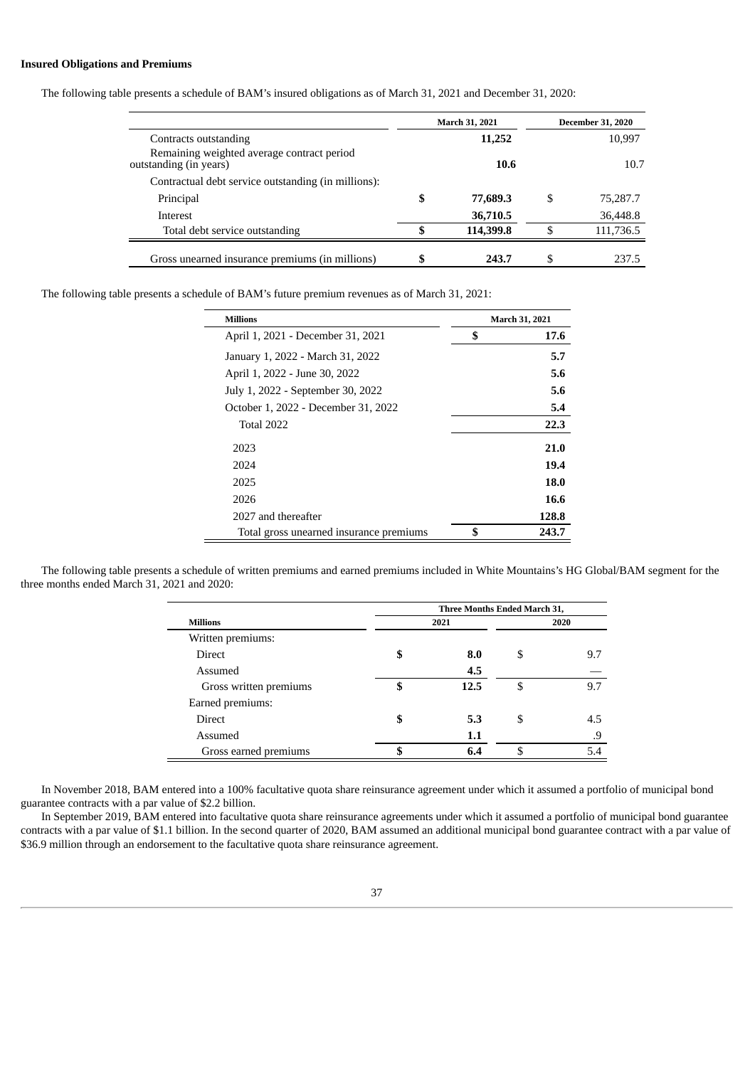**Insured Obligations and Premiums**

The following table presents a schedule of BAM's insured obligations as of March 31, 2021 and December 31, 2020:

| | March 31, 2021 | December 31, 2020 |
|---|---|---|
| Contracts outstanding | 11,252 | 10,997 |
| Remaining weighted average contract period outstanding (in years) | 10.6 | 10.7 |
| Contractual debt service outstanding (in millions): | | |
| Principal | $ 77,689.3 | $ 75,287.7 |
| Interest | 36,710.5 | 36,448.8 |
| Total debt service outstanding | $ 114,399.8 | $ 111,736.5 |
| Gross unearned insurance premiums (in millions) | $ 243.7 | $ 237.5 |

The following table presents a schedule of BAM's future premium revenues as of March 31, 2021:

| Millions | March 31, 2021 |
|---|---|
| April 1, 2021 - December 31, 2021 | $ 17.6 |
| January 1, 2022 - March 31, 2022 | 5.7 |
| April 1, 2022 - June 30, 2022 | 5.6 |
| July 1, 2022 - September 30, 2022 | 5.6 |
| October 1, 2022 - December 31, 2022 | 5.4 |
| Total 2022 | 22.3 |
| 2023 | 21.0 |
| 2024 | 19.4 |
| 2025 | 18.0 |
| 2026 | 16.6 |
| 2027 and thereafter | 128.8 |
| Total gross unearned insurance premiums | $ 243.7 |

The following table presents a schedule of written premiums and earned premiums included in White Mountains's HG Global/BAM segment for the three months ended March 31, 2021 and 2020:

| | Three Months Ended March 31, | |
|---|---|---|
| Millions | 2021 | 2020 |
| Written premiums: | | |
| Direct | $ 8.0 | $ 9.7 |
| Assumed | 4.5 | — |
| Gross written premiums | $ 12.5 | $ 9.7 |
| Earned premiums: | | |
| Direct | $ 5.3 | $ 4.5 |
| Assumed | 1.1 | .9 |
| Gross earned premiums | $ 6.4 | $ 5.4 |

In November 2018, BAM entered into a 100% facultative quota share reinsurance agreement under which it assumed a portfolio of municipal bond guarantee contracts with a par value of $2.2 billion.

In September 2019, BAM entered into facultative quota share reinsurance agreements under which it assumed a portfolio of municipal bond guarantee contracts with a par value of $1.1 billion. In the second quarter of 2020, BAM assumed an additional municipal bond guarantee contract with a par value of $36.9 million through an endorsement to the facultative quota share reinsurance agreement.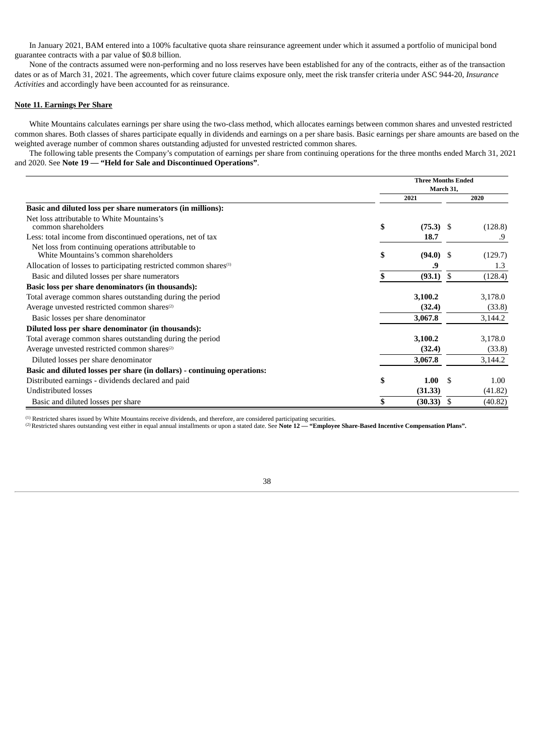In January 2021, BAM entered into a 100% facultative quota share reinsurance agreement under which it assumed a portfolio of municipal bond guarantee contracts with a par value of $0.8 billion.

None of the contracts assumed were non-performing and no loss reserves have been established for any of the contracts, either as of the transaction dates or as of March 31, 2021. The agreements, which cover future claims exposure only, meet the risk transfer criteria under ASC 944-20, *Insurance Activities* and accordingly have been accounted for as reinsurance.

## Note 11. Earnings Per Share

White Mountains calculates earnings per share using the two-class method, which allocates earnings between common shares and unvested restricted common shares. Both classes of shares participate equally in dividends and earnings on a per share basis. Basic earnings per share amounts are based on the weighted average number of common shares outstanding adjusted for unvested restricted common shares.

The following table presents the Company's computation of earnings per share from continuing operations for the three months ended March 31, 2021 and 2020. See **Note 19 — "Held for Sale and Discontinued Operations"**.

| | Three Months Ended March 31, | |
|---|---|---|
| | 2021 | 2020 |
| **Basic and diluted loss per share numerators (in millions):** | | |
| Net loss attributable to White Mountains's common shareholders | **$ (75.3)** | $ (128.8) |
| Less: total income from discontinued operations, net of tax | **18.7** | .9 |
| Net loss from continuing operations attributable to White Mountains's common shareholders | **$ (94.0)** | $ (129.7) |
| Allocation of losses to participating restricted common shares[1] | **.9** | 1.3 |
| Basic and diluted losses per share numerators | **$ (93.1)** | $ (128.4) |
| **Basic loss per share denominators (in thousands):** | | |
| Total average common shares outstanding during the period | **3,100.2** | 3,178.0 |
| Average unvested restricted common shares[2] | **(32.4)** | (33.8) |
| Basic losses per share denominator | **3,067.8** | 3,144.2 |
| **Diluted loss per share denominator (in thousands):** | | |
| Total average common shares outstanding during the period | **3,100.2** | 3,178.0 |
| Average unvested restricted common shares[2] | **(32.4)** | (33.8) |
| Diluted losses per share denominator | **3,067.8** | 3,144.2 |
| **Basic and diluted losses per share (in dollars) - continuing operations:** | | |
| Distributed earnings - dividends declared and paid | **$ 1.00** | $ 1.00 |
| Undistributed losses | **(31.33)** | (41.82) |
| Basic and diluted losses per share | **$ (30.33)** | $ (40.82) |

[1] Restricted shares issued by White Mountains receive dividends, and therefore, are considered participating securities.
[2] Restricted shares outstanding vest either in equal annual installments or upon a stated date. See **Note 12 — "Employee Share-Based Incentive Compensation Plans".**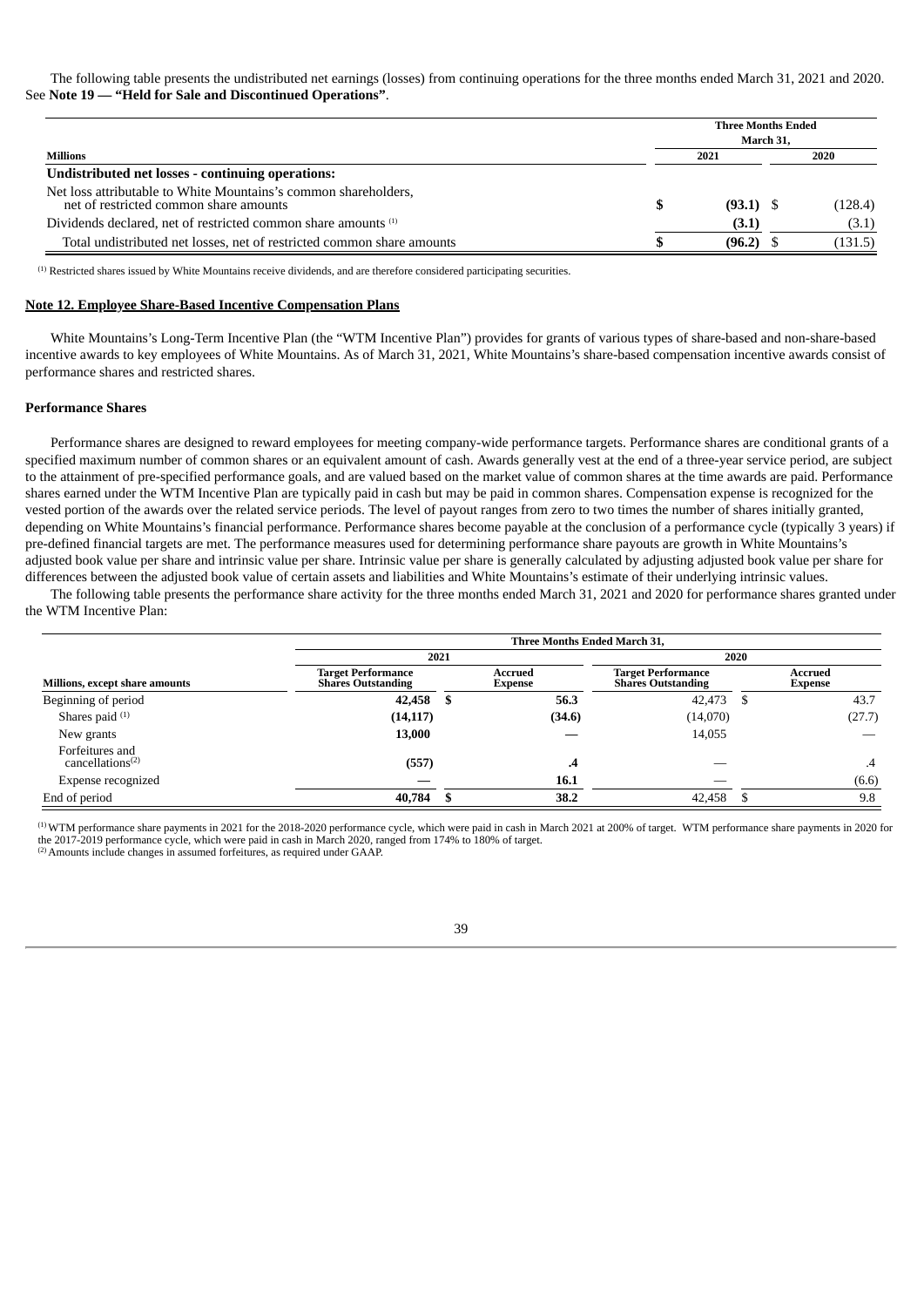The following table presents the undistributed net earnings (losses) from continuing operations for the three months ended March 31, 2021 and 2020. See **Note 19 — "Held for Sale and Discontinued Operations"**.

| Millions | Three Months Ended March 31, 2021 | Three Months Ended March 31, 2020 |
|---|---|---|
| **Undistributed net losses - continuing operations:** | | |
| Net loss attributable to White Mountains's common shareholders, net of restricted common share amounts | $ **(93.1)** | $ (128.4) |
| Dividends declared, net of restricted common share amounts [(1)] | **(3.1)** | (3.1) |
| Total undistributed net losses, net of restricted common share amounts | $ **(96.2)** | $ (131.5) |

[(1)] Restricted shares issued by White Mountains receive dividends, and are therefore considered participating securities.

## Note 12. Employee Share-Based Incentive Compensation Plans

White Mountains's Long-Term Incentive Plan (the "WTM Incentive Plan") provides for grants of various types of share-based and non-share-based incentive awards to key employees of White Mountains. As of March 31, 2021, White Mountains's share-based compensation incentive awards consist of performance shares and restricted shares.

### Performance Shares

Performance shares are designed to reward employees for meeting company-wide performance targets. Performance shares are conditional grants of a specified maximum number of common shares or an equivalent amount of cash. Awards generally vest at the end of a three-year service period, are subject to the attainment of pre-specified performance goals, and are valued based on the market value of common shares at the time awards are paid. Performance shares earned under the WTM Incentive Plan are typically paid in cash but may be paid in common shares. Compensation expense is recognized for the vested portion of the awards over the related service periods. The level of payout ranges from zero to two times the number of shares initially granted, depending on White Mountains's financial performance. Performance shares become payable at the conclusion of a performance cycle (typically 3 years) if pre-defined financial targets are met. The performance measures used for determining performance share payouts are growth in White Mountains's adjusted book value per share and intrinsic value per share. Intrinsic value per share is generally calculated by adjusting adjusted book value per share for differences between the adjusted book value of certain assets and liabilities and White Mountains's estimate of their underlying intrinsic values.

The following table presents the performance share activity for the three months ended March 31, 2021 and 2020 for performance shares granted under the WTM Incentive Plan:

| | Three Months Ended March 31, | | | |
|---|---|---|---|---|
| | 2021 | | 2020 | |
| Millions, except share amounts | Target Performance Shares Outstanding | Accrued Expense | Target Performance Shares Outstanding | Accrued Expense |
| Beginning of period | **42,458** | $ **56.3** | 42,473 | $ 43.7 |
| Shares paid [(1)] | **(14,117)** | **(34.6)** | (14,070) | (27.7) |
| New grants | **13,000** | **—** | 14,055 | — |
| Forfeitures and cancellations[(2)] | **(557)** | **.4** | — | .4 |
| Expense recognized | **—** | **16.1** | — | (6.6) |
| End of period | **40,784** | $ **38.2** | 42,458 | $ 9.8 |

[(1)] WTM performance share payments in 2021 for the 2018-2020 performance cycle, which were paid in cash in March 2021 at 200% of target. WTM performance share payments in 2020 for the 2017-2019 performance cycle, which were paid in cash in March 2020, ranged from 174% to 180% of target.
[(2)] Amounts include changes in assumed forfeitures, as required under GAAP.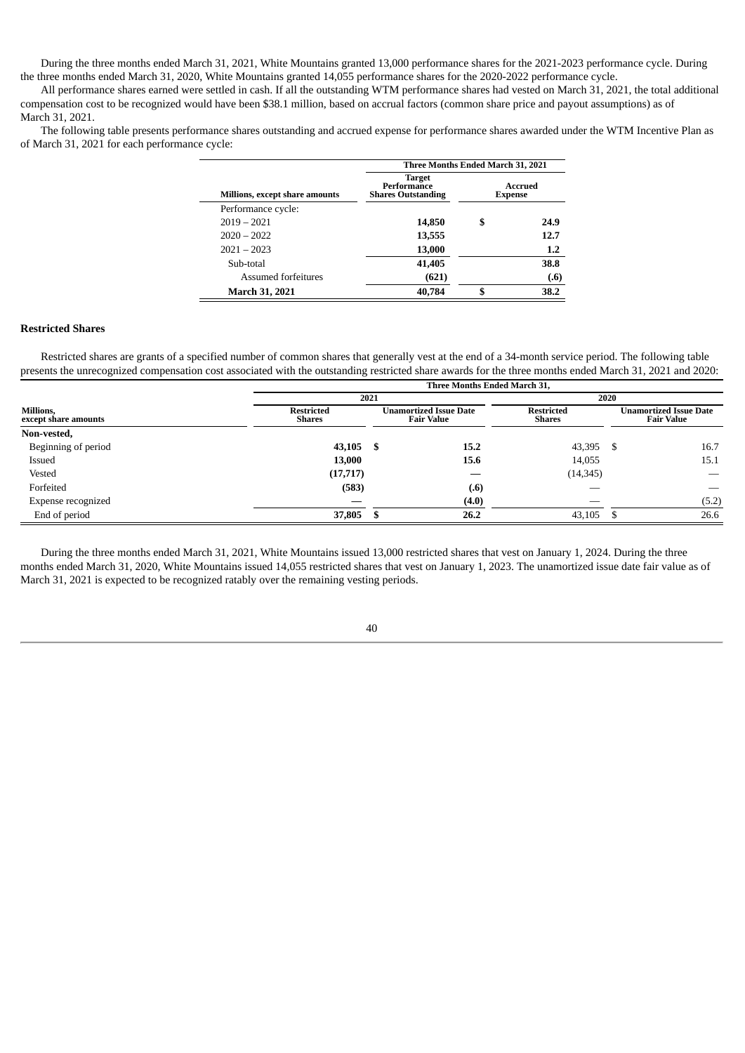During the three months ended March 31, 2021, White Mountains granted 13,000 performance shares for the 2021-2023 performance cycle. During the three months ended March 31, 2020, White Mountains granted 14,055 performance shares for the 2020-2022 performance cycle.

All performance shares earned were settled in cash. If all the outstanding WTM performance shares had vested on March 31, 2021, the total additional compensation cost to be recognized would have been $38.1 million, based on accrual factors (common share price and payout assumptions) as of March 31, 2021.

The following table presents performance shares outstanding and accrued expense for performance shares awarded under the WTM Incentive Plan as of March 31, 2021 for each performance cycle:

| | Three Months Ended March 31, 2021 | |
|---|---|---|
| Millions, except share amounts | Target Performance Shares Outstanding | Accrued Expense |
| Performance cycle: | | |
| 2019 – 2021 | **14,850** | **$ 24.9** |
| 2020 – 2022 | **13,555** | **12.7** |
| 2021 – 2023 | **13,000** | **1.2** |
| Sub-total | **41,405** | **38.8** |
| Assumed forfeitures | **(621)** | **(.6)** |
| **March 31, 2021** | **40,784** | **$ 38.2** |

**Restricted Shares**

Restricted shares are grants of a specified number of common shares that generally vest at the end of a 34-month service period. The following table presents the unrecognized compensation cost associated with the outstanding restricted share awards for the three months ended March 31, 2021 and 2020:

| | Three Months Ended March 31, | | | |
|---|---|---|---|---|
| | 2021 | | 2020 | |
| Millions, except share amounts | Restricted Shares | Unamortized Issue Date Fair Value | Restricted Shares | Unamortized Issue Date Fair Value |
| **Non-vested,** | | | | |
| Beginning of period | **43,105** | **$ 15.2** | 43,395 | $ 16.7 |
| Issued | **13,000** | **15.6** | 14,055 | 15.1 |
| Vested | **(17,717)** | **—** | (14,345) | — |
| Forfeited | **(583)** | **(.6)** | — | — |
| Expense recognized | **—** | **(4.0)** | — | (5.2) |
| End of period | **37,805** | **$ 26.2** | 43,105 | $ 26.6 |

During the three months ended March 31, 2021, White Mountains issued 13,000 restricted shares that vest on January 1, 2024. During the three months ended March 31, 2020, White Mountains issued 14,055 restricted shares that vest on January 1, 2023. The unamortized issue date fair value as of March 31, 2021 is expected to be recognized ratably over the remaining vesting periods.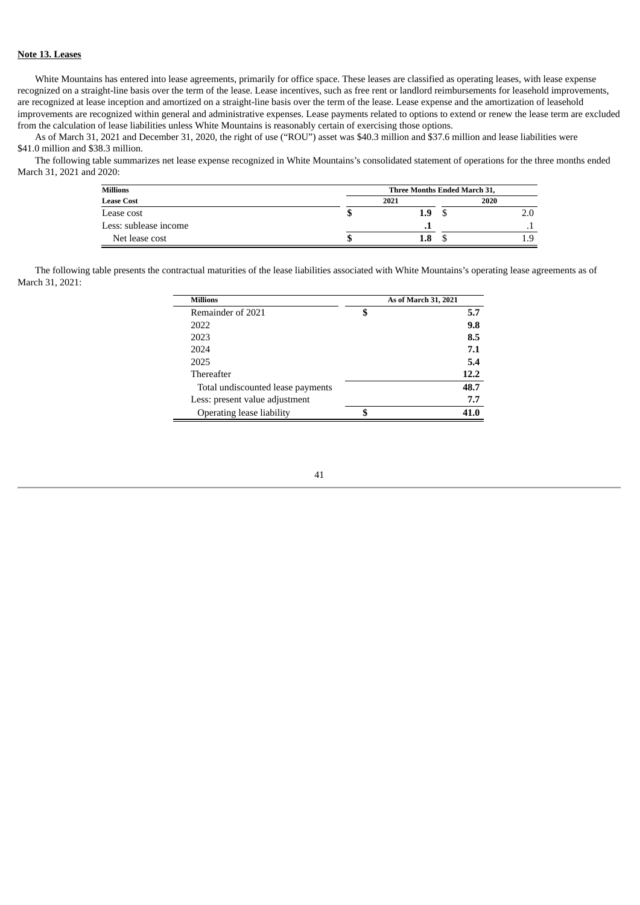**Note 13. Leases**

White Mountains has entered into lease agreements, primarily for office space. These leases are classified as operating leases, with lease expense recognized on a straight-line basis over the term of the lease. Lease incentives, such as free rent or landlord reimbursements for leasehold improvements, are recognized at lease inception and amortized on a straight-line basis over the term of the lease. Lease expense and the amortization of leasehold improvements are recognized within general and administrative expenses. Lease payments related to options to extend or renew the lease term are excluded from the calculation of lease liabilities unless White Mountains is reasonably certain of exercising those options.

As of March 31, 2021 and December 31, 2020, the right of use ("ROU") asset was $40.3 million and $37.6 million and lease liabilities were $41.0 million and $38.3 million.

The following table summarizes net lease expense recognized in White Mountains's consolidated statement of operations for the three months ended March 31, 2021 and 2020:

| Millions | Three Months Ended March 31, | |
|---|---|---|
| **Lease Cost** | **2021** | **2020** |
| Lease cost | $ **1.9** | $ 2.0 |
| Less: sublease income | **.1** | .1 |
| Net lease cost | $ **1.8** | $ 1.9 |

The following table presents the contractual maturities of the lease liabilities associated with White Mountains's operating lease agreements as of March 31, 2021:

| Millions | As of March 31, 2021 |
|---|---|
| Remainder of 2021 | $ **5.7** |
| 2022 | **9.8** |
| 2023 | **8.5** |
| 2024 | **7.1** |
| 2025 | **5.4** |
| Thereafter | **12.2** |
| Total undiscounted lease payments | **48.7** |
| Less: present value adjustment | **7.7** |
| Operating lease liability | $ **41.0** |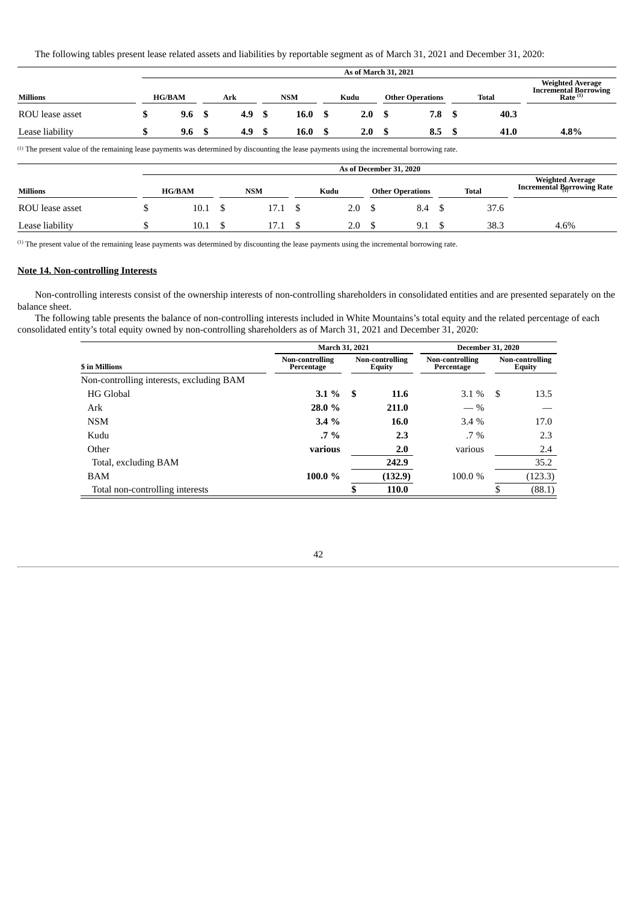The following tables present lease related assets and liabilities by reportable segment as of March 31, 2021 and December 31, 2020:

| | As of March 31, 2021 | | | | | | |
|---|---|---|---|---|---|---|---|
| **Millions** | **HG/BAM** | **Ark** | **NSM** | **Kudu** | **Other Operations** | **Total** | **Weighted Average Incremental Borrowing Rate [1]** |
| ROU lease asset | **$ 9.6** | **$ 4.9** | **$ 16.0** | **$ 2.0** | **$ 7.8** | **$ 40.3** | |
| Lease liability | **$ 9.6** | **$ 4.9** | **$ 16.0** | **$ 2.0** | **$ 8.5** | **$ 41.0** | **4.8%** |

[1] The present value of the remaining lease payments was determined by discounting the lease payments using the incremental borrowing rate.

| | As of December 31, 2020 | | | | | |
|---|---|---|---|---|---|---|
| **Millions** | **HG/BAM** | **NSM** | **Kudu** | **Other Operations** | **Total** | **Weighted Average Incremental Borrowing Rate [1]** |
| ROU lease asset | $ 10.1 | $ 17.1 | $ 2.0 | $ 8.4 | $ 37.6 | |
| Lease liability | $ 10.1 | $ 17.1 | $ 2.0 | $ 9.1 | $ 38.3 | 4.6% |

[1] The present value of the remaining lease payments was determined by discounting the lease payments using the incremental borrowing rate.

**Note 14. Non-controlling Interests**

Non-controlling interests consist of the ownership interests of non-controlling shareholders in consolidated entities and are presented separately on the balance sheet.

The following table presents the balance of non-controlling interests included in White Mountains's total equity and the related percentage of each consolidated entity's total equity owned by non-controlling shareholders as of March 31, 2021 and December 31, 2020:

| | March 31, 2021 | | December 31, 2020 | |
|---|---|---|---|---|
| **$ in Millions** | **Non-controlling Percentage** | **Non-controlling Equity** | **Non-controlling Percentage** | **Non-controlling Equity** |
| Non-controlling interests, excluding BAM | | | | |
| HG Global | **3.1 %** | **$ 11.6** | 3.1 % | $ 13.5 |
| Ark | **28.0 %** | **211.0** | — % | — |
| NSM | **3.4 %** | **16.0** | 3.4 % | 17.0 |
| Kudu | **.7 %** | **2.3** | .7 % | 2.3 |
| Other | **various** | **2.0** | various | 2.4 |
| Total, excluding BAM | | **242.9** | | 35.2 |
| BAM | **100.0 %** | **(132.9)** | 100.0 % | (123.3) |
| Total non-controlling interests | | **$ 110.0** | | $ (88.1) |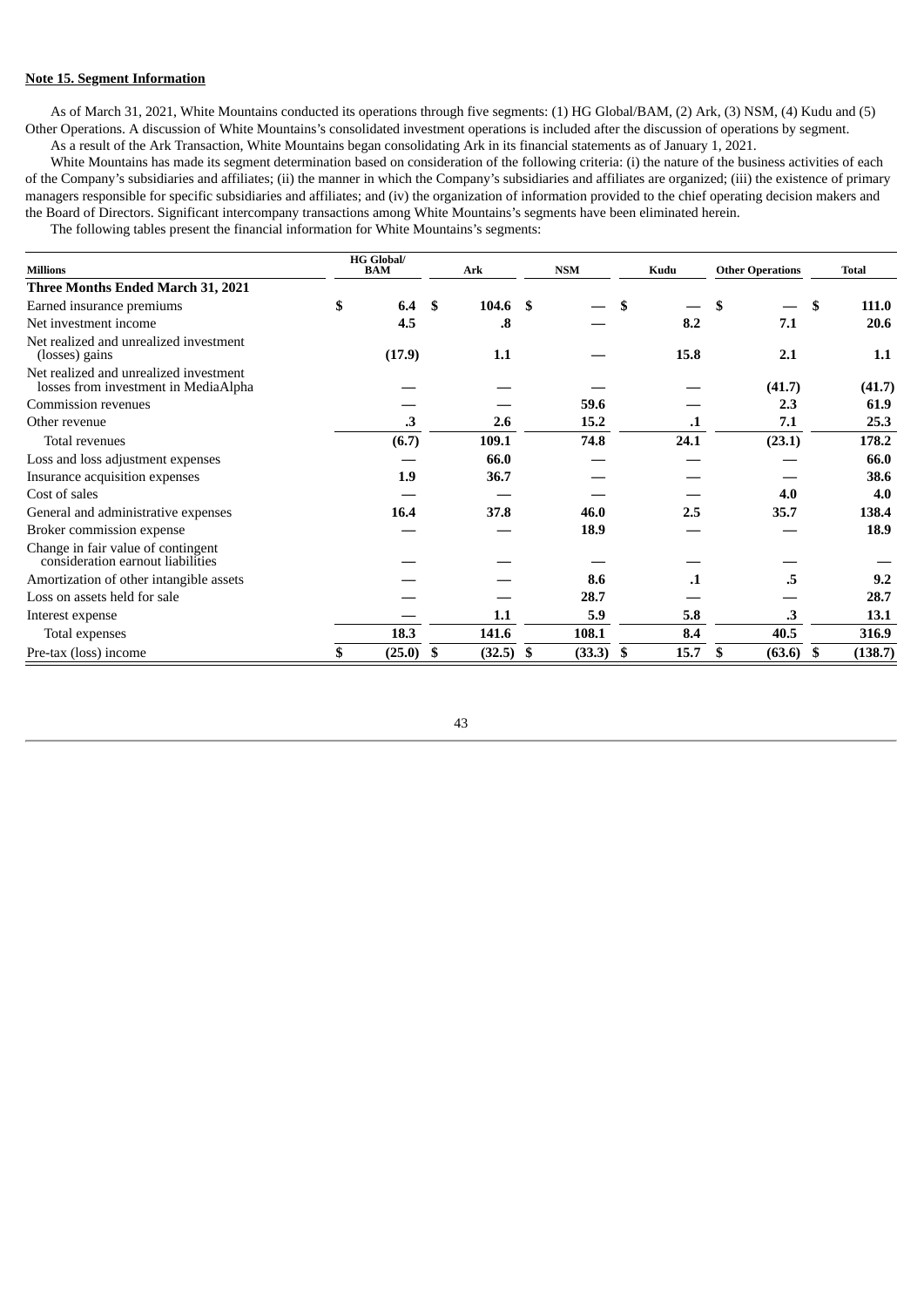**Note 15. Segment Information**

As of March 31, 2021, White Mountains conducted its operations through five segments: (1) HG Global/BAM, (2) Ark, (3) NSM, (4) Kudu and (5) Other Operations. A discussion of White Mountains's consolidated investment operations is included after the discussion of operations by segment.

As a result of the Ark Transaction, White Mountains began consolidating Ark in its financial statements as of January 1, 2021.

White Mountains has made its segment determination based on consideration of the following criteria: (i) the nature of the business activities of each of the Company's subsidiaries and affiliates; (ii) the manner in which the Company's subsidiaries and affiliates are organized; (iii) the existence of primary managers responsible for specific subsidiaries and affiliates; and (iv) the organization of information provided to the chief operating decision makers and the Board of Directors. Significant intercompany transactions among White Mountains's segments have been eliminated herein.

The following tables present the financial information for White Mountains's segments:

| Millions | HG Global/ BAM | Ark | NSM | Kudu | Other Operations | Total |
|---|---|---|---|---|---|---|
| **Three Months Ended March 31, 2021** | | | | | | |
| Earned insurance premiums | $ 6.4 | $ 104.6 | $ — | $ — | $ — | $ 111.0 |
| Net investment income | 4.5 | .8 | — | 8.2 | 7.1 | 20.6 |
| Net realized and unrealized investment (losses) gains | (17.9) | 1.1 | — | 15.8 | 2.1 | 1.1 |
| Net realized and unrealized investment losses from investment in MediaAlpha | — | — | — | — | (41.7) | (41.7) |
| Commission revenues | — | — | 59.6 | — | 2.3 | 61.9 |
| Other revenue | .3 | 2.6 | 15.2 | .1 | 7.1 | 25.3 |
| Total revenues | (6.7) | 109.1 | 74.8 | 24.1 | (23.1) | 178.2 |
| Loss and loss adjustment expenses | — | 66.0 | — | — | — | 66.0 |
| Insurance acquisition expenses | 1.9 | 36.7 | — | — | — | 38.6 |
| Cost of sales | — | — | — | — | 4.0 | 4.0 |
| General and administrative expenses | 16.4 | 37.8 | 46.0 | 2.5 | 35.7 | 138.4 |
| Broker commission expense | — | — | 18.9 | — | — | 18.9 |
| Change in fair value of contingent consideration earnout liabilities | — | — | — | — | — | — |
| Amortization of other intangible assets | — | — | 8.6 | .1 | .5 | 9.2 |
| Loss on assets held for sale | — | — | 28.7 | — | — | 28.7 |
| Interest expense | — | 1.1 | 5.9 | 5.8 | .3 | 13.1 |
| Total expenses | 18.3 | 141.6 | 108.1 | 8.4 | 40.5 | 316.9 |
| Pre-tax (loss) income | $ (25.0) | $ (32.5) | $ (33.3) | $ 15.7 | $ (63.6) | $ (138.7) |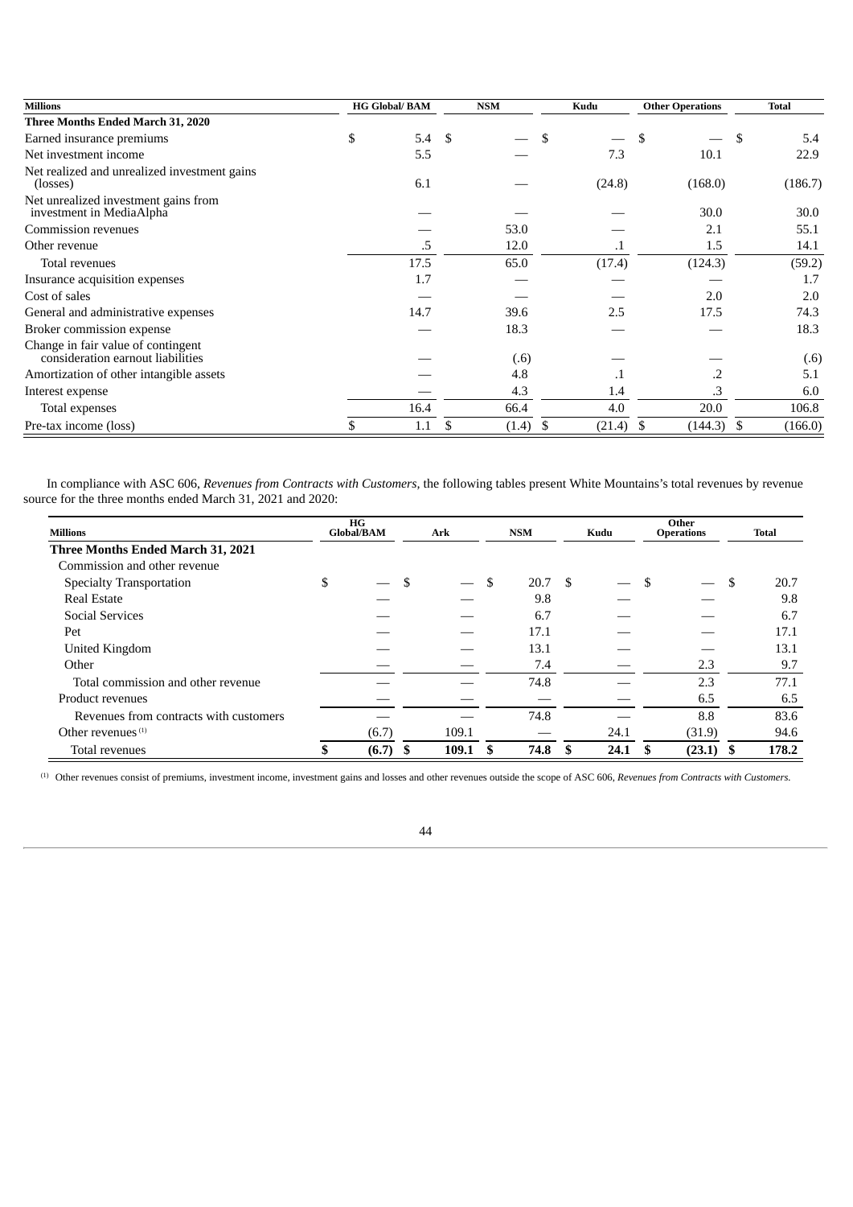| Millions | HG Global/ BAM | NSM | Kudu | Other Operations | Total |
|---|---|---|---|---|---|
| **Three Months Ended March 31, 2020** | | | | | |
| Earned insurance premiums | $ 5.4 | $ — | $ — | $ — | $ 5.4 |
| Net investment income | 5.5 | — | 7.3 | 10.1 | 22.9 |
| Net realized and unrealized investment gains (losses) | 6.1 | — | (24.8) | (168.0) | (186.7) |
| Net unrealized investment gains from investment in MediaAlpha | — | — | — | 30.0 | 30.0 |
| Commission revenues | — | 53.0 | — | 2.1 | 55.1 |
| Other revenue | .5 | 12.0 | .1 | 1.5 | 14.1 |
| Total revenues | 17.5 | 65.0 | (17.4) | (124.3) | (59.2) |
| Insurance acquisition expenses | 1.7 | — | — | — | 1.7 |
| Cost of sales | — | — | — | 2.0 | 2.0 |
| General and administrative expenses | 14.7 | 39.6 | 2.5 | 17.5 | 74.3 |
| Broker commission expense | — | 18.3 | — | — | 18.3 |
| Change in fair value of contingent consideration earnout liabilities | — | (.6) | — | — | (.6) |
| Amortization of other intangible assets | — | 4.8 | .1 | .2 | 5.1 |
| Interest expense | — | 4.3 | 1.4 | .3 | 6.0 |
| Total expenses | 16.4 | 66.4 | 4.0 | 20.0 | 106.8 |
| Pre-tax income (loss) | $ 1.1 | $ (1.4) | $ (21.4) | $ (144.3) | $ (166.0) |

In compliance with ASC 606, *Revenues from Contracts with Customers,* the following tables present White Mountains's total revenues by revenue source for the three months ended March 31, 2021 and 2020:

| Millions | HG Global/BAM | Ark | NSM | Kudu | Other Operations | Total |
|---|---|---|---|---|---|---|
| **Three Months Ended March 31, 2021** | | | | | | |
| Commission and other revenue | | | | | | |
| Specialty Transportation | $ — | $ — | $ 20.7 | $ — | $ — | $ 20.7 |
| Real Estate | — | — | 9.8 | — | — | 9.8 |
| Social Services | — | — | 6.7 | — | — | 6.7 |
| Pet | — | — | 17.1 | — | — | 17.1 |
| United Kingdom | — | — | 13.1 | — | — | 13.1 |
| Other | — | — | 7.4 | — | 2.3 | 9.7 |
| Total commission and other revenue | — | — | 74.8 | — | 2.3 | 77.1 |
| Product revenues | — | — | — | — | 6.5 | 6.5 |
| Revenues from contracts with customers | — | — | 74.8 | — | 8.8 | 83.6 |
| Other revenues [(1)] | (6.7) | 109.1 | — | 24.1 | (31.9) | 94.6 |
| Total revenues | **$ (6.7)** | **$ 109.1** | **$ 74.8** | **$ 24.1** | **$ (23.1)** | **$ 178.2** |

[(1)] Other revenues consist of premiums, investment income, investment gains and losses and other revenues outside the scope of ASC 606, *Revenues from Contracts with Customers*.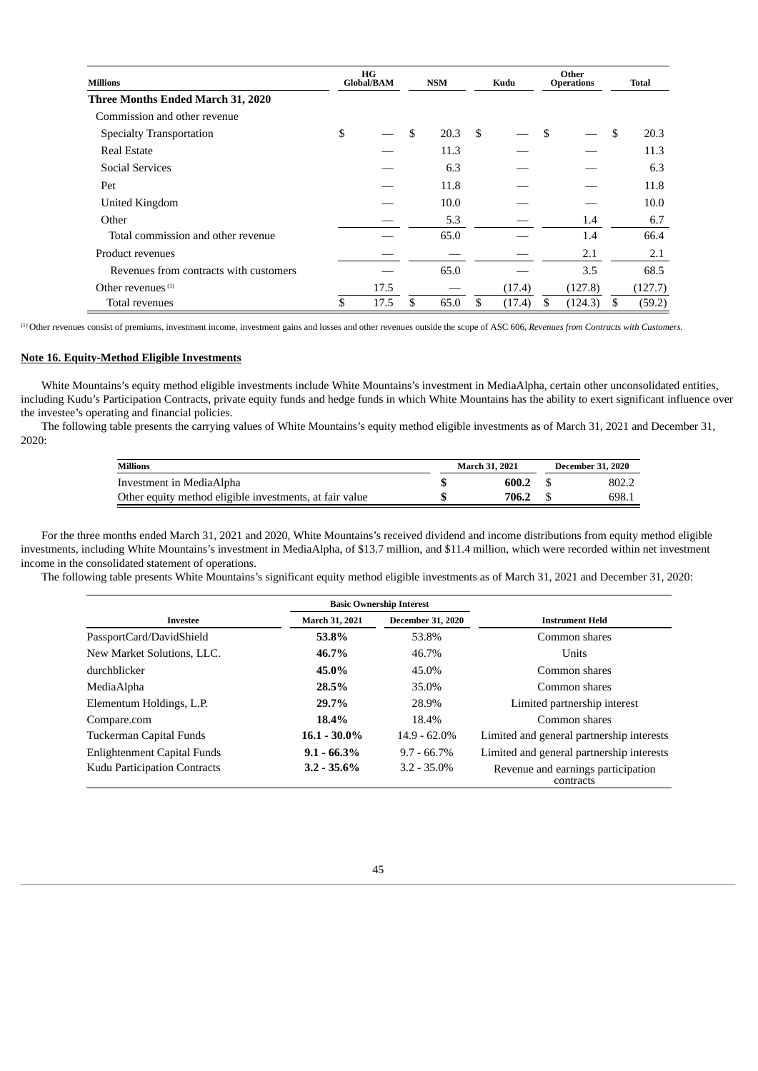| Millions | HG Global/BAM | NSM | Kudu | Other Operations | Total |
|---|---|---|---|---|---|
| **Three Months Ended March 31, 2020** | | | | | |
| Commission and other revenue | | | | | |
| Specialty Transportation | $ — | $ 20.3 | $ — | $ — | $ 20.3 |
| Real Estate | — | 11.3 | — | — | 11.3 |
| Social Services | — | 6.3 | — | — | 6.3 |
| Pet | — | 11.8 | — | — | 11.8 |
| United Kingdom | — | 10.0 | — | — | 10.0 |
| Other | — | 5.3 | — | 1.4 | 6.7 |
| Total commission and other revenue | — | 65.0 | — | 1.4 | 66.4 |
| Product revenues | — | — | — | 2.1 | 2.1 |
| Revenues from contracts with customers | — | 65.0 | — | 3.5 | 68.5 |
| Other revenues [(1)] | 17.5 | — | (17.4) | (127.8) | (127.7) |
| Total revenues | $ 17.5 | $ 65.0 | $ (17.4) | $ (124.3) | $ (59.2) |

[(1)] Other revenues consist of premiums, investment income, investment gains and losses and other revenues outside the scope of ASC 606, *Revenues from Contracts with Customers.*

## Note 16. Equity-Method Eligible Investments

White Mountains's equity method eligible investments include White Mountains's investment in MediaAlpha, certain other unconsolidated entities, including Kudu's Participation Contracts, private equity funds and hedge funds in which White Mountains has the ability to exert significant influence over the investee's operating and financial policies.

The following table presents the carrying values of White Mountains's equity method eligible investments as of March 31, 2021 and December 31, 2020:

| Millions | March 31, 2021 | December 31, 2020 |
|---|---|---|
| Investment in MediaAlpha | **$ 600.2** | $ 802.2 |
| Other equity method eligible investments, at fair value | **$ 706.2** | $ 698.1 |

For the three months ended March 31, 2021 and 2020, White Mountains's received dividend and income distributions from equity method eligible investments, including White Mountains's investment in MediaAlpha, of $13.7 million, and $11.4 million, which were recorded within net investment income in the consolidated statement of operations.

The following table presents White Mountains's significant equity method eligible investments as of March 31, 2021 and December 31, 2020:

| | Basic Ownership Interest | | |
|---|---|---|---|
| Investee | March 31, 2021 | December 31, 2020 | Instrument Held |
| PassportCard/DavidShield | **53.8%** | 53.8% | Common shares |
| New Market Solutions, LLC. | **46.7%** | 46.7% | Units |
| durchblicker | **45.0%** | 45.0% | Common shares |
| MediaAlpha | **28.5%** | 35.0% | Common shares |
| Elementum Holdings, L.P. | **29.7%** | 28.9% | Limited partnership interest |
| Compare.com | **18.4%** | 18.4% | Common shares |
| Tuckerman Capital Funds | **16.1 - 30.0%** | 14.9 - 62.0% | Limited and general partnership interests |
| Enlightenment Capital Funds | **9.1 - 66.3%** | 9.7 - 66.7% | Limited and general partnership interests |
| Kudu Participation Contracts | **3.2 - 35.6%** | 3.2 - 35.0% | Revenue and earnings participation contracts |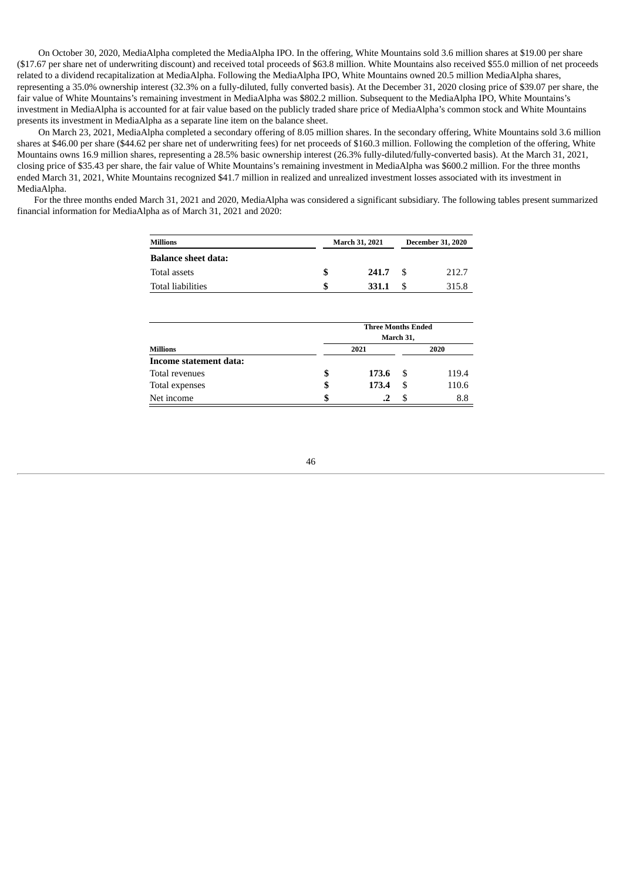On October 30, 2020, MediaAlpha completed the MediaAlpha IPO. In the offering, White Mountains sold 3.6 million shares at $19.00 per share ($17.67 per share net of underwriting discount) and received total proceeds of $63.8 million. White Mountains also received $55.0 million of net proceeds related to a dividend recapitalization at MediaAlpha. Following the MediaAlpha IPO, White Mountains owned 20.5 million MediaAlpha shares, representing a 35.0% ownership interest (32.3% on a fully-diluted, fully converted basis). At the December 31, 2020 closing price of $39.07 per share, the fair value of White Mountains's remaining investment in MediaAlpha was $802.2 million. Subsequent to the MediaAlpha IPO, White Mountains's investment in MediaAlpha is accounted for at fair value based on the publicly traded share price of MediaAlpha's common stock and White Mountains presents its investment in MediaAlpha as a separate line item on the balance sheet.

On March 23, 2021, MediaAlpha completed a secondary offering of 8.05 million shares. In the secondary offering, White Mountains sold 3.6 million shares at $46.00 per share ($44.62 per share net of underwriting fees) for net proceeds of $160.3 million. Following the completion of the offering, White Mountains owns 16.9 million shares, representing a 28.5% basic ownership interest (26.3% fully-diluted/fully-converted basis). At the March 31, 2021, closing price of $35.43 per share, the fair value of White Mountains's remaining investment in MediaAlpha was $600.2 million. For the three months ended March 31, 2021, White Mountains recognized $41.7 million in realized and unrealized investment losses associated with its investment in MediaAlpha.

For the three months ended March 31, 2021 and 2020, MediaAlpha was considered a significant subsidiary. The following tables present summarized financial information for MediaAlpha as of March 31, 2021 and 2020:

| Millions | March 31, 2021 | December 31, 2020 |
|---|---|---|
| **Balance sheet data:** | | |
| Total assets | **$ 241.7** | $ 212.7 |
| Total liabilities | **$ 331.1** | $ 315.8 |

| | Three Months Ended March 31, | |
|---|---|---|
| Millions | 2021 | 2020 |
| **Income statement data:** | | |
| Total revenues | **$ 173.6** | $ 119.4 |
| Total expenses | **$ 173.4** | $ 110.6 |
| Net income | **$ .2** | $ 8.8 |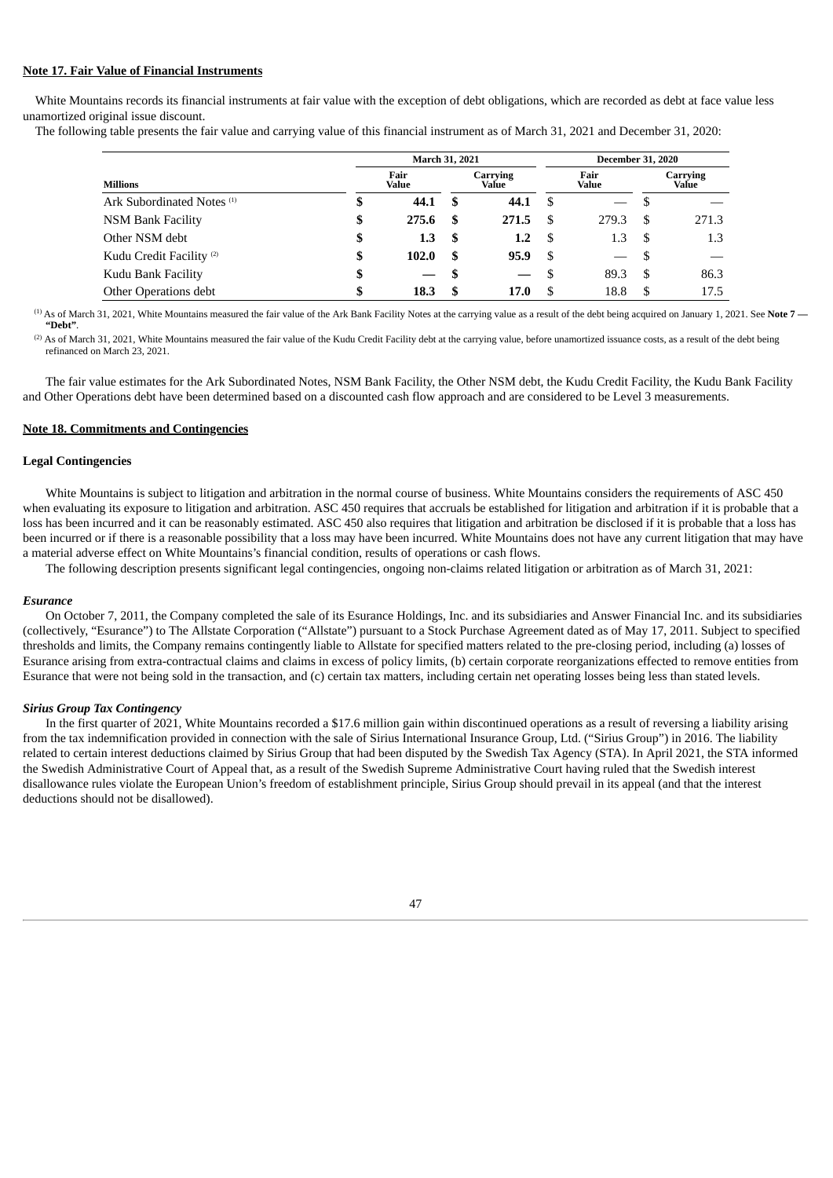**Note 17. Fair Value of Financial Instruments**

White Mountains records its financial instruments at fair value with the exception of debt obligations, which are recorded as debt at face value less unamortized original issue discount.

The following table presents the fair value and carrying value of this financial instrument as of March 31, 2021 and December 31, 2020:

| Millions | March 31, 2021 | | December 31, 2020 | |
|---|---|---|---|---|
| | Fair Value | Carrying Value | Fair Value | Carrying Value |
| Ark Subordinated Notes [1] | $ **44.1** | $ **44.1** | $ — | $ — |
| NSM Bank Facility | $ **275.6** | $ **271.5** | $ 279.3 | $ 271.3 |
| Other NSM debt | $ **1.3** | $ **1.2** | $ 1.3 | $ 1.3 |
| Kudu Credit Facility [2] | $ **102.0** | $ **95.9** | $ — | $ — |
| Kudu Bank Facility | $ **—** | $ **—** | $ 89.3 | $ 86.3 |
| Other Operations debt | $ **18.3** | $ **17.0** | $ 18.8 | $ 17.5 |

[1] As of March 31, 2021, White Mountains measured the fair value of the Ark Bank Facility Notes at the carrying value as a result of the debt being acquired on January 1, 2021. See **Note 7 — "Debt"**.

[2] As of March 31, 2021, White Mountains measured the fair value of the Kudu Credit Facility debt at the carrying value, before unamortized issuance costs, as a result of the debt being refinanced on March 23, 2021.

The fair value estimates for the Ark Subordinated Notes, NSM Bank Facility, the Other NSM debt, the Kudu Credit Facility, the Kudu Bank Facility and Other Operations debt have been determined based on a discounted cash flow approach and are considered to be Level 3 measurements.

**Note 18. Commitments and Contingencies**

**Legal Contingencies**

White Mountains is subject to litigation and arbitration in the normal course of business. White Mountains considers the requirements of ASC 450 when evaluating its exposure to litigation and arbitration. ASC 450 requires that accruals be established for litigation and arbitration if it is probable that a loss has been incurred and it can be reasonably estimated. ASC 450 also requires that litigation and arbitration be disclosed if it is probable that a loss has been incurred or if there is a reasonable possibility that a loss may have been incurred. White Mountains does not have any current litigation that may have a material adverse effect on White Mountains's financial condition, results of operations or cash flows.

The following description presents significant legal contingencies, ongoing non-claims related litigation or arbitration as of March 31, 2021:

***Esurance***

On October 7, 2011, the Company completed the sale of its Esurance Holdings, Inc. and its subsidiaries and Answer Financial Inc. and its subsidiaries (collectively, "Esurance") to The Allstate Corporation ("Allstate") pursuant to a Stock Purchase Agreement dated as of May 17, 2011. Subject to specified thresholds and limits, the Company remains contingently liable to Allstate for specified matters related to the pre-closing period, including (a) losses of Esurance arising from extra-contractual claims and claims in excess of policy limits, (b) certain corporate reorganizations effected to remove entities from Esurance that were not being sold in the transaction, and (c) certain tax matters, including certain net operating losses being less than stated levels.

***Sirius Group Tax Contingency***

In the first quarter of 2021, White Mountains recorded a $17.6 million gain within discontinued operations as a result of reversing a liability arising from the tax indemnification provided in connection with the sale of Sirius International Insurance Group, Ltd. ("Sirius Group") in 2016. The liability related to certain interest deductions claimed by Sirius Group that had been disputed by the Swedish Tax Agency (STA). In April 2021, the STA informed the Swedish Administrative Court of Appeal that, as a result of the Swedish Supreme Administrative Court having ruled that the Swedish interest disallowance rules violate the European Union's freedom of establishment principle, Sirius Group should prevail in its appeal (and that the interest deductions should not be disallowed).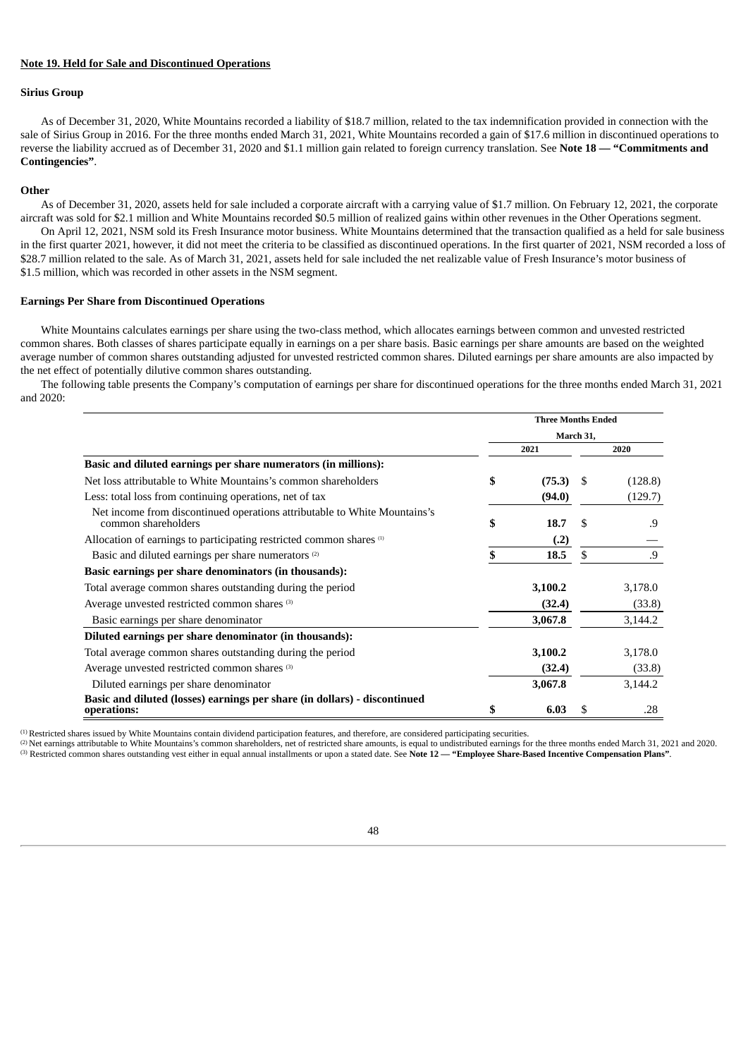**Note 19. Held for Sale and Discontinued Operations**

**Sirius Group**

As of December 31, 2020, White Mountains recorded a liability of $18.7 million, related to the tax indemnification provided in connection with the sale of Sirius Group in 2016. For the three months ended March 31, 2021, White Mountains recorded a gain of $17.6 million in discontinued operations to reverse the liability accrued as of December 31, 2020 and $1.1 million gain related to foreign currency translation. See **Note 18 — "Commitments and Contingencies"**.

**Other**

As of December 31, 2020, assets held for sale included a corporate aircraft with a carrying value of $1.7 million. On February 12, 2021, the corporate aircraft was sold for $2.1 million and White Mountains recorded $0.5 million of realized gains within other revenues in the Other Operations segment.

On April 12, 2021, NSM sold its Fresh Insurance motor business. White Mountains determined that the transaction qualified as a held for sale business in the first quarter 2021, however, it did not meet the criteria to be classified as discontinued operations. In the first quarter of 2021, NSM recorded a loss of $28.7 million related to the sale. As of March 31, 2021, assets held for sale included the net realizable value of Fresh Insurance's motor business of $1.5 million, which was recorded in other assets in the NSM segment.

**Earnings Per Share from Discontinued Operations**

White Mountains calculates earnings per share using the two-class method, which allocates earnings between common and unvested restricted common shares. Both classes of shares participate equally in earnings on a per share basis. Basic earnings per share amounts are based on the weighted average number of common shares outstanding adjusted for unvested restricted common shares. Diluted earnings per share amounts are also impacted by the net effect of potentially dilutive common shares outstanding.

The following table presents the Company's computation of earnings per share for discontinued operations for the three months ended March 31, 2021 and 2020:

| | Three Months Ended March 31, | |
|---|---|---|
| | 2021 | 2020 |
| **Basic and diluted earnings per share numerators (in millions):** | | |
| Net loss attributable to White Mountains's common shareholders | $ **(75.3)** | $ (128.8) |
| Less: total loss from continuing operations, net of tax | **(94.0)** | (129.7) |
| Net income from discontinued operations attributable to White Mountains's common shareholders | $ **18.7** | $ .9 |
| Allocation of earnings to participating restricted common shares [1] | **(.2)** | — |
| Basic and diluted earnings per share numerators [2] | $ **18.5** | $ .9 |
| **Basic earnings per share denominators (in thousands):** | | |
| Total average common shares outstanding during the period | **3,100.2** | 3,178.0 |
| Average unvested restricted common shares [3] | **(32.4)** | (33.8) |
| Basic earnings per share denominator | **3,067.8** | 3,144.2 |
| **Diluted earnings per share denominator (in thousands):** | | |
| Total average common shares outstanding during the period | **3,100.2** | 3,178.0 |
| Average unvested restricted common shares [3] | **(32.4)** | (33.8) |
| Diluted earnings per share denominator | **3,067.8** | 3,144.2 |
| **Basic and diluted (losses) earnings per share (in dollars) - discontinued operations:** | $ **6.03** | $ .28 |

[1] Restricted shares issued by White Mountains contain dividend participation features, and therefore, are considered participating securities.

[2] Net earnings attributable to White Mountains's common shareholders, net of restricted share amounts, is equal to undistributed earnings for the three months ended March 31, 2021 and 2020.

[3] Restricted common shares outstanding vest either in equal annual installments or upon a stated date. See **Note 12 — "Employee Share-Based Incentive Compensation Plans"**.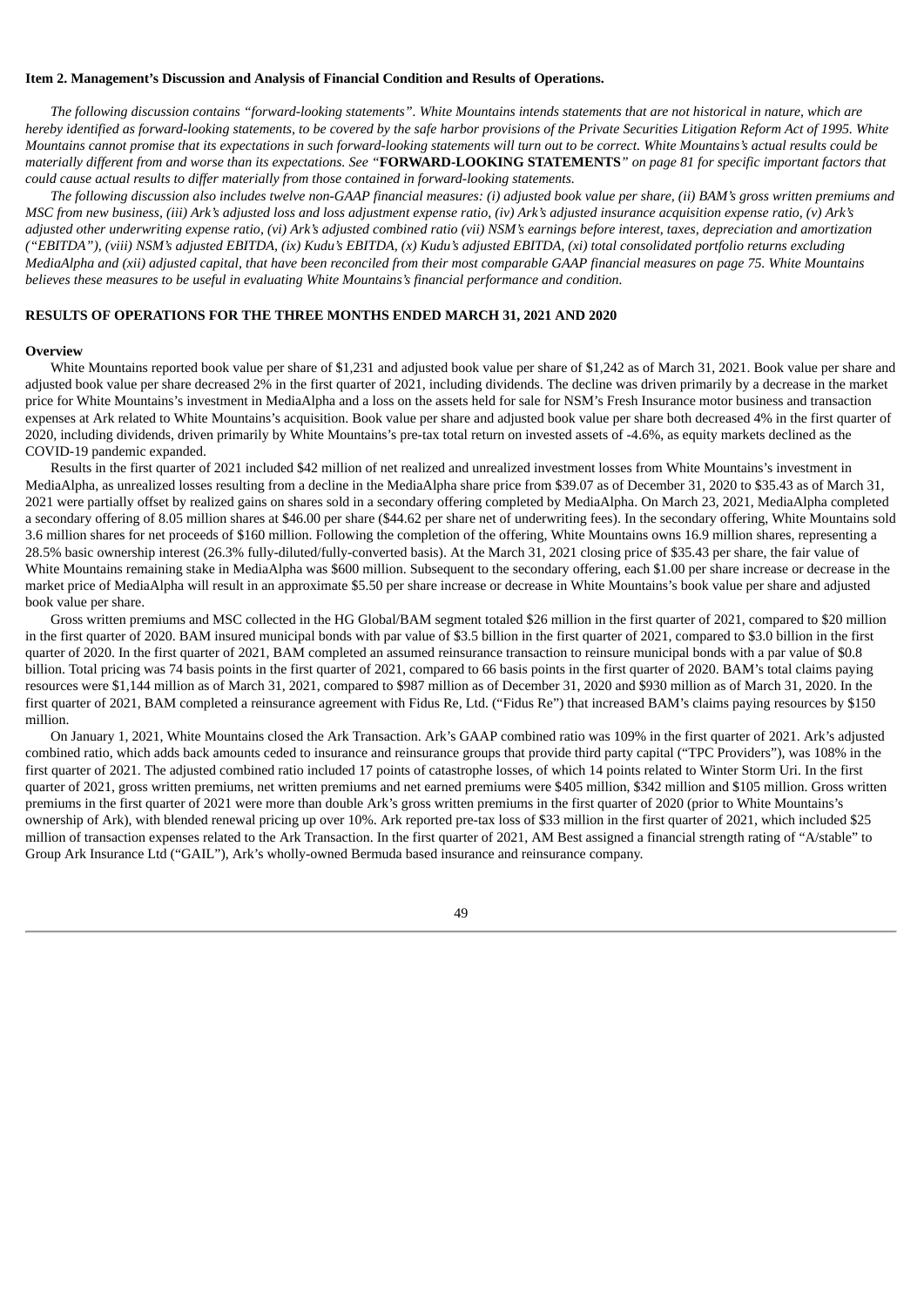**Item 2. Management's Discussion and Analysis of Financial Condition and Results of Operations.**

*The following discussion contains "forward-looking statements". White Mountains intends statements that are not historical in nature, which are hereby identified as forward-looking statements, to be covered by the safe harbor provisions of the Private Securities Litigation Reform Act of 1995. White Mountains cannot promise that its expectations in such forward-looking statements will turn out to be correct. White Mountains's actual results could be materially different from and worse than its expectations. See "***FORWARD-LOOKING STATEMENTS***" on page 81 for specific important factors that could cause actual results to differ materially from those contained in forward-looking statements.*

*The following discussion also includes twelve non-GAAP financial measures: (i) adjusted book value per share, (ii) BAM's gross written premiums and MSC from new business, (iii) Ark's adjusted loss and loss adjustment expense ratio, (iv) Ark's adjusted insurance acquisition expense ratio, (v) Ark's adjusted other underwriting expense ratio, (vi) Ark's adjusted combined ratio (vii) NSM's earnings before interest, taxes, depreciation and amortization ("EBITDA"), (viii) NSM's adjusted EBITDA, (ix) Kudu's EBITDA, (x) Kudu's adjusted EBITDA, (xi) total consolidated portfolio returns excluding MediaAlpha and (xii) adjusted capital, that have been reconciled from their most comparable GAAP financial measures on page 75. White Mountains believes these measures to be useful in evaluating White Mountains's financial performance and condition.*

**RESULTS OF OPERATIONS FOR THE THREE MONTHS ENDED MARCH 31, 2021 AND 2020**

**Overview**

White Mountains reported book value per share of $1,231 and adjusted book value per share of $1,242 as of March 31, 2021. Book value per share and adjusted book value per share decreased 2% in the first quarter of 2021, including dividends. The decline was driven primarily by a decrease in the market price for White Mountains's investment in MediaAlpha and a loss on the assets held for sale for NSM's Fresh Insurance motor business and transaction expenses at Ark related to White Mountains's acquisition. Book value per share and adjusted book value per share both decreased 4% in the first quarter of 2020, including dividends, driven primarily by White Mountains's pre-tax total return on invested assets of -4.6%, as equity markets declined as the COVID-19 pandemic expanded.

Results in the first quarter of 2021 included $42 million of net realized and unrealized investment losses from White Mountains's investment in MediaAlpha, as unrealized losses resulting from a decline in the MediaAlpha share price from $39.07 as of December 31, 2020 to $35.43 as of March 31, 2021 were partially offset by realized gains on shares sold in a secondary offering completed by MediaAlpha. On March 23, 2021, MediaAlpha completed a secondary offering of 8.05 million shares at $46.00 per share ($44.62 per share net of underwriting fees). In the secondary offering, White Mountains sold 3.6 million shares for net proceeds of $160 million. Following the completion of the offering, White Mountains owns 16.9 million shares, representing a 28.5% basic ownership interest (26.3% fully-diluted/fully-converted basis). At the March 31, 2021 closing price of $35.43 per share, the fair value of White Mountains remaining stake in MediaAlpha was $600 million. Subsequent to the secondary offering, each $1.00 per share increase or decrease in the market price of MediaAlpha will result in an approximate $5.50 per share increase or decrease in White Mountains's book value per share and adjusted book value per share.

Gross written premiums and MSC collected in the HG Global/BAM segment totaled $26 million in the first quarter of 2021, compared to $20 million in the first quarter of 2020. BAM insured municipal bonds with par value of $3.5 billion in the first quarter of 2021, compared to $3.0 billion in the first quarter of 2020. In the first quarter of 2021, BAM completed an assumed reinsurance transaction to reinsure municipal bonds with a par value of $0.8 billion. Total pricing was 74 basis points in the first quarter of 2021, compared to 66 basis points in the first quarter of 2020. BAM's total claims paying resources were $1,144 million as of March 31, 2021, compared to $987 million as of December 31, 2020 and $930 million as of March 31, 2020. In the first quarter of 2021, BAM completed a reinsurance agreement with Fidus Re, Ltd. ("Fidus Re") that increased BAM's claims paying resources by $150 million.

On January 1, 2021, White Mountains closed the Ark Transaction. Ark's GAAP combined ratio was 109% in the first quarter of 2021. Ark's adjusted combined ratio, which adds back amounts ceded to insurance and reinsurance groups that provide third party capital ("TPC Providers"), was 108% in the first quarter of 2021. The adjusted combined ratio included 17 points of catastrophe losses, of which 14 points related to Winter Storm Uri. In the first quarter of 2021, gross written premiums, net written premiums and net earned premiums were $405 million, $342 million and $105 million. Gross written premiums in the first quarter of 2021 were more than double Ark's gross written premiums in the first quarter of 2020 (prior to White Mountains's ownership of Ark), with blended renewal pricing up over 10%. Ark reported pre-tax loss of $33 million in the first quarter of 2021, which included $25 million of transaction expenses related to the Ark Transaction. In the first quarter of 2021, AM Best assigned a financial strength rating of "A/stable" to Group Ark Insurance Ltd ("GAIL"), Ark's wholly-owned Bermuda based insurance and reinsurance company.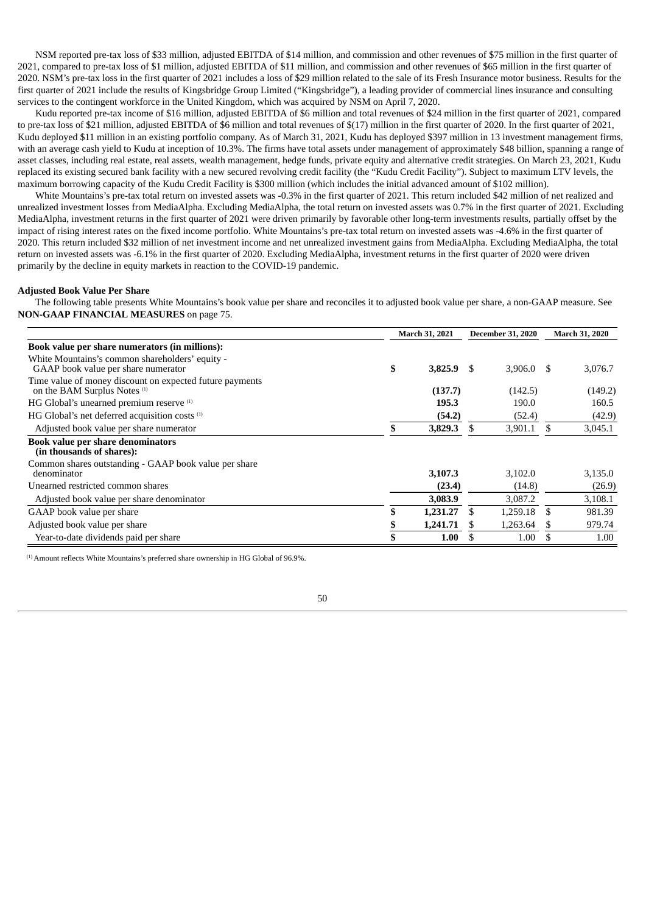NSM reported pre-tax loss of $33 million, adjusted EBITDA of $14 million, and commission and other revenues of $75 million in the first quarter of 2021, compared to pre-tax loss of $1 million, adjusted EBITDA of $11 million, and commission and other revenues of $65 million in the first quarter of 2020. NSM's pre-tax loss in the first quarter of 2021 includes a loss of $29 million related to the sale of its Fresh Insurance motor business. Results for the first quarter of 2021 include the results of Kingsbridge Group Limited ("Kingsbridge"), a leading provider of commercial lines insurance and consulting services to the contingent workforce in the United Kingdom, which was acquired by NSM on April 7, 2020.

Kudu reported pre-tax income of $16 million, adjusted EBITDA of $6 million and total revenues of $24 million in the first quarter of 2021, compared to pre-tax loss of $21 million, adjusted EBITDA of $6 million and total revenues of $(17) million in the first quarter of 2020. In the first quarter of 2021, Kudu deployed $11 million in an existing portfolio company. As of March 31, 2021, Kudu has deployed $397 million in 13 investment management firms, with an average cash yield to Kudu at inception of 10.3%. The firms have total assets under management of approximately $48 billion, spanning a range of asset classes, including real estate, real assets, wealth management, hedge funds, private equity and alternative credit strategies. On March 23, 2021, Kudu replaced its existing secured bank facility with a new secured revolving credit facility (the "Kudu Credit Facility"). Subject to maximum LTV levels, the maximum borrowing capacity of the Kudu Credit Facility is $300 million (which includes the initial advanced amount of $102 million).

White Mountains's pre-tax total return on invested assets was -0.3% in the first quarter of 2021. This return included $42 million of net realized and unrealized investment losses from MediaAlpha. Excluding MediaAlpha, the total return on invested assets was 0.7% in the first quarter of 2021. Excluding MediaAlpha, investment returns in the first quarter of 2021 were driven primarily by favorable other long-term investments results, partially offset by the impact of rising interest rates on the fixed income portfolio. White Mountains's pre-tax total return on invested assets was -4.6% in the first quarter of 2020. This return included $32 million of net investment income and net unrealized investment gains from MediaAlpha. Excluding MediaAlpha, the total return on invested assets was -6.1% in the first quarter of 2020. Excluding MediaAlpha, investment returns in the first quarter of 2020 were driven primarily by the decline in equity markets in reaction to the COVID-19 pandemic.

**Adjusted Book Value Per Share**

The following table presents White Mountains's book value per share and reconciles it to adjusted book value per share, a non-GAAP measure. See **NON-GAAP FINANCIAL MEASURES** on page 75.

| | March 31, 2021 | December 31, 2020 | March 31, 2020 |
|---|---|---|---|
| **Book value per share numerators (in millions):** | | | |
| White Mountains's common shareholders' equity - GAAP book value per share numerator | $ **3,825.9** | $ 3,906.0 | $ 3,076.7 |
| Time value of money discount on expected future payments on the BAM Surplus Notes [1] | **(137.7)** | (142.5) | (149.2) |
| HG Global's unearned premium reserve [1] | **195.3** | 190.0 | 160.5 |
| HG Global's net deferred acquisition costs [1] | **(54.2)** | (52.4) | (42.9) |
| Adjusted book value per share numerator | $ **3,829.3** | $ 3,901.1 | $ 3,045.1 |
| **Book value per share denominators (in thousands of shares):** | | | |
| Common shares outstanding - GAAP book value per share denominator | **3,107.3** | 3,102.0 | 3,135.0 |
| Unearned restricted common shares | **(23.4)** | (14.8) | (26.9) |
| Adjusted book value per share denominator | **3,083.9** | 3,087.2 | 3,108.1 |
| GAAP book value per share | $ **1,231.27** | $ 1,259.18 | $ 981.39 |
| Adjusted book value per share | $ **1,241.71** | $ 1,263.64 | $ 979.74 |
| Year-to-date dividends paid per share | $ **1.00** | $ 1.00 | $ 1.00 |

[1] Amount reflects White Mountains's preferred share ownership in HG Global of 96.9%.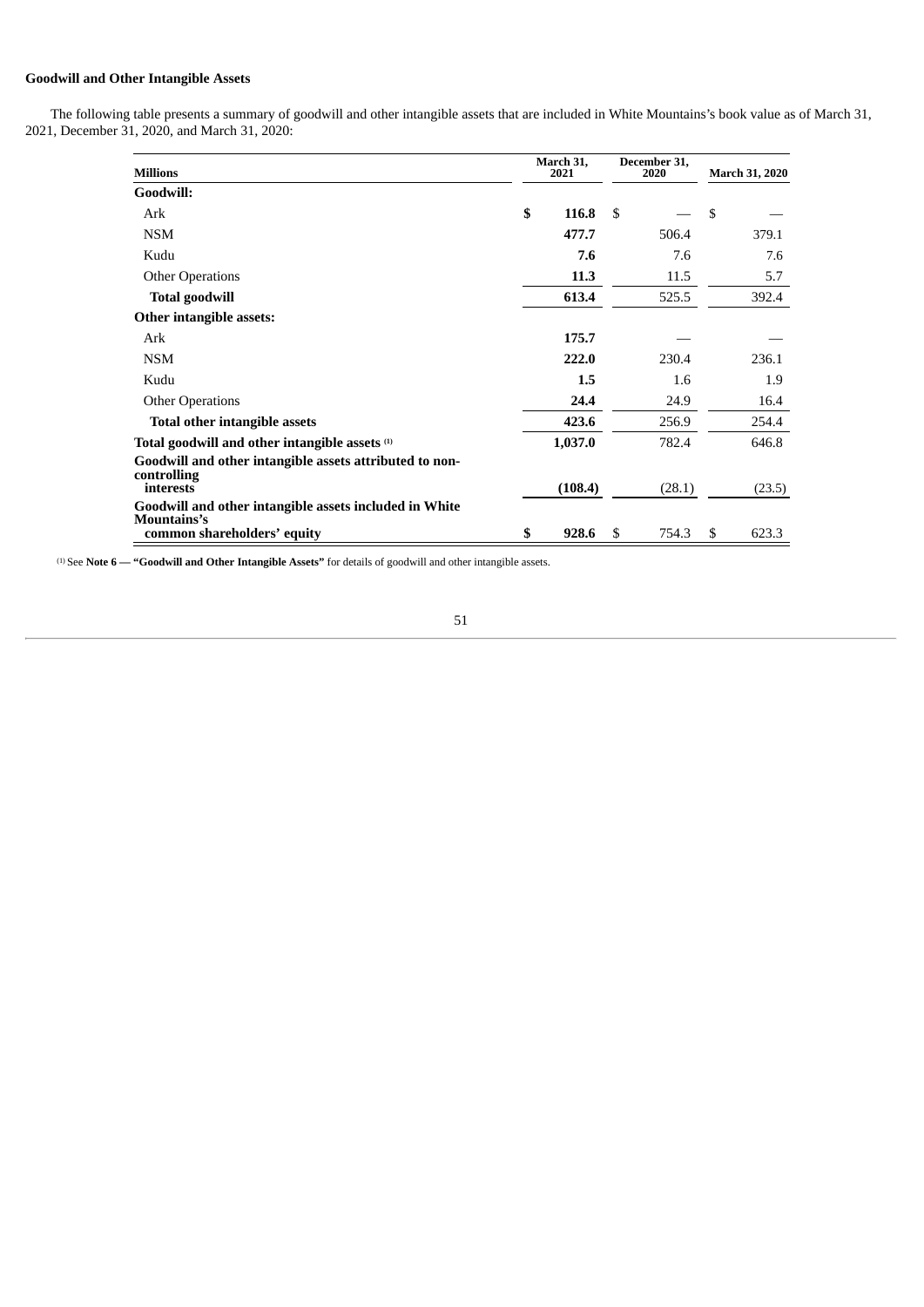**Goodwill and Other Intangible Assets**

The following table presents a summary of goodwill and other intangible assets that are included in White Mountains's book value as of March 31, 2021, December 31, 2020, and March 31, 2020:

| Millions | March 31, 2021 | December 31, 2020 | March 31, 2020 |
|---|---|---|---|
| **Goodwill:** | | | |
| Ark | **$ 116.8** | $ — | $ — |
| NSM | **477.7** | 506.4 | 379.1 |
| Kudu | **7.6** | 7.6 | 7.6 |
| Other Operations | **11.3** | 11.5 | 5.7 |
| **Total goodwill** | **613.4** | 525.5 | 392.4 |
| **Other intangible assets:** | | | |
| Ark | **175.7** | — | — |
| NSM | **222.0** | 230.4 | 236.1 |
| Kudu | **1.5** | 1.6 | 1.9 |
| Other Operations | **24.4** | 24.9 | 16.4 |
| **Total other intangible assets** | **423.6** | 256.9 | 254.4 |
| **Total goodwill and other intangible assets** (1) | **1,037.0** | 782.4 | 646.8 |
| **Goodwill and other intangible assets attributed to non-controlling interests** | **(108.4)** | (28.1) | (23.5) |
| **Goodwill and other intangible assets included in White Mountains's common shareholders' equity** | **$ 928.6** | $ 754.3 | $ 623.3 |

(1) See **Note 6 — "Goodwill and Other Intangible Assets"** for details of goodwill and other intangible assets.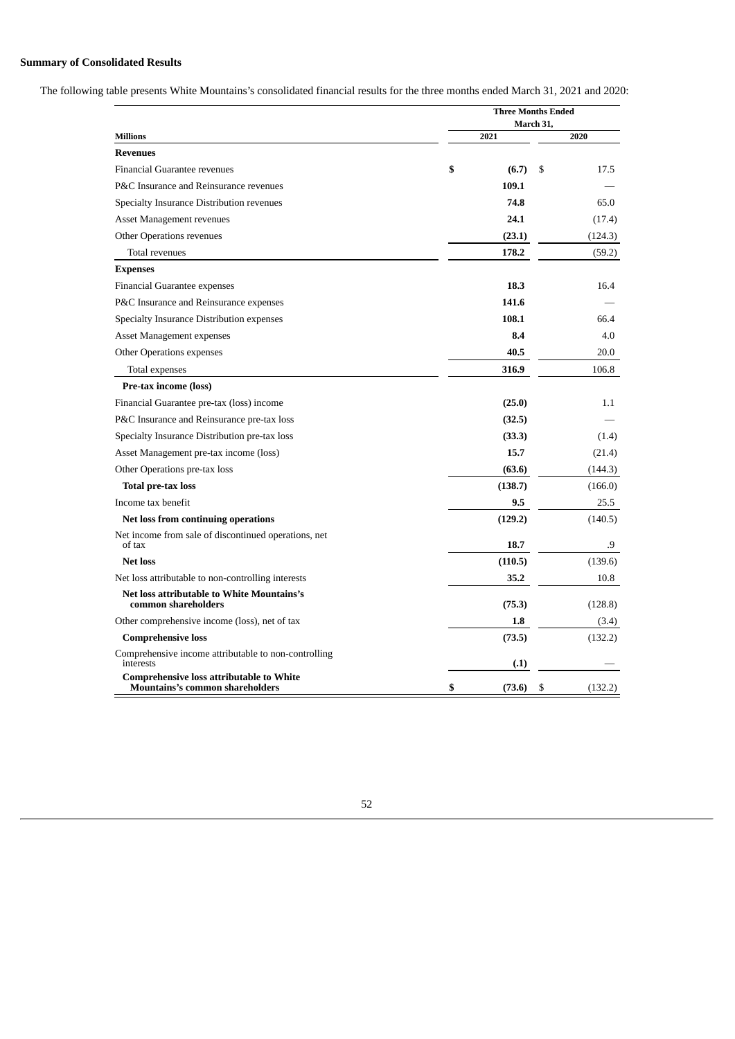**Summary of Consolidated Results**

The following table presents White Mountains's consolidated financial results for the three months ended March 31, 2021 and 2020:

| Millions | Three Months Ended March 31, 2021 | Three Months Ended March 31, 2020 |
|---|---|---|
| **Revenues** | | |
| Financial Guarantee revenues | **$ (6.7)** | $ 17.5 |
| P&C Insurance and Reinsurance revenues | **109.1** | — |
| Specialty Insurance Distribution revenues | **74.8** | 65.0 |
| Asset Management revenues | **24.1** | (17.4) |
| Other Operations revenues | **(23.1)** | (124.3) |
| Total revenues | **178.2** | (59.2) |
| **Expenses** | | |
| Financial Guarantee expenses | **18.3** | 16.4 |
| P&C Insurance and Reinsurance expenses | **141.6** | — |
| Specialty Insurance Distribution expenses | **108.1** | 66.4 |
| Asset Management expenses | **8.4** | 4.0 |
| Other Operations expenses | **40.5** | 20.0 |
| Total expenses | **316.9** | 106.8 |
| **Pre-tax income (loss)** | | |
| Financial Guarantee pre-tax (loss) income | **(25.0)** | 1.1 |
| P&C Insurance and Reinsurance pre-tax loss | **(32.5)** | — |
| Specialty Insurance Distribution pre-tax loss | **(33.3)** | (1.4) |
| Asset Management pre-tax income (loss) | **15.7** | (21.4) |
| Other Operations pre-tax loss | **(63.6)** | (144.3) |
| **Total pre-tax loss** | **(138.7)** | (166.0) |
| Income tax benefit | **9.5** | 25.5 |
| **Net loss from continuing operations** | **(129.2)** | (140.5) |
| Net income from sale of discontinued operations, net of tax | **18.7** | .9 |
| **Net loss** | **(110.5)** | (139.6) |
| Net loss attributable to non-controlling interests | **35.2** | 10.8 |
| **Net loss attributable to White Mountains's common shareholders** | **(75.3)** | (128.8) |
| Other comprehensive income (loss), net of tax | **1.8** | (3.4) |
| **Comprehensive loss** | **(73.5)** | (132.2) |
| Comprehensive income attributable to non-controlling interests | **(.1)** | — |
| **Comprehensive loss attributable to White Mountains's common shareholders** | **$ (73.6)** | $ (132.2) |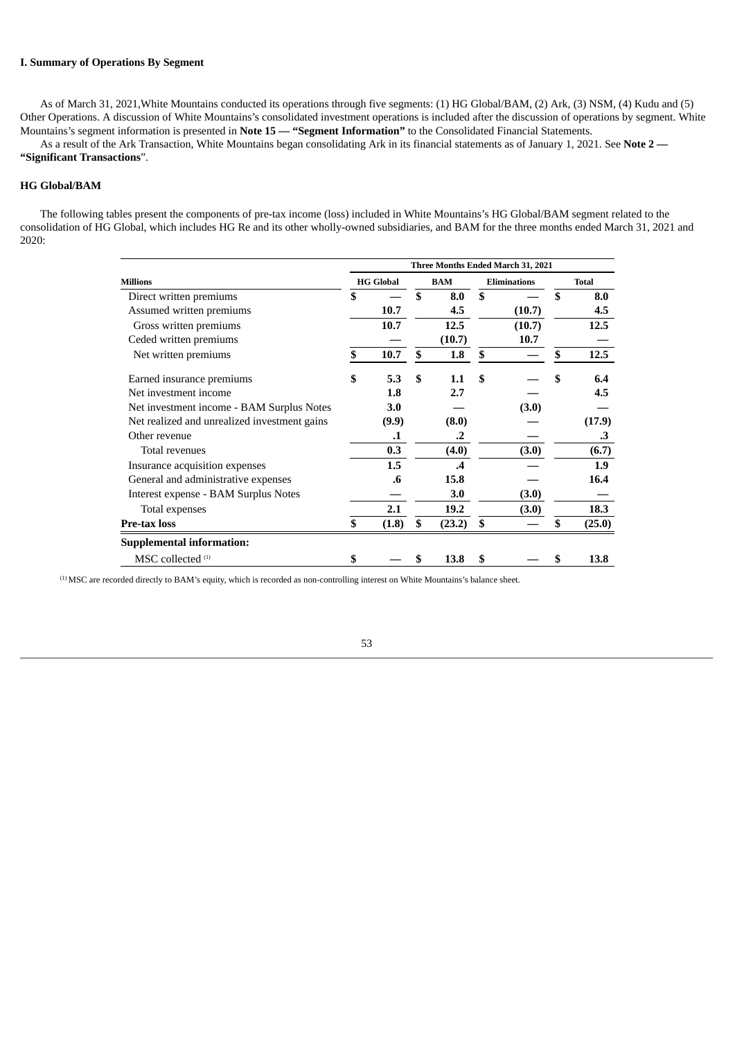## I. Summary of Operations By Segment

As of March 31, 2021,White Mountains conducted its operations through five segments: (1) HG Global/BAM, (2) Ark, (3) NSM, (4) Kudu and (5) Other Operations. A discussion of White Mountains's consolidated investment operations is included after the discussion of operations by segment. White Mountains's segment information is presented in **Note 15 — "Segment Information"** to the Consolidated Financial Statements.

As a result of the Ark Transaction, White Mountains began consolidating Ark in its financial statements as of January 1, 2021. See **Note 2 — "Significant Transactions"**.

### HG Global/BAM

The following tables present the components of pre-tax income (loss) included in White Mountains's HG Global/BAM segment related to the consolidation of HG Global, which includes HG Re and its other wholly-owned subsidiaries, and BAM for the three months ended March 31, 2021 and 2020:

| | Three Months Ended March 31, 2021 | | | |
|---|---|---|---|---|
| **Millions** | **HG Global** | **BAM** | **Eliminations** | **Total** |
| Direct written premiums | $ — | $ 8.0 | $ — | $ 8.0 |
| Assumed written premiums | 10.7 | 4.5 | (10.7) | 4.5 |
| Gross written premiums | 10.7 | 12.5 | (10.7) | 12.5 |
| Ceded written premiums | — | (10.7) | 10.7 | — |
| Net written premiums | $ 10.7 | $ 1.8 | $ — | $ 12.5 |
| | | | | |
| Earned insurance premiums | $ 5.3 | $ 1.1 | $ — | $ 6.4 |
| Net investment income | 1.8 | 2.7 | — | 4.5 |
| Net investment income - BAM Surplus Notes | 3.0 | — | (3.0) | — |
| Net realized and unrealized investment gains | (9.9) | (8.0) | — | (17.9) |
| Other revenue | .1 | .2 | — | .3 |
| Total revenues | 0.3 | (4.0) | (3.0) | (6.7) |
| Insurance acquisition expenses | 1.5 | .4 | — | 1.9 |
| General and administrative expenses | .6 | 15.8 | — | 16.4 |
| Interest expense - BAM Surplus Notes | — | 3.0 | (3.0) | — |
| Total expenses | 2.1 | 19.2 | (3.0) | 18.3 |
| **Pre-tax loss** | $ (1.8) | $ (23.2) | $ — | $ (25.0) |
| **Supplemental information:** | | | | |
| MSC collected [1] | $ — | $ 13.8 | $ — | $ 13.8 |

[1] MSC are recorded directly to BAM's equity, which is recorded as non-controlling interest on White Mountains's balance sheet.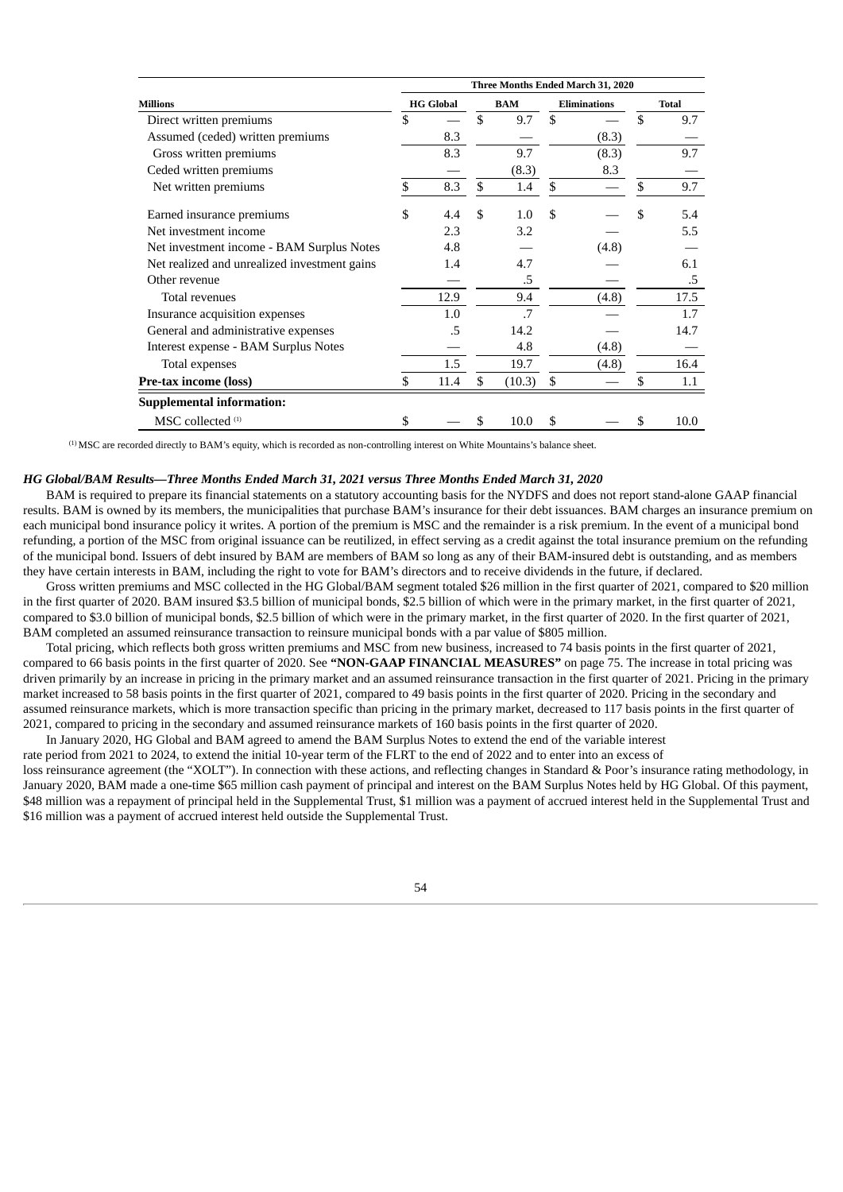| Millions | Three Months Ended March 31, 2020 | | | |
|---|---|---|---|---|
| | HG Global | BAM | Eliminations | Total |
| Direct written premiums | $ — | $ 9.7 | $ — | $ 9.7 |
| Assumed (ceded) written premiums | 8.3 | — | (8.3) | — |
| Gross written premiums | 8.3 | 9.7 | (8.3) | 9.7 |
| Ceded written premiums | — | (8.3) | 8.3 | — |
| Net written premiums | $ 8.3 | $ 1.4 | $ — | $ 9.7 |
| Earned insurance premiums | $ 4.4 | $ 1.0 | $ — | $ 5.4 |
| Net investment income | 2.3 | 3.2 | — | 5.5 |
| Net investment income - BAM Surplus Notes | 4.8 | — | (4.8) | — |
| Net realized and unrealized investment gains | 1.4 | 4.7 | — | 6.1 |
| Other revenue | — | .5 | — | .5 |
| Total revenues | 12.9 | 9.4 | (4.8) | 17.5 |
| Insurance acquisition expenses | 1.0 | .7 | — | 1.7 |
| General and administrative expenses | .5 | 14.2 | — | 14.7 |
| Interest expense - BAM Surplus Notes | — | 4.8 | (4.8) | — |
| Total expenses | 1.5 | 19.7 | (4.8) | 16.4 |
| **Pre-tax income (loss)** | $ 11.4 | $ (10.3) | $ — | $ 1.1 |
| **Supplemental information:** | | | | |
| MSC collected [(1)] | $ — | $ 10.0 | $ — | $ 10.0 |

[(1)] MSC are recorded directly to BAM's equity, which is recorded as non-controlling interest on White Mountains's balance sheet.

***HG Global/BAM Results—Three Months Ended March 31, 2021 versus Three Months Ended March 31, 2020***

BAM is required to prepare its financial statements on a statutory accounting basis for the NYDFS and does not report stand-alone GAAP financial results. BAM is owned by its members, the municipalities that purchase BAM's insurance for their debt issuances. BAM charges an insurance premium on each municipal bond insurance policy it writes. A portion of the premium is MSC and the remainder is a risk premium. In the event of a municipal bond refunding, a portion of the MSC from original issuance can be reutilized, in effect serving as a credit against the total insurance premium on the refunding of the municipal bond. Issuers of debt insured by BAM are members of BAM so long as any of their BAM-insured debt is outstanding, and as members they have certain interests in BAM, including the right to vote for BAM's directors and to receive dividends in the future, if declared.

Gross written premiums and MSC collected in the HG Global/BAM segment totaled $26 million in the first quarter of 2021, compared to $20 million in the first quarter of 2020. BAM insured $3.5 billion of municipal bonds, $2.5 billion of which were in the primary market, in the first quarter of 2021, compared to $3.0 billion of municipal bonds, $2.5 billion of which were in the primary market, in the first quarter of 2020. In the first quarter of 2021, BAM completed an assumed reinsurance transaction to reinsure municipal bonds with a par value of $805 million.

Total pricing, which reflects both gross written premiums and MSC from new business, increased to 74 basis points in the first quarter of 2021, compared to 66 basis points in the first quarter of 2020. See **"NON-GAAP FINANCIAL MEASURES"** on page 75. The increase in total pricing was driven primarily by an increase in pricing in the primary market and an assumed reinsurance transaction in the first quarter of 2021. Pricing in the primary market increased to 58 basis points in the first quarter of 2021, compared to 49 basis points in the first quarter of 2020. Pricing in the secondary and assumed reinsurance markets, which is more transaction specific than pricing in the primary market, decreased to 117 basis points in the first quarter of 2021, compared to pricing in the secondary and assumed reinsurance markets of 160 basis points in the first quarter of 2020.

In January 2020, HG Global and BAM agreed to amend the BAM Surplus Notes to extend the end of the variable interest rate period from 2021 to 2024, to extend the initial 10-year term of the FLRT to the end of 2022 and to enter into an excess of loss reinsurance agreement (the "XOLT"). In connection with these actions, and reflecting changes in Standard & Poor's insurance rating methodology, in January 2020, BAM made a one-time $65 million cash payment of principal and interest on the BAM Surplus Notes held by HG Global. Of this payment, $48 million was a repayment of principal held in the Supplemental Trust, $1 million was a payment of accrued interest held in the Supplemental Trust and $16 million was a payment of accrued interest held outside the Supplemental Trust.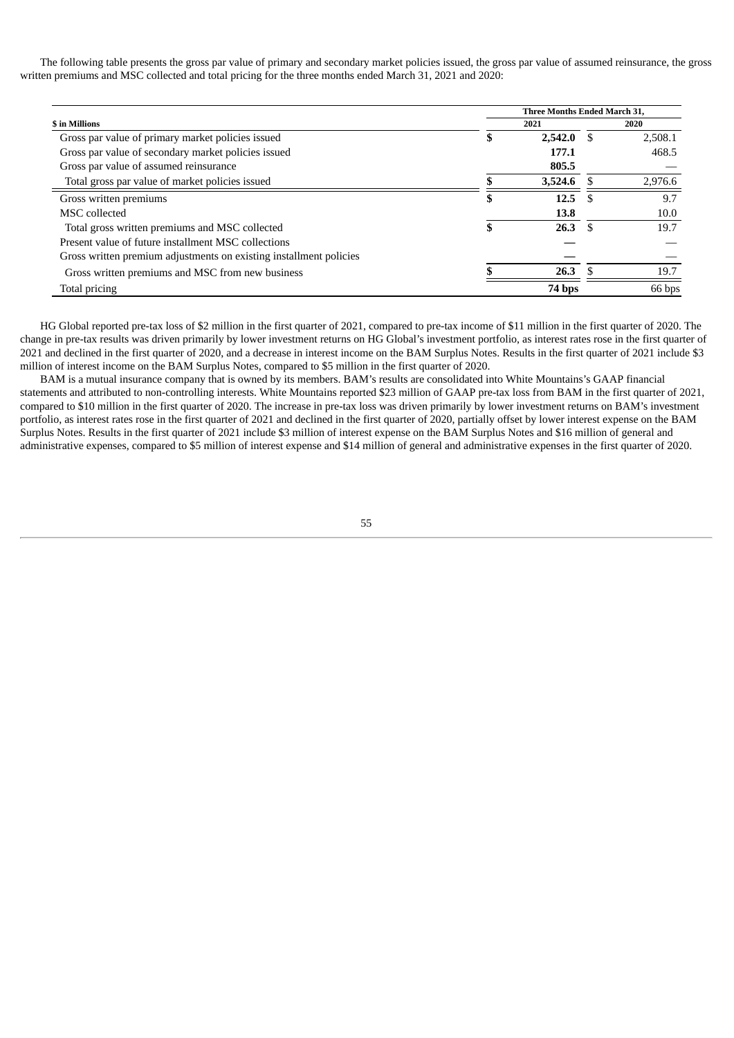The following table presents the gross par value of primary and secondary market policies issued, the gross par value of assumed reinsurance, the gross written premiums and MSC collected and total pricing for the three months ended March 31, 2021 and 2020:

| | Three Months Ended March 31, | |
|---|---|---|
| **$ in Millions** | **2021** | **2020** |
| Gross par value of primary market policies issued | **$ 2,542.0** | $ 2,508.1 |
| Gross par value of secondary market policies issued | **177.1** | 468.5 |
| Gross par value of assumed reinsurance | **805.5** | — |
| Total gross par value of market policies issued | **$ 3,524.6** | $ 2,976.6 |
| Gross written premiums | **$ 12.5** | $ 9.7 |
| MSC collected | **13.8** | 10.0 |
| Total gross written premiums and MSC collected | **$ 26.3** | $ 19.7 |
| Present value of future installment MSC collections | **—** | — |
| Gross written premium adjustments on existing installment policies | **—** | — |
| Gross written premiums and MSC from new business | **$ 26.3** | $ 19.7 |
| Total pricing | **74 bps** | 66 bps |

HG Global reported pre-tax loss of $2 million in the first quarter of 2021, compared to pre-tax income of $11 million in the first quarter of 2020. The change in pre-tax results was driven primarily by lower investment returns on HG Global's investment portfolio, as interest rates rose in the first quarter of 2021 and declined in the first quarter of 2020, and a decrease in interest income on the BAM Surplus Notes. Results in the first quarter of 2021 include $3 million of interest income on the BAM Surplus Notes, compared to $5 million in the first quarter of 2020.

BAM is a mutual insurance company that is owned by its members. BAM's results are consolidated into White Mountains's GAAP financial statements and attributed to non-controlling interests. White Mountains reported $23 million of GAAP pre-tax loss from BAM in the first quarter of 2021, compared to $10 million in the first quarter of 2020. The increase in pre-tax loss was driven primarily by lower investment returns on BAM's investment portfolio, as interest rates rose in the first quarter of 2021 and declined in the first quarter of 2020, partially offset by lower interest expense on the BAM Surplus Notes. Results in the first quarter of 2021 include $3 million of interest expense on the BAM Surplus Notes and $16 million of general and administrative expenses, compared to $5 million of interest expense and $14 million of general and administrative expenses in the first quarter of 2020.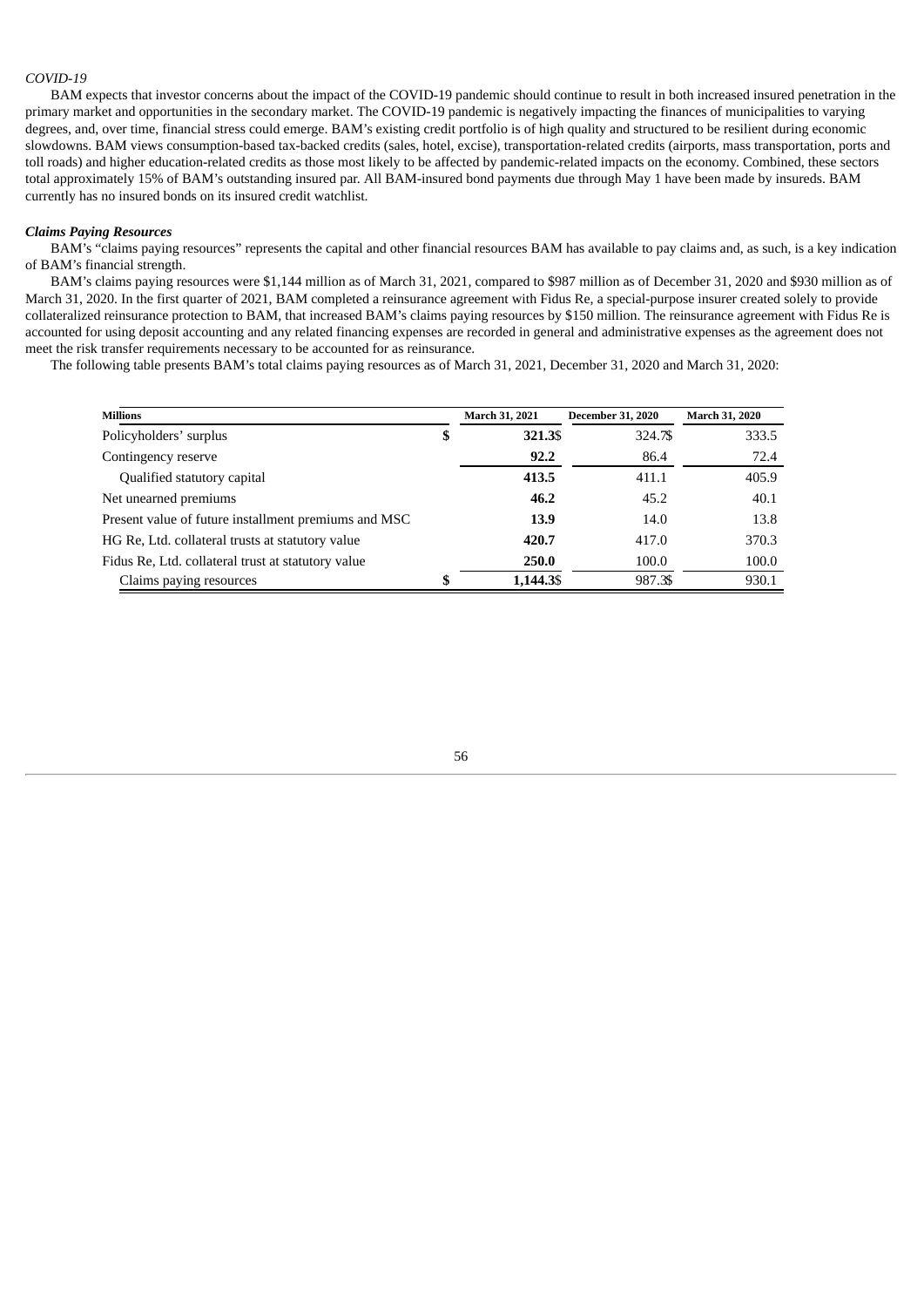*COVID-19*

BAM expects that investor concerns about the impact of the COVID-19 pandemic should continue to result in both increased insured penetration in the primary market and opportunities in the secondary market. The COVID-19 pandemic is negatively impacting the finances of municipalities to varying degrees, and, over time, financial stress could emerge. BAM's existing credit portfolio is of high quality and structured to be resilient during economic slowdowns. BAM views consumption-based tax-backed credits (sales, hotel, excise), transportation-related credits (airports, mass transportation, ports and toll roads) and higher education-related credits as those most likely to be affected by pandemic-related impacts on the economy. Combined, these sectors total approximately 15% of BAM's outstanding insured par. All BAM-insured bond payments due through May 1 have been made by insureds. BAM currently has no insured bonds on its insured credit watchlist.

***Claims Paying Resources***

BAM's "claims paying resources" represents the capital and other financial resources BAM has available to pay claims and, as such, is a key indication of BAM's financial strength.

BAM's claims paying resources were $1,144 million as of March 31, 2021, compared to $987 million as of December 31, 2020 and $930 million as of March 31, 2020. In the first quarter of 2021, BAM completed a reinsurance agreement with Fidus Re, a special-purpose insurer created solely to provide collateralized reinsurance protection to BAM, that increased BAM's claims paying resources by $150 million. The reinsurance agreement with Fidus Re is accounted for using deposit accounting and any related financing expenses are recorded in general and administrative expenses as the agreement does not meet the risk transfer requirements necessary to be accounted for as reinsurance.

The following table presents BAM's total claims paying resources as of March 31, 2021, December 31, 2020 and March 31, 2020:

| Millions | March 31, 2021 | December 31, 2020 | March 31, 2020 |
|---|---|---|---|
| Policyholders' surplus | $ **321.3** | $ 324.7 | $ 333.5 |
| Contingency reserve | **92.2** | 86.4 | 72.4 |
| Qualified statutory capital | **413.5** | 411.1 | 405.9 |
| Net unearned premiums | **46.2** | 45.2 | 40.1 |
| Present value of future installment premiums and MSC | **13.9** | 14.0 | 13.8 |
| HG Re, Ltd. collateral trusts at statutory value | **420.7** | 417.0 | 370.3 |
| Fidus Re, Ltd. collateral trust at statutory value | **250.0** | 100.0 | 100.0 |
| Claims paying resources | $ **1,144.3** | $ 987.3 | $ 930.1 |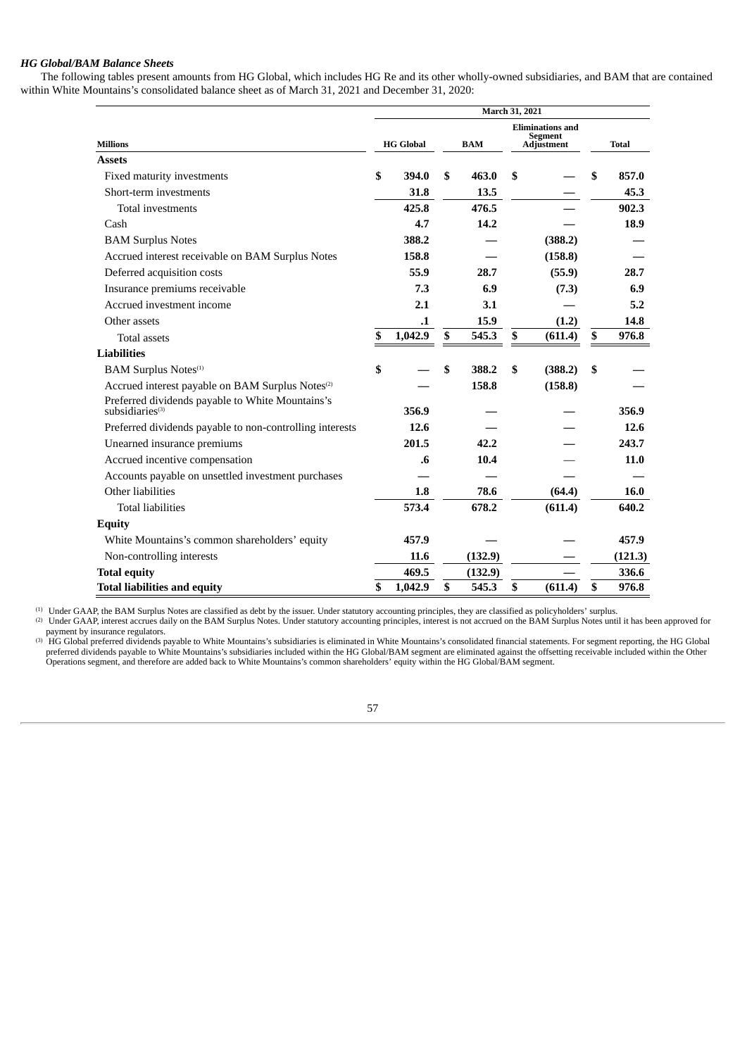***HG Global/BAM Balance Sheets***

The following tables present amounts from HG Global, which includes HG Re and its other wholly-owned subsidiaries, and BAM that are contained within White Mountains's consolidated balance sheet as of March 31, 2021 and December 31, 2020:

| | March 31, 2021 | | | |
|---|---|---|---|---|
| **Millions** | **HG Global** | **BAM** | **Eliminations and Segment Adjustment** | **Total** |
| **Assets** | | | | |
| Fixed maturity investments | $ 394.0 | $ 463.0 | $ — | $ 857.0 |
| Short-term investments | 31.8 | 13.5 | — | 45.3 |
| Total investments | 425.8 | 476.5 | — | 902.3 |
| Cash | 4.7 | 14.2 | — | 18.9 |
| BAM Surplus Notes | 388.2 | — | (388.2) | — |
| Accrued interest receivable on BAM Surplus Notes | 158.8 | — | (158.8) | — |
| Deferred acquisition costs | 55.9 | 28.7 | (55.9) | 28.7 |
| Insurance premiums receivable | 7.3 | 6.9 | (7.3) | 6.9 |
| Accrued investment income | 2.1 | 3.1 | — | 5.2 |
| Other assets | .1 | 15.9 | (1.2) | 14.8 |
| Total assets | $ 1,042.9 | $ 545.3 | $ (611.4) | $ 976.8 |
| **Liabilities** | | | | |
| BAM Surplus Notes[1] | $ — | $ 388.2 | $ (388.2) | $ — |
| Accrued interest payable on BAM Surplus Notes[2] | — | 158.8 | (158.8) | — |
| Preferred dividends payable to White Mountains's subsidiaries[3] | 356.9 | — | — | 356.9 |
| Preferred dividends payable to non-controlling interests | 12.6 | — | — | 12.6 |
| Unearned insurance premiums | 201.5 | 42.2 | — | 243.7 |
| Accrued incentive compensation | .6 | 10.4 | — | 11.0 |
| Accounts payable on unsettled investment purchases | — | — | — | — |
| Other liabilities | 1.8 | 78.6 | (64.4) | 16.0 |
| Total liabilities | 573.4 | 678.2 | (611.4) | 640.2 |
| **Equity** | | | | |
| White Mountains's common shareholders' equity | 457.9 | — | — | 457.9 |
| Non-controlling interests | 11.6 | (132.9) | — | (121.3) |
| **Total equity** | 469.5 | (132.9) | — | 336.6 |
| **Total liabilities and equity** | $ 1,042.9 | $ 545.3 | $ (611.4) | $ 976.8 |

[1] Under GAAP, the BAM Surplus Notes are classified as debt by the issuer. Under statutory accounting principles, they are classified as policyholders' surplus.

[2] Under GAAP, interest accrues daily on the BAM Surplus Notes. Under statutory accounting principles, interest is not accrued on the BAM Surplus Notes until it has been approved for payment by insurance regulators.

[3] HG Global preferred dividends payable to White Mountains's subsidiaries is eliminated in White Mountains's consolidated financial statements. For segment reporting, the HG Global preferred dividends payable to White Mountains's subsidiaries included within the HG Global/BAM segment are eliminated against the offsetting receivable included within the Other Operations segment, and therefore are added back to White Mountains's common shareholders' equity within the HG Global/BAM segment.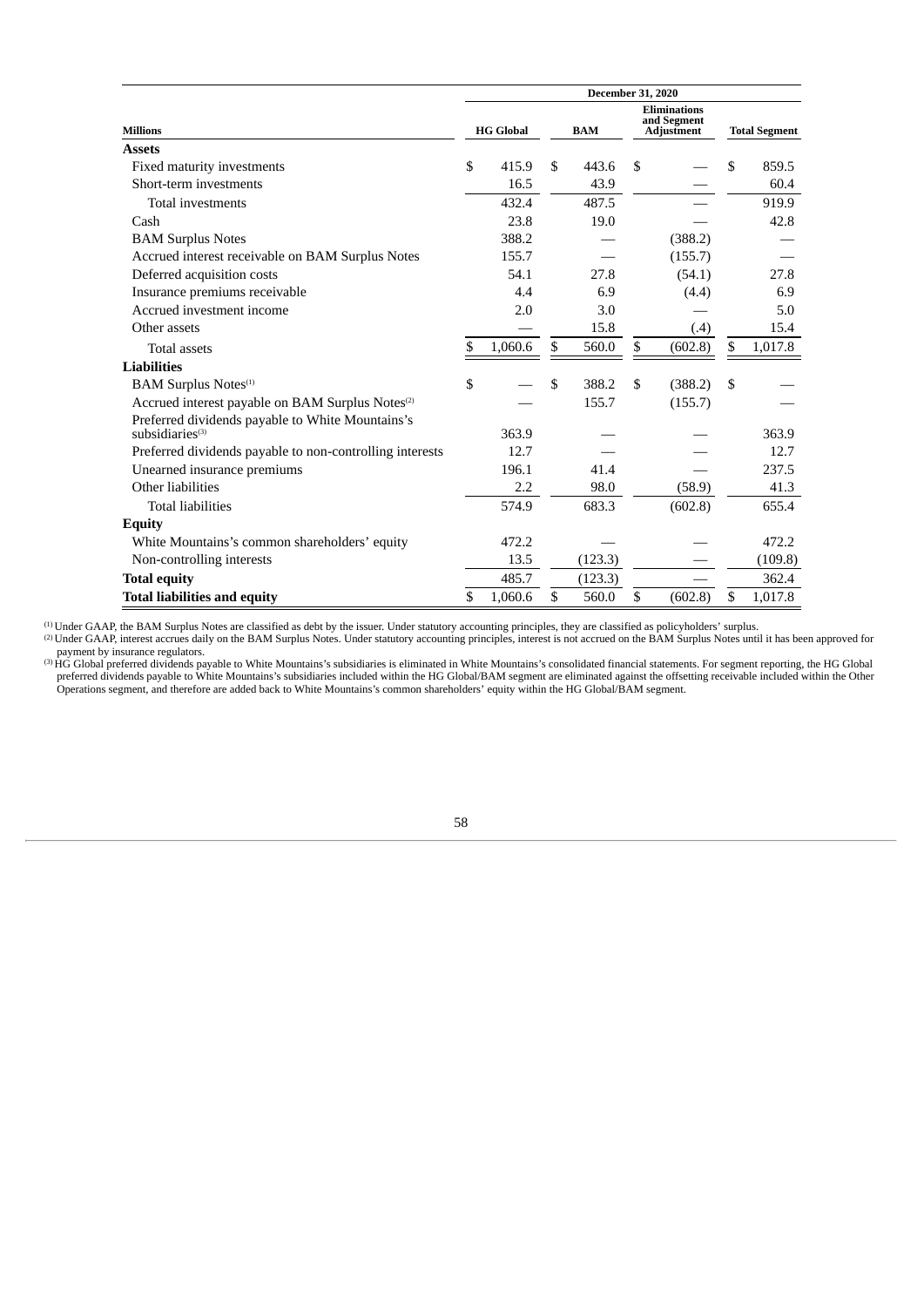| Millions | December 31, 2020 | | | |
|---|---|---|---|---|
| | HG Global | BAM | Eliminations and Segment Adjustment | Total Segment |
| **Assets** | | | | |
| Fixed maturity investments | $ 415.9 | $ 443.6 | $ — | $ 859.5 |
| Short-term investments | 16.5 | 43.9 | — | 60.4 |
| Total investments | 432.4 | 487.5 | — | 919.9 |
| Cash | 23.8 | 19.0 | — | 42.8 |
| BAM Surplus Notes | 388.2 | — | (388.2) | — |
| Accrued interest receivable on BAM Surplus Notes | 155.7 | — | (155.7) | — |
| Deferred acquisition costs | 54.1 | 27.8 | (54.1) | 27.8 |
| Insurance premiums receivable | 4.4 | 6.9 | (4.4) | 6.9 |
| Accrued investment income | 2.0 | 3.0 | — | 5.0 |
| Other assets | — | 15.8 | (.4) | 15.4 |
| Total assets | $ 1,060.6 | $ 560.0 | $ (602.8) | $ 1,017.8 |
| **Liabilities** | | | | |
| BAM Surplus Notes[1] | $ — | $ 388.2 | $ (388.2) | $ — |
| Accrued interest payable on BAM Surplus Notes[2] | — | 155.7 | (155.7) | — |
| Preferred dividends payable to White Mountains's subsidiaries[3] | 363.9 | — | — | 363.9 |
| Preferred dividends payable to non-controlling interests | 12.7 | — | — | 12.7 |
| Unearned insurance premiums | 196.1 | 41.4 | — | 237.5 |
| Other liabilities | 2.2 | 98.0 | (58.9) | 41.3 |
| Total liabilities | 574.9 | 683.3 | (602.8) | 655.4 |
| **Equity** | | | | |
| White Mountains's common shareholders' equity | 472.2 | — | — | 472.2 |
| Non-controlling interests | 13.5 | (123.3) | — | (109.8) |
| **Total equity** | 485.7 | (123.3) | — | 362.4 |
| **Total liabilities and equity** | $ 1,060.6 | $ 560.0 | $ (602.8) | $ 1,017.8 |

[1] Under GAAP, the BAM Surplus Notes are classified as debt by the issuer. Under statutory accounting principles, they are classified as policyholders' surplus.

[2] Under GAAP, interest accrues daily on the BAM Surplus Notes. Under statutory accounting principles, interest is not accrued on the BAM Surplus Notes until it has been approved for payment by insurance regulators.

[3] HG Global preferred dividends payable to White Mountains's subsidiaries is eliminated in White Mountains's consolidated financial statements. For segment reporting, the HG Global preferred dividends payable to White Mountains's subsidiaries included within the HG Global/BAM segment are eliminated against the offsetting receivable included within the Other Operations segment, and therefore are added back to White Mountains's common shareholders' equity within the HG Global/BAM segment.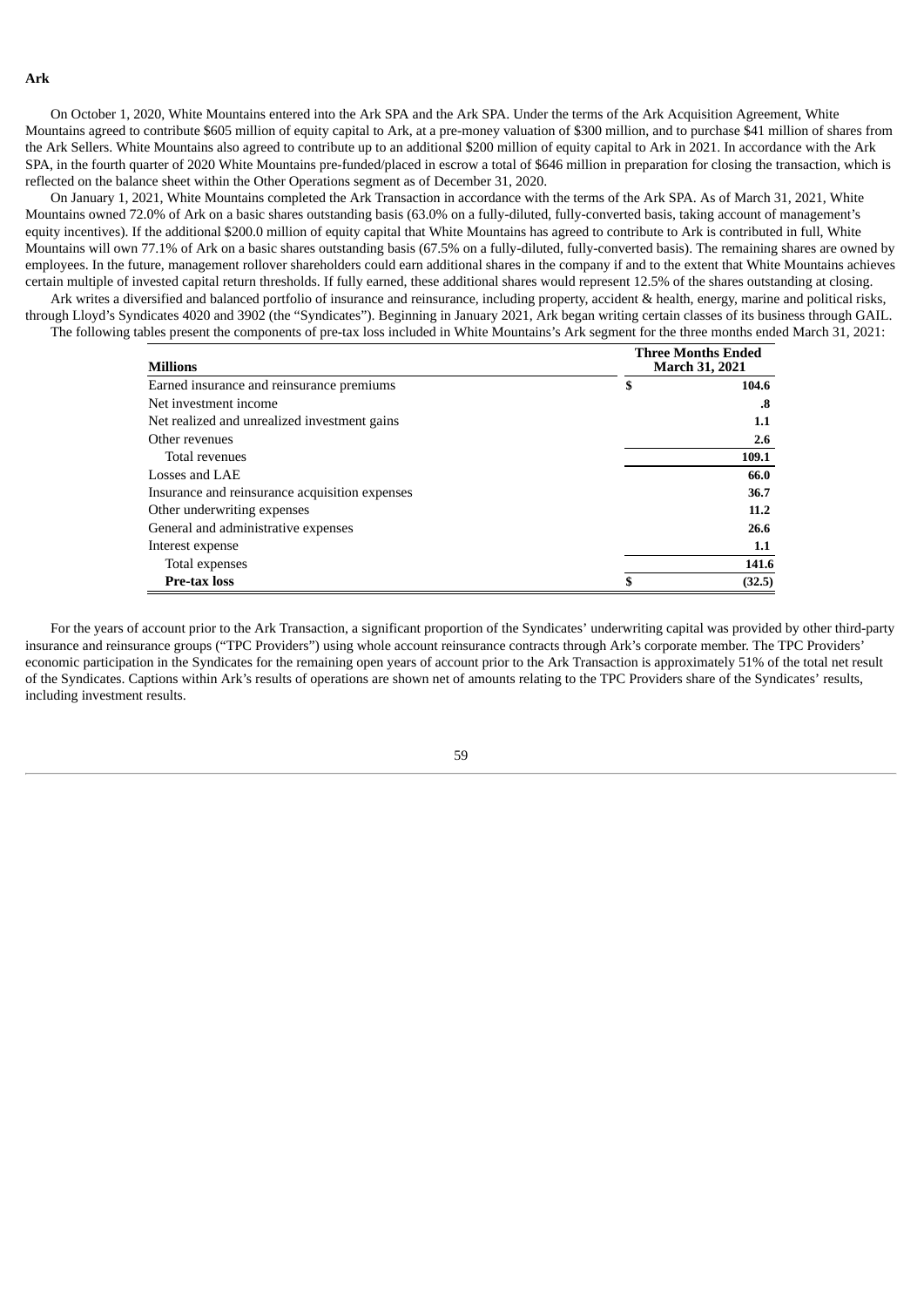**Ark**

On October 1, 2020, White Mountains entered into the Ark SPA and the Ark SPA. Under the terms of the Ark Acquisition Agreement, White Mountains agreed to contribute $605 million of equity capital to Ark, at a pre-money valuation of $300 million, and to purchase $41 million of shares from the Ark Sellers. White Mountains also agreed to contribute up to an additional $200 million of equity capital to Ark in 2021. In accordance with the Ark SPA, in the fourth quarter of 2020 White Mountains pre-funded/placed in escrow a total of $646 million in preparation for closing the transaction, which is reflected on the balance sheet within the Other Operations segment as of December 31, 2020.

On January 1, 2021, White Mountains completed the Ark Transaction in accordance with the terms of the Ark SPA. As of March 31, 2021, White Mountains owned 72.0% of Ark on a basic shares outstanding basis (63.0% on a fully-diluted, fully-converted basis, taking account of management's equity incentives). If the additional $200.0 million of equity capital that White Mountains has agreed to contribute to Ark is contributed in full, White Mountains will own 77.1% of Ark on a basic shares outstanding basis (67.5% on a fully-diluted, fully-converted basis). The remaining shares are owned by employees. In the future, management rollover shareholders could earn additional shares in the company if and to the extent that White Mountains achieves certain multiple of invested capital return thresholds. If fully earned, these additional shares would represent 12.5% of the shares outstanding at closing.

Ark writes a diversified and balanced portfolio of insurance and reinsurance, including property, accident & health, energy, marine and political risks, through Lloyd's Syndicates 4020 and 3902 (the "Syndicates"). Beginning in January 2021, Ark began writing certain classes of its business through GAIL.

The following tables present the components of pre-tax loss included in White Mountains's Ark segment for the three months ended March 31, 2021:

| **Millions** | **Three Months Ended March 31, 2021** |
|---|---|
| Earned insurance and reinsurance premiums | $ 104.6 |
| Net investment income | .8 |
| Net realized and unrealized investment gains | 1.1 |
| Other revenues | 2.6 |
| Total revenues | 109.1 |
| Losses and LAE | 66.0 |
| Insurance and reinsurance acquisition expenses | 36.7 |
| Other underwriting expenses | 11.2 |
| General and administrative expenses | 26.6 |
| Interest expense | 1.1 |
| Total expenses | 141.6 |
| **Pre-tax loss** | $ (32.5) |

For the years of account prior to the Ark Transaction, a significant proportion of the Syndicates' underwriting capital was provided by other third-party insurance and reinsurance groups ("TPC Providers") using whole account reinsurance contracts through Ark's corporate member. The TPC Providers' economic participation in the Syndicates for the remaining open years of account prior to the Ark Transaction is approximately 51% of the total net result of the Syndicates. Captions within Ark's results of operations are shown net of amounts relating to the TPC Providers share of the Syndicates' results, including investment results.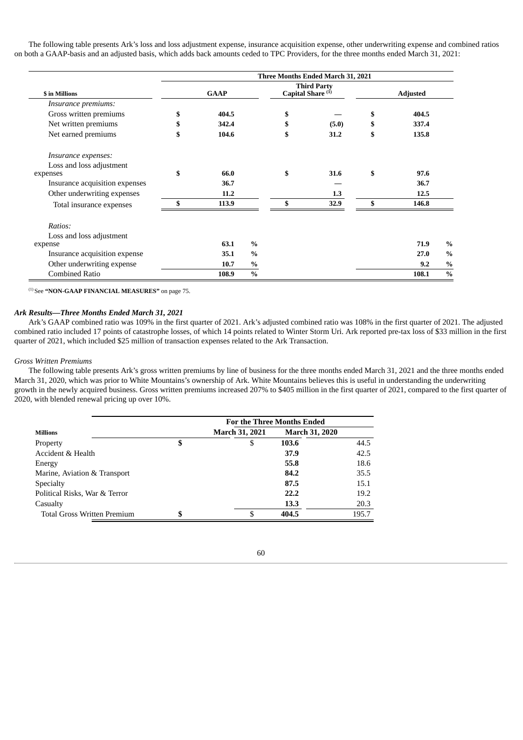The following table presents Ark's loss and loss adjustment expense, insurance acquisition expense, other underwriting expense and combined ratios on both a GAAP-basis and an adjusted basis, which adds back amounts ceded to TPC Providers, for the three months ended March 31, 2021:

| | Three Months Ended March 31, 2021 | | |
|---|---|---|---|
| **$ in Millions** | **GAAP** | **Third Party Capital Share** [(1)] | **Adjusted** |
| *Insurance premiums:* | | | |
| Gross written premiums | $ 404.5 | $ — | $ 404.5 |
| Net written premiums | $ 342.4 | $ (5.0) | $ 337.4 |
| Net earned premiums | $ 104.6 | $ 31.2 | $ 135.8 |
| *Insurance expenses:* | | | |
| Loss and loss adjustment expenses | $ 66.0 | $ 31.6 | $ 97.6 |
| Insurance acquisition expenses | 36.7 | — | 36.7 |
| Other underwriting expenses | 11.2 | 1.3 | 12.5 |
| Total insurance expenses | $ 113.9 | $ 32.9 | $ 146.8 |
| *Ratios:* | | | |
| Loss and loss adjustment expense | 63.1 % | | 71.9 % |
| Insurance acquisition expense | 35.1 % | | 27.0 % |
| Other underwriting expense | 10.7 % | | 9.2 % |
| Combined Ratio | 108.9 % | | 108.1 % |

[(1)] See **"NON-GAAP FINANCIAL MEASURES"** on page 75.

***Ark Results—Three Months Ended March 31, 2021***

Ark's GAAP combined ratio was 109% in the first quarter of 2021. Ark's adjusted combined ratio was 108% in the first quarter of 2021. The adjusted combined ratio included 17 points of catastrophe losses, of which 14 points related to Winter Storm Uri. Ark reported pre-tax loss of $33 million in the first quarter of 2021, which included $25 million of transaction expenses related to the Ark Transaction.

*Gross Written Premiums*

The following table presents Ark's gross written premiums by line of business for the three months ended March 31, 2021 and the three months ended March 31, 2020, which was prior to White Mountains's ownership of Ark. White Mountains believes this is useful in understanding the underwriting growth in the newly acquired business. Gross written premiums increased 207% to $405 million in the first quarter of 2021, compared to the first quarter of 2020, with blended renewal pricing up over 10%.

| | For the Three Months Ended | |
|---|---|---|
| **Millions** | **March 31, 2021** | **March 31, 2020** |
| Property | $ 103.6 | $ 44.5 |
| Accident & Health | 37.9 | 42.5 |
| Energy | 55.8 | 18.6 |
| Marine, Aviation & Transport | 84.2 | 35.5 |
| Specialty | 87.5 | 15.1 |
| Political Risks, War & Terror | 22.2 | 19.2 |
| Casualty | 13.3 | 20.3 |
| Total Gross Written Premium | $ 404.5 | $ 195.7 |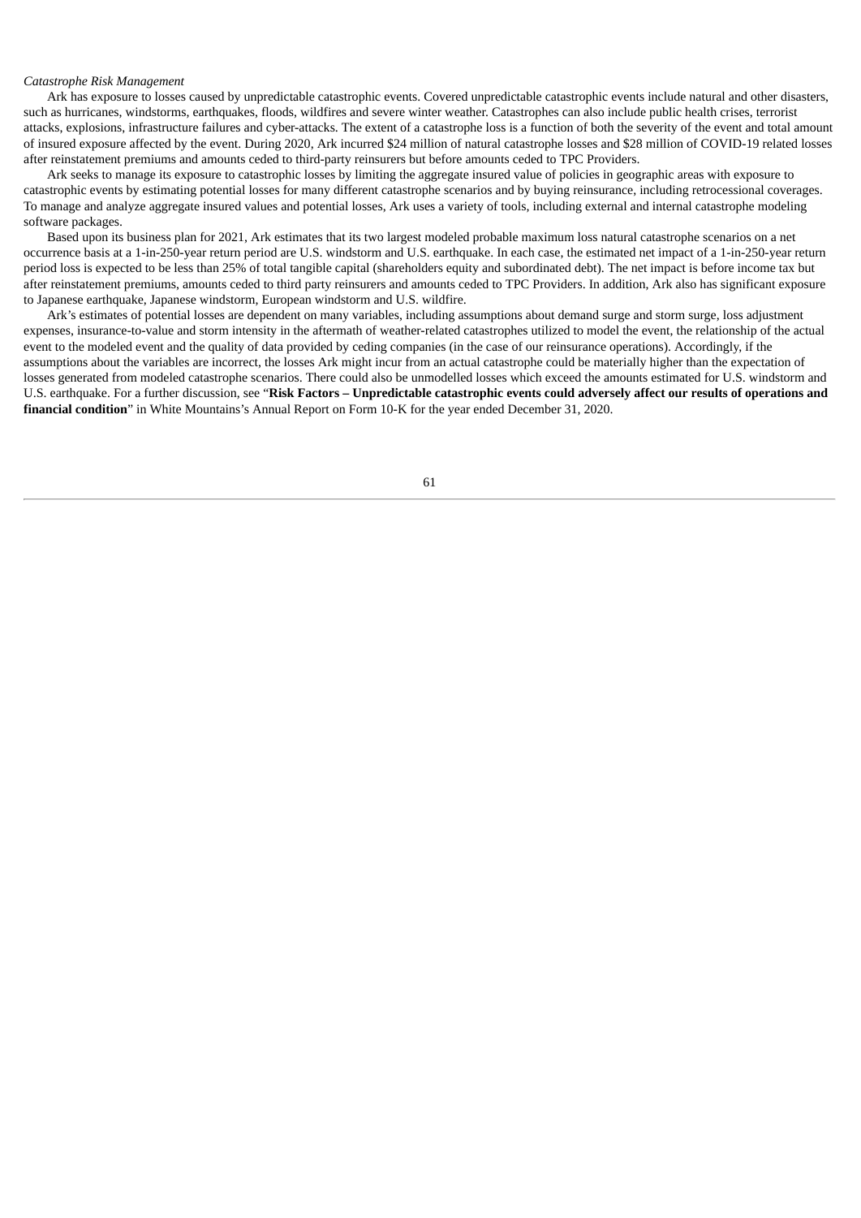*Catastrophe Risk Management*

Ark has exposure to losses caused by unpredictable catastrophic events. Covered unpredictable catastrophic events include natural and other disasters, such as hurricanes, windstorms, earthquakes, floods, wildfires and severe winter weather. Catastrophes can also include public health crises, terrorist attacks, explosions, infrastructure failures and cyber-attacks. The extent of a catastrophe loss is a function of both the severity of the event and total amount of insured exposure affected by the event. During 2020, Ark incurred $24 million of natural catastrophe losses and $28 million of COVID-19 related losses after reinstatement premiums and amounts ceded to third-party reinsurers but before amounts ceded to TPC Providers.

Ark seeks to manage its exposure to catastrophic losses by limiting the aggregate insured value of policies in geographic areas with exposure to catastrophic events by estimating potential losses for many different catastrophe scenarios and by buying reinsurance, including retrocessional coverages. To manage and analyze aggregate insured values and potential losses, Ark uses a variety of tools, including external and internal catastrophe modeling software packages.

Based upon its business plan for 2021, Ark estimates that its two largest modeled probable maximum loss natural catastrophe scenarios on a net occurrence basis at a 1-in-250-year return period are U.S. windstorm and U.S. earthquake. In each case, the estimated net impact of a 1-in-250-year return period loss is expected to be less than 25% of total tangible capital (shareholders equity and subordinated debt). The net impact is before income tax but after reinstatement premiums, amounts ceded to third party reinsurers and amounts ceded to TPC Providers. In addition, Ark also has significant exposure to Japanese earthquake, Japanese windstorm, European windstorm and U.S. wildfire.

Ark's estimates of potential losses are dependent on many variables, including assumptions about demand surge and storm surge, loss adjustment expenses, insurance-to-value and storm intensity in the aftermath of weather-related catastrophes utilized to model the event, the relationship of the actual event to the modeled event and the quality of data provided by ceding companies (in the case of our reinsurance operations). Accordingly, if the assumptions about the variables are incorrect, the losses Ark might incur from an actual catastrophe could be materially higher than the expectation of losses generated from modeled catastrophe scenarios. There could also be unmodelled losses which exceed the amounts estimated for U.S. windstorm and U.S. earthquake. For a further discussion, see "**Risk Factors – Unpredictable catastrophic events could adversely affect our results of operations and financial condition**" in White Mountains's Annual Report on Form 10-K for the year ended December 31, 2020.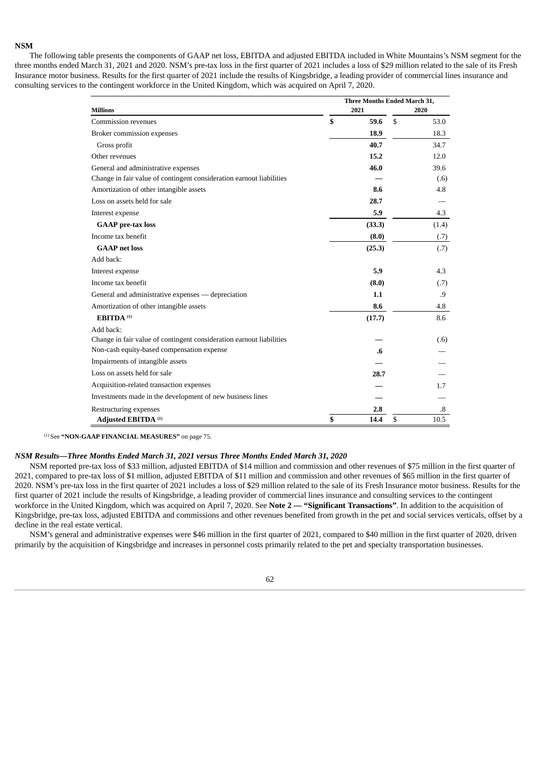**NSM**

The following table presents the components of GAAP net loss, EBITDA and adjusted EBITDA included in White Mountains's NSM segment for the three months ended March 31, 2021 and 2020. NSM's pre-tax loss in the first quarter of 2021 includes a loss of $29 million related to the sale of its Fresh Insurance motor business. Results for the first quarter of 2021 include the results of Kingsbridge, a leading provider of commercial lines insurance and consulting services to the contingent workforce in the United Kingdom, which was acquired on April 7, 2020.

| | Three Months Ended March 31, | |
|---|---|---|
| **Millions** | **2021** | **2020** |
| Commission revenues | **$ 59.6** | $ 53.0 |
| Broker commission expenses | **18.9** | 18.3 |
| Gross profit | **40.7** | 34.7 |
| Other revenues | **15.2** | 12.0 |
| General and administrative expenses | **46.0** | 39.6 |
| Change in fair value of contingent consideration earnout liabilities | **—** | (.6) |
| Amortization of other intangible assets | **8.6** | 4.8 |
| Loss on assets held for sale | **28.7** | — |
| Interest expense | **5.9** | 4.3 |
| **GAAP pre-tax loss** | **(33.3)** | (1.4) |
| Income tax benefit | **(8.0)** | (.7) |
| **GAAP net loss** | **(25.3)** | (.7) |
| Add back: | | |
| Interest expense | **5.9** | 4.3 |
| Income tax benefit | **(8.0)** | (.7) |
| General and administrative expenses — depreciation | **1.1** | .9 |
| Amortization of other intangible assets | **8.6** | 4.8 |
| **EBITDA** [(1)] | **(17.7)** | 8.6 |
| Add back: | | |
| Change in fair value of contingent consideration earnout liabilities | **—** | (.6) |
| Non-cash equity-based compensation expense | **.6** | — |
| Impairments of intangible assets | **—** | — |
| Loss on assets held for sale | **28.7** | — |
| Acquisition-related transaction expenses | **—** | 1.7 |
| Investments made in the development of new business lines | **—** | — |
| Restructuring expenses | **2.8** | .8 |
| **Adjusted EBITDA** [(1)] | **$ 14.4** | $ 10.5 |

[(1)] See **"NON-GAAP FINANCIAL MEASURES"** on page 75.

***NSM Results—Three Months Ended March 31, 2021 versus Three Months Ended March 31, 2020***

NSM reported pre-tax loss of $33 million, adjusted EBITDA of $14 million and commission and other revenues of $75 million in the first quarter of 2021, compared to pre-tax loss of $1 million, adjusted EBITDA of $11 million and commission and other revenues of $65 million in the first quarter of 2020. NSM's pre-tax loss in the first quarter of 2021 includes a loss of $29 million related to the sale of its Fresh Insurance motor business. Results for the first quarter of 2021 include the results of Kingsbridge, a leading provider of commercial lines insurance and consulting services to the contingent workforce in the United Kingdom, which was acquired on April 7, 2020. See **Note 2 — "Significant Transactions"**. In addition to the acquisition of Kingsbridge, pre-tax loss, adjusted EBITDA and commissions and other revenues benefited from growth in the pet and social services verticals, offset by a decline in the real estate vertical.

NSM's general and administrative expenses were $46 million in the first quarter of 2021, compared to $40 million in the first quarter of 2020, driven primarily by the acquisition of Kingsbridge and increases in personnel costs primarily related to the pet and specialty transportation businesses.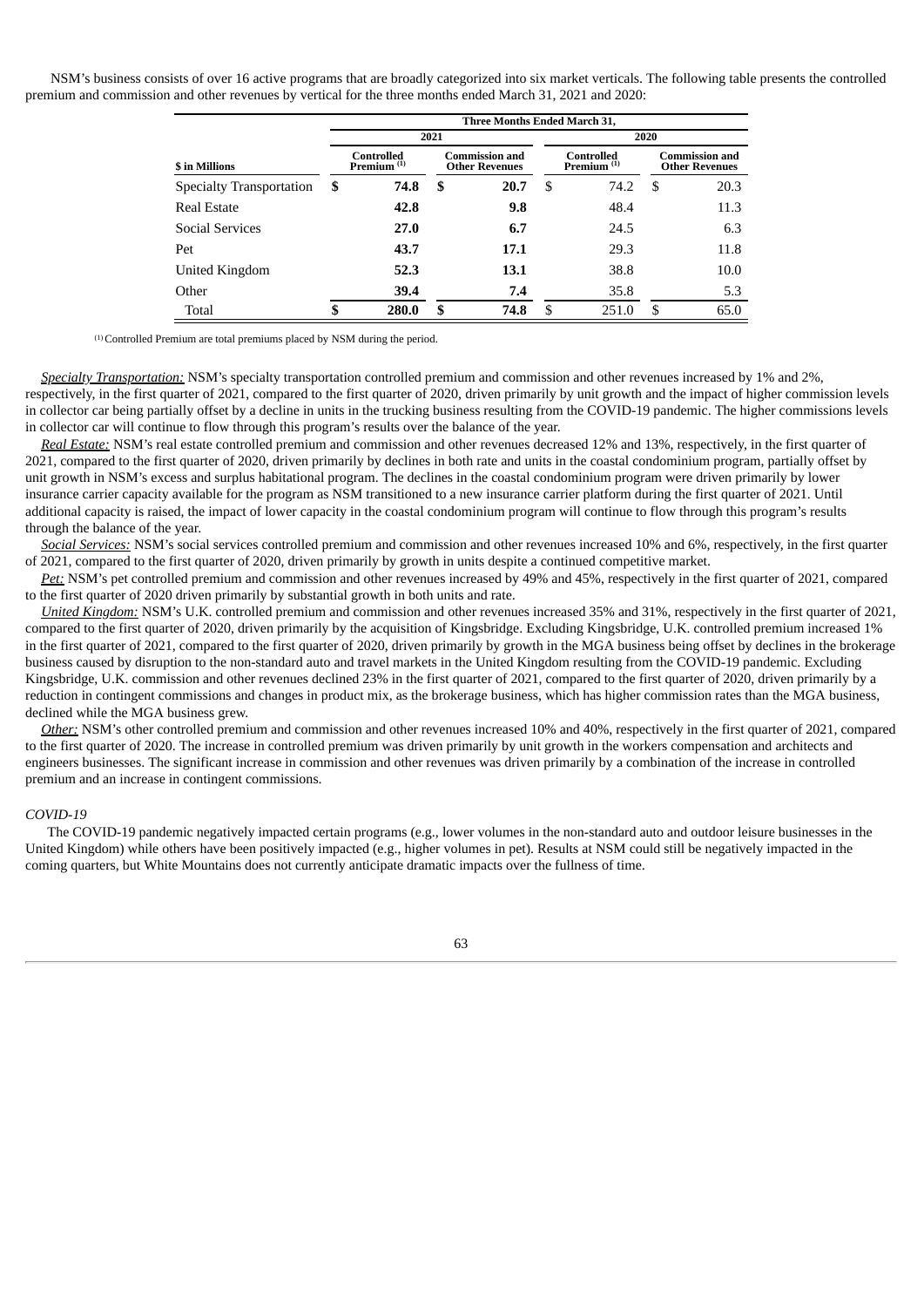NSM's business consists of over 16 active programs that are broadly categorized into six market verticals. The following table presents the controlled premium and commission and other revenues by vertical for the three months ended March 31, 2021 and 2020:

| | Three Months Ended March 31, | | | |
|---|---|---|---|---|
| | 2021 | | 2020 | |
| $ in Millions | Controlled Premium (1) | Commission and Other Revenues | Controlled Premium (1) | Commission and Other Revenues |
| Specialty Transportation | **$ 74.8** | **$ 20.7** | $ 74.2 | $ 20.3 |
| Real Estate | **42.8** | **9.8** | 48.4 | 11.3 |
| Social Services | **27.0** | **6.7** | 24.5 | 6.3 |
| Pet | **43.7** | **17.1** | 29.3 | 11.8 |
| United Kingdom | **52.3** | **13.1** | 38.8 | 10.0 |
| Other | **39.4** | **7.4** | 35.8 | 5.3 |
| Total | **$ 280.0** | **$ 74.8** | $ 251.0 | $ 65.0 |

(1) Controlled Premium are total premiums placed by NSM during the period.

_Specialty Transportation:_ NSM's specialty transportation controlled premium and commission and other revenues increased by 1% and 2%, respectively, in the first quarter of 2021, compared to the first quarter of 2020, driven primarily by unit growth and the impact of higher commission levels in collector car being partially offset by a decline in units in the trucking business resulting from the COVID-19 pandemic. The higher commissions levels in collector car will continue to flow through this program's results over the balance of the year.

_Real Estate:_ NSM's real estate controlled premium and commission and other revenues decreased 12% and 13%, respectively, in the first quarter of 2021, compared to the first quarter of 2020, driven primarily by declines in both rate and units in the coastal condominium program, partially offset by unit growth in NSM's excess and surplus habitational program. The declines in the coastal condominium program were driven primarily by lower insurance carrier capacity available for the program as NSM transitioned to a new insurance carrier platform during the first quarter of 2021. Until additional capacity is raised, the impact of lower capacity in the coastal condominium program will continue to flow through this program's results through the balance of the year.

_Social Services:_ NSM's social services controlled premium and commission and other revenues increased 10% and 6%, respectively, in the first quarter of 2021, compared to the first quarter of 2020, driven primarily by growth in units despite a continued competitive market.

_Pet:_ NSM's pet controlled premium and commission and other revenues increased by 49% and 45%, respectively in the first quarter of 2021, compared to the first quarter of 2020 driven primarily by substantial growth in both units and rate.

_United Kingdom:_ NSM's U.K. controlled premium and commission and other revenues increased 35% and 31%, respectively in the first quarter of 2021, compared to the first quarter of 2020, driven primarily by the acquisition of Kingsbridge. Excluding Kingsbridge, U.K. controlled premium increased 1% in the first quarter of 2021, compared to the first quarter of 2020, driven primarily by growth in the MGA business being offset by declines in the brokerage business caused by disruption to the non-standard auto and travel markets in the United Kingdom resulting from the COVID-19 pandemic. Excluding Kingsbridge, U.K. commission and other revenues declined 23% in the first quarter of 2021, compared to the first quarter of 2020, driven primarily by a reduction in contingent commissions and changes in product mix, as the brokerage business, which has higher commission rates than the MGA business, declined while the MGA business grew.

_Other:_ NSM's other controlled premium and commission and other revenues increased 10% and 40%, respectively in the first quarter of 2021, compared to the first quarter of 2020. The increase in controlled premium was driven primarily by unit growth in the workers compensation and architects and engineers businesses. The significant increase in commission and other revenues was driven primarily by a combination of the increase in controlled premium and an increase in contingent commissions.

*COVID-19*

The COVID-19 pandemic negatively impacted certain programs (e.g., lower volumes in the non-standard auto and outdoor leisure businesses in the United Kingdom) while others have been positively impacted (e.g., higher volumes in pet). Results at NSM could still be negatively impacted in the coming quarters, but White Mountains does not currently anticipate dramatic impacts over the fullness of time.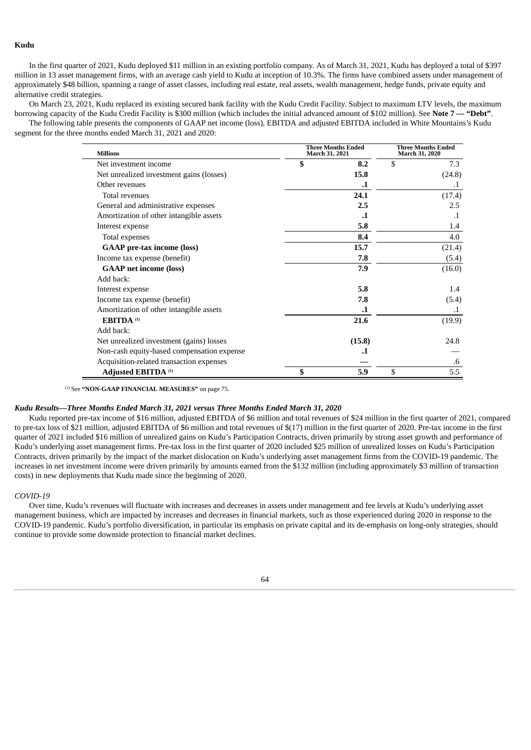**Kudu**

In the first quarter of 2021, Kudu deployed $11 million in an existing portfolio company. As of March 31, 2021, Kudu has deployed a total of $397 million in 13 asset management firms, with an average cash yield to Kudu at inception of 10.3%. The firms have combined assets under management of approximately $48 billion, spanning a range of asset classes, including real estate, real assets, wealth management, hedge funds, private equity and alternative credit strategies.

On March 23, 2021, Kudu replaced its existing secured bank facility with the Kudu Credit Facility. Subject to maximum LTV levels, the maximum borrowing capacity of the Kudu Credit Facility is $300 million (which includes the initial advanced amount of $102 million). See **Note 7 — "Debt"**.

The following table presents the components of GAAP net income (loss), EBITDA and adjusted EBITDA included in White Mountains's Kudu segment for the three months ended March 31, 2021 and 2020:

| Millions | Three Months Ended March 31, 2021 | Three Months Ended March 31, 2020 |
|---|---|---|
| Net investment income | **$ 8.2** | $ 7.3 |
| Net unrealized investment gains (losses) | **15.8** | (24.8) |
| Other revenues | **.1** | .1 |
| Total revenues | **24.1** | (17.4) |
| General and administrative expenses | **2.5** | 2.5 |
| Amortization of other intangible assets | **.1** | .1 |
| Interest expense | **5.8** | 1.4 |
| Total expenses | **8.4** | 4.0 |
| **GAAP pre-tax income (loss)** | **15.7** | (21.4) |
| Income tax expense (benefit) | **7.8** | (5.4) |
| **GAAP net income (loss)** | **7.9** | (16.0) |
| Add back: | | |
| Interest expense | **5.8** | 1.4 |
| Income tax expense (benefit) | **7.8** | (5.4) |
| Amortization of other intangible assets | **.1** | .1 |
| **EBITDA** [(1)] | **21.6** | (19.9) |
| Add back: | | |
| Net unrealized investment (gains) losses | **(15.8)** | 24.8 |
| Non-cash equity-based compensation expense | **.1** | — |
| Acquisition-related transaction expenses | **—** | .6 |
| **Adjusted EBITDA** [(1)] | **$ 5.9** | $ 5.5 |

(1) See **"NON-GAAP FINANCIAL MEASURES"** on page 75.

***Kudu Results—Three Months Ended March 31, 2021 versus Three Months Ended March 31, 2020***

Kudu reported pre-tax income of $16 million, adjusted EBITDA of $6 million and total revenues of $24 million in the first quarter of 2021, compared to pre-tax loss of $21 million, adjusted EBITDA of $6 million and total revenues of $(17) million in the first quarter of 2020. Pre-tax income in the first quarter of 2021 included $16 million of unrealized gains on Kudu's Participation Contracts, driven primarily by strong asset growth and performance of Kudu's underlying asset management firms. Pre-tax loss in the first quarter of 2020 included $25 million of unrealized losses on Kudu's Participation Contracts, driven primarily by the impact of the market dislocation on Kudu's underlying asset management firms from the COVID-19 pandemic. The increases in net investment income were driven primarily by amounts earned from the $132 million (including approximately $3 million of transaction costs) in new deployments that Kudu made since the beginning of 2020.

*COVID-19*

Over time, Kudu's revenues will fluctuate with increases and decreases in assets under management and fee levels at Kudu's underlying asset management business, which are impacted by increases and decreases in financial markets, such as those experienced during 2020 in response to the COVID-19 pandemic. Kudu's portfolio diversification, in particular its emphasis on private capital and its de-emphasis on long-only strategies, should continue to provide some downside protection to financial market declines.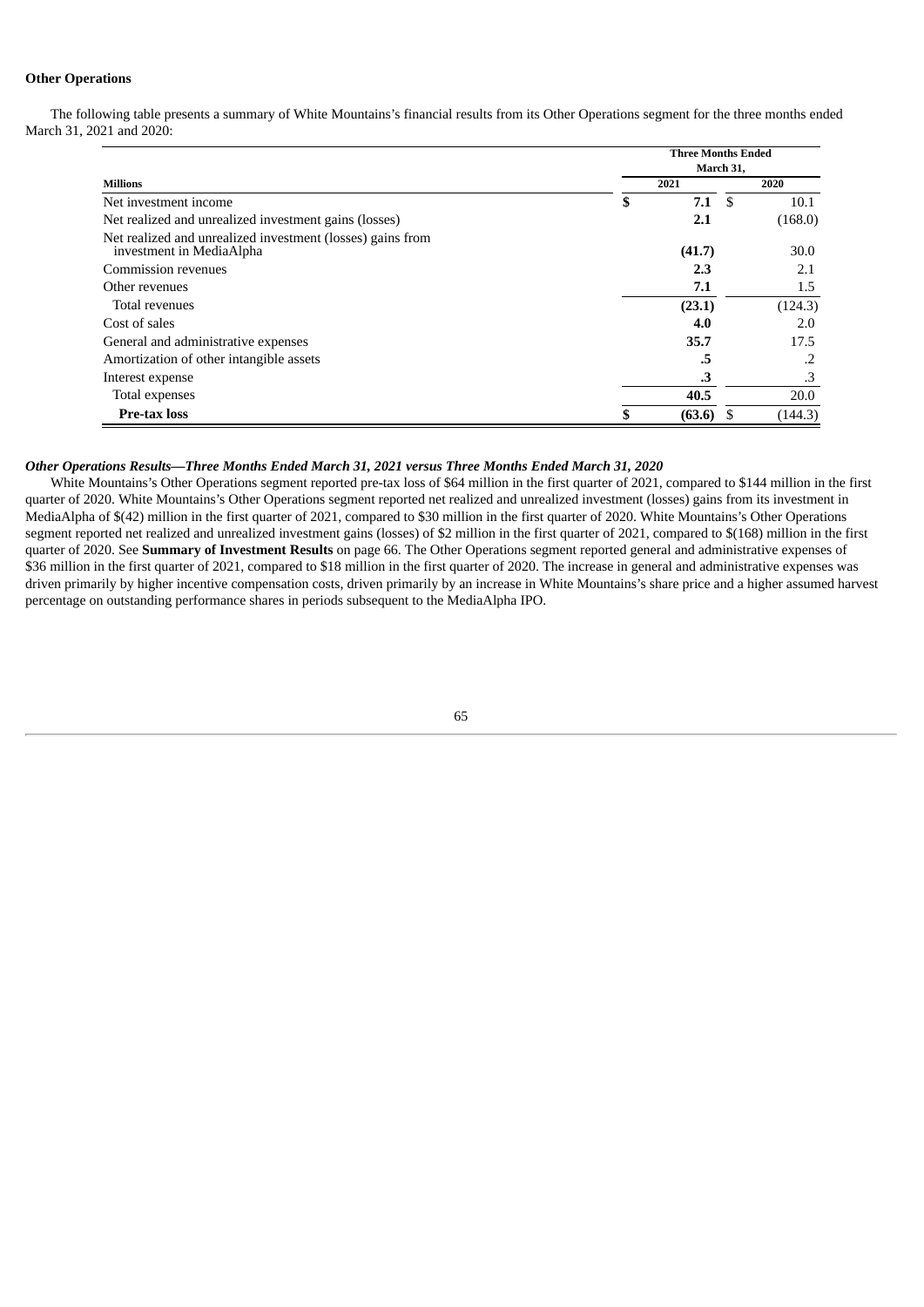**Other Operations**

The following table presents a summary of White Mountains's financial results from its Other Operations segment for the three months ended March 31, 2021 and 2020:

| Millions | Three Months Ended March 31, 2021 | Three Months Ended March 31, 2020 |
|---|---|---|
| Net investment income | $ 7.1 | $ 10.1 |
| Net realized and unrealized investment gains (losses) | 2.1 | (168.0) |
| Net realized and unrealized investment (losses) gains from investment in MediaAlpha | (41.7) | 30.0 |
| Commission revenues | 2.3 | 2.1 |
| Other revenues | 7.1 | 1.5 |
| Total revenues | (23.1) | (124.3) |
| Cost of sales | 4.0 | 2.0 |
| General and administrative expenses | 35.7 | 17.5 |
| Amortization of other intangible assets | .5 | .2 |
| Interest expense | .3 | .3 |
| Total expenses | 40.5 | 20.0 |
| **Pre-tax loss** | $ (63.6) | $ (144.3) |

***Other Operations Results—Three Months Ended March 31, 2021 versus Three Months Ended March 31, 2020***

White Mountains's Other Operations segment reported pre-tax loss of $64 million in the first quarter of 2021, compared to $144 million in the first quarter of 2020. White Mountains's Other Operations segment reported net realized and unrealized investment (losses) gains from its investment in MediaAlpha of $(42) million in the first quarter of 2021, compared to $30 million in the first quarter of 2020. White Mountains's Other Operations segment reported net realized and unrealized investment gains (losses) of $2 million in the first quarter of 2021, compared to $(168) million in the first quarter of 2020. See **Summary of Investment Results** on page 66. The Other Operations segment reported general and administrative expenses of $36 million in the first quarter of 2021, compared to $18 million in the first quarter of 2020. The increase in general and administrative expenses was driven primarily by higher incentive compensation costs, driven primarily by an increase in White Mountains's share price and a higher assumed harvest percentage on outstanding performance shares in periods subsequent to the MediaAlpha IPO.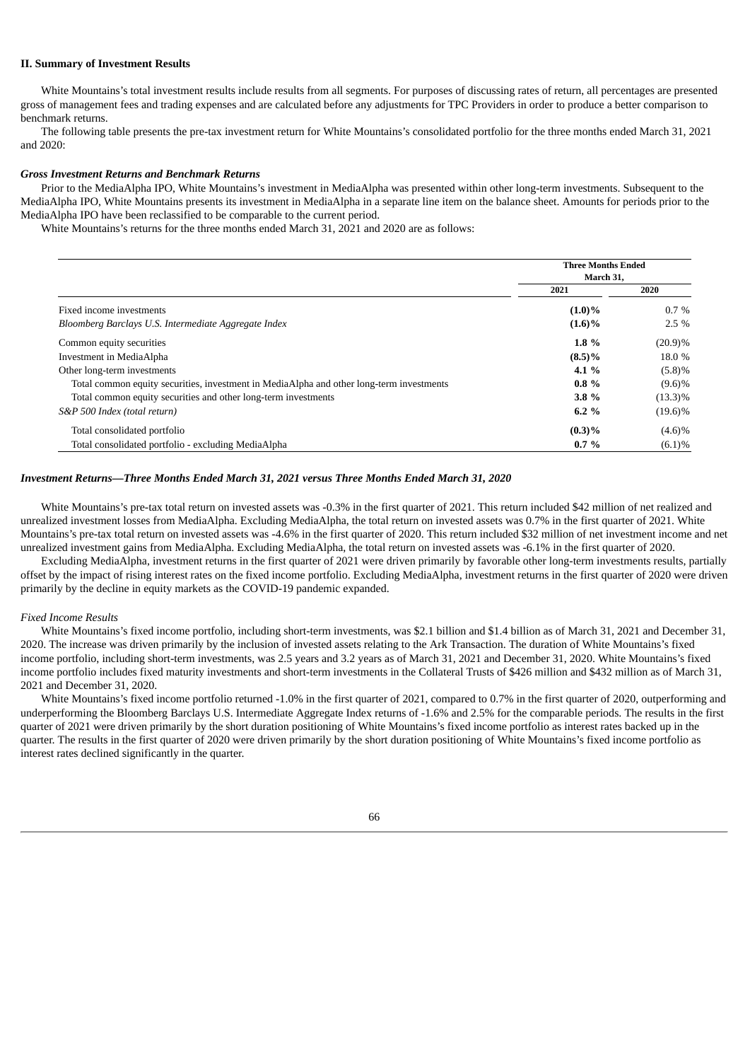## II. Summary of Investment Results

White Mountains's total investment results include results from all segments. For purposes of discussing rates of return, all percentages are presented gross of management fees and trading expenses and are calculated before any adjustments for TPC Providers in order to produce a better comparison to benchmark returns.

The following table presents the pre-tax investment return for White Mountains's consolidated portfolio for the three months ended March 31, 2021 and 2020:

### *Gross Investment Returns and Benchmark Returns*

Prior to the MediaAlpha IPO, White Mountains's investment in MediaAlpha was presented within other long-term investments. Subsequent to the MediaAlpha IPO, White Mountains presents its investment in MediaAlpha in a separate line item on the balance sheet. Amounts for periods prior to the MediaAlpha IPO have been reclassified to be comparable to the current period.

White Mountains's returns for the three months ended March 31, 2021 and 2020 are as follows:

| | Three Months Ended March 31, | |
|---|---|---|
| | **2021** | **2020** |
| Fixed income investments | **(1.0)%** | 0.7 % |
| *Bloomberg Barclays U.S. Intermediate Aggregate Index* | **(1.6)%** | 2.5 % |
| Common equity securities | **1.8 %** | (20.9)% |
| Investment in MediaAlpha | **(8.5)%** | 18.0 % |
| Other long-term investments | **4.1 %** | (5.8)% |
| Total common equity securities, investment in MediaAlpha and other long-term investments | **0.8 %** | (9.6)% |
| Total common equity securities and other long-term investments | **3.8 %** | (13.3)% |
| *S&P 500 Index (total return)* | **6.2 %** | (19.6)% |
| Total consolidated portfolio | **(0.3)%** | (4.6)% |
| Total consolidated portfolio - excluding MediaAlpha | **0.7 %** | (6.1)% |

### *Investment Returns—Three Months Ended March 31, 2021 versus Three Months Ended March 31, 2020*

White Mountains's pre-tax total return on invested assets was -0.3% in the first quarter of 2021. This return included $42 million of net realized and unrealized investment losses from MediaAlpha. Excluding MediaAlpha, the total return on invested assets was 0.7% in the first quarter of 2021. White Mountains's pre-tax total return on invested assets was -4.6% in the first quarter of 2020. This return included $32 million of net investment income and net unrealized investment gains from MediaAlpha. Excluding MediaAlpha, the total return on invested assets was -6.1% in the first quarter of 2020.

Excluding MediaAlpha, investment returns in the first quarter of 2021 were driven primarily by favorable other long-term investments results, partially offset by the impact of rising interest rates on the fixed income portfolio. Excluding MediaAlpha, investment returns in the first quarter of 2020 were driven primarily by the decline in equity markets as the COVID-19 pandemic expanded.

*Fixed Income Results*

White Mountains's fixed income portfolio, including short-term investments, was $2.1 billion and $1.4 billion as of March 31, 2021 and December 31, 2020. The increase was driven primarily by the inclusion of invested assets relating to the Ark Transaction. The duration of White Mountains's fixed income portfolio, including short-term investments, was 2.5 years and 3.2 years as of March 31, 2021 and December 31, 2020. White Mountains's fixed income portfolio includes fixed maturity investments and short-term investments in the Collateral Trusts of $426 million and $432 million as of March 31, 2021 and December 31, 2020.

White Mountains's fixed income portfolio returned -1.0% in the first quarter of 2021, compared to 0.7% in the first quarter of 2020, outperforming and underperforming the Bloomberg Barclays U.S. Intermediate Aggregate Index returns of -1.6% and 2.5% for the comparable periods. The results in the first quarter of 2021 were driven primarily by the short duration positioning of White Mountains's fixed income portfolio as interest rates backed up in the quarter. The results in the first quarter of 2020 were driven primarily by the short duration positioning of White Mountains's fixed income portfolio as interest rates declined significantly in the quarter.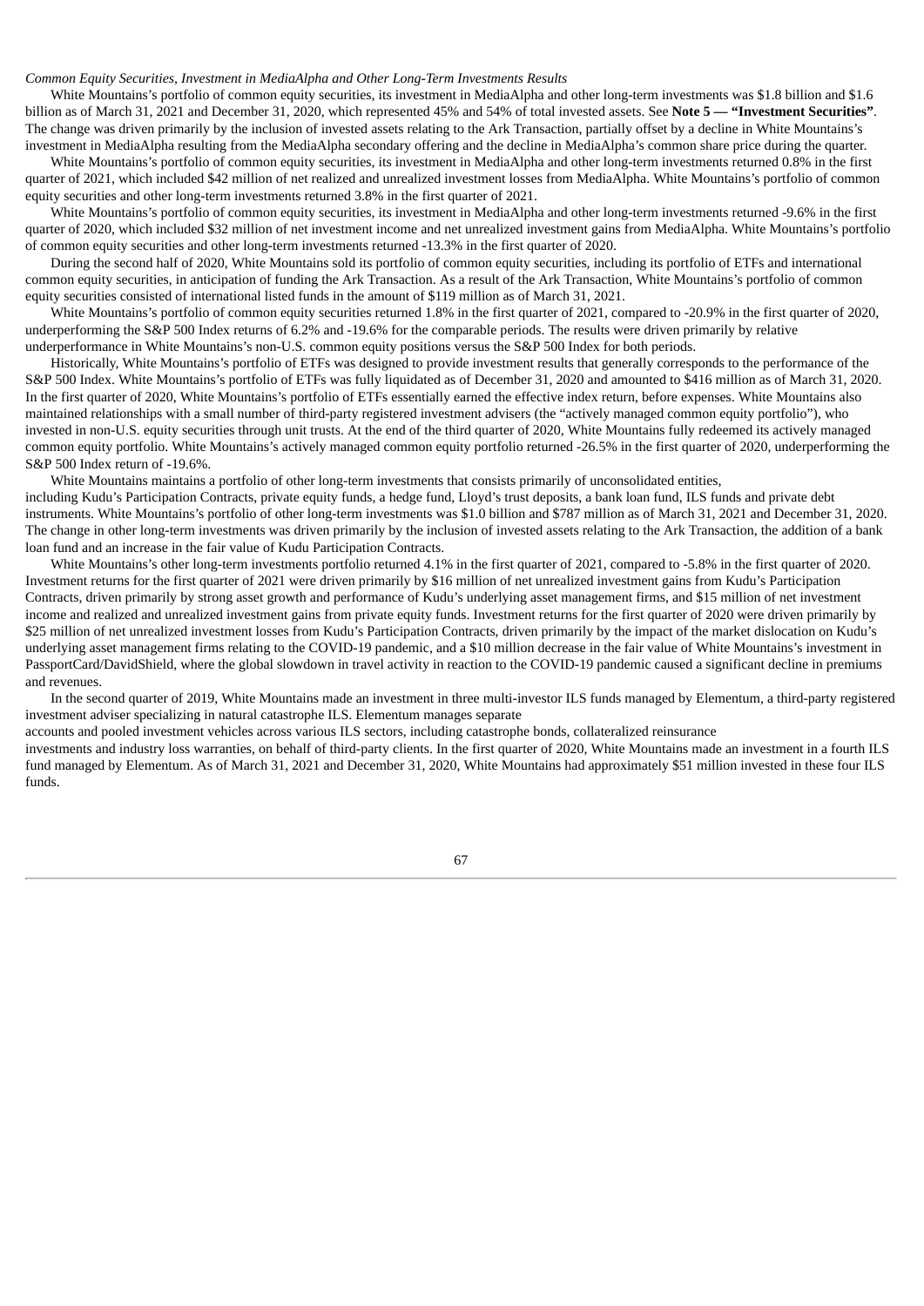*Common Equity Securities, Investment in MediaAlpha and Other Long-Term Investments Results*

White Mountains's portfolio of common equity securities, its investment in MediaAlpha and other long-term investments was $1.8 billion and $1.6 billion as of March 31, 2021 and December 31, 2020, which represented 45% and 54% of total invested assets. See **Note 5 — "Investment Securities"**. The change was driven primarily by the inclusion of invested assets relating to the Ark Transaction, partially offset by a decline in White Mountains's investment in MediaAlpha resulting from the MediaAlpha secondary offering and the decline in MediaAlpha's common share price during the quarter.

White Mountains's portfolio of common equity securities, its investment in MediaAlpha and other long-term investments returned 0.8% in the first quarter of 2021, which included $42 million of net realized and unrealized investment losses from MediaAlpha. White Mountains's portfolio of common equity securities and other long-term investments returned 3.8% in the first quarter of 2021.

White Mountains's portfolio of common equity securities, its investment in MediaAlpha and other long-term investments returned -9.6% in the first quarter of 2020, which included $32 million of net investment income and net unrealized investment gains from MediaAlpha. White Mountains's portfolio of common equity securities and other long-term investments returned -13.3% in the first quarter of 2020.

During the second half of 2020, White Mountains sold its portfolio of common equity securities, including its portfolio of ETFs and international common equity securities, in anticipation of funding the Ark Transaction. As a result of the Ark Transaction, White Mountains's portfolio of common equity securities consisted of international listed funds in the amount of $119 million as of March 31, 2021.

White Mountains's portfolio of common equity securities returned 1.8% in the first quarter of 2021, compared to -20.9% in the first quarter of 2020, underperforming the S&P 500 Index returns of 6.2% and -19.6% for the comparable periods. The results were driven primarily by relative underperformance in White Mountains's non-U.S. common equity positions versus the S&P 500 Index for both periods.

Historically, White Mountains's portfolio of ETFs was designed to provide investment results that generally corresponds to the performance of the S&P 500 Index. White Mountains's portfolio of ETFs was fully liquidated as of December 31, 2020 and amounted to $416 million as of March 31, 2020. In the first quarter of 2020, White Mountains's portfolio of ETFs essentially earned the effective index return, before expenses. White Mountains also maintained relationships with a small number of third-party registered investment advisers (the "actively managed common equity portfolio"), who invested in non-U.S. equity securities through unit trusts. At the end of the third quarter of 2020, White Mountains fully redeemed its actively managed common equity portfolio. White Mountains's actively managed common equity portfolio returned -26.5% in the first quarter of 2020, underperforming the S&P 500 Index return of -19.6%.

White Mountains maintains a portfolio of other long-term investments that consists primarily of unconsolidated entities, including Kudu's Participation Contracts, private equity funds, a hedge fund, Lloyd's trust deposits, a bank loan fund, ILS funds and private debt instruments. White Mountains's portfolio of other long-term investments was $1.0 billion and $787 million as of March 31, 2021 and December 31, 2020. The change in other long-term investments was driven primarily by the inclusion of invested assets relating to the Ark Transaction, the addition of a bank loan fund and an increase in the fair value of Kudu Participation Contracts.

White Mountains's other long-term investments portfolio returned 4.1% in the first quarter of 2021, compared to -5.8% in the first quarter of 2020. Investment returns for the first quarter of 2021 were driven primarily by $16 million of net unrealized investment gains from Kudu's Participation Contracts, driven primarily by strong asset growth and performance of Kudu's underlying asset management firms, and $15 million of net investment income and realized and unrealized investment gains from private equity funds. Investment returns for the first quarter of 2020 were driven primarily by $25 million of net unrealized investment losses from Kudu's Participation Contracts, driven primarily by the impact of the market dislocation on Kudu's underlying asset management firms relating to the COVID-19 pandemic, and a $10 million decrease in the fair value of White Mountains's investment in PassportCard/DavidShield, where the global slowdown in travel activity in reaction to the COVID-19 pandemic caused a significant decline in premiums and revenues.

In the second quarter of 2019, White Mountains made an investment in three multi-investor ILS funds managed by Elementum, a third-party registered investment adviser specializing in natural catastrophe ILS. Elementum manages separate accounts and pooled investment vehicles across various ILS sectors, including catastrophe bonds, collateralized reinsurance investments and industry loss warranties, on behalf of third-party clients. In the first quarter of 2020, White Mountains made an investment in a fourth ILS fund managed by Elementum. As of March 31, 2021 and December 31, 2020, White Mountains had approximately $51 million invested in these four ILS funds.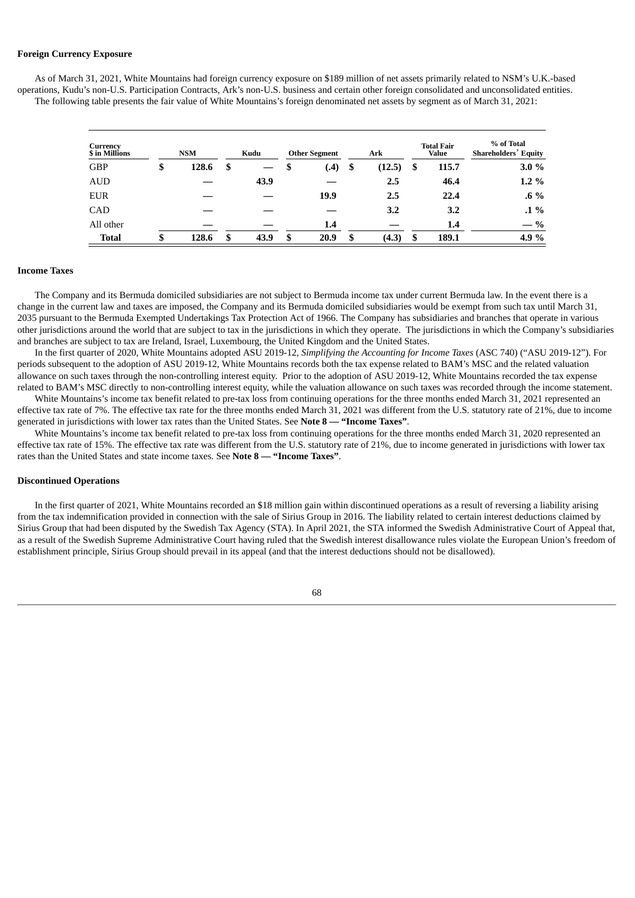**Foreign Currency Exposure**

As of March 31, 2021, White Mountains had foreign currency exposure on $189 million of net assets primarily related to NSM's U.K.-based operations, Kudu's non-U.S. Participation Contracts, Ark's non-U.S. business and certain other foreign consolidated and unconsolidated entities.

The following table presents the fair value of White Mountains's foreign denominated net assets by segment as of March 31, 2021:

| Currency<br>$ in Millions | NSM | Kudu | Other Segment | Ark | Total Fair Value | % of Total Shareholders' Equity |
|---|---|---|---|---|---|---|
| GBP | $ 128.6 | $ — | $ (.4) | $ (12.5) | $ 115.7 | 3.0 % |
| AUD | — | 43.9 | — | 2.5 | 46.4 | 1.2 % |
| EUR | — | — | 19.9 | 2.5 | 22.4 | .6 % |
| CAD | — | — | — | 3.2 | 3.2 | .1 % |
| All other | — | — | 1.4 | — | 1.4 | — % |
| **Total** | $ 128.6 | $ 43.9 | $ 20.9 | $ (4.3) | $ 189.1 | 4.9 % |

**Income Taxes**

The Company and its Bermuda domiciled subsidiaries are not subject to Bermuda income tax under current Bermuda law. In the event there is a change in the current law and taxes are imposed, the Company and its Bermuda domiciled subsidiaries would be exempt from such tax until March 31, 2035 pursuant to the Bermuda Exempted Undertakings Tax Protection Act of 1966. The Company has subsidiaries and branches that operate in various other jurisdictions around the world that are subject to tax in the jurisdictions in which they operate. The jurisdictions in which the Company's subsidiaries and branches are subject to tax are Ireland, Israel, Luxembourg, the United Kingdom and the United States.

In the first quarter of 2020, White Mountains adopted ASU 2019-12, *Simplifying the Accounting for Income Taxes* (ASC 740) ("ASU 2019-12"). For periods subsequent to the adoption of ASU 2019-12, White Mountains records both the tax expense related to BAM's MSC and the related valuation allowance on such taxes through the non-controlling interest equity. Prior to the adoption of ASU 2019-12, White Mountains recorded the tax expense related to BAM's MSC directly to non-controlling interest equity, while the valuation allowance on such taxes was recorded through the income statement.

White Mountains's income tax benefit related to pre-tax loss from continuing operations for the three months ended March 31, 2021 represented an effective tax rate of 7%. The effective tax rate for the three months ended March 31, 2021 was different from the U.S. statutory rate of 21%, due to income generated in jurisdictions with lower tax rates than the United States. See **Note 8 — "Income Taxes"**.

White Mountains's income tax benefit related to pre-tax loss from continuing operations for the three months ended March 31, 2020 represented an effective tax rate of 15%. The effective tax rate was different from the U.S. statutory rate of 21%, due to income generated in jurisdictions with lower tax rates than the United States and state income taxes. See **Note 8 — "Income Taxes"**.

**Discontinued Operations**

In the first quarter of 2021, White Mountains recorded an $18 million gain within discontinued operations as a result of reversing a liability arising from the tax indemnification provided in connection with the sale of Sirius Group in 2016. The liability related to certain interest deductions claimed by Sirius Group that had been disputed by the Swedish Tax Agency (STA). In April 2021, the STA informed the Swedish Administrative Court of Appeal that, as a result of the Swedish Supreme Administrative Court having ruled that the Swedish interest disallowance rules violate the European Union's freedom of establishment principle, Sirius Group should prevail in its appeal (and that the interest deductions should not be disallowed).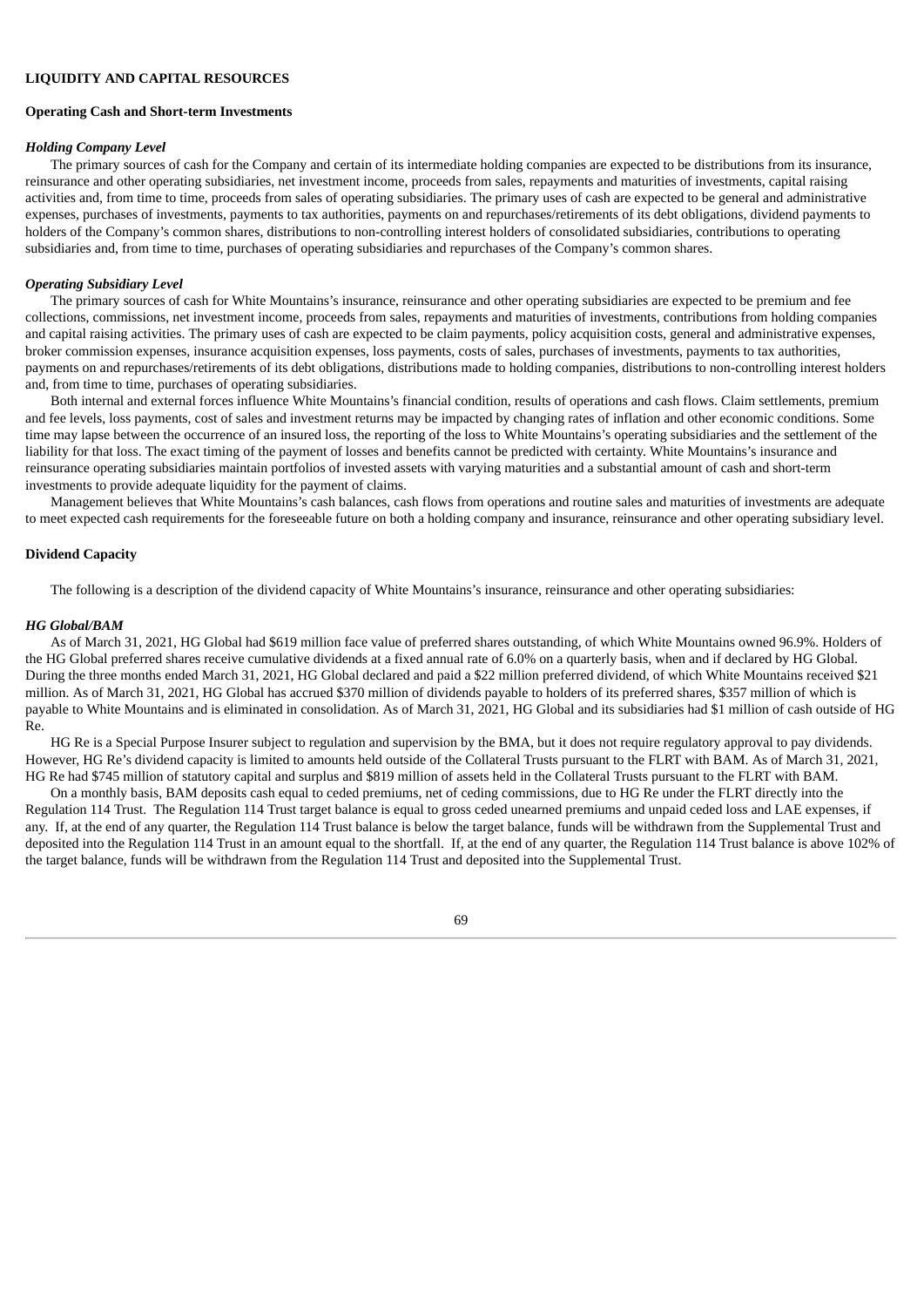## LIQUIDITY AND CAPITAL RESOURCES

### Operating Cash and Short-term Investments

#### *Holding Company Level*

The primary sources of cash for the Company and certain of its intermediate holding companies are expected to be distributions from its insurance, reinsurance and other operating subsidiaries, net investment income, proceeds from sales, repayments and maturities of investments, capital raising activities and, from time to time, proceeds from sales of operating subsidiaries. The primary uses of cash are expected to be general and administrative expenses, purchases of investments, payments to tax authorities, payments on and repurchases/retirements of its debt obligations, dividend payments to holders of the Company's common shares, distributions to non-controlling interest holders of consolidated subsidiaries, contributions to operating subsidiaries and, from time to time, purchases of operating subsidiaries and repurchases of the Company's common shares.

#### *Operating Subsidiary Level*

The primary sources of cash for White Mountains's insurance, reinsurance and other operating subsidiaries are expected to be premium and fee collections, commissions, net investment income, proceeds from sales, repayments and maturities of investments, contributions from holding companies and capital raising activities. The primary uses of cash are expected to be claim payments, policy acquisition costs, general and administrative expenses, broker commission expenses, insurance acquisition expenses, loss payments, costs of sales, purchases of investments, payments to tax authorities, payments on and repurchases/retirements of its debt obligations, distributions made to holding companies, distributions to non-controlling interest holders and, from time to time, purchases of operating subsidiaries.

Both internal and external forces influence White Mountains's financial condition, results of operations and cash flows. Claim settlements, premium and fee levels, loss payments, cost of sales and investment returns may be impacted by changing rates of inflation and other economic conditions. Some time may lapse between the occurrence of an insured loss, the reporting of the loss to White Mountains's operating subsidiaries and the settlement of the liability for that loss. The exact timing of the payment of losses and benefits cannot be predicted with certainty. White Mountains's insurance and reinsurance operating subsidiaries maintain portfolios of invested assets with varying maturities and a substantial amount of cash and short-term investments to provide adequate liquidity for the payment of claims.

Management believes that White Mountains's cash balances, cash flows from operations and routine sales and maturities of investments are adequate to meet expected cash requirements for the foreseeable future on both a holding company and insurance, reinsurance and other operating subsidiary level.

### Dividend Capacity

The following is a description of the dividend capacity of White Mountains's insurance, reinsurance and other operating subsidiaries:

#### *HG Global/BAM*

As of March 31, 2021, HG Global had $619 million face value of preferred shares outstanding, of which White Mountains owned 96.9%. Holders of the HG Global preferred shares receive cumulative dividends at a fixed annual rate of 6.0% on a quarterly basis, when and if declared by HG Global. During the three months ended March 31, 2021, HG Global declared and paid a $22 million preferred dividend, of which White Mountains received $21 million. As of March 31, 2021, HG Global has accrued $370 million of dividends payable to holders of its preferred shares, $357 million of which is payable to White Mountains and is eliminated in consolidation. As of March 31, 2021, HG Global and its subsidiaries had $1 million of cash outside of HG Re.

HG Re is a Special Purpose Insurer subject to regulation and supervision by the BMA, but it does not require regulatory approval to pay dividends. However, HG Re's dividend capacity is limited to amounts held outside of the Collateral Trusts pursuant to the FLRT with BAM. As of March 31, 2021, HG Re had $745 million of statutory capital and surplus and $819 million of assets held in the Collateral Trusts pursuant to the FLRT with BAM.

On a monthly basis, BAM deposits cash equal to ceded premiums, net of ceding commissions, due to HG Re under the FLRT directly into the Regulation 114 Trust. The Regulation 114 Trust target balance is equal to gross ceded unearned premiums and unpaid ceded loss and LAE expenses, if any. If, at the end of any quarter, the Regulation 114 Trust balance is below the target balance, funds will be withdrawn from the Supplemental Trust and deposited into the Regulation 114 Trust in an amount equal to the shortfall. If, at the end of any quarter, the Regulation 114 Trust balance is above 102% of the target balance, funds will be withdrawn from the Regulation 114 Trust and deposited into the Supplemental Trust.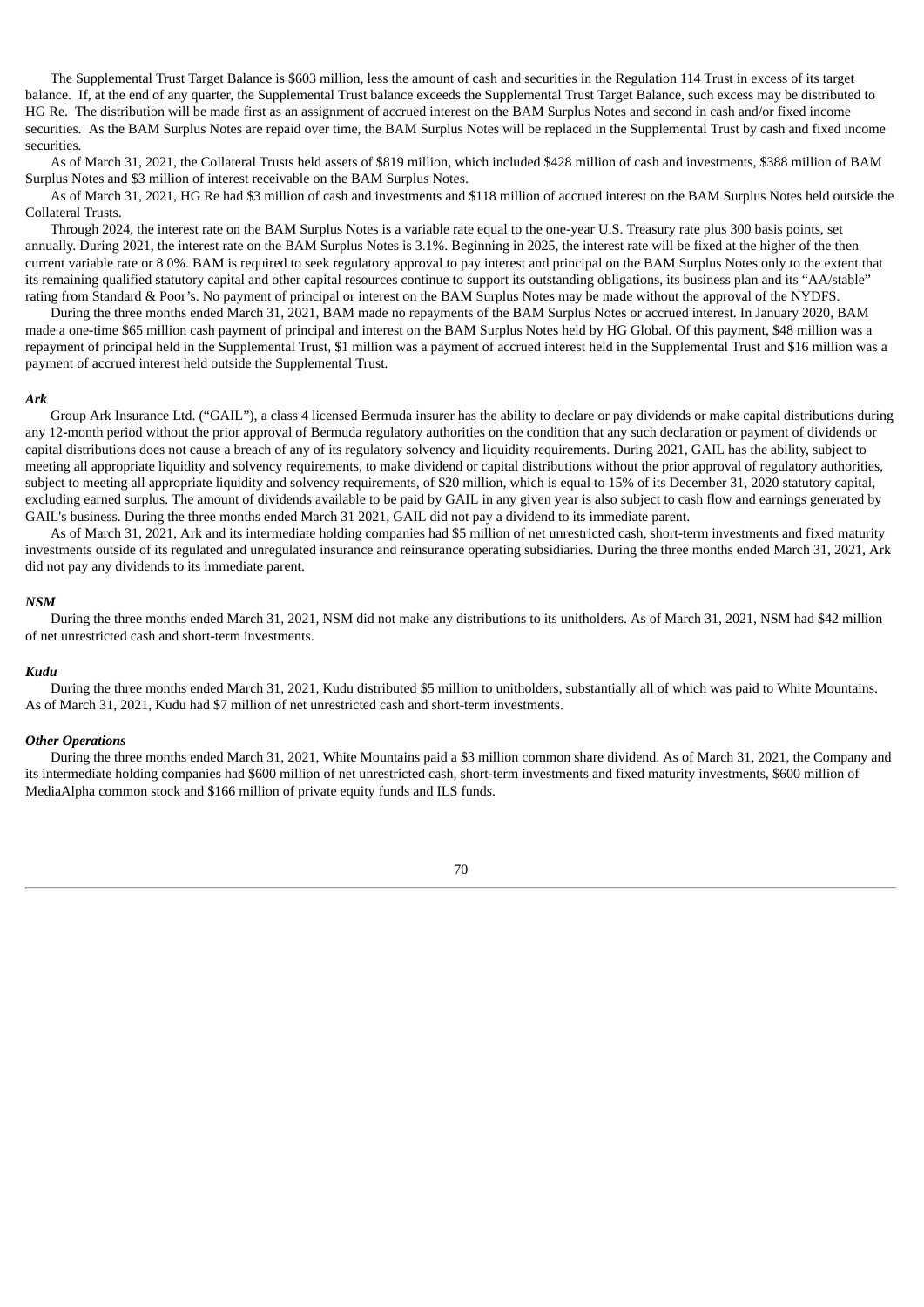The Supplemental Trust Target Balance is $603 million, less the amount of cash and securities in the Regulation 114 Trust in excess of its target balance. If, at the end of any quarter, the Supplemental Trust balance exceeds the Supplemental Trust Target Balance, such excess may be distributed to HG Re. The distribution will be made first as an assignment of accrued interest on the BAM Surplus Notes and second in cash and/or fixed income securities. As the BAM Surplus Notes are repaid over time, the BAM Surplus Notes will be replaced in the Supplemental Trust by cash and fixed income securities.

As of March 31, 2021, the Collateral Trusts held assets of $819 million, which included $428 million of cash and investments, $388 million of BAM Surplus Notes and $3 million of interest receivable on the BAM Surplus Notes.

As of March 31, 2021, HG Re had $3 million of cash and investments and $118 million of accrued interest on the BAM Surplus Notes held outside the Collateral Trusts.

Through 2024, the interest rate on the BAM Surplus Notes is a variable rate equal to the one-year U.S. Treasury rate plus 300 basis points, set annually. During 2021, the interest rate on the BAM Surplus Notes is 3.1%. Beginning in 2025, the interest rate will be fixed at the higher of the then current variable rate or 8.0%. BAM is required to seek regulatory approval to pay interest and principal on the BAM Surplus Notes only to the extent that its remaining qualified statutory capital and other capital resources continue to support its outstanding obligations, its business plan and its "AA/stable" rating from Standard & Poor's. No payment of principal or interest on the BAM Surplus Notes may be made without the approval of the NYDFS.

During the three months ended March 31, 2021, BAM made no repayments of the BAM Surplus Notes or accrued interest. In January 2020, BAM made a one-time $65 million cash payment of principal and interest on the BAM Surplus Notes held by HG Global. Of this payment, $48 million was a repayment of principal held in the Supplemental Trust, $1 million was a payment of accrued interest held in the Supplemental Trust and $16 million was a payment of accrued interest held outside the Supplemental Trust.

***Ark***

Group Ark Insurance Ltd. ("GAIL"), a class 4 licensed Bermuda insurer has the ability to declare or pay dividends or make capital distributions during any 12-month period without the prior approval of Bermuda regulatory authorities on the condition that any such declaration or payment of dividends or capital distributions does not cause a breach of any of its regulatory solvency and liquidity requirements. During 2021, GAIL has the ability, subject to meeting all appropriate liquidity and solvency requirements, to make dividend or capital distributions without the prior approval of regulatory authorities, subject to meeting all appropriate liquidity and solvency requirements, of $20 million, which is equal to 15% of its December 31, 2020 statutory capital, excluding earned surplus. The amount of dividends available to be paid by GAIL in any given year is also subject to cash flow and earnings generated by GAIL's business. During the three months ended March 31 2021, GAIL did not pay a dividend to its immediate parent.

As of March 31, 2021, Ark and its intermediate holding companies had $5 million of net unrestricted cash, short-term investments and fixed maturity investments outside of its regulated and unregulated insurance and reinsurance operating subsidiaries. During the three months ended March 31, 2021, Ark did not pay any dividends to its immediate parent.

***NSM***

During the three months ended March 31, 2021, NSM did not make any distributions to its unitholders. As of March 31, 2021, NSM had $42 million of net unrestricted cash and short-term investments.

***Kudu***

During the three months ended March 31, 2021, Kudu distributed $5 million to unitholders, substantially all of which was paid to White Mountains. As of March 31, 2021, Kudu had $7 million of net unrestricted cash and short-term investments.

***Other Operations***

During the three months ended March 31, 2021, White Mountains paid a $3 million common share dividend. As of March 31, 2021, the Company and its intermediate holding companies had $600 million of net unrestricted cash, short-term investments and fixed maturity investments, $600 million of MediaAlpha common stock and $166 million of private equity funds and ILS funds.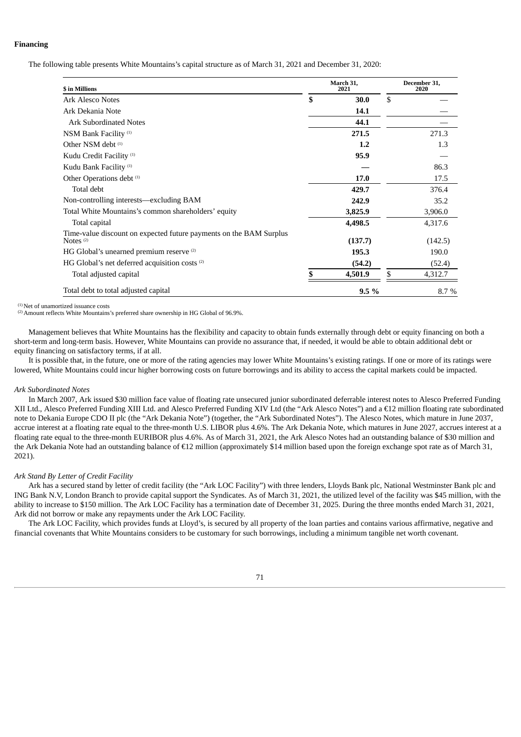**Financing**

The following table presents White Mountains's capital structure as of March 31, 2021 and December 31, 2020:

| $ in Millions | March 31, 2021 | December 31, 2020 |
|---|---|---|
| Ark Alesco Notes | **$ 30.0** | $ — |
| Ark Dekania Note | **14.1** | — |
| Ark Subordinated Notes | **44.1** | — |
| NSM Bank Facility [(1)] | **271.5** | 271.3 |
| Other NSM debt [(1)] | **1.2** | 1.3 |
| Kudu Credit Facility [(1)] | **95.9** | — |
| Kudu Bank Facility [(1)] | **—** | 86.3 |
| Other Operations debt [(1)] | **17.0** | 17.5 |
| Total debt | **429.7** | 376.4 |
| Non-controlling interests—excluding BAM | **242.9** | 35.2 |
| Total White Mountains's common shareholders' equity | **3,825.9** | 3,906.0 |
| Total capital | **4,498.5** | 4,317.6 |
| Time-value discount on expected future payments on the BAM Surplus Notes [(2)] | **(137.7)** | (142.5) |
| HG Global's unearned premium reserve [(2)] | **195.3** | 190.0 |
| HG Global's net deferred acquisition costs [(2)] | **(54.2)** | (52.4) |
| Total adjusted capital | **$ 4,501.9** | $ 4,312.7 |
| Total debt to total adjusted capital | **9.5 %** | 8.7 % |

(1) Net of unamortized issuance costs
(2) Amount reflects White Mountains's preferred share ownership in HG Global of 96.9%.

Management believes that White Mountains has the flexibility and capacity to obtain funds externally through debt or equity financing on both a short-term and long-term basis. However, White Mountains can provide no assurance that, if needed, it would be able to obtain additional debt or equity financing on satisfactory terms, if at all.

It is possible that, in the future, one or more of the rating agencies may lower White Mountains's existing ratings. If one or more of its ratings were lowered, White Mountains could incur higher borrowing costs on future borrowings and its ability to access the capital markets could be impacted.

*Ark Subordinated Notes*

In March 2007, Ark issued $30 million face value of floating rate unsecured junior subordinated deferrable interest notes to Alesco Preferred Funding XII Ltd., Alesco Preferred Funding XIII Ltd. and Alesco Preferred Funding XIV Ltd (the "Ark Alesco Notes") and a €12 million floating rate subordinated note to Dekania Europe CDO II plc (the "Ark Dekania Note") (together, the "Ark Subordinated Notes"). The Alesco Notes, which mature in June 2037, accrue interest at a floating rate equal to the three-month U.S. LIBOR plus 4.6%. The Ark Dekania Note, which matures in June 2027, accrues interest at a floating rate equal to the three-month EURIBOR plus 4.6%. As of March 31, 2021, the Ark Alesco Notes had an outstanding balance of $30 million and the Ark Dekania Note had an outstanding balance of €12 million (approximately $14 million based upon the foreign exchange spot rate as of March 31, 2021).

*Ark Stand By Letter of Credit Facility*

Ark has a secured stand by letter of credit facility (the "Ark LOC Facility") with three lenders, Lloyds Bank plc, National Westminster Bank plc and ING Bank N.V, London Branch to provide capital support the Syndicates. As of March 31, 2021, the utilized level of the facility was $45 million, with the ability to increase to $150 million. The Ark LOC Facility has a termination date of December 31, 2025. During the three months ended March 31, 2021, Ark did not borrow or make any repayments under the Ark LOC Facility.

The Ark LOC Facility, which provides funds at Lloyd's, is secured by all property of the loan parties and contains various affirmative, negative and financial covenants that White Mountains considers to be customary for such borrowings, including a minimum tangible net worth covenant.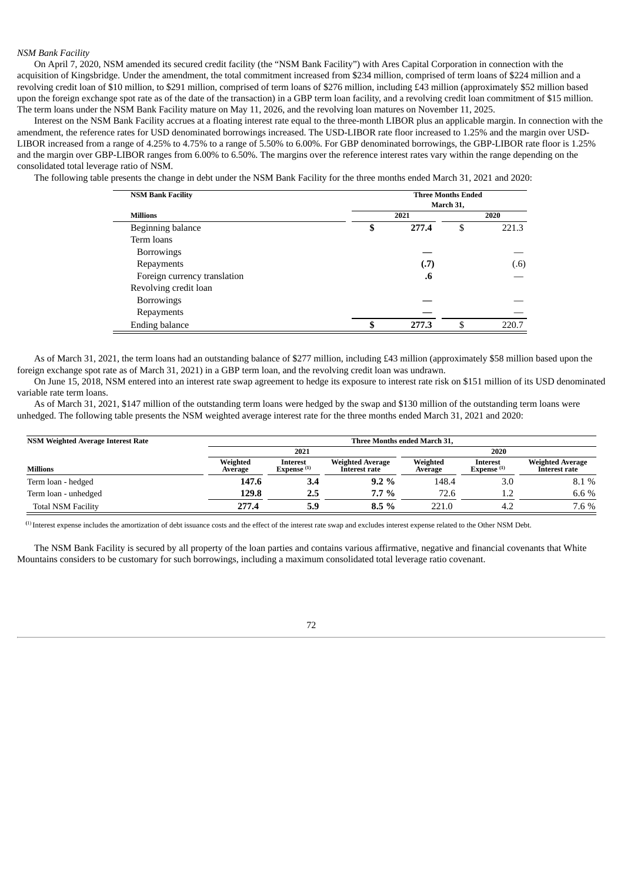*NSM Bank Facility*

On April 7, 2020, NSM amended its secured credit facility (the "NSM Bank Facility") with Ares Capital Corporation in connection with the acquisition of Kingsbridge. Under the amendment, the total commitment increased from $234 million, comprised of term loans of $224 million and a revolving credit loan of $10 million, to $291 million, comprised of term loans of $276 million, including £43 million (approximately $52 million based upon the foreign exchange spot rate as of the date of the transaction) in a GBP term loan facility, and a revolving credit loan commitment of $15 million. The term loans under the NSM Bank Facility mature on May 11, 2026, and the revolving loan matures on November 11, 2025.

Interest on the NSM Bank Facility accrues at a floating interest rate equal to the three-month LIBOR plus an applicable margin. In connection with the amendment, the reference rates for USD denominated borrowings increased. The USD-LIBOR rate floor increased to 1.25% and the margin over USD-LIBOR increased from a range of 4.25% to 4.75% to a range of 5.50% to 6.00%. For GBP denominated borrowings, the GBP-LIBOR rate floor is 1.25% and the margin over GBP-LIBOR ranges from 6.00% to 6.50%. The margins over the reference interest rates vary within the range depending on the consolidated total leverage ratio of NSM.

The following table presents the change in debt under the NSM Bank Facility for the three months ended March 31, 2021 and 2020:

| **NSM Bank Facility** | **Three Months Ended March 31,** | |
|---|---|---|
| **Millions** | **2021** | **2020** |
| Beginning balance | **$ 277.4** | $ 221.3 |
| Term loans | | |
| Borrowings | **—** | — |
| Repayments | **(.7)** | (.6) |
| Foreign currency translation | **.6** | — |
| Revolving credit loan | | |
| Borrowings | **—** | — |
| Repayments | **—** | — |
| Ending balance | **$ 277.3** | $ 220.7 |

As of March 31, 2021, the term loans had an outstanding balance of $277 million, including £43 million (approximately $58 million based upon the foreign exchange spot rate as of March 31, 2021) in a GBP term loan, and the revolving credit loan was undrawn.

On June 15, 2018, NSM entered into an interest rate swap agreement to hedge its exposure to interest rate risk on $151 million of its USD denominated variable rate term loans.

As of March 31, 2021, $147 million of the outstanding term loans were hedged by the swap and $130 million of the outstanding term loans were unhedged. The following table presents the NSM weighted average interest rate for the three months ended March 31, 2021 and 2020:

| **NSM Weighted Average Interest Rate** | **Three Months ended March 31,** | | | | | |
|---|---|---|---|---|---|---|
| | **2021** | | | **2020** | | |
| **Millions** | **Weighted Average** | **Interest Expense [(1)]** | **Weighted Average Interest rate** | **Weighted Average** | **Interest Expense [(1)]** | **Weighted Average Interest rate** |
| Term loan - hedged | **147.6** | **3.4** | **9.2 %** | 148.4 | 3.0 | 8.1 % |
| Term loan - unhedged | **129.8** | **2.5** | **7.7 %** | 72.6 | 1.2 | 6.6 % |
| Total NSM Facility | **277.4** | **5.9** | **8.5 %** | 221.0 | 4.2 | 7.6 % |

[(1)] Interest expense includes the amortization of debt issuance costs and the effect of the interest rate swap and excludes interest expense related to the Other NSM Debt.

The NSM Bank Facility is secured by all property of the loan parties and contains various affirmative, negative and financial covenants that White Mountains considers to be customary for such borrowings, including a maximum consolidated total leverage ratio covenant.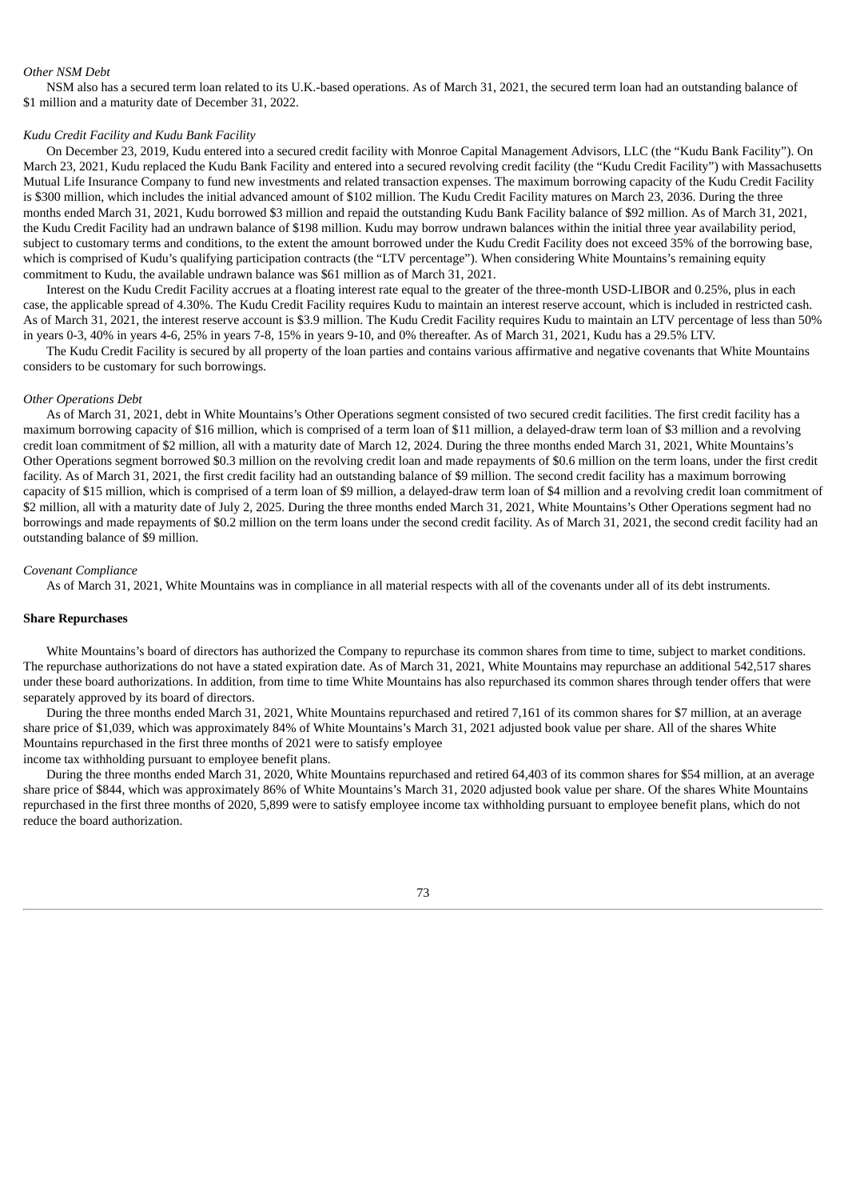*Other NSM Debt*

NSM also has a secured term loan related to its U.K.-based operations. As of March 31, 2021, the secured term loan had an outstanding balance of $1 million and a maturity date of December 31, 2022.

*Kudu Credit Facility and Kudu Bank Facility*

On December 23, 2019, Kudu entered into a secured credit facility with Monroe Capital Management Advisors, LLC (the "Kudu Bank Facility"). On March 23, 2021, Kudu replaced the Kudu Bank Facility and entered into a secured revolving credit facility (the "Kudu Credit Facility") with Massachusetts Mutual Life Insurance Company to fund new investments and related transaction expenses. The maximum borrowing capacity of the Kudu Credit Facility is $300 million, which includes the initial advanced amount of $102 million. The Kudu Credit Facility matures on March 23, 2036. During the three months ended March 31, 2021, Kudu borrowed $3 million and repaid the outstanding Kudu Bank Facility balance of $92 million. As of March 31, 2021, the Kudu Credit Facility had an undrawn balance of $198 million. Kudu may borrow undrawn balances within the initial three year availability period, subject to customary terms and conditions, to the extent the amount borrowed under the Kudu Credit Facility does not exceed 35% of the borrowing base, which is comprised of Kudu's qualifying participation contracts (the "LTV percentage"). When considering White Mountains's remaining equity commitment to Kudu, the available undrawn balance was $61 million as of March 31, 2021.

Interest on the Kudu Credit Facility accrues at a floating interest rate equal to the greater of the three-month USD-LIBOR and 0.25%, plus in each case, the applicable spread of 4.30%. The Kudu Credit Facility requires Kudu to maintain an interest reserve account, which is included in restricted cash. As of March 31, 2021, the interest reserve account is $3.9 million. The Kudu Credit Facility requires Kudu to maintain an LTV percentage of less than 50% in years 0-3, 40% in years 4-6, 25% in years 7-8, 15% in years 9-10, and 0% thereafter. As of March 31, 2021, Kudu has a 29.5% LTV.

The Kudu Credit Facility is secured by all property of the loan parties and contains various affirmative and negative covenants that White Mountains considers to be customary for such borrowings.

*Other Operations Debt*

As of March 31, 2021, debt in White Mountains's Other Operations segment consisted of two secured credit facilities. The first credit facility has a maximum borrowing capacity of $16 million, which is comprised of a term loan of $11 million, a delayed-draw term loan of $3 million and a revolving credit loan commitment of $2 million, all with a maturity date of March 12, 2024. During the three months ended March 31, 2021, White Mountains's Other Operations segment borrowed $0.3 million on the revolving credit loan and made repayments of $0.6 million on the term loans, under the first credit facility. As of March 31, 2021, the first credit facility had an outstanding balance of $9 million. The second credit facility has a maximum borrowing capacity of $15 million, which is comprised of a term loan of $9 million, a delayed-draw term loan of $4 million and a revolving credit loan commitment of $2 million, all with a maturity date of July 2, 2025. During the three months ended March 31, 2021, White Mountains's Other Operations segment had no borrowings and made repayments of $0.2 million on the term loans under the second credit facility. As of March 31, 2021, the second credit facility had an outstanding balance of $9 million.

*Covenant Compliance*

As of March 31, 2021, White Mountains was in compliance in all material respects with all of the covenants under all of its debt instruments.

**Share Repurchases**

White Mountains's board of directors has authorized the Company to repurchase its common shares from time to time, subject to market conditions. The repurchase authorizations do not have a stated expiration date. As of March 31, 2021, White Mountains may repurchase an additional 542,517 shares under these board authorizations. In addition, from time to time White Mountains has also repurchased its common shares through tender offers that were separately approved by its board of directors.

During the three months ended March 31, 2021, White Mountains repurchased and retired 7,161 of its common shares for $7 million, at an average share price of $1,039, which was approximately 84% of White Mountains's March 31, 2021 adjusted book value per share. All of the shares White Mountains repurchased in the first three months of 2021 were to satisfy employee income tax withholding pursuant to employee benefit plans.

During the three months ended March 31, 2020, White Mountains repurchased and retired 64,403 of its common shares for $54 million, at an average share price of $844, which was approximately 86% of White Mountains's March 31, 2020 adjusted book value per share. Of the shares White Mountains repurchased in the first three months of 2020, 5,899 were to satisfy employee income tax withholding pursuant to employee benefit plans, which do not reduce the board authorization.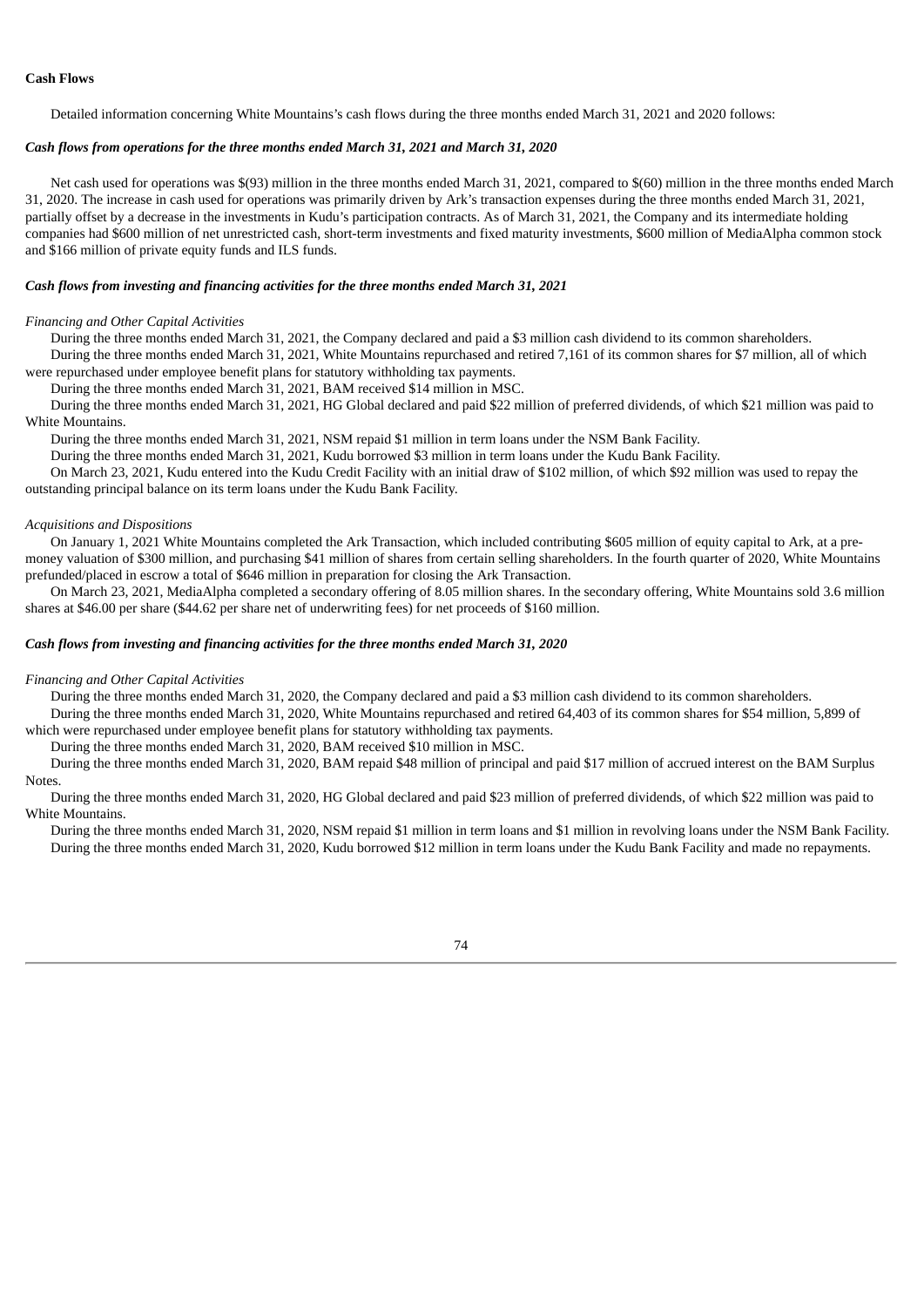**Cash Flows**

Detailed information concerning White Mountains's cash flows during the three months ended March 31, 2021 and 2020 follows:

***Cash flows from operations for the three months ended March 31, 2021 and March 31, 2020***

Net cash used for operations was $(93) million in the three months ended March 31, 2021, compared to $(60) million in the three months ended March 31, 2020. The increase in cash used for operations was primarily driven by Ark's transaction expenses during the three months ended March 31, 2021, partially offset by a decrease in the investments in Kudu's participation contracts. As of March 31, 2021, the Company and its intermediate holding companies had $600 million of net unrestricted cash, short-term investments and fixed maturity investments, $600 million of MediaAlpha common stock and $166 million of private equity funds and ILS funds.

***Cash flows from investing and financing activities for the three months ended March 31, 2021***

*Financing and Other Capital Activities*

During the three months ended March 31, 2021, the Company declared and paid a $3 million cash dividend to its common shareholders.

During the three months ended March 31, 2021, White Mountains repurchased and retired 7,161 of its common shares for $7 million, all of which were repurchased under employee benefit plans for statutory withholding tax payments.

During the three months ended March 31, 2021, BAM received $14 million in MSC.

During the three months ended March 31, 2021, HG Global declared and paid $22 million of preferred dividends, of which $21 million was paid to White Mountains.

During the three months ended March 31, 2021, NSM repaid $1 million in term loans under the NSM Bank Facility.

During the three months ended March 31, 2021, Kudu borrowed $3 million in term loans under the Kudu Bank Facility.

On March 23, 2021, Kudu entered into the Kudu Credit Facility with an initial draw of $102 million, of which $92 million was used to repay the outstanding principal balance on its term loans under the Kudu Bank Facility.

*Acquisitions and Dispositions*

On January 1, 2021 White Mountains completed the Ark Transaction, which included contributing $605 million of equity capital to Ark, at a pre-money valuation of $300 million, and purchasing $41 million of shares from certain selling shareholders. In the fourth quarter of 2020, White Mountains prefunded/placed in escrow a total of $646 million in preparation for closing the Ark Transaction.

On March 23, 2021, MediaAlpha completed a secondary offering of 8.05 million shares. In the secondary offering, White Mountains sold 3.6 million shares at $46.00 per share ($44.62 per share net of underwriting fees) for net proceeds of $160 million.

***Cash flows from investing and financing activities for the three months ended March 31, 2020***

*Financing and Other Capital Activities*

During the three months ended March 31, 2020, the Company declared and paid a $3 million cash dividend to its common shareholders.

During the three months ended March 31, 2020, White Mountains repurchased and retired 64,403 of its common shares for $54 million, 5,899 of which were repurchased under employee benefit plans for statutory withholding tax payments.

During the three months ended March 31, 2020, BAM received $10 million in MSC.

During the three months ended March 31, 2020, BAM repaid $48 million of principal and paid $17 million of accrued interest on the BAM Surplus Notes.

During the three months ended March 31, 2020, HG Global declared and paid $23 million of preferred dividends, of which $22 million was paid to White Mountains.

During the three months ended March 31, 2020, NSM repaid $1 million in term loans and $1 million in revolving loans under the NSM Bank Facility.

During the three months ended March 31, 2020, Kudu borrowed $12 million in term loans under the Kudu Bank Facility and made no repayments.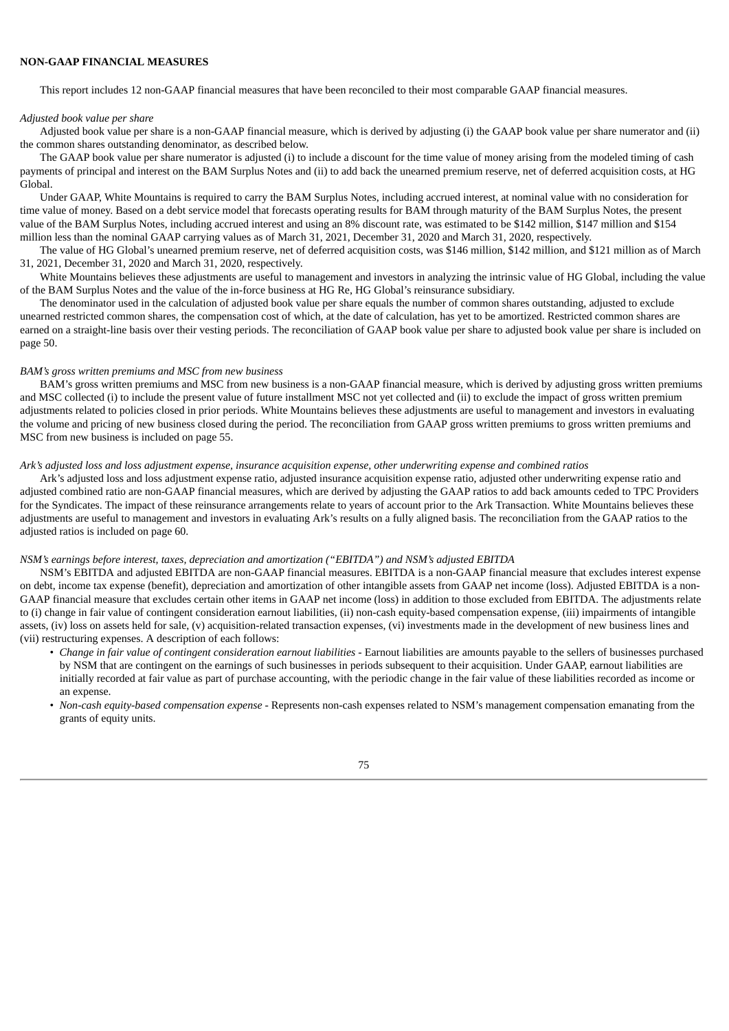**NON-GAAP FINANCIAL MEASURES**

This report includes 12 non-GAAP financial measures that have been reconciled to their most comparable GAAP financial measures.

*Adjusted book value per share*

Adjusted book value per share is a non-GAAP financial measure, which is derived by adjusting (i) the GAAP book value per share numerator and (ii) the common shares outstanding denominator, as described below.

The GAAP book value per share numerator is adjusted (i) to include a discount for the time value of money arising from the modeled timing of cash payments of principal and interest on the BAM Surplus Notes and (ii) to add back the unearned premium reserve, net of deferred acquisition costs, at HG Global.

Under GAAP, White Mountains is required to carry the BAM Surplus Notes, including accrued interest, at nominal value with no consideration for time value of money. Based on a debt service model that forecasts operating results for BAM through maturity of the BAM Surplus Notes, the present value of the BAM Surplus Notes, including accrued interest and using an 8% discount rate, was estimated to be $142 million, $147 million and $154 million less than the nominal GAAP carrying values as of March 31, 2021, December 31, 2020 and March 31, 2020, respectively.

The value of HG Global's unearned premium reserve, net of deferred acquisition costs, was $146 million, $142 million, and $121 million as of March 31, 2021, December 31, 2020 and March 31, 2020, respectively.

White Mountains believes these adjustments are useful to management and investors in analyzing the intrinsic value of HG Global, including the value of the BAM Surplus Notes and the value of the in-force business at HG Re, HG Global's reinsurance subsidiary.

The denominator used in the calculation of adjusted book value per share equals the number of common shares outstanding, adjusted to exclude unearned restricted common shares, the compensation cost of which, at the date of calculation, has yet to be amortized. Restricted common shares are earned on a straight-line basis over their vesting periods. The reconciliation of GAAP book value per share to adjusted book value per share is included on page 50.

*BAM's gross written premiums and MSC from new business*

BAM's gross written premiums and MSC from new business is a non-GAAP financial measure, which is derived by adjusting gross written premiums and MSC collected (i) to include the present value of future installment MSC not yet collected and (ii) to exclude the impact of gross written premium adjustments related to policies closed in prior periods. White Mountains believes these adjustments are useful to management and investors in evaluating the volume and pricing of new business closed during the period. The reconciliation from GAAP gross written premiums to gross written premiums and MSC from new business is included on page 55.

*Ark's adjusted loss and loss adjustment expense, insurance acquisition expense, other underwriting expense and combined ratios*

Ark's adjusted loss and loss adjustment expense ratio, adjusted insurance acquisition expense ratio, adjusted other underwriting expense ratio and adjusted combined ratio are non-GAAP financial measures, which are derived by adjusting the GAAP ratios to add back amounts ceded to TPC Providers for the Syndicates. The impact of these reinsurance arrangements relate to years of account prior to the Ark Transaction. White Mountains believes these adjustments are useful to management and investors in evaluating Ark's results on a fully aligned basis. The reconciliation from the GAAP ratios to the adjusted ratios is included on page 60.

*NSM's earnings before interest, taxes, depreciation and amortization ("EBITDA") and NSM's adjusted EBITDA*

NSM's EBITDA and adjusted EBITDA are non-GAAP financial measures. EBITDA is a non-GAAP financial measure that excludes interest expense on debt, income tax expense (benefit), depreciation and amortization of other intangible assets from GAAP net income (loss). Adjusted EBITDA is a non-GAAP financial measure that excludes certain other items in GAAP net income (loss) in addition to those excluded from EBITDA. The adjustments relate to (i) change in fair value of contingent consideration earnout liabilities, (ii) non-cash equity-based compensation expense, (iii) impairments of intangible assets, (iv) loss on assets held for sale, (v) acquisition-related transaction expenses, (vi) investments made in the development of new business lines and (vii) restructuring expenses. A description of each follows:

- *Change in fair value of contingent consideration earnout liabilities* - Earnout liabilities are amounts payable to the sellers of businesses purchased by NSM that are contingent on the earnings of such businesses in periods subsequent to their acquisition. Under GAAP, earnout liabilities are initially recorded at fair value as part of purchase accounting, with the periodic change in the fair value of these liabilities recorded as income or an expense.
- *Non-cash equity-based compensation expense* - Represents non-cash expenses related to NSM's management compensation emanating from the grants of equity units.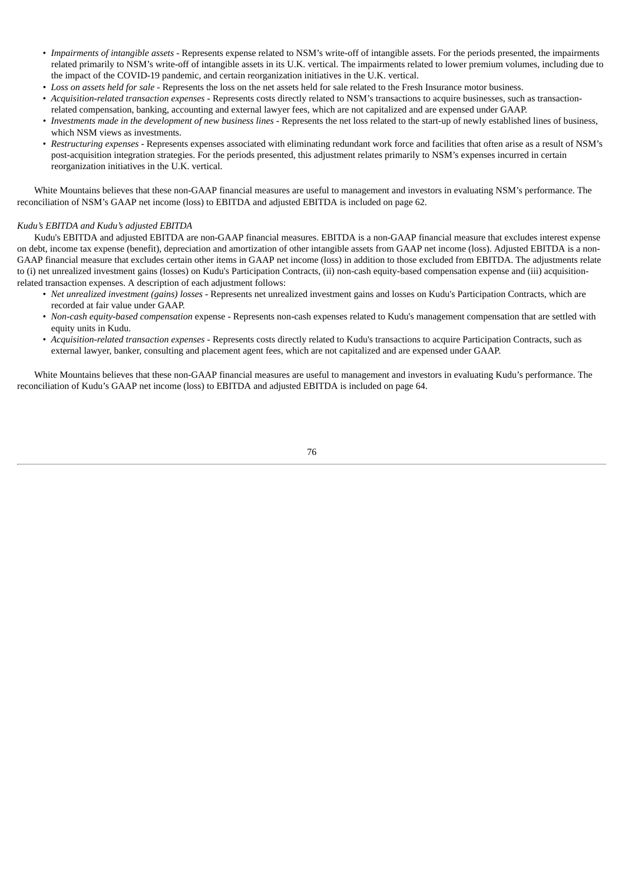- *Impairments of intangible assets* - Represents expense related to NSM's write-off of intangible assets. For the periods presented, the impairments related primarily to NSM's write-off of intangible assets in its U.K. vertical. The impairments related to lower premium volumes, including due to the impact of the COVID-19 pandemic, and certain reorganization initiatives in the U.K. vertical.
- *Loss on assets held for sale* - Represents the loss on the net assets held for sale related to the Fresh Insurance motor business.
- *Acquisition-related transaction expenses* - Represents costs directly related to NSM's transactions to acquire businesses, such as transaction-related compensation, banking, accounting and external lawyer fees, which are not capitalized and are expensed under GAAP.
- *Investments made in the development of new business lines* - Represents the net loss related to the start-up of newly established lines of business, which NSM views as investments.
- *Restructuring expenses* - Represents expenses associated with eliminating redundant work force and facilities that often arise as a result of NSM's post-acquisition integration strategies. For the periods presented, this adjustment relates primarily to NSM's expenses incurred in certain reorganization initiatives in the U.K. vertical.

White Mountains believes that these non-GAAP financial measures are useful to management and investors in evaluating NSM's performance. The reconciliation of NSM's GAAP net income (loss) to EBITDA and adjusted EBITDA is included on page 62.

*Kudu's EBITDA and Kudu's adjusted EBITDA*

Kudu's EBITDA and adjusted EBITDA are non-GAAP financial measures. EBITDA is a non-GAAP financial measure that excludes interest expense on debt, income tax expense (benefit), depreciation and amortization of other intangible assets from GAAP net income (loss). Adjusted EBITDA is a non-GAAP financial measure that excludes certain other items in GAAP net income (loss) in addition to those excluded from EBITDA. The adjustments relate to (i) net unrealized investment gains (losses) on Kudu's Participation Contracts, (ii) non-cash equity-based compensation expense and (iii) acquisition-related transaction expenses. A description of each adjustment follows:

- *Net unrealized investment (gains) losses* - Represents net unrealized investment gains and losses on Kudu's Participation Contracts, which are recorded at fair value under GAAP.
- *Non-cash equity-based compensation* expense - Represents non-cash expenses related to Kudu's management compensation that are settled with equity units in Kudu.
- *Acquisition-related transaction expenses* - Represents costs directly related to Kudu's transactions to acquire Participation Contracts, such as external lawyer, banker, consulting and placement agent fees, which are not capitalized and are expensed under GAAP.

White Mountains believes that these non-GAAP financial measures are useful to management and investors in evaluating Kudu's performance. The reconciliation of Kudu's GAAP net income (loss) to EBITDA and adjusted EBITDA is included on page 64.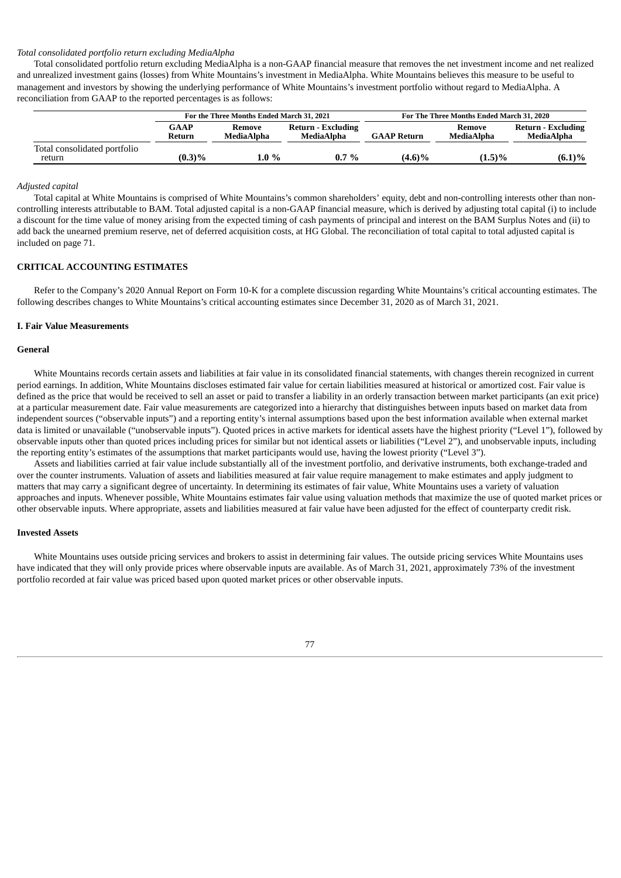*Total consolidated portfolio return excluding MediaAlpha*

Total consolidated portfolio return excluding MediaAlpha is a non-GAAP financial measure that removes the net investment income and net realized and unrealized investment gains (losses) from White Mountains's investment in MediaAlpha. White Mountains believes this measure to be useful to management and investors by showing the underlying performance of White Mountains's investment portfolio without regard to MediaAlpha. A reconciliation from GAAP to the reported percentages is as follows:

| | For the Three Months Ended March 31, 2021 | | | For The Three Months Ended March 31, 2020 | | |
|---|---|---|---|---|---|---|
| | **GAAP Return** | **Remove MediaAlpha** | **Return - Excluding MediaAlpha** | **GAAP Return** | **Remove MediaAlpha** | **Return - Excluding MediaAlpha** |
| Total consolidated portfolio return | **(0.3)%** | **1.0 %** | **0.7 %** | **(4.6)%** | **(1.5)%** | **(6.1)%** |

*Adjusted capital*

Total capital at White Mountains is comprised of White Mountains's common shareholders' equity, debt and non-controlling interests other than non-controlling interests attributable to BAM. Total adjusted capital is a non-GAAP financial measure, which is derived by adjusting total capital (i) to include a discount for the time value of money arising from the expected timing of cash payments of principal and interest on the BAM Surplus Notes and (ii) to add back the unearned premium reserve, net of deferred acquisition costs, at HG Global. The reconciliation of total capital to total adjusted capital is included on page 71.

## CRITICAL ACCOUNTING ESTIMATES

Refer to the Company's 2020 Annual Report on Form 10-K for a complete discussion regarding White Mountains's critical accounting estimates. The following describes changes to White Mountains's critical accounting estimates since December 31, 2020 as of March 31, 2021.

### I. Fair Value Measurements

#### General

White Mountains records certain assets and liabilities at fair value in its consolidated financial statements, with changes therein recognized in current period earnings. In addition, White Mountains discloses estimated fair value for certain liabilities measured at historical or amortized cost. Fair value is defined as the price that would be received to sell an asset or paid to transfer a liability in an orderly transaction between market participants (an exit price) at a particular measurement date. Fair value measurements are categorized into a hierarchy that distinguishes between inputs based on market data from independent sources ("observable inputs") and a reporting entity's internal assumptions based upon the best information available when external market data is limited or unavailable ("unobservable inputs"). Quoted prices in active markets for identical assets have the highest priority ("Level 1"), followed by observable inputs other than quoted prices including prices for similar but not identical assets or liabilities ("Level 2"), and unobservable inputs, including the reporting entity's estimates of the assumptions that market participants would use, having the lowest priority ("Level 3").

Assets and liabilities carried at fair value include substantially all of the investment portfolio, and derivative instruments, both exchange-traded and over the counter instruments. Valuation of assets and liabilities measured at fair value require management to make estimates and apply judgment to matters that may carry a significant degree of uncertainty. In determining its estimates of fair value, White Mountains uses a variety of valuation approaches and inputs. Whenever possible, White Mountains estimates fair value using valuation methods that maximize the use of quoted market prices or other observable inputs. Where appropriate, assets and liabilities measured at fair value have been adjusted for the effect of counterparty credit risk.

#### Invested Assets

White Mountains uses outside pricing services and brokers to assist in determining fair values. The outside pricing services White Mountains uses have indicated that they will only provide prices where observable inputs are available. As of March 31, 2021, approximately 73% of the investment portfolio recorded at fair value was priced based upon quoted market prices or other observable inputs.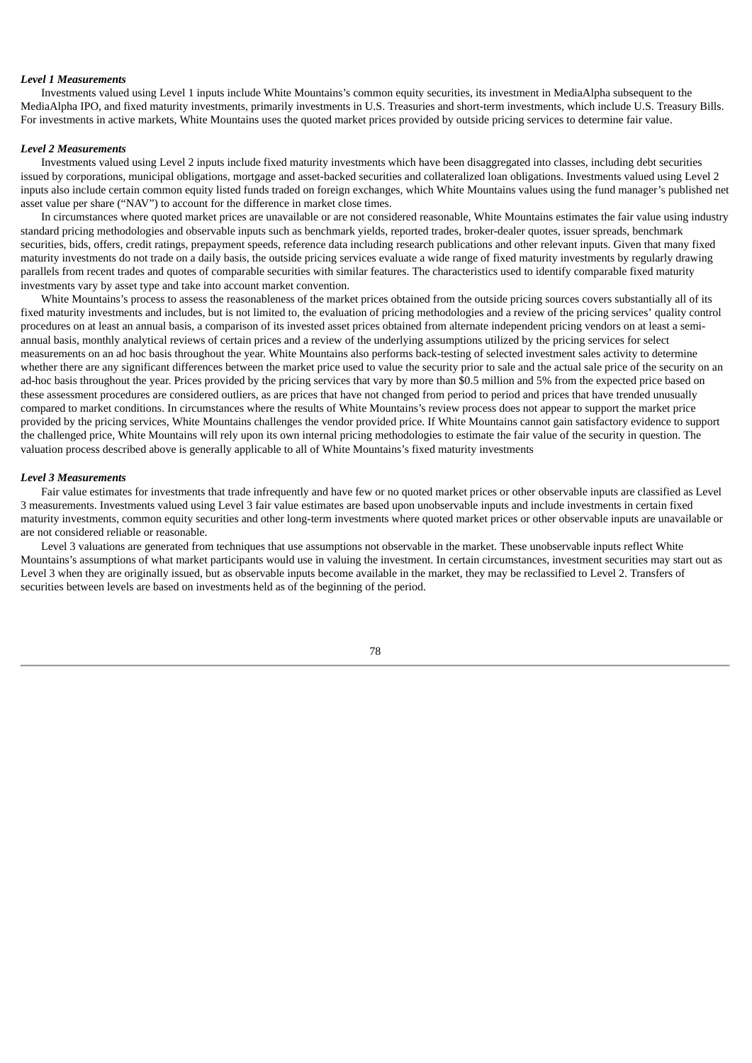***Level 1 Measurements***

Investments valued using Level 1 inputs include White Mountains's common equity securities, its investment in MediaAlpha subsequent to the MediaAlpha IPO, and fixed maturity investments, primarily investments in U.S. Treasuries and short-term investments, which include U.S. Treasury Bills. For investments in active markets, White Mountains uses the quoted market prices provided by outside pricing services to determine fair value.

***Level 2 Measurements***

Investments valued using Level 2 inputs include fixed maturity investments which have been disaggregated into classes, including debt securities issued by corporations, municipal obligations, mortgage and asset-backed securities and collateralized loan obligations. Investments valued using Level 2 inputs also include certain common equity listed funds traded on foreign exchanges, which White Mountains values using the fund manager's published net asset value per share ("NAV") to account for the difference in market close times.

In circumstances where quoted market prices are unavailable or are not considered reasonable, White Mountains estimates the fair value using industry standard pricing methodologies and observable inputs such as benchmark yields, reported trades, broker-dealer quotes, issuer spreads, benchmark securities, bids, offers, credit ratings, prepayment speeds, reference data including research publications and other relevant inputs. Given that many fixed maturity investments do not trade on a daily basis, the outside pricing services evaluate a wide range of fixed maturity investments by regularly drawing parallels from recent trades and quotes of comparable securities with similar features. The characteristics used to identify comparable fixed maturity investments vary by asset type and take into account market convention.

White Mountains's process to assess the reasonableness of the market prices obtained from the outside pricing sources covers substantially all of its fixed maturity investments and includes, but is not limited to, the evaluation of pricing methodologies and a review of the pricing services' quality control procedures on at least an annual basis, a comparison of its invested asset prices obtained from alternate independent pricing vendors on at least a semi-annual basis, monthly analytical reviews of certain prices and a review of the underlying assumptions utilized by the pricing services for select measurements on an ad hoc basis throughout the year. White Mountains also performs back-testing of selected investment sales activity to determine whether there are any significant differences between the market price used to value the security prior to sale and the actual sale price of the security on an ad-hoc basis throughout the year. Prices provided by the pricing services that vary by more than $0.5 million and 5% from the expected price based on these assessment procedures are considered outliers, as are prices that have not changed from period to period and prices that have trended unusually compared to market conditions. In circumstances where the results of White Mountains's review process does not appear to support the market price provided by the pricing services, White Mountains challenges the vendor provided price. If White Mountains cannot gain satisfactory evidence to support the challenged price, White Mountains will rely upon its own internal pricing methodologies to estimate the fair value of the security in question. The valuation process described above is generally applicable to all of White Mountains's fixed maturity investments

***Level 3 Measurements***

Fair value estimates for investments that trade infrequently and have few or no quoted market prices or other observable inputs are classified as Level 3 measurements. Investments valued using Level 3 fair value estimates are based upon unobservable inputs and include investments in certain fixed maturity investments, common equity securities and other long-term investments where quoted market prices or other observable inputs are unavailable or are not considered reliable or reasonable.

Level 3 valuations are generated from techniques that use assumptions not observable in the market. These unobservable inputs reflect White Mountains's assumptions of what market participants would use in valuing the investment. In certain circumstances, investment securities may start out as Level 3 when they are originally issued, but as observable inputs become available in the market, they may be reclassified to Level 2. Transfers of securities between levels are based on investments held as of the beginning of the period.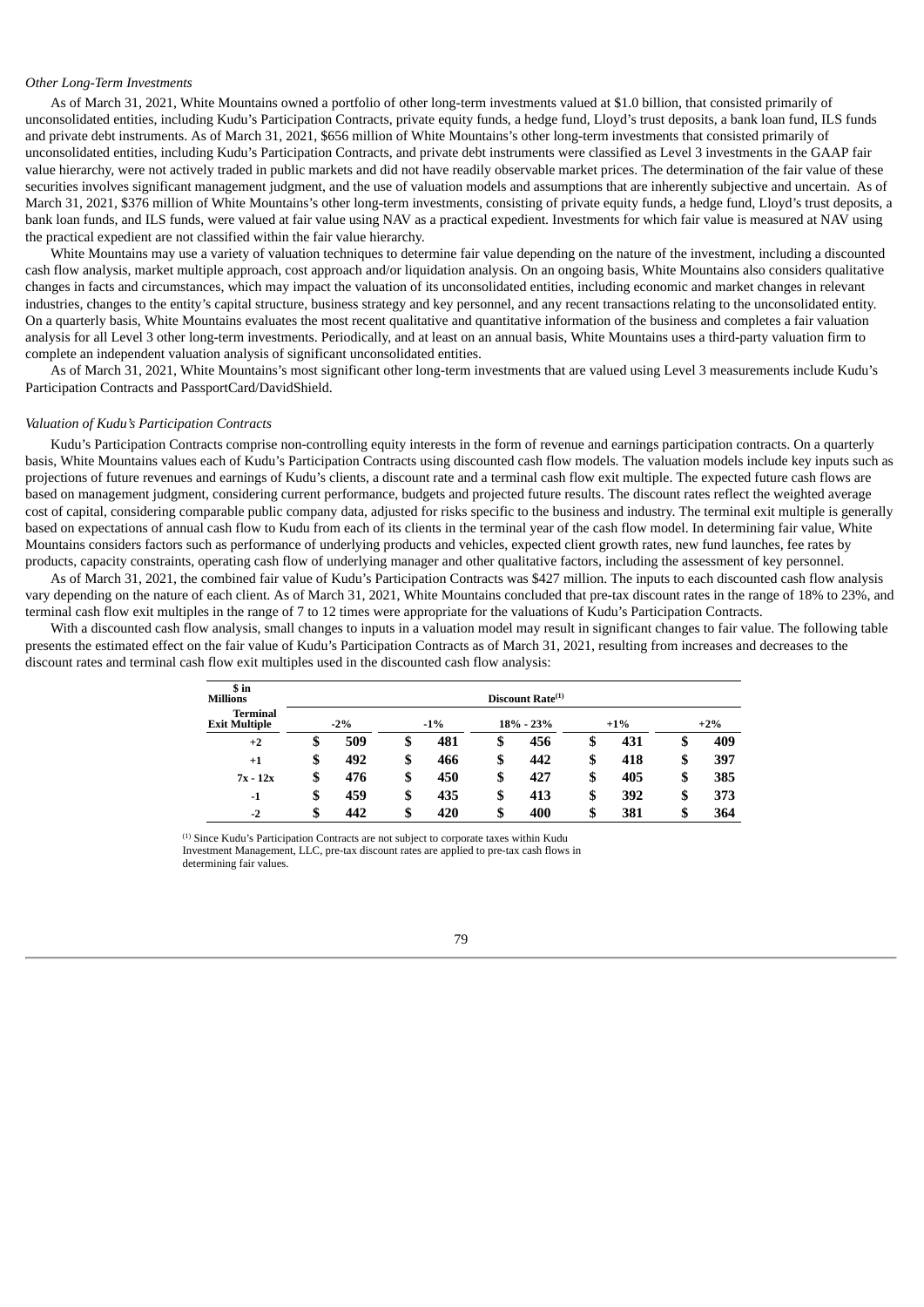*Other Long-Term Investments*

As of March 31, 2021, White Mountains owned a portfolio of other long-term investments valued at $1.0 billion, that consisted primarily of unconsolidated entities, including Kudu's Participation Contracts, private equity funds, a hedge fund, Lloyd's trust deposits, a bank loan fund, ILS funds and private debt instruments. As of March 31, 2021, $656 million of White Mountains's other long-term investments that consisted primarily of unconsolidated entities, including Kudu's Participation Contracts, and private debt instruments were classified as Level 3 investments in the GAAP fair value hierarchy, were not actively traded in public markets and did not have readily observable market prices. The determination of the fair value of these securities involves significant management judgment, and the use of valuation models and assumptions that are inherently subjective and uncertain. As of March 31, 2021, $376 million of White Mountains's other long-term investments, consisting of private equity funds, a hedge fund, Lloyd's trust deposits, a bank loan funds, and ILS funds, were valued at fair value using NAV as a practical expedient. Investments for which fair value is measured at NAV using the practical expedient are not classified within the fair value hierarchy.

White Mountains may use a variety of valuation techniques to determine fair value depending on the nature of the investment, including a discounted cash flow analysis, market multiple approach, cost approach and/or liquidation analysis. On an ongoing basis, White Mountains also considers qualitative changes in facts and circumstances, which may impact the valuation of its unconsolidated entities, including economic and market changes in relevant industries, changes to the entity's capital structure, business strategy and key personnel, and any recent transactions relating to the unconsolidated entity. On a quarterly basis, White Mountains evaluates the most recent qualitative and quantitative information of the business and completes a fair valuation analysis for all Level 3 other long-term investments. Periodically, and at least on an annual basis, White Mountains uses a third-party valuation firm to complete an independent valuation analysis of significant unconsolidated entities.

As of March 31, 2021, White Mountains's most significant other long-term investments that are valued using Level 3 measurements include Kudu's Participation Contracts and PassportCard/DavidShield.

*Valuation of Kudu's Participation Contracts*

Kudu's Participation Contracts comprise non-controlling equity interests in the form of revenue and earnings participation contracts. On a quarterly basis, White Mountains values each of Kudu's Participation Contracts using discounted cash flow models. The valuation models include key inputs such as projections of future revenues and earnings of Kudu's clients, a discount rate and a terminal cash flow exit multiple. The expected future cash flows are based on management judgment, considering current performance, budgets and projected future results. The discount rates reflect the weighted average cost of capital, considering comparable public company data, adjusted for risks specific to the business and industry. The terminal exit multiple is generally based on expectations of annual cash flow to Kudu from each of its clients in the terminal year of the cash flow model. In determining fair value, White Mountains considers factors such as performance of underlying products and vehicles, expected client growth rates, new fund launches, fee rates by products, capacity constraints, operating cash flow of underlying manager and other qualitative factors, including the assessment of key personnel.

As of March 31, 2021, the combined fair value of Kudu's Participation Contracts was $427 million. The inputs to each discounted cash flow analysis vary depending on the nature of each client. As of March 31, 2021, White Mountains concluded that pre-tax discount rates in the range of 18% to 23%, and terminal cash flow exit multiples in the range of 7 to 12 times were appropriate for the valuations of Kudu's Participation Contracts.

With a discounted cash flow analysis, small changes to inputs in a valuation model may result in significant changes to fair value. The following table presents the estimated effect on the fair value of Kudu's Participation Contracts as of March 31, 2021, resulting from increases and decreases to the discount rates and terminal cash flow exit multiples used in the discounted cash flow analysis:

| $ in Millions | Discount Rate[(1)] | | | | |
|---|---|---|---|---|---|
| **Terminal Exit Multiple** | **-2%** | **-1%** | **18% - 23%** | **+1%** | **+2%** |
| +2 | $ 509 | $ 481 | $ 456 | $ 431 | $ 409 |
| +1 | $ 492 | $ 466 | $ 442 | $ 418 | $ 397 |
| 7x - 12x | $ 476 | $ 450 | $ 427 | $ 405 | $ 385 |
| -1 | $ 459 | $ 435 | $ 413 | $ 392 | $ 373 |
| -2 | $ 442 | $ 420 | $ 400 | $ 381 | $ 364 |

[(1)] Since Kudu's Participation Contracts are not subject to corporate taxes within Kudu Investment Management, LLC, pre-tax discount rates are applied to pre-tax cash flows in determining fair values.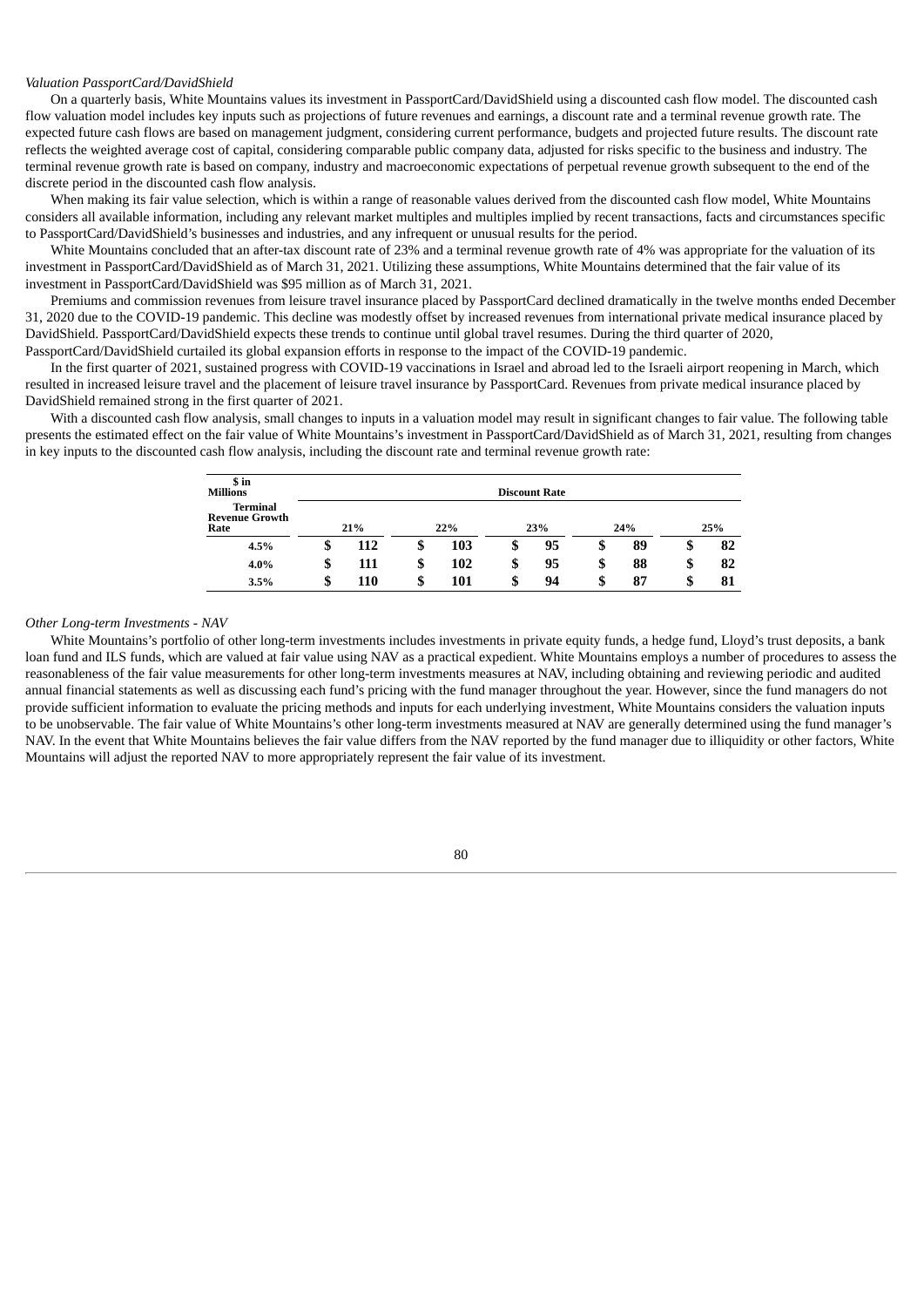*Valuation PassportCard/DavidShield*

On a quarterly basis, White Mountains values its investment in PassportCard/DavidShield using a discounted cash flow model. The discounted cash flow valuation model includes key inputs such as projections of future revenues and earnings, a discount rate and a terminal revenue growth rate. The expected future cash flows are based on management judgment, considering current performance, budgets and projected future results. The discount rate reflects the weighted average cost of capital, considering comparable public company data, adjusted for risks specific to the business and industry. The terminal revenue growth rate is based on company, industry and macroeconomic expectations of perpetual revenue growth subsequent to the end of the discrete period in the discounted cash flow analysis.

When making its fair value selection, which is within a range of reasonable values derived from the discounted cash flow model, White Mountains considers all available information, including any relevant market multiples and multiples implied by recent transactions, facts and circumstances specific to PassportCard/DavidShield's businesses and industries, and any infrequent or unusual results for the period.

White Mountains concluded that an after-tax discount rate of 23% and a terminal revenue growth rate of 4% was appropriate for the valuation of its investment in PassportCard/DavidShield as of March 31, 2021. Utilizing these assumptions, White Mountains determined that the fair value of its investment in PassportCard/DavidShield was $95 million as of March 31, 2021.

Premiums and commission revenues from leisure travel insurance placed by PassportCard declined dramatically in the twelve months ended December 31, 2020 due to the COVID-19 pandemic. This decline was modestly offset by increased revenues from international private medical insurance placed by DavidShield. PassportCard/DavidShield expects these trends to continue until global travel resumes. During the third quarter of 2020, PassportCard/DavidShield curtailed its global expansion efforts in response to the impact of the COVID-19 pandemic.

In the first quarter of 2021, sustained progress with COVID-19 vaccinations in Israel and abroad led to the Israeli airport reopening in March, which resulted in increased leisure travel and the placement of leisure travel insurance by PassportCard. Revenues from private medical insurance placed by DavidShield remained strong in the first quarter of 2021.

With a discounted cash flow analysis, small changes to inputs in a valuation model may result in significant changes to fair value. The following table presents the estimated effect on the fair value of White Mountains's investment in PassportCard/DavidShield as of March 31, 2021, resulting from changes in key inputs to the discounted cash flow analysis, including the discount rate and terminal revenue growth rate:

| **$ in Millions** | **Discount Rate** | | | | |
|---|---|---|---|---|---|
| **Terminal Revenue Growth Rate** | **21%** | **22%** | **23%** | **24%** | **25%** |
| **4.5%** | **$ 112** | **$ 103** | **$ 95** | **$ 89** | **$ 82** |
| **4.0%** | **$ 111** | **$ 102** | **$ 95** | **$ 88** | **$ 82** |
| **3.5%** | **$ 110** | **$ 101** | **$ 94** | **$ 87** | **$ 81** |

*Other Long-term Investments - NAV*

White Mountains's portfolio of other long-term investments includes investments in private equity funds, a hedge fund, Lloyd's trust deposits, a bank loan fund and ILS funds, which are valued at fair value using NAV as a practical expedient. White Mountains employs a number of procedures to assess the reasonableness of the fair value measurements for other long-term investments measures at NAV, including obtaining and reviewing periodic and audited annual financial statements as well as discussing each fund's pricing with the fund manager throughout the year. However, since the fund managers do not provide sufficient information to evaluate the pricing methods and inputs for each underlying investment, White Mountains considers the valuation inputs to be unobservable. The fair value of White Mountains's other long-term investments measured at NAV are generally determined using the fund manager's NAV. In the event that White Mountains believes the fair value differs from the NAV reported by the fund manager due to illiquidity or other factors, White Mountains will adjust the reported NAV to more appropriately represent the fair value of its investment.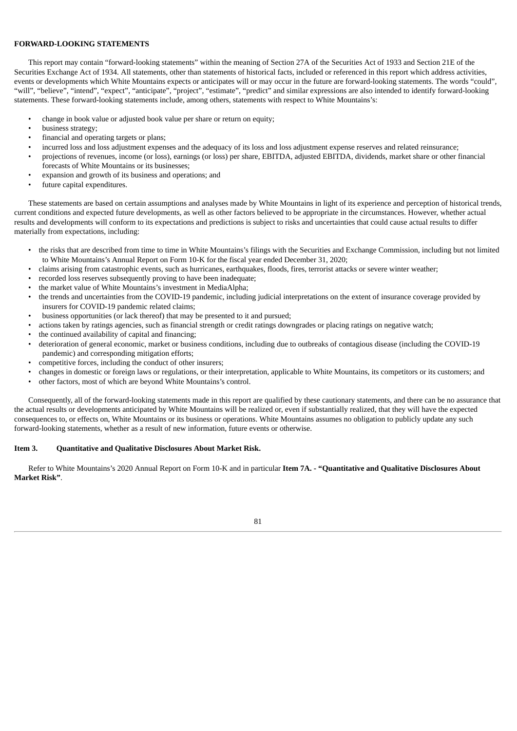**FORWARD-LOOKING STATEMENTS**

This report may contain "forward-looking statements" within the meaning of Section 27A of the Securities Act of 1933 and Section 21E of the Securities Exchange Act of 1934. All statements, other than statements of historical facts, included or referenced in this report which address activities, events or developments which White Mountains expects or anticipates will or may occur in the future are forward-looking statements. The words "could", "will", "believe", "intend", "expect", "anticipate", "project", "estimate", "predict" and similar expressions are also intended to identify forward-looking statements. These forward-looking statements include, among others, statements with respect to White Mountains's:

- change in book value or adjusted book value per share or return on equity;
- business strategy;
- financial and operating targets or plans;
- incurred loss and loss adjustment expenses and the adequacy of its loss and loss adjustment expense reserves and related reinsurance;
- projections of revenues, income (or loss), earnings (or loss) per share, EBITDA, adjusted EBITDA, dividends, market share or other financial forecasts of White Mountains or its businesses;
- expansion and growth of its business and operations; and
- future capital expenditures.

These statements are based on certain assumptions and analyses made by White Mountains in light of its experience and perception of historical trends, current conditions and expected future developments, as well as other factors believed to be appropriate in the circumstances. However, whether actual results and developments will conform to its expectations and predictions is subject to risks and uncertainties that could cause actual results to differ materially from expectations, including:

- the risks that are described from time to time in White Mountains's filings with the Securities and Exchange Commission, including but not limited to White Mountains's Annual Report on Form 10-K for the fiscal year ended December 31, 2020;
- claims arising from catastrophic events, such as hurricanes, earthquakes, floods, fires, terrorist attacks or severe winter weather;
- recorded loss reserves subsequently proving to have been inadequate;
- the market value of White Mountains's investment in MediaAlpha;
- the trends and uncertainties from the COVID-19 pandemic, including judicial interpretations on the extent of insurance coverage provided by insurers for COVID-19 pandemic related claims;
- business opportunities (or lack thereof) that may be presented to it and pursued;
- actions taken by ratings agencies, such as financial strength or credit ratings downgrades or placing ratings on negative watch;
- the continued availability of capital and financing;
- deterioration of general economic, market or business conditions, including due to outbreaks of contagious disease (including the COVID-19 pandemic) and corresponding mitigation efforts;
- competitive forces, including the conduct of other insurers;
- changes in domestic or foreign laws or regulations, or their interpretation, applicable to White Mountains, its competitors or its customers; and
- other factors, most of which are beyond White Mountains's control.

Consequently, all of the forward-looking statements made in this report are qualified by these cautionary statements, and there can be no assurance that the actual results or developments anticipated by White Mountains will be realized or, even if substantially realized, that they will have the expected consequences to, or effects on, White Mountains or its business or operations. White Mountains assumes no obligation to publicly update any such forward-looking statements, whether as a result of new information, future events or otherwise.

**Item 3. Quantitative and Qualitative Disclosures About Market Risk.**

Refer to White Mountains's 2020 Annual Report on Form 10-K and in particular **Item 7A. - "Quantitative and Qualitative Disclosures About Market Risk"**.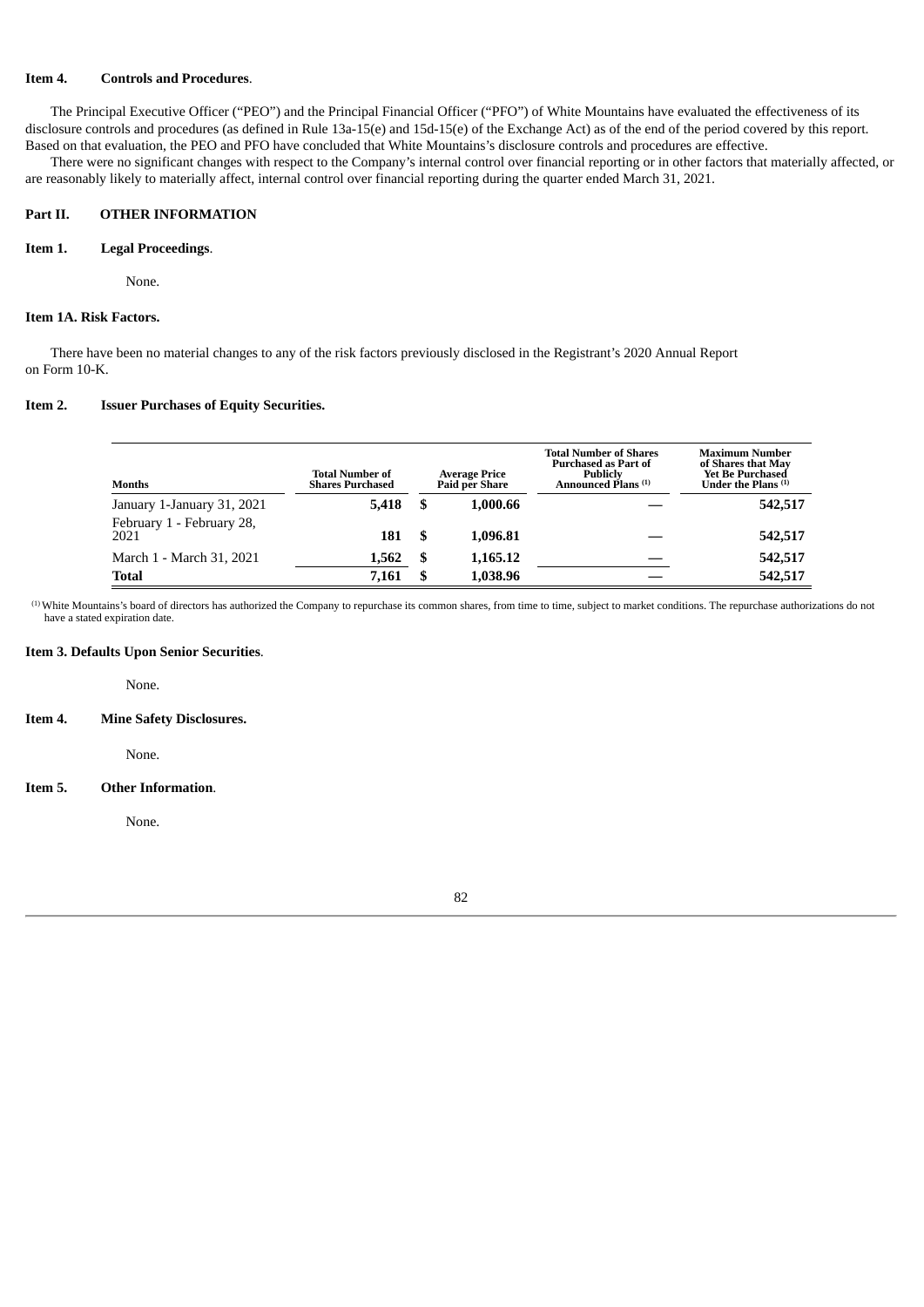**Item 4. Controls and Procedures**.

The Principal Executive Officer ("PEO") and the Principal Financial Officer ("PFO") of White Mountains have evaluated the effectiveness of its disclosure controls and procedures (as defined in Rule 13a-15(e) and 15d-15(e) of the Exchange Act) as of the end of the period covered by this report. Based on that evaluation, the PEO and PFO have concluded that White Mountains's disclosure controls and procedures are effective.

There were no significant changes with respect to the Company's internal control over financial reporting or in other factors that materially affected, or are reasonably likely to materially affect, internal control over financial reporting during the quarter ended March 31, 2021.

## Part II. OTHER INFORMATION

**Item 1. Legal Proceedings**.

None.

**Item 1A. Risk Factors.**

There have been no material changes to any of the risk factors previously disclosed in the Registrant's 2020 Annual Report on Form 10-K.

**Item 2. Issuer Purchases of Equity Securities.**

| Months | Total Number of Shares Purchased | Average Price Paid per Share | Total Number of Shares Purchased as Part of Publicly Announced Plans [(1)] | Maximum Number of Shares that May Yet Be Purchased Under the Plans [(1)] |
|---|---|---|---|---|
| January 1-January 31, 2021 | 5,418 | $ 1,000.66 | — | 542,517 |
| February 1 - February 28, 2021 | 181 | $ 1,096.81 | — | 542,517 |
| March 1 - March 31, 2021 | 1,562 | $ 1,165.12 | — | 542,517 |
| **Total** | **7,161** | **$ 1,038.96** | **—** | **542,517** |

(1) White Mountains's board of directors has authorized the Company to repurchase its common shares, from time to time, subject to market conditions. The repurchase authorizations do not have a stated expiration date.

**Item 3. Defaults Upon Senior Securities**.

None.

**Item 4. Mine Safety Disclosures.**

None.

**Item 5. Other Information**.

None.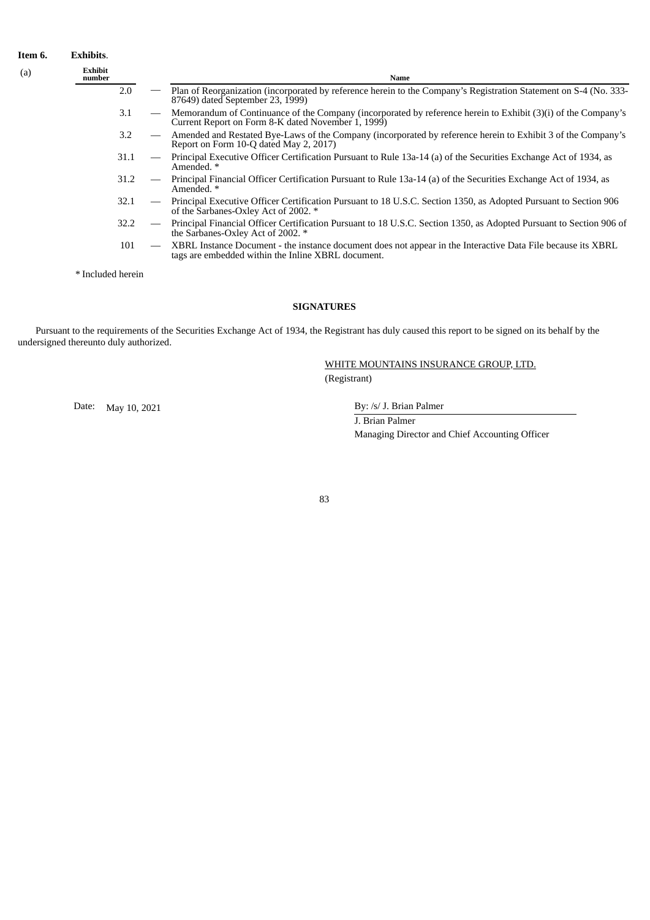**Item 6. Exhibits**.

(a)

| Exhibit number | | Name |
|---|---|---|
| 2.0 | — | Plan of Reorganization (incorporated by reference herein to the Company's Registration Statement on S-4 (No. 333-87649) dated September 23, 1999) |
| 3.1 | — | Memorandum of Continuance of the Company (incorporated by reference herein to Exhibit (3)(i) of the Company's Current Report on Form 8-K dated November 1, 1999) |
| 3.2 | — | Amended and Restated Bye-Laws of the Company (incorporated by reference herein to Exhibit 3 of the Company's Report on Form 10-Q dated May 2, 2017) |
| 31.1 | — | Principal Executive Officer Certification Pursuant to Rule 13a-14 (a) of the Securities Exchange Act of 1934, as Amended. * |
| 31.2 | — | Principal Financial Officer Certification Pursuant to Rule 13a-14 (a) of the Securities Exchange Act of 1934, as Amended. * |
| 32.1 | — | Principal Executive Officer Certification Pursuant to 18 U.S.C. Section 1350, as Adopted Pursuant to Section 906 of the Sarbanes-Oxley Act of 2002. * |
| 32.2 | — | Principal Financial Officer Certification Pursuant to 18 U.S.C. Section 1350, as Adopted Pursuant to Section 906 of the Sarbanes-Oxley Act of 2002. * |
| 101 | — | XBRL Instance Document - the instance document does not appear in the Interactive Data File because its XBRL tags are embedded within the Inline XBRL document. |

* Included herein

**SIGNATURES**

Pursuant to the requirements of the Securities Exchange Act of 1934, the Registrant has duly caused this report to be signed on its behalf by the undersigned thereunto duly authorized.

WHITE MOUNTAINS INSURANCE GROUP, LTD.
(Registrant)

Date: May 10, 2021

By: /s/ J. Brian Palmer
J. Brian Palmer
Managing Director and Chief Accounting Officer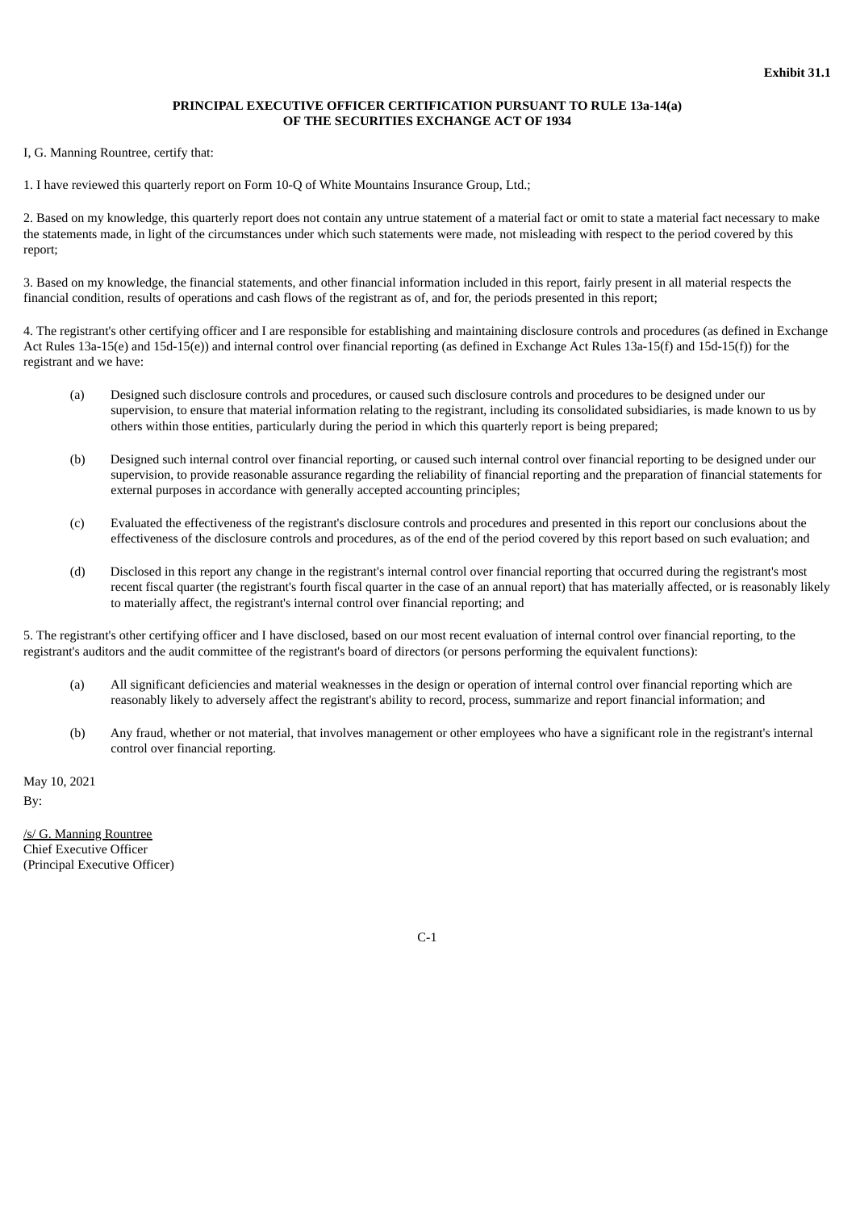**Exhibit 31.1**

**PRINCIPAL EXECUTIVE OFFICER CERTIFICATION PURSUANT TO RULE 13a-14(a)  
OF THE SECURITIES EXCHANGE ACT OF 1934**

I, G. Manning Rountree, certify that:

1. I have reviewed this quarterly report on Form 10-Q of White Mountains Insurance Group, Ltd.;

2. Based on my knowledge, this quarterly report does not contain any untrue statement of a material fact or omit to state a material fact necessary to make the statements made, in light of the circumstances under which such statements were made, not misleading with respect to the period covered by this report;

3. Based on my knowledge, the financial statements, and other financial information included in this report, fairly present in all material respects the financial condition, results of operations and cash flows of the registrant as of, and for, the periods presented in this report;

4. The registrant's other certifying officer and I are responsible for establishing and maintaining disclosure controls and procedures (as defined in Exchange Act Rules 13a-15(e) and 15d-15(e)) and internal control over financial reporting (as defined in Exchange Act Rules 13a-15(f) and 15d-15(f)) for the registrant and we have:

(a) Designed such disclosure controls and procedures, or caused such disclosure controls and procedures to be designed under our supervision, to ensure that material information relating to the registrant, including its consolidated subsidiaries, is made known to us by others within those entities, particularly during the period in which this quarterly report is being prepared;

(b) Designed such internal control over financial reporting, or caused such internal control over financial reporting to be designed under our supervision, to provide reasonable assurance regarding the reliability of financial reporting and the preparation of financial statements for external purposes in accordance with generally accepted accounting principles;

(c) Evaluated the effectiveness of the registrant's disclosure controls and procedures and presented in this report our conclusions about the effectiveness of the disclosure controls and procedures, as of the end of the period covered by this report based on such evaluation; and

(d) Disclosed in this report any change in the registrant's internal control over financial reporting that occurred during the registrant's most recent fiscal quarter (the registrant's fourth fiscal quarter in the case of an annual report) that has materially affected, or is reasonably likely to materially affect, the registrant's internal control over financial reporting; and

5. The registrant's other certifying officer and I have disclosed, based on our most recent evaluation of internal control over financial reporting, to the registrant's auditors and the audit committee of the registrant's board of directors (or persons performing the equivalent functions):

(a) All significant deficiencies and material weaknesses in the design or operation of internal control over financial reporting which are reasonably likely to adversely affect the registrant's ability to record, process, summarize and report financial information; and

(b) Any fraud, whether or not material, that involves management or other employees who have a significant role in the registrant's internal control over financial reporting.

May 10, 2021  
By:

/s/ G. Manning Rountree  
Chief Executive Officer  
(Principal Executive Officer)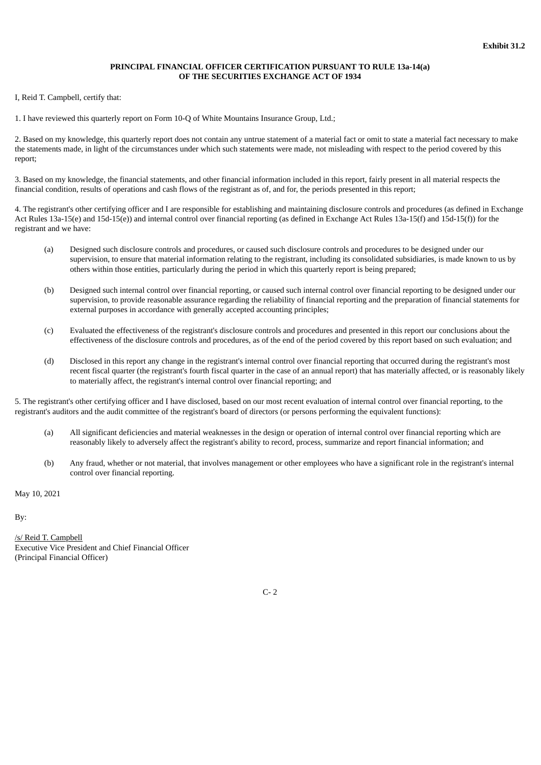**Exhibit 31.2**

**PRINCIPAL FINANCIAL OFFICER CERTIFICATION PURSUANT TO RULE 13a-14(a) OF THE SECURITIES EXCHANGE ACT OF 1934**

I, Reid T. Campbell, certify that:

1. I have reviewed this quarterly report on Form 10-Q of White Mountains Insurance Group, Ltd.;

2. Based on my knowledge, this quarterly report does not contain any untrue statement of a material fact or omit to state a material fact necessary to make the statements made, in light of the circumstances under which such statements were made, not misleading with respect to the period covered by this report;

3. Based on my knowledge, the financial statements, and other financial information included in this report, fairly present in all material respects the financial condition, results of operations and cash flows of the registrant as of, and for, the periods presented in this report;

4. The registrant's other certifying officer and I are responsible for establishing and maintaining disclosure controls and procedures (as defined in Exchange Act Rules 13a-15(e) and 15d-15(e)) and internal control over financial reporting (as defined in Exchange Act Rules 13a-15(f) and 15d-15(f)) for the registrant and we have:

(a) Designed such disclosure controls and procedures, or caused such disclosure controls and procedures to be designed under our supervision, to ensure that material information relating to the registrant, including its consolidated subsidiaries, is made known to us by others within those entities, particularly during the period in which this quarterly report is being prepared;

(b) Designed such internal control over financial reporting, or caused such internal control over financial reporting to be designed under our supervision, to provide reasonable assurance regarding the reliability of financial reporting and the preparation of financial statements for external purposes in accordance with generally accepted accounting principles;

(c) Evaluated the effectiveness of the registrant's disclosure controls and procedures and presented in this report our conclusions about the effectiveness of the disclosure controls and procedures, as of the end of the period covered by this report based on such evaluation; and

(d) Disclosed in this report any change in the registrant's internal control over financial reporting that occurred during the registrant's most recent fiscal quarter (the registrant's fourth fiscal quarter in the case of an annual report) that has materially affected, or is reasonably likely to materially affect, the registrant's internal control over financial reporting; and

5. The registrant's other certifying officer and I have disclosed, based on our most recent evaluation of internal control over financial reporting, to the registrant's auditors and the audit committee of the registrant's board of directors (or persons performing the equivalent functions):

(a) All significant deficiencies and material weaknesses in the design or operation of internal control over financial reporting which are reasonably likely to adversely affect the registrant's ability to record, process, summarize and report financial information; and

(b) Any fraud, whether or not material, that involves management or other employees who have a significant role in the registrant's internal control over financial reporting.

May 10, 2021

By:

/s/ Reid T. Campbell
Executive Vice President and Chief Financial Officer
(Principal Financial Officer)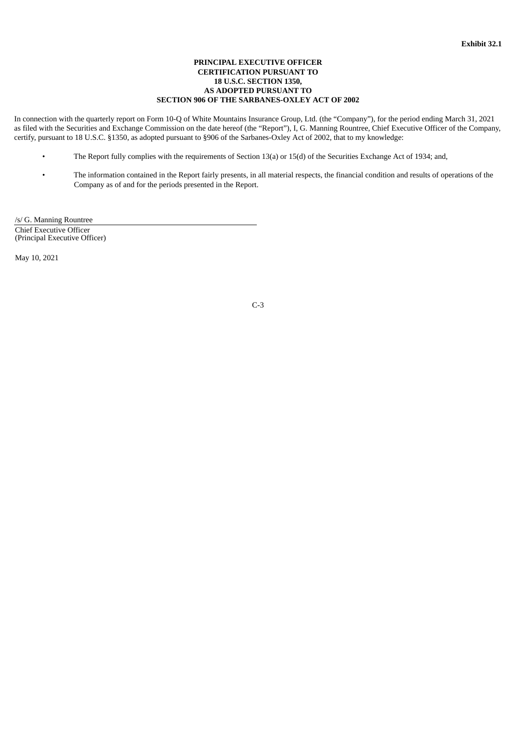**Exhibit 32.1**

**PRINCIPAL EXECUTIVE OFFICER**
**CERTIFICATION PURSUANT TO**
**18 U.S.C. SECTION 1350,**
**AS ADOPTED PURSUANT TO**
**SECTION 906 OF THE SARBANES-OXLEY ACT OF 2002**

In connection with the quarterly report on Form 10-Q of White Mountains Insurance Group, Ltd. (the "Company"), for the period ending March 31, 2021 as filed with the Securities and Exchange Commission on the date hereof (the "Report"), I, G. Manning Rountree, Chief Executive Officer of the Company, certify, pursuant to 18 U.S.C. §1350, as adopted pursuant to §906 of the Sarbanes-Oxley Act of 2002, that to my knowledge:

- The Report fully complies with the requirements of Section 13(a) or 15(d) of the Securities Exchange Act of 1934; and,
- The information contained in the Report fairly presents, in all material respects, the financial condition and results of operations of the Company as of and for the periods presented in the Report.

/s/ G. Manning Rountree
Chief Executive Officer
(Principal Executive Officer)

May 10, 2021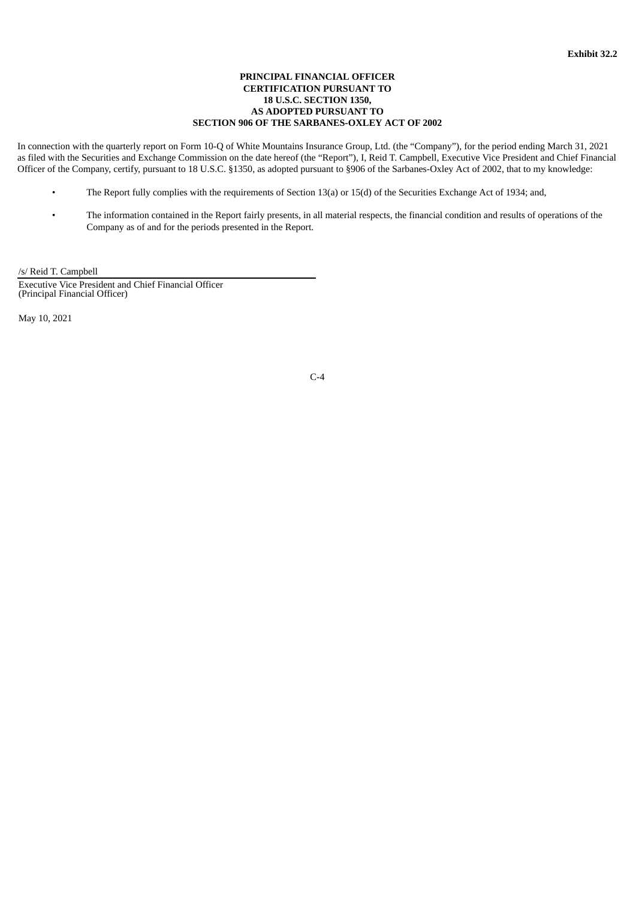**Exhibit 32.2**

**PRINCIPAL FINANCIAL OFFICER**
**CERTIFICATION PURSUANT TO**
**18 U.S.C. SECTION 1350,**
**AS ADOPTED PURSUANT TO**
**SECTION 906 OF THE SARBANES-OXLEY ACT OF 2002**

In connection with the quarterly report on Form 10-Q of White Mountains Insurance Group, Ltd. (the "Company"), for the period ending March 31, 2021 as filed with the Securities and Exchange Commission on the date hereof (the "Report"), I, Reid T. Campbell, Executive Vice President and Chief Financial Officer of the Company, certify, pursuant to 18 U.S.C. §1350, as adopted pursuant to §906 of the Sarbanes-Oxley Act of 2002, that to my knowledge:

- The Report fully complies with the requirements of Section 13(a) or 15(d) of the Securities Exchange Act of 1934; and,
- The information contained in the Report fairly presents, in all material respects, the financial condition and results of operations of the Company as of and for the periods presented in the Report.

/s/ Reid T. Campbell

Executive Vice President and Chief Financial Officer
(Principal Financial Officer)

May 10, 2021

C-4